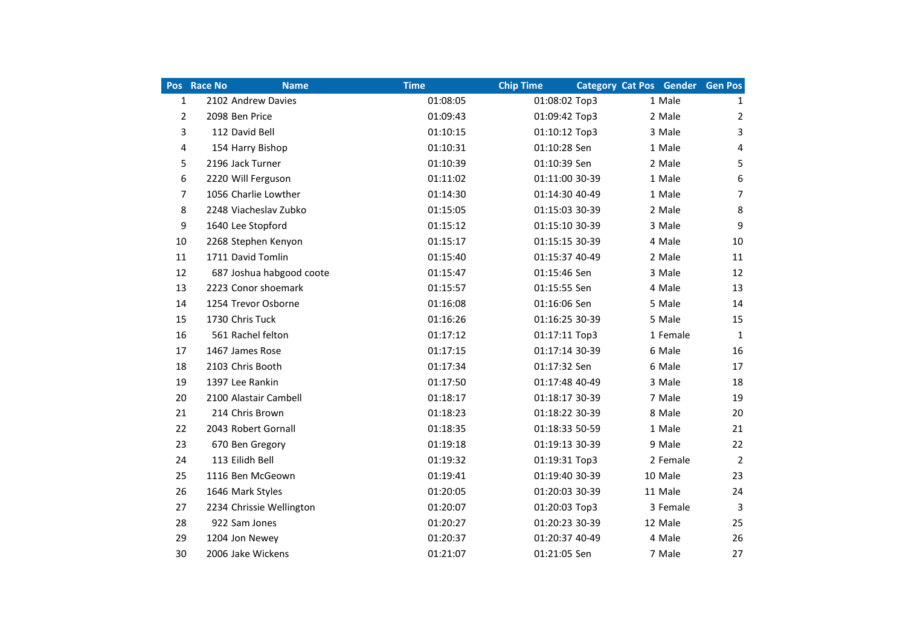| Pos | Race No | Name | Time | Chip Time | Category | Cat Pos | Gender | Gen Pos |
|---|---|---|---|---|---|---|---|---|
| 1 | 2102 | Andrew Davies | 01:08:05 | 01:08:02 | Top3 | 1 | Male | 1 |
| 2 | 2098 | Ben Price | 01:09:43 | 01:09:42 | Top3 | 2 | Male | 2 |
| 3 | 112 | David Bell | 01:10:15 | 01:10:12 | Top3 | 3 | Male | 3 |
| 4 | 154 | Harry Bishop | 01:10:31 | 01:10:28 | Sen | 1 | Male | 4 |
| 5 | 2196 | Jack Turner | 01:10:39 | 01:10:39 | Sen | 2 | Male | 5 |
| 6 | 2220 | Will Ferguson | 01:11:02 | 01:11:00 | 30-39 | 1 | Male | 6 |
| 7 | 1056 | Charlie Lowther | 01:14:30 | 01:14:30 | 40-49 | 1 | Male | 7 |
| 8 | 2248 | Viacheslav Zubko | 01:15:05 | 01:15:03 | 30-39 | 2 | Male | 8 |
| 9 | 1640 | Lee Stopford | 01:15:12 | 01:15:10 | 30-39 | 3 | Male | 9 |
| 10 | 2268 | Stephen Kenyon | 01:15:17 | 01:15:15 | 30-39 | 4 | Male | 10 |
| 11 | 1711 | David Tomlin | 01:15:40 | 01:15:37 | 40-49 | 2 | Male | 11 |
| 12 | 687 | Joshua habgood coote | 01:15:47 | 01:15:46 | Sen | 3 | Male | 12 |
| 13 | 2223 | Conor shoemark | 01:15:57 | 01:15:55 | Sen | 4 | Male | 13 |
| 14 | 1254 | Trevor Osborne | 01:16:08 | 01:16:06 | Sen | 5 | Male | 14 |
| 15 | 1730 | Chris Tuck | 01:16:26 | 01:16:25 | 30-39 | 5 | Male | 15 |
| 16 | 561 | Rachel felton | 01:17:12 | 01:17:11 | Top3 | 1 | Female | 1 |
| 17 | 1467 | James Rose | 01:17:15 | 01:17:14 | 30-39 | 6 | Male | 16 |
| 18 | 2103 | Chris Booth | 01:17:34 | 01:17:32 | Sen | 6 | Male | 17 |
| 19 | 1397 | Lee Rankin | 01:17:50 | 01:17:48 | 40-49 | 3 | Male | 18 |
| 20 | 2100 | Alastair Cambell | 01:18:17 | 01:18:17 | 30-39 | 7 | Male | 19 |
| 21 | 214 | Chris Brown | 01:18:23 | 01:18:22 | 30-39 | 8 | Male | 20 |
| 22 | 2043 | Robert Gornall | 01:18:35 | 01:18:33 | 50-59 | 1 | Male | 21 |
| 23 | 670 | Ben Gregory | 01:19:18 | 01:19:13 | 30-39 | 9 | Male | 22 |
| 24 | 113 | Eilidh Bell | 01:19:32 | 01:19:31 | Top3 | 2 | Female | 2 |
| 25 | 1116 | Ben McGeown | 01:19:41 | 01:19:40 | 30-39 | 10 | Male | 23 |
| 26 | 1646 | Mark Styles | 01:20:05 | 01:20:03 | 30-39 | 11 | Male | 24 |
| 27 | 2234 | Chrissie Wellington | 01:20:07 | 01:20:03 | Top3 | 3 | Female | 3 |
| 28 | 922 | Sam Jones | 01:20:27 | 01:20:23 | 30-39 | 12 | Male | 25 |
| 29 | 1204 | Jon Newey | 01:20:37 | 01:20:37 | 40-49 | 4 | Male | 26 |
| 30 | 2006 | Jake Wickens | 01:21:07 | 01:21:05 | Sen | 7 | Male | 27 |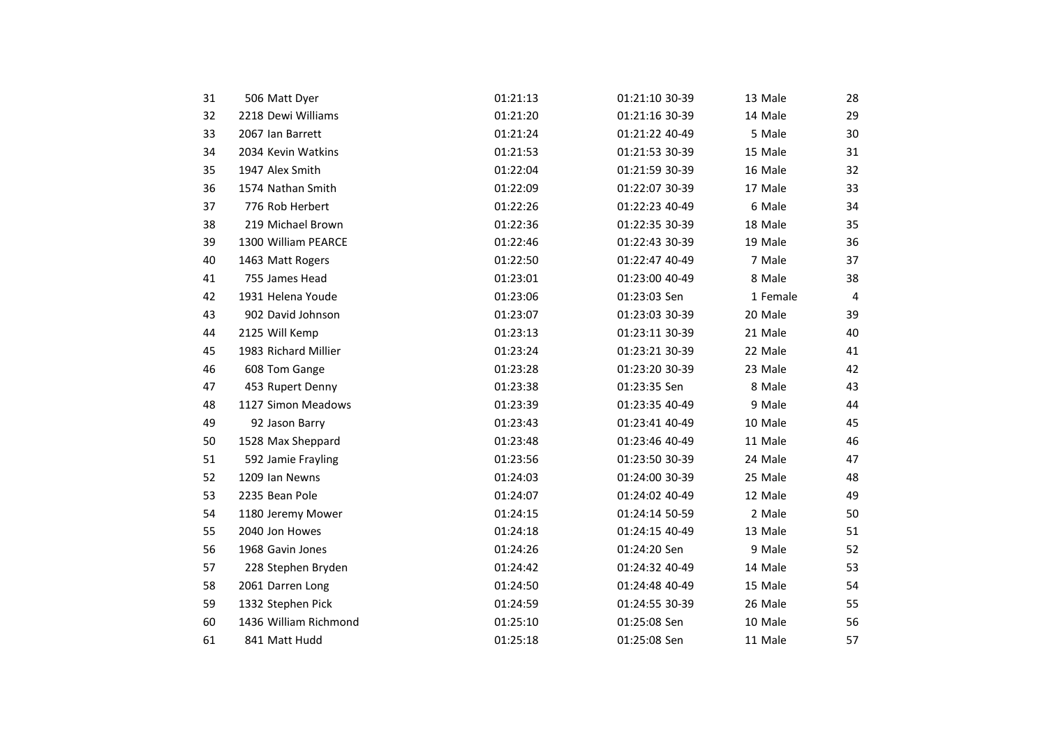| | | | | | | | | |
|---|---|---|---|---|---|---|---|---|
| 31 | 506 | Matt Dyer | 01:21:13 | 01:21:10 | 30-39 | 13 | Male | 28 |
| 32 | 2218 | Dewi Williams | 01:21:20 | 01:21:16 | 30-39 | 14 | Male | 29 |
| 33 | 2067 | Ian Barrett | 01:21:24 | 01:21:22 | 40-49 | 5 | Male | 30 |
| 34 | 2034 | Kevin Watkins | 01:21:53 | 01:21:53 | 30-39 | 15 | Male | 31 |
| 35 | 1947 | Alex Smith | 01:22:04 | 01:21:59 | 30-39 | 16 | Male | 32 |
| 36 | 1574 | Nathan Smith | 01:22:09 | 01:22:07 | 30-39 | 17 | Male | 33 |
| 37 | 776 | Rob Herbert | 01:22:26 | 01:22:23 | 40-49 | 6 | Male | 34 |
| 38 | 219 | Michael Brown | 01:22:36 | 01:22:35 | 30-39 | 18 | Male | 35 |
| 39 | 1300 | William PEARCE | 01:22:46 | 01:22:43 | 30-39 | 19 | Male | 36 |
| 40 | 1463 | Matt Rogers | 01:22:50 | 01:22:47 | 40-49 | 7 | Male | 37 |
| 41 | 755 | James Head | 01:23:01 | 01:23:00 | 40-49 | 8 | Male | 38 |
| 42 | 1931 | Helena Youde | 01:23:06 | 01:23:03 | Sen | 1 | Female | 4 |
| 43 | 902 | David Johnson | 01:23:07 | 01:23:03 | 30-39 | 20 | Male | 39 |
| 44 | 2125 | Will Kemp | 01:23:13 | 01:23:11 | 30-39 | 21 | Male | 40 |
| 45 | 1983 | Richard Millier | 01:23:24 | 01:23:21 | 30-39 | 22 | Male | 41 |
| 46 | 608 | Tom Gange | 01:23:28 | 01:23:20 | 30-39 | 23 | Male | 42 |
| 47 | 453 | Rupert Denny | 01:23:38 | 01:23:35 | Sen | 8 | Male | 43 |
| 48 | 1127 | Simon Meadows | 01:23:39 | 01:23:35 | 40-49 | 9 | Male | 44 |
| 49 | 92 | Jason Barry | 01:23:43 | 01:23:41 | 40-49 | 10 | Male | 45 |
| 50 | 1528 | Max Sheppard | 01:23:48 | 01:23:46 | 40-49 | 11 | Male | 46 |
| 51 | 592 | Jamie Frayling | 01:23:56 | 01:23:50 | 30-39 | 24 | Male | 47 |
| 52 | 1209 | Ian Newns | 01:24:03 | 01:24:00 | 30-39 | 25 | Male | 48 |
| 53 | 2235 | Bean Pole | 01:24:07 | 01:24:02 | 40-49 | 12 | Male | 49 |
| 54 | 1180 | Jeremy Mower | 01:24:15 | 01:24:14 | 50-59 | 2 | Male | 50 |
| 55 | 2040 | Jon Howes | 01:24:18 | 01:24:15 | 40-49 | 13 | Male | 51 |
| 56 | 1968 | Gavin Jones | 01:24:26 | 01:24:20 | Sen | 9 | Male | 52 |
| 57 | 228 | Stephen Bryden | 01:24:42 | 01:24:32 | 40-49 | 14 | Male | 53 |
| 58 | 2061 | Darren Long | 01:24:50 | 01:24:48 | 40-49 | 15 | Male | 54 |
| 59 | 1332 | Stephen Pick | 01:24:59 | 01:24:55 | 30-39 | 26 | Male | 55 |
| 60 | 1436 | William Richmond | 01:25:10 | 01:25:08 | Sen | 10 | Male | 56 |
| 61 | 841 | Matt Hudd | 01:25:18 | 01:25:08 | Sen | 11 | Male | 57 |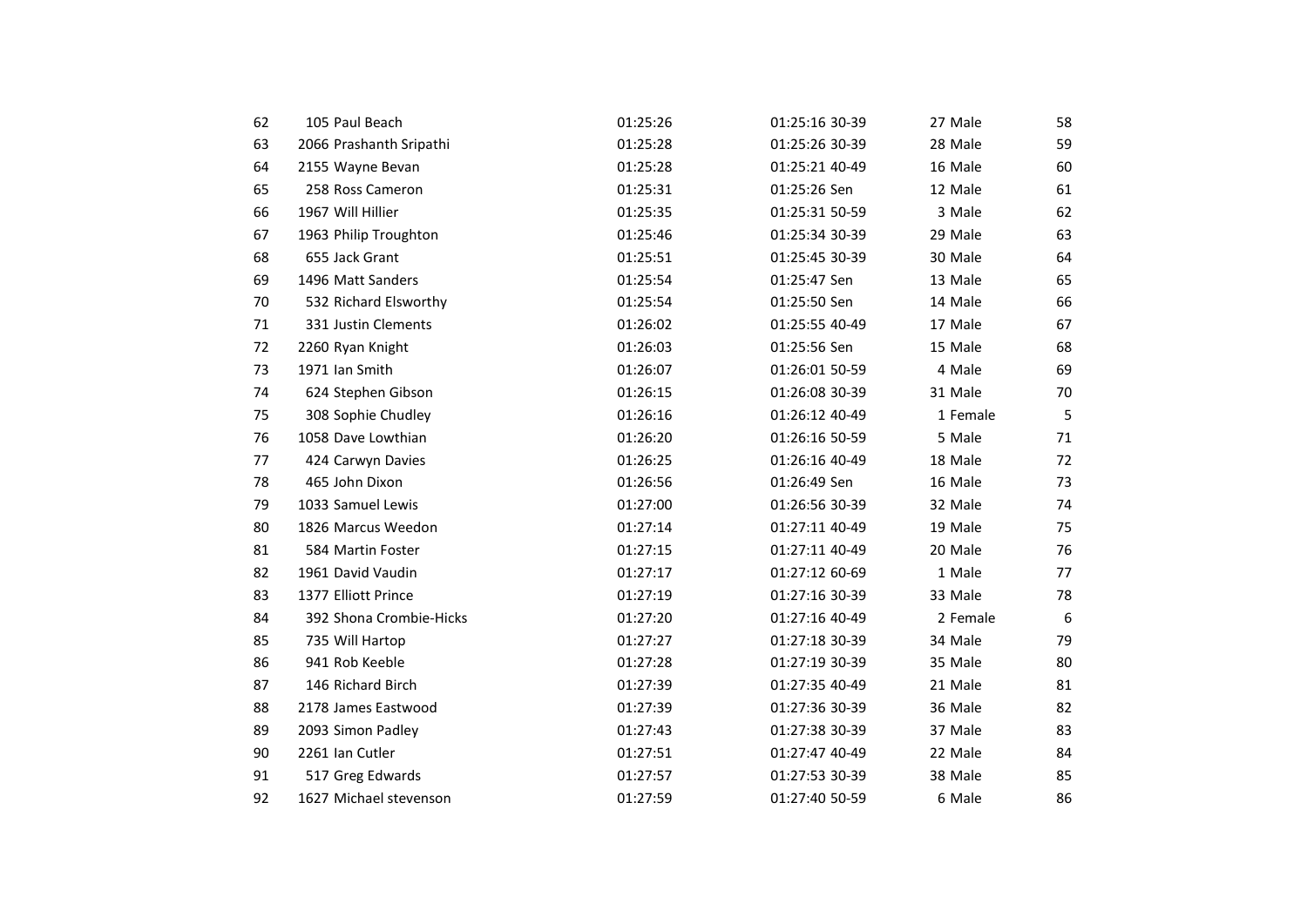| | | | | | | | | |
|---|---|---|---|---|---|---|---|---|
| 62 | 105 | Paul Beach | 01:25:26 | 01:25:16 | 30-39 | 27 | Male | 58 |
| 63 | 2066 | Prashanth Sripathi | 01:25:28 | 01:25:26 | 30-39 | 28 | Male | 59 |
| 64 | 2155 | Wayne Bevan | 01:25:28 | 01:25:21 | 40-49 | 16 | Male | 60 |
| 65 | 258 | Ross Cameron | 01:25:31 | 01:25:26 | Sen | 12 | Male | 61 |
| 66 | 1967 | Will Hillier | 01:25:35 | 01:25:31 | 50-59 | 3 | Male | 62 |
| 67 | 1963 | Philip Troughton | 01:25:46 | 01:25:34 | 30-39 | 29 | Male | 63 |
| 68 | 655 | Jack Grant | 01:25:51 | 01:25:45 | 30-39 | 30 | Male | 64 |
| 69 | 1496 | Matt Sanders | 01:25:54 | 01:25:47 | Sen | 13 | Male | 65 |
| 70 | 532 | Richard Elsworthy | 01:25:54 | 01:25:50 | Sen | 14 | Male | 66 |
| 71 | 331 | Justin Clements | 01:26:02 | 01:25:55 | 40-49 | 17 | Male | 67 |
| 72 | 2260 | Ryan Knight | 01:26:03 | 01:25:56 | Sen | 15 | Male | 68 |
| 73 | 1971 | Ian Smith | 01:26:07 | 01:26:01 | 50-59 | 4 | Male | 69 |
| 74 | 624 | Stephen Gibson | 01:26:15 | 01:26:08 | 30-39 | 31 | Male | 70 |
| 75 | 308 | Sophie Chudley | 01:26:16 | 01:26:12 | 40-49 | 1 | Female | 5 |
| 76 | 1058 | Dave Lowthian | 01:26:20 | 01:26:16 | 50-59 | 5 | Male | 71 |
| 77 | 424 | Carwyn Davies | 01:26:25 | 01:26:16 | 40-49 | 18 | Male | 72 |
| 78 | 465 | John Dixon | 01:26:56 | 01:26:49 | Sen | 16 | Male | 73 |
| 79 | 1033 | Samuel Lewis | 01:27:00 | 01:26:56 | 30-39 | 32 | Male | 74 |
| 80 | 1826 | Marcus Weedon | 01:27:14 | 01:27:11 | 40-49 | 19 | Male | 75 |
| 81 | 584 | Martin Foster | 01:27:15 | 01:27:11 | 40-49 | 20 | Male | 76 |
| 82 | 1961 | David Vaudin | 01:27:17 | 01:27:12 | 60-69 | 1 | Male | 77 |
| 83 | 1377 | Elliott Prince | 01:27:19 | 01:27:16 | 30-39 | 33 | Male | 78 |
| 84 | 392 | Shona Crombie-Hicks | 01:27:20 | 01:27:16 | 40-49 | 2 | Female | 6 |
| 85 | 735 | Will Hartop | 01:27:27 | 01:27:18 | 30-39 | 34 | Male | 79 |
| 86 | 941 | Rob Keeble | 01:27:28 | 01:27:19 | 30-39 | 35 | Male | 80 |
| 87 | 146 | Richard Birch | 01:27:39 | 01:27:35 | 40-49 | 21 | Male | 81 |
| 88 | 2178 | James Eastwood | 01:27:39 | 01:27:36 | 30-39 | 36 | Male | 82 |
| 89 | 2093 | Simon Padley | 01:27:43 | 01:27:38 | 30-39 | 37 | Male | 83 |
| 90 | 2261 | Ian Cutler | 01:27:51 | 01:27:47 | 40-49 | 22 | Male | 84 |
| 91 | 517 | Greg Edwards | 01:27:57 | 01:27:53 | 30-39 | 38 | Male | 85 |
| 92 | 1627 | Michael stevenson | 01:27:59 | 01:27:40 | 50-59 | 6 | Male | 86 |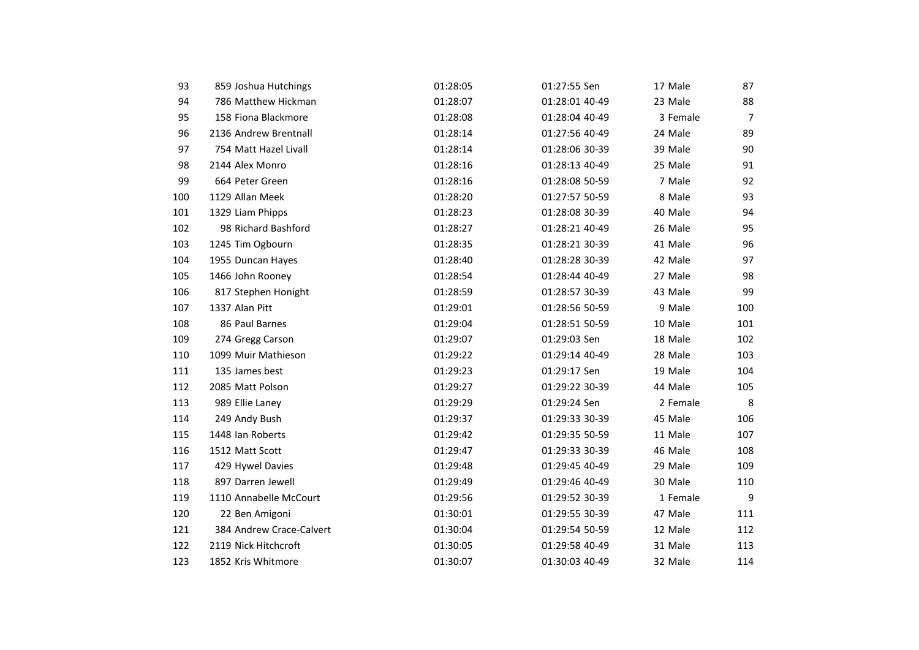| | | | | | | |
|---|---|---|---|---|---|---|
| 93 | 859 Joshua Hutchings | 01:28:05 | 01:27:55 Sen | 17 Male | 87 |
| 94 | 786 Matthew Hickman | 01:28:07 | 01:28:01 40-49 | 23 Male | 88 |
| 95 | 158 Fiona Blackmore | 01:28:08 | 01:28:04 40-49 | 3 Female | 7 |
| 96 | 2136 Andrew Brentnall | 01:28:14 | 01:27:56 40-49 | 24 Male | 89 |
| 97 | 754 Matt Hazel Livall | 01:28:14 | 01:28:06 30-39 | 39 Male | 90 |
| 98 | 2144 Alex Monro | 01:28:16 | 01:28:13 40-49 | 25 Male | 91 |
| 99 | 664 Peter Green | 01:28:16 | 01:28:08 50-59 | 7 Male | 92 |
| 100 | 1129 Allan Meek | 01:28:20 | 01:27:57 50-59 | 8 Male | 93 |
| 101 | 1329 Liam Phipps | 01:28:23 | 01:28:08 30-39 | 40 Male | 94 |
| 102 | 98 Richard Bashford | 01:28:27 | 01:28:21 40-49 | 26 Male | 95 |
| 103 | 1245 Tim Ogbourn | 01:28:35 | 01:28:21 30-39 | 41 Male | 96 |
| 104 | 1955 Duncan Hayes | 01:28:40 | 01:28:28 30-39 | 42 Male | 97 |
| 105 | 1466 John Rooney | 01:28:54 | 01:28:44 40-49 | 27 Male | 98 |
| 106 | 817 Stephen Honight | 01:28:59 | 01:28:57 30-39 | 43 Male | 99 |
| 107 | 1337 Alan Pitt | 01:29:01 | 01:28:56 50-59 | 9 Male | 100 |
| 108 | 86 Paul Barnes | 01:29:04 | 01:28:51 50-59 | 10 Male | 101 |
| 109 | 274 Gregg Carson | 01:29:07 | 01:29:03 Sen | 18 Male | 102 |
| 110 | 1099 Muir Mathieson | 01:29:22 | 01:29:14 40-49 | 28 Male | 103 |
| 111 | 135 James best | 01:29:23 | 01:29:17 Sen | 19 Male | 104 |
| 112 | 2085 Matt Polson | 01:29:27 | 01:29:22 30-39 | 44 Male | 105 |
| 113 | 989 Ellie Laney | 01:29:29 | 01:29:24 Sen | 2 Female | 8 |
| 114 | 249 Andy Bush | 01:29:37 | 01:29:33 30-39 | 45 Male | 106 |
| 115 | 1448 Ian Roberts | 01:29:42 | 01:29:35 50-59 | 11 Male | 107 |
| 116 | 1512 Matt Scott | 01:29:47 | 01:29:33 30-39 | 46 Male | 108 |
| 117 | 429 Hywel Davies | 01:29:48 | 01:29:45 40-49 | 29 Male | 109 |
| 118 | 897 Darren Jewell | 01:29:49 | 01:29:46 40-49 | 30 Male | 110 |
| 119 | 1110 Annabelle McCourt | 01:29:56 | 01:29:52 30-39 | 1 Female | 9 |
| 120 | 22 Ben Amigoni | 01:30:01 | 01:29:55 30-39 | 47 Male | 111 |
| 121 | 384 Andrew Crace-Calvert | 01:30:04 | 01:29:54 50-59 | 12 Male | 112 |
| 122 | 2119 Nick Hitchcroft | 01:30:05 | 01:29:58 40-49 | 31 Male | 113 |
| 123 | 1852 Kris Whitmore | 01:30:07 | 01:30:03 40-49 | 32 Male | 114 |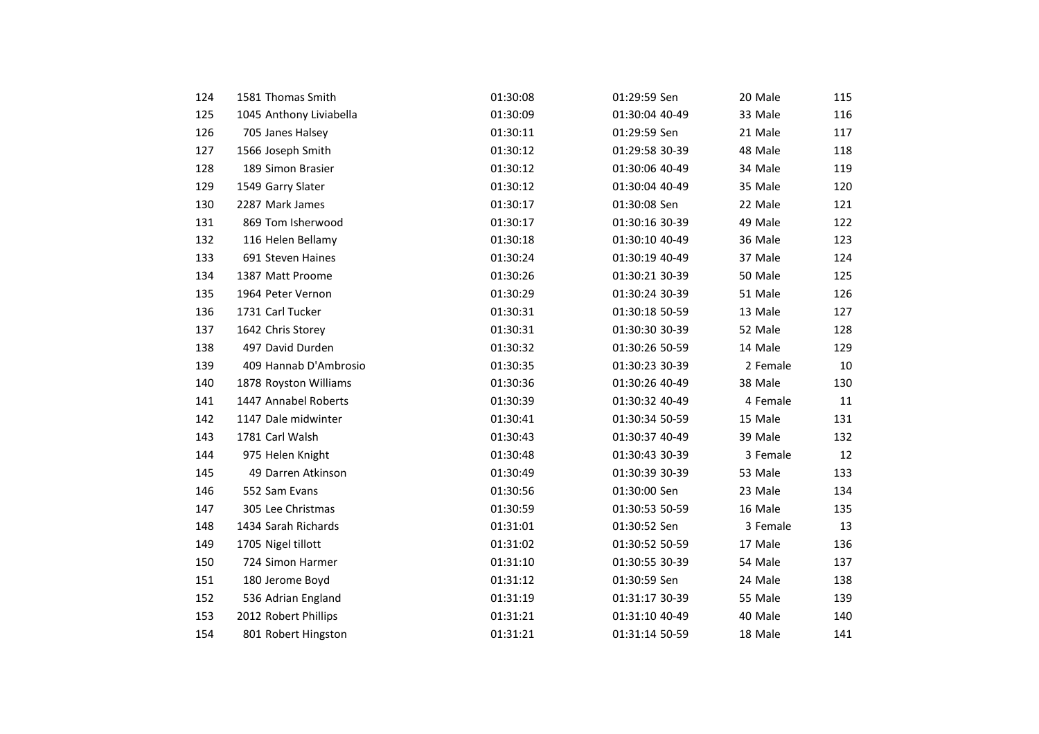| | | | | | |
|---|---|---|---|---|---|
| 124 | 1581 Thomas Smith | 01:30:08 | 01:29:59 Sen | 20 Male | 115 |
| 125 | 1045 Anthony Liviabella | 01:30:09 | 01:30:04 40-49 | 33 Male | 116 |
| 126 | 705 Janes Halsey | 01:30:11 | 01:29:59 Sen | 21 Male | 117 |
| 127 | 1566 Joseph Smith | 01:30:12 | 01:29:58 30-39 | 48 Male | 118 |
| 128 | 189 Simon Brasier | 01:30:12 | 01:30:06 40-49 | 34 Male | 119 |
| 129 | 1549 Garry Slater | 01:30:12 | 01:30:04 40-49 | 35 Male | 120 |
| 130 | 2287 Mark James | 01:30:17 | 01:30:08 Sen | 22 Male | 121 |
| 131 | 869 Tom Isherwood | 01:30:17 | 01:30:16 30-39 | 49 Male | 122 |
| 132 | 116 Helen Bellamy | 01:30:18 | 01:30:10 40-49 | 36 Male | 123 |
| 133 | 691 Steven Haines | 01:30:24 | 01:30:19 40-49 | 37 Male | 124 |
| 134 | 1387 Matt Proome | 01:30:26 | 01:30:21 30-39 | 50 Male | 125 |
| 135 | 1964 Peter Vernon | 01:30:29 | 01:30:24 30-39 | 51 Male | 126 |
| 136 | 1731 Carl Tucker | 01:30:31 | 01:30:18 50-59 | 13 Male | 127 |
| 137 | 1642 Chris Storey | 01:30:31 | 01:30:30 30-39 | 52 Male | 128 |
| 138 | 497 David Durden | 01:30:32 | 01:30:26 50-59 | 14 Male | 129 |
| 139 | 409 Hannab D'Ambrosio | 01:30:35 | 01:30:23 30-39 | 2 Female | 10 |
| 140 | 1878 Royston Williams | 01:30:36 | 01:30:26 40-49 | 38 Male | 130 |
| 141 | 1447 Annabel Roberts | 01:30:39 | 01:30:32 40-49 | 4 Female | 11 |
| 142 | 1147 Dale midwinter | 01:30:41 | 01:30:34 50-59 | 15 Male | 131 |
| 143 | 1781 Carl Walsh | 01:30:43 | 01:30:37 40-49 | 39 Male | 132 |
| 144 | 975 Helen Knight | 01:30:48 | 01:30:43 30-39 | 3 Female | 12 |
| 145 | 49 Darren Atkinson | 01:30:49 | 01:30:39 30-39 | 53 Male | 133 |
| 146 | 552 Sam Evans | 01:30:56 | 01:30:00 Sen | 23 Male | 134 |
| 147 | 305 Lee Christmas | 01:30:59 | 01:30:53 50-59 | 16 Male | 135 |
| 148 | 1434 Sarah Richards | 01:31:01 | 01:30:52 Sen | 3 Female | 13 |
| 149 | 1705 Nigel tillott | 01:31:02 | 01:30:52 50-59 | 17 Male | 136 |
| 150 | 724 Simon Harmer | 01:31:10 | 01:30:55 30-39 | 54 Male | 137 |
| 151 | 180 Jerome Boyd | 01:31:12 | 01:30:59 Sen | 24 Male | 138 |
| 152 | 536 Adrian England | 01:31:19 | 01:31:17 30-39 | 55 Male | 139 |
| 153 | 2012 Robert Phillips | 01:31:21 | 01:31:10 40-49 | 40 Male | 140 |
| 154 | 801 Robert Hingston | 01:31:21 | 01:31:14 50-59 | 18 Male | 141 |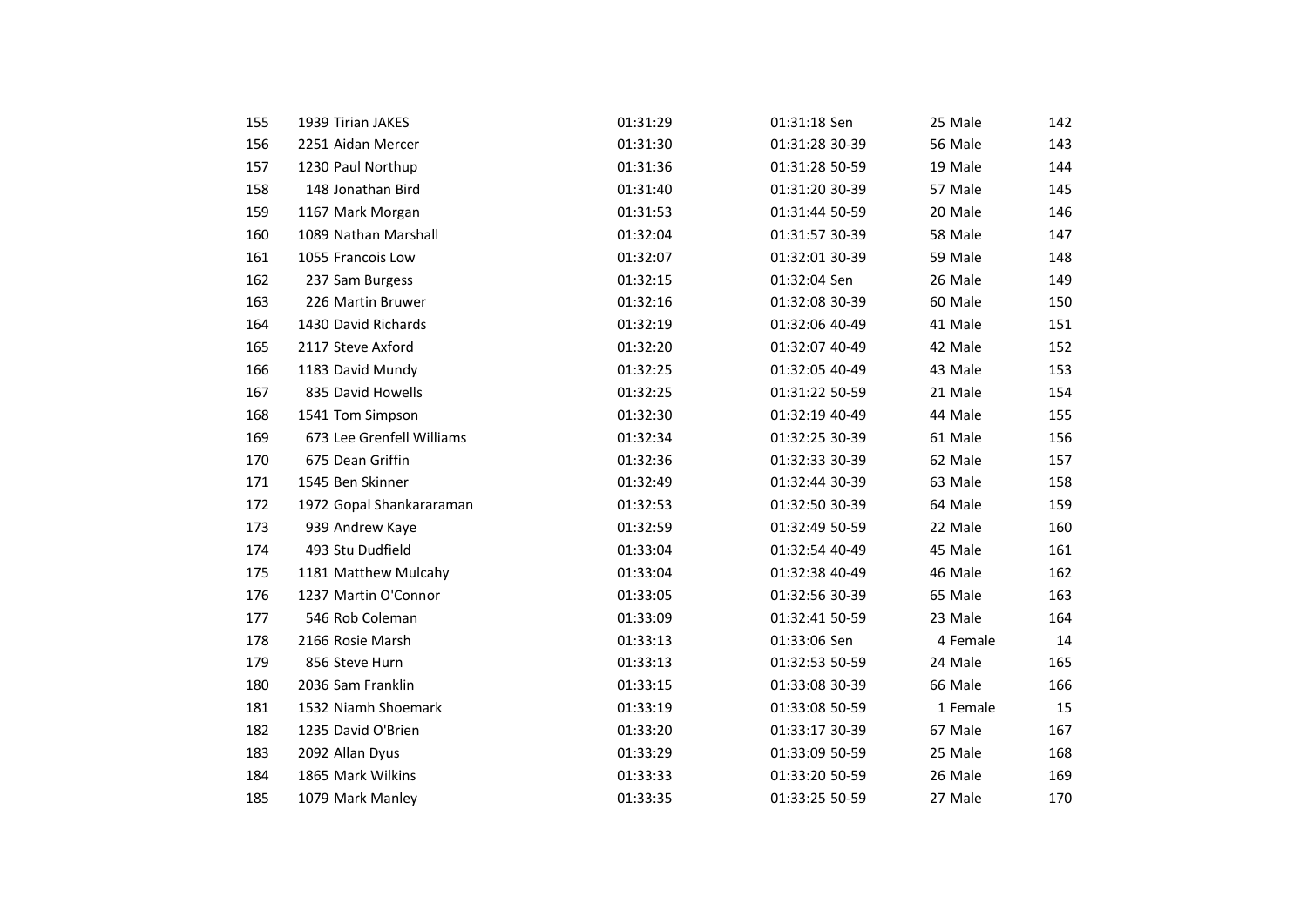| | | | | | | |
|---|---|---|---|---|---|---|
| 155 | 1939 Tirian JAKES | 01:31:29 | 01:31:18 Sen | 25 Male | | 142 |
| 156 | 2251 Aidan Mercer | 01:31:30 | 01:31:28 30-39 | 56 Male | | 143 |
| 157 | 1230 Paul Northup | 01:31:36 | 01:31:28 50-59 | 19 Male | | 144 |
| 158 | 148 Jonathan Bird | 01:31:40 | 01:31:20 30-39 | 57 Male | | 145 |
| 159 | 1167 Mark Morgan | 01:31:53 | 01:31:44 50-59 | 20 Male | | 146 |
| 160 | 1089 Nathan Marshall | 01:32:04 | 01:31:57 30-39 | 58 Male | | 147 |
| 161 | 1055 Francois Low | 01:32:07 | 01:32:01 30-39 | 59 Male | | 148 |
| 162 | 237 Sam Burgess | 01:32:15 | 01:32:04 Sen | 26 Male | | 149 |
| 163 | 226 Martin Bruwer | 01:32:16 | 01:32:08 30-39 | 60 Male | | 150 |
| 164 | 1430 David Richards | 01:32:19 | 01:32:06 40-49 | 41 Male | | 151 |
| 165 | 2117 Steve Axford | 01:32:20 | 01:32:07 40-49 | 42 Male | | 152 |
| 166 | 1183 David Mundy | 01:32:25 | 01:32:05 40-49 | 43 Male | | 153 |
| 167 | 835 David Howells | 01:32:25 | 01:31:22 50-59 | 21 Male | | 154 |
| 168 | 1541 Tom Simpson | 01:32:30 | 01:32:19 40-49 | 44 Male | | 155 |
| 169 | 673 Lee Grenfell Williams | 01:32:34 | 01:32:25 30-39 | 61 Male | | 156 |
| 170 | 675 Dean Griffin | 01:32:36 | 01:32:33 30-39 | 62 Male | | 157 |
| 171 | 1545 Ben Skinner | 01:32:49 | 01:32:44 30-39 | 63 Male | | 158 |
| 172 | 1972 Gopal Shankararaman | 01:32:53 | 01:32:50 30-39 | 64 Male | | 159 |
| 173 | 939 Andrew Kaye | 01:32:59 | 01:32:49 50-59 | 22 Male | | 160 |
| 174 | 493 Stu Dudfield | 01:33:04 | 01:32:54 40-49 | 45 Male | | 161 |
| 175 | 1181 Matthew Mulcahy | 01:33:04 | 01:32:38 40-49 | 46 Male | | 162 |
| 176 | 1237 Martin O'Connor | 01:33:05 | 01:32:56 30-39 | 65 Male | | 163 |
| 177 | 546 Rob Coleman | 01:33:09 | 01:32:41 50-59 | 23 Male | | 164 |
| 178 | 2166 Rosie Marsh | 01:33:13 | 01:33:06 Sen | 4 Female | | 14 |
| 179 | 856 Steve Hurn | 01:33:13 | 01:32:53 50-59 | 24 Male | | 165 |
| 180 | 2036 Sam Franklin | 01:33:15 | 01:33:08 30-39 | 66 Male | | 166 |
| 181 | 1532 Niamh Shoemark | 01:33:19 | 01:33:08 50-59 | 1 Female | | 15 |
| 182 | 1235 David O'Brien | 01:33:20 | 01:33:17 30-39 | 67 Male | | 167 |
| 183 | 2092 Allan Dyus | 01:33:29 | 01:33:09 50-59 | 25 Male | | 168 |
| 184 | 1865 Mark Wilkins | 01:33:33 | 01:33:20 50-59 | 26 Male | | 169 |
| 185 | 1079 Mark Manley | 01:33:35 | 01:33:25 50-59 | 27 Male | | 170 |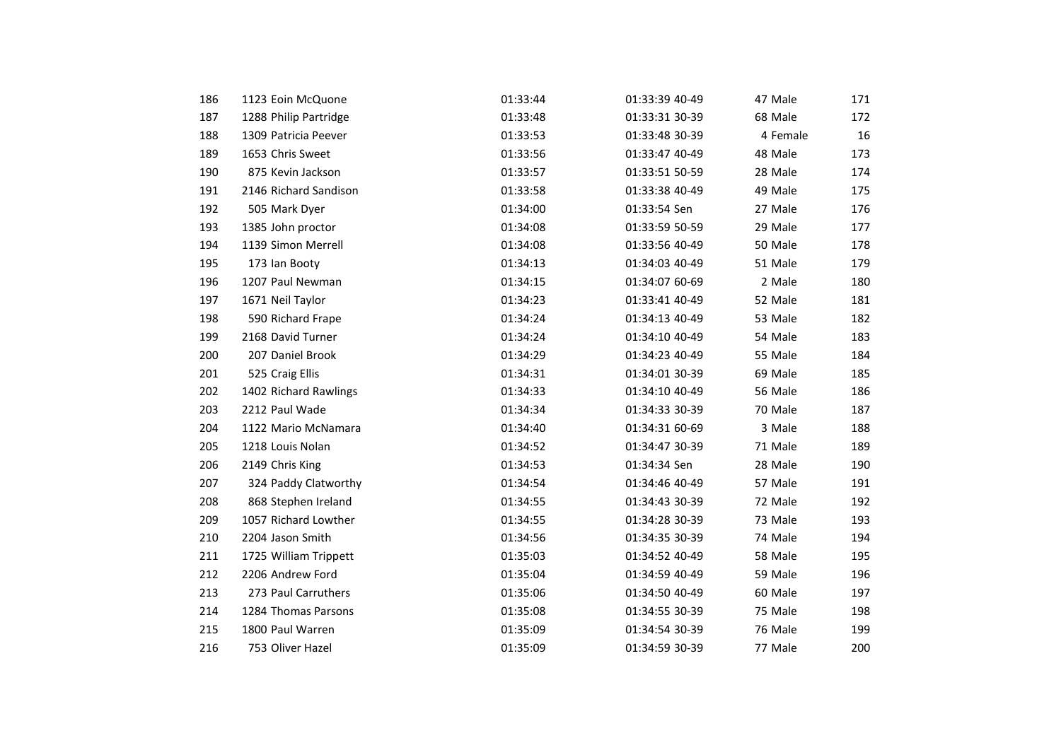| | | | | | | | | |
|---|---|---|---|---|---|---|---|---|
| 186 | 1123 | Eoin McQuone | 01:33:44 | 01:33:39 | 40-49 | 47 | Male | 171 |
| 187 | 1288 | Philip Partridge | 01:33:48 | 01:33:31 | 30-39 | 68 | Male | 172 |
| 188 | 1309 | Patricia Peever | 01:33:53 | 01:33:48 | 30-39 | 4 | Female | 16 |
| 189 | 1653 | Chris Sweet | 01:33:56 | 01:33:47 | 40-49 | 48 | Male | 173 |
| 190 | 875 | Kevin Jackson | 01:33:57 | 01:33:51 | 50-59 | 28 | Male | 174 |
| 191 | 2146 | Richard Sandison | 01:33:58 | 01:33:38 | 40-49 | 49 | Male | 175 |
| 192 | 505 | Mark Dyer | 01:34:00 | 01:33:54 | Sen | 27 | Male | 176 |
| 193 | 1385 | John proctor | 01:34:08 | 01:33:59 | 50-59 | 29 | Male | 177 |
| 194 | 1139 | Simon Merrell | 01:34:08 | 01:33:56 | 40-49 | 50 | Male | 178 |
| 195 | 173 | Ian Booty | 01:34:13 | 01:34:03 | 40-49 | 51 | Male | 179 |
| 196 | 1207 | Paul Newman | 01:34:15 | 01:34:07 | 60-69 | 2 | Male | 180 |
| 197 | 1671 | Neil Taylor | 01:34:23 | 01:33:41 | 40-49 | 52 | Male | 181 |
| 198 | 590 | Richard Frape | 01:34:24 | 01:34:13 | 40-49 | 53 | Male | 182 |
| 199 | 2168 | David Turner | 01:34:24 | 01:34:10 | 40-49 | 54 | Male | 183 |
| 200 | 207 | Daniel Brook | 01:34:29 | 01:34:23 | 40-49 | 55 | Male | 184 |
| 201 | 525 | Craig Ellis | 01:34:31 | 01:34:01 | 30-39 | 69 | Male | 185 |
| 202 | 1402 | Richard Rawlings | 01:34:33 | 01:34:10 | 40-49 | 56 | Male | 186 |
| 203 | 2212 | Paul Wade | 01:34:34 | 01:34:33 | 30-39 | 70 | Male | 187 |
| 204 | 1122 | Mario McNamara | 01:34:40 | 01:34:31 | 60-69 | 3 | Male | 188 |
| 205 | 1218 | Louis Nolan | 01:34:52 | 01:34:47 | 30-39 | 71 | Male | 189 |
| 206 | 2149 | Chris King | 01:34:53 | 01:34:34 | Sen | 28 | Male | 190 |
| 207 | 324 | Paddy Clatworthy | 01:34:54 | 01:34:46 | 40-49 | 57 | Male | 191 |
| 208 | 868 | Stephen Ireland | 01:34:55 | 01:34:43 | 30-39 | 72 | Male | 192 |
| 209 | 1057 | Richard Lowther | 01:34:55 | 01:34:28 | 30-39 | 73 | Male | 193 |
| 210 | 2204 | Jason Smith | 01:34:56 | 01:34:35 | 30-39 | 74 | Male | 194 |
| 211 | 1725 | William Trippett | 01:35:03 | 01:34:52 | 40-49 | 58 | Male | 195 |
| 212 | 2206 | Andrew Ford | 01:35:04 | 01:34:59 | 40-49 | 59 | Male | 196 |
| 213 | 273 | Paul Carruthers | 01:35:06 | 01:34:50 | 40-49 | 60 | Male | 197 |
| 214 | 1284 | Thomas Parsons | 01:35:08 | 01:34:55 | 30-39 | 75 | Male | 198 |
| 215 | 1800 | Paul Warren | 01:35:09 | 01:34:54 | 30-39 | 76 | Male | 199 |
| 216 | 753 | Oliver Hazel | 01:35:09 | 01:34:59 | 30-39 | 77 | Male | 200 |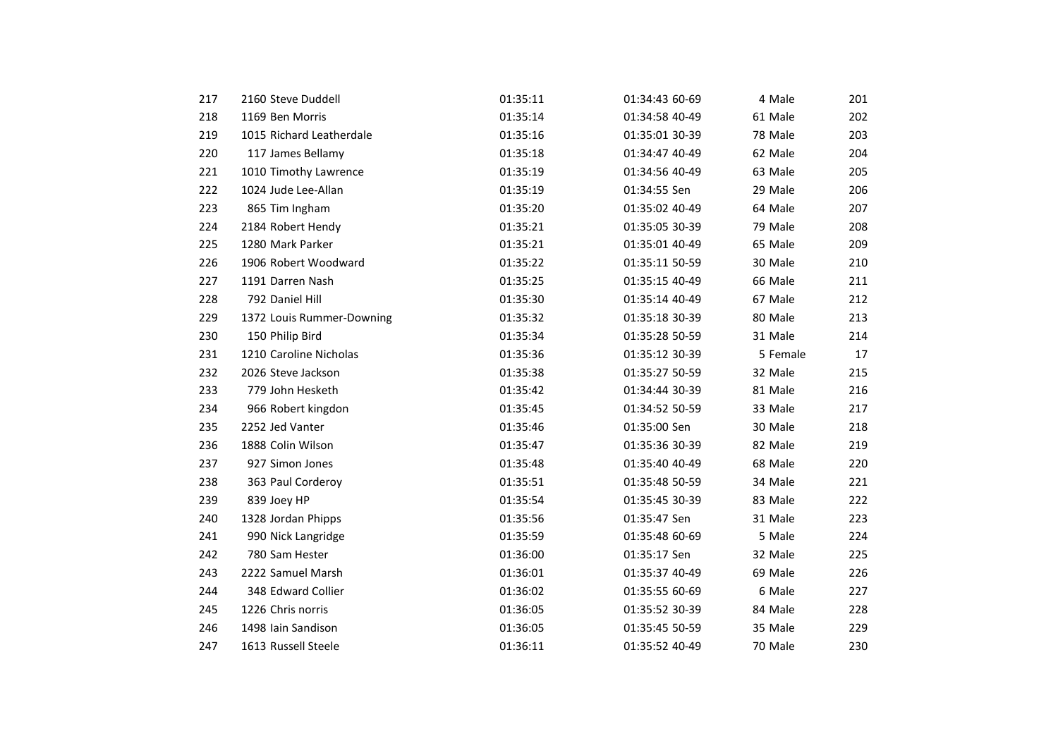| | | | | | | | | |
|---|---|---|---|---|---|---|---|---|
| 217 | 2160 | Steve Duddell | 01:35:11 | 01:34:43 | 60-69 | 4 | Male | 201 |
| 218 | 1169 | Ben Morris | 01:35:14 | 01:34:58 | 40-49 | 61 | Male | 202 |
| 219 | 1015 | Richard Leatherdale | 01:35:16 | 01:35:01 | 30-39 | 78 | Male | 203 |
| 220 | 117 | James Bellamy | 01:35:18 | 01:34:47 | 40-49 | 62 | Male | 204 |
| 221 | 1010 | Timothy Lawrence | 01:35:19 | 01:34:56 | 40-49 | 63 | Male | 205 |
| 222 | 1024 | Jude Lee-Allan | 01:35:19 | 01:34:55 | Sen | 29 | Male | 206 |
| 223 | 865 | Tim Ingham | 01:35:20 | 01:35:02 | 40-49 | 64 | Male | 207 |
| 224 | 2184 | Robert Hendy | 01:35:21 | 01:35:05 | 30-39 | 79 | Male | 208 |
| 225 | 1280 | Mark Parker | 01:35:21 | 01:35:01 | 40-49 | 65 | Male | 209 |
| 226 | 1906 | Robert Woodward | 01:35:22 | 01:35:11 | 50-59 | 30 | Male | 210 |
| 227 | 1191 | Darren Nash | 01:35:25 | 01:35:15 | 40-49 | 66 | Male | 211 |
| 228 | 792 | Daniel Hill | 01:35:30 | 01:35:14 | 40-49 | 67 | Male | 212 |
| 229 | 1372 | Louis Rummer-Downing | 01:35:32 | 01:35:18 | 30-39 | 80 | Male | 213 |
| 230 | 150 | Philip Bird | 01:35:34 | 01:35:28 | 50-59 | 31 | Male | 214 |
| 231 | 1210 | Caroline Nicholas | 01:35:36 | 01:35:12 | 30-39 | 5 | Female | 17 |
| 232 | 2026 | Steve Jackson | 01:35:38 | 01:35:27 | 50-59 | 32 | Male | 215 |
| 233 | 779 | John Hesketh | 01:35:42 | 01:34:44 | 30-39 | 81 | Male | 216 |
| 234 | 966 | Robert kingdon | 01:35:45 | 01:34:52 | 50-59 | 33 | Male | 217 |
| 235 | 2252 | Jed Vanter | 01:35:46 | 01:35:00 | Sen | 30 | Male | 218 |
| 236 | 1888 | Colin Wilson | 01:35:47 | 01:35:36 | 30-39 | 82 | Male | 219 |
| 237 | 927 | Simon Jones | 01:35:48 | 01:35:40 | 40-49 | 68 | Male | 220 |
| 238 | 363 | Paul Corderoy | 01:35:51 | 01:35:48 | 50-59 | 34 | Male | 221 |
| 239 | 839 | Joey HP | 01:35:54 | 01:35:45 | 30-39 | 83 | Male | 222 |
| 240 | 1328 | Jordan Phipps | 01:35:56 | 01:35:47 | Sen | 31 | Male | 223 |
| 241 | 990 | Nick Langridge | 01:35:59 | 01:35:48 | 60-69 | 5 | Male | 224 |
| 242 | 780 | Sam Hester | 01:36:00 | 01:35:17 | Sen | 32 | Male | 225 |
| 243 | 2222 | Samuel Marsh | 01:36:01 | 01:35:37 | 40-49 | 69 | Male | 226 |
| 244 | 348 | Edward Collier | 01:36:02 | 01:35:55 | 60-69 | 6 | Male | 227 |
| 245 | 1226 | Chris norris | 01:36:05 | 01:35:52 | 30-39 | 84 | Male | 228 |
| 246 | 1498 | Iain Sandison | 01:36:05 | 01:35:45 | 50-59 | 35 | Male | 229 |
| 247 | 1613 | Russell Steele | 01:36:11 | 01:35:52 | 40-49 | 70 | Male | 230 |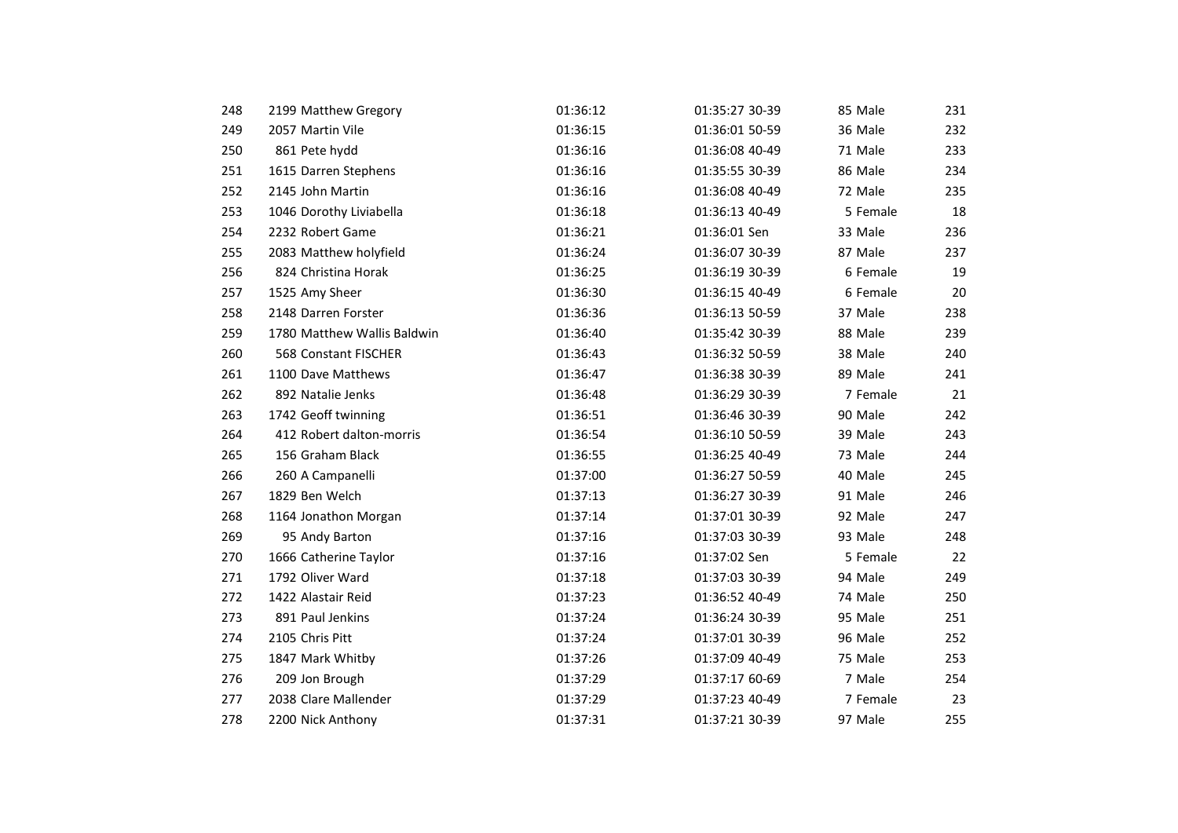| | | | | | | | |
|---|---|---|---|---|---|---|---|
| 248 | 2199 Matthew Gregory | 01:36:12 | 01:35:27 30-39 | 85 Male | 231 |
| 249 | 2057 Martin Vile | 01:36:15 | 01:36:01 50-59 | 36 Male | 232 |
| 250 | 861 Pete hydd | 01:36:16 | 01:36:08 40-49 | 71 Male | 233 |
| 251 | 1615 Darren Stephens | 01:36:16 | 01:35:55 30-39 | 86 Male | 234 |
| 252 | 2145 John Martin | 01:36:16 | 01:36:08 40-49 | 72 Male | 235 |
| 253 | 1046 Dorothy Liviabella | 01:36:18 | 01:36:13 40-49 | 5 Female | 18 |
| 254 | 2232 Robert Game | 01:36:21 | 01:36:01 Sen | 33 Male | 236 |
| 255 | 2083 Matthew holyfield | 01:36:24 | 01:36:07 30-39 | 87 Male | 237 |
| 256 | 824 Christina Horak | 01:36:25 | 01:36:19 30-39 | 6 Female | 19 |
| 257 | 1525 Amy Sheer | 01:36:30 | 01:36:15 40-49 | 6 Female | 20 |
| 258 | 2148 Darren Forster | 01:36:36 | 01:36:13 50-59 | 37 Male | 238 |
| 259 | 1780 Matthew Wallis Baldwin | 01:36:40 | 01:35:42 30-39 | 88 Male | 239 |
| 260 | 568 Constant FISCHER | 01:36:43 | 01:36:32 50-59 | 38 Male | 240 |
| 261 | 1100 Dave Matthews | 01:36:47 | 01:36:38 30-39 | 89 Male | 241 |
| 262 | 892 Natalie Jenks | 01:36:48 | 01:36:29 30-39 | 7 Female | 21 |
| 263 | 1742 Geoff twinning | 01:36:51 | 01:36:46 30-39 | 90 Male | 242 |
| 264 | 412 Robert dalton-morris | 01:36:54 | 01:36:10 50-59 | 39 Male | 243 |
| 265 | 156 Graham Black | 01:36:55 | 01:36:25 40-49 | 73 Male | 244 |
| 266 | 260 A Campanelli | 01:37:00 | 01:36:27 50-59 | 40 Male | 245 |
| 267 | 1829 Ben Welch | 01:37:13 | 01:36:27 30-39 | 91 Male | 246 |
| 268 | 1164 Jonathon Morgan | 01:37:14 | 01:37:01 30-39 | 92 Male | 247 |
| 269 | 95 Andy Barton | 01:37:16 | 01:37:03 30-39 | 93 Male | 248 |
| 270 | 1666 Catherine Taylor | 01:37:16 | 01:37:02 Sen | 5 Female | 22 |
| 271 | 1792 Oliver Ward | 01:37:18 | 01:37:03 30-39 | 94 Male | 249 |
| 272 | 1422 Alastair Reid | 01:37:23 | 01:36:52 40-49 | 74 Male | 250 |
| 273 | 891 Paul Jenkins | 01:37:24 | 01:36:24 30-39 | 95 Male | 251 |
| 274 | 2105 Chris Pitt | 01:37:24 | 01:37:01 30-39 | 96 Male | 252 |
| 275 | 1847 Mark Whitby | 01:37:26 | 01:37:09 40-49 | 75 Male | 253 |
| 276 | 209 Jon Brough | 01:37:29 | 01:37:17 60-69 | 7 Male | 254 |
| 277 | 2038 Clare Mallender | 01:37:29 | 01:37:23 40-49 | 7 Female | 23 |
| 278 | 2200 Nick Anthony | 01:37:31 | 01:37:21 30-39 | 97 Male | 255 |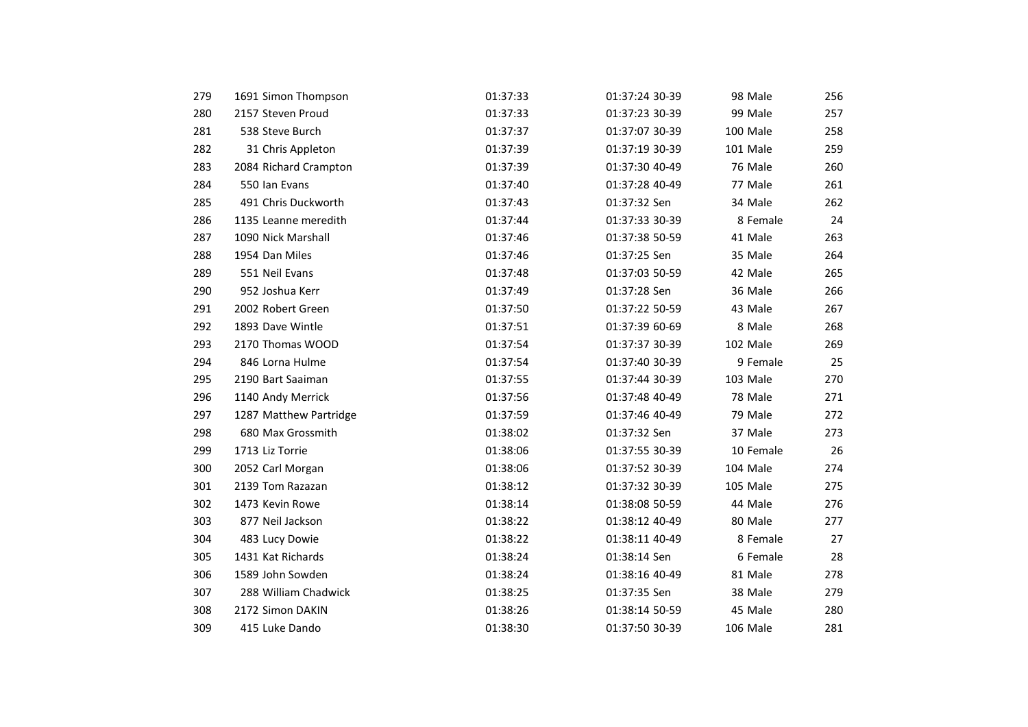| | | | | | | | | |
|---|---|---|---|---|---|---|---|---|
| 279 | 1691 | Simon Thompson | 01:37:33 | 01:37:24 | 30-39 | 98 | Male | 256 |
| 280 | 2157 | Steven Proud | 01:37:33 | 01:37:23 | 30-39 | 99 | Male | 257 |
| 281 | 538 | Steve Burch | 01:37:37 | 01:37:07 | 30-39 | 100 | Male | 258 |
| 282 | 31 | Chris Appleton | 01:37:39 | 01:37:19 | 30-39 | 101 | Male | 259 |
| 283 | 2084 | Richard Crampton | 01:37:39 | 01:37:30 | 40-49 | 76 | Male | 260 |
| 284 | 550 | Ian Evans | 01:37:40 | 01:37:28 | 40-49 | 77 | Male | 261 |
| 285 | 491 | Chris Duckworth | 01:37:43 | 01:37:32 | Sen | 34 | Male | 262 |
| 286 | 1135 | Leanne meredith | 01:37:44 | 01:37:33 | 30-39 | 8 | Female | 24 |
| 287 | 1090 | Nick Marshall | 01:37:46 | 01:37:38 | 50-59 | 41 | Male | 263 |
| 288 | 1954 | Dan Miles | 01:37:46 | 01:37:25 | Sen | 35 | Male | 264 |
| 289 | 551 | Neil Evans | 01:37:48 | 01:37:03 | 50-59 | 42 | Male | 265 |
| 290 | 952 | Joshua Kerr | 01:37:49 | 01:37:28 | Sen | 36 | Male | 266 |
| 291 | 2002 | Robert Green | 01:37:50 | 01:37:22 | 50-59 | 43 | Male | 267 |
| 292 | 1893 | Dave Wintle | 01:37:51 | 01:37:39 | 60-69 | 8 | Male | 268 |
| 293 | 2170 | Thomas WOOD | 01:37:54 | 01:37:37 | 30-39 | 102 | Male | 269 |
| 294 | 846 | Lorna Hulme | 01:37:54 | 01:37:40 | 30-39 | 9 | Female | 25 |
| 295 | 2190 | Bart Saaiman | 01:37:55 | 01:37:44 | 30-39 | 103 | Male | 270 |
| 296 | 1140 | Andy Merrick | 01:37:56 | 01:37:48 | 40-49 | 78 | Male | 271 |
| 297 | 1287 | Matthew Partridge | 01:37:59 | 01:37:46 | 40-49 | 79 | Male | 272 |
| 298 | 680 | Max Grossmith | 01:38:02 | 01:37:32 | Sen | 37 | Male | 273 |
| 299 | 1713 | Liz Torrie | 01:38:06 | 01:37:55 | 30-39 | 10 | Female | 26 |
| 300 | 2052 | Carl Morgan | 01:38:06 | 01:37:52 | 30-39 | 104 | Male | 274 |
| 301 | 2139 | Tom Razazan | 01:38:12 | 01:37:32 | 30-39 | 105 | Male | 275 |
| 302 | 1473 | Kevin Rowe | 01:38:14 | 01:38:08 | 50-59 | 44 | Male | 276 |
| 303 | 877 | Neil Jackson | 01:38:22 | 01:38:12 | 40-49 | 80 | Male | 277 |
| 304 | 483 | Lucy Dowie | 01:38:22 | 01:38:11 | 40-49 | 8 | Female | 27 |
| 305 | 1431 | Kat Richards | 01:38:24 | 01:38:14 | Sen | 6 | Female | 28 |
| 306 | 1589 | John Sowden | 01:38:24 | 01:38:16 | 40-49 | 81 | Male | 278 |
| 307 | 288 | William Chadwick | 01:38:25 | 01:37:35 | Sen | 38 | Male | 279 |
| 308 | 2172 | Simon DAKIN | 01:38:26 | 01:38:14 | 50-59 | 45 | Male | 280 |
| 309 | 415 | Luke Dando | 01:38:30 | 01:37:50 | 30-39 | 106 | Male | 281 |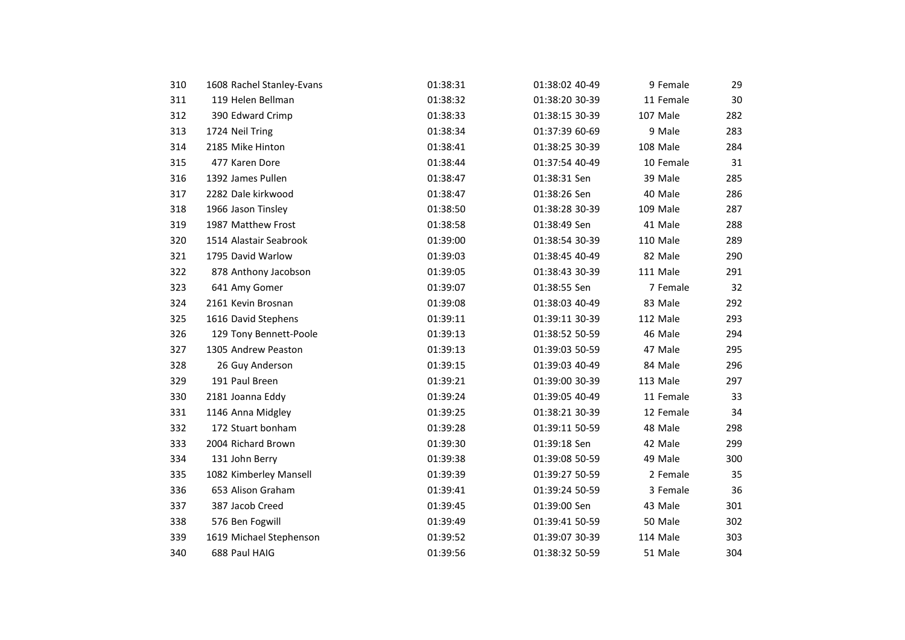| | | | | | | | | |
|---|---|---|---|---|---|---|---|---|
| 310 | 1608 | Rachel Stanley-Evans | 01:38:31 | 01:38:02 | 40-49 | 9 | Female | 29 |
| 311 | 119 | Helen Bellman | 01:38:32 | 01:38:20 | 30-39 | 11 | Female | 30 |
| 312 | 390 | Edward Crimp | 01:38:33 | 01:38:15 | 30-39 | 107 | Male | 282 |
| 313 | 1724 | Neil Tring | 01:38:34 | 01:37:39 | 60-69 | 9 | Male | 283 |
| 314 | 2185 | Mike Hinton | 01:38:41 | 01:38:25 | 30-39 | 108 | Male | 284 |
| 315 | 477 | Karen Dore | 01:38:44 | 01:37:54 | 40-49 | 10 | Female | 31 |
| 316 | 1392 | James Pullen | 01:38:47 | 01:38:31 | Sen | 39 | Male | 285 |
| 317 | 2282 | Dale kirkwood | 01:38:47 | 01:38:26 | Sen | 40 | Male | 286 |
| 318 | 1966 | Jason Tinsley | 01:38:50 | 01:38:28 | 30-39 | 109 | Male | 287 |
| 319 | 1987 | Matthew Frost | 01:38:58 | 01:38:49 | Sen | 41 | Male | 288 |
| 320 | 1514 | Alastair Seabrook | 01:39:00 | 01:38:54 | 30-39 | 110 | Male | 289 |
| 321 | 1795 | David Warlow | 01:39:03 | 01:38:45 | 40-49 | 82 | Male | 290 |
| 322 | 878 | Anthony Jacobson | 01:39:05 | 01:38:43 | 30-39 | 111 | Male | 291 |
| 323 | 641 | Amy Gomer | 01:39:07 | 01:38:55 | Sen | 7 | Female | 32 |
| 324 | 2161 | Kevin Brosnan | 01:39:08 | 01:38:03 | 40-49 | 83 | Male | 292 |
| 325 | 1616 | David Stephens | 01:39:11 | 01:39:11 | 30-39 | 112 | Male | 293 |
| 326 | 129 | Tony Bennett-Poole | 01:39:13 | 01:38:52 | 50-59 | 46 | Male | 294 |
| 327 | 1305 | Andrew Peaston | 01:39:13 | 01:39:03 | 50-59 | 47 | Male | 295 |
| 328 | 26 | Guy Anderson | 01:39:15 | 01:39:03 | 40-49 | 84 | Male | 296 |
| 329 | 191 | Paul Breen | 01:39:21 | 01:39:00 | 30-39 | 113 | Male | 297 |
| 330 | 2181 | Joanna Eddy | 01:39:24 | 01:39:05 | 40-49 | 11 | Female | 33 |
| 331 | 1146 | Anna Midgley | 01:39:25 | 01:38:21 | 30-39 | 12 | Female | 34 |
| 332 | 172 | Stuart bonham | 01:39:28 | 01:39:11 | 50-59 | 48 | Male | 298 |
| 333 | 2004 | Richard Brown | 01:39:30 | 01:39:18 | Sen | 42 | Male | 299 |
| 334 | 131 | John Berry | 01:39:38 | 01:39:08 | 50-59 | 49 | Male | 300 |
| 335 | 1082 | Kimberley Mansell | 01:39:39 | 01:39:27 | 50-59 | 2 | Female | 35 |
| 336 | 653 | Alison Graham | 01:39:41 | 01:39:24 | 50-59 | 3 | Female | 36 |
| 337 | 387 | Jacob Creed | 01:39:45 | 01:39:00 | Sen | 43 | Male | 301 |
| 338 | 576 | Ben Fogwill | 01:39:49 | 01:39:41 | 50-59 | 50 | Male | 302 |
| 339 | 1619 | Michael Stephenson | 01:39:52 | 01:39:07 | 30-39 | 114 | Male | 303 |
| 340 | 688 | Paul HAIG | 01:39:56 | 01:38:32 | 50-59 | 51 | Male | 304 |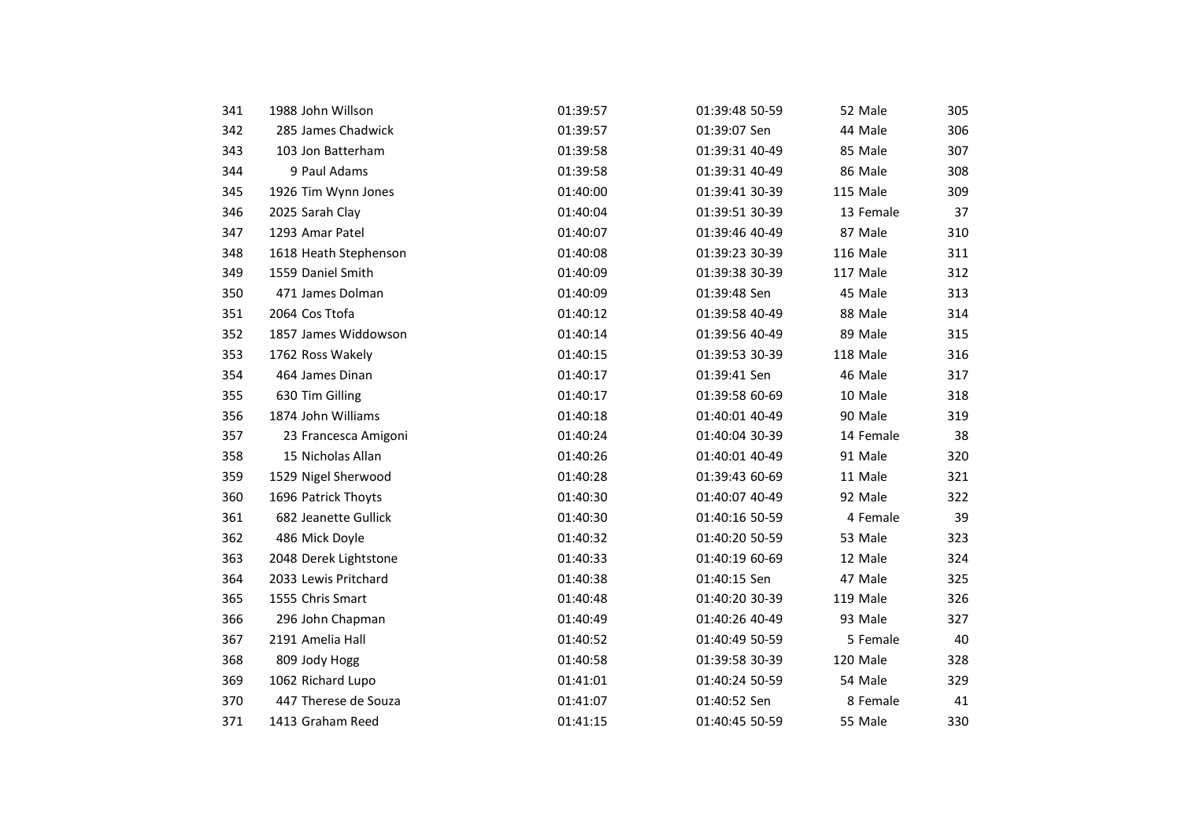| | | | | | | | |
|---|---|---|---|---|---|---|---|
| 341 | 1988 John Willson | 01:39:57 | 01:39:48 | 50-59 | 52 | Male | 305 |
| 342 | 285 James Chadwick | 01:39:57 | 01:39:07 | Sen | 44 | Male | 306 |
| 343 | 103 Jon Batterham | 01:39:58 | 01:39:31 | 40-49 | 85 | Male | 307 |
| 344 | 9 Paul Adams | 01:39:58 | 01:39:31 | 40-49 | 86 | Male | 308 |
| 345 | 1926 Tim Wynn Jones | 01:40:00 | 01:39:41 | 30-39 | 115 | Male | 309 |
| 346 | 2025 Sarah Clay | 01:40:04 | 01:39:51 | 30-39 | 13 | Female | 37 |
| 347 | 1293 Amar Patel | 01:40:07 | 01:39:46 | 40-49 | 87 | Male | 310 |
| 348 | 1618 Heath Stephenson | 01:40:08 | 01:39:23 | 30-39 | 116 | Male | 311 |
| 349 | 1559 Daniel Smith | 01:40:09 | 01:39:38 | 30-39 | 117 | Male | 312 |
| 350 | 471 James Dolman | 01:40:09 | 01:39:48 | Sen | 45 | Male | 313 |
| 351 | 2064 Cos Ttofa | 01:40:12 | 01:39:58 | 40-49 | 88 | Male | 314 |
| 352 | 1857 James Widdowson | 01:40:14 | 01:39:56 | 40-49 | 89 | Male | 315 |
| 353 | 1762 Ross Wakely | 01:40:15 | 01:39:53 | 30-39 | 118 | Male | 316 |
| 354 | 464 James Dinan | 01:40:17 | 01:39:41 | Sen | 46 | Male | 317 |
| 355 | 630 Tim Gilling | 01:40:17 | 01:39:58 | 60-69 | 10 | Male | 318 |
| 356 | 1874 John Williams | 01:40:18 | 01:40:01 | 40-49 | 90 | Male | 319 |
| 357 | 23 Francesca Amigoni | 01:40:24 | 01:40:04 | 30-39 | 14 | Female | 38 |
| 358 | 15 Nicholas Allan | 01:40:26 | 01:40:01 | 40-49 | 91 | Male | 320 |
| 359 | 1529 Nigel Sherwood | 01:40:28 | 01:39:43 | 60-69 | 11 | Male | 321 |
| 360 | 1696 Patrick Thoyts | 01:40:30 | 01:40:07 | 40-49 | 92 | Male | 322 |
| 361 | 682 Jeanette Gullick | 01:40:30 | 01:40:16 | 50-59 | 4 | Female | 39 |
| 362 | 486 Mick Doyle | 01:40:32 | 01:40:20 | 50-59 | 53 | Male | 323 |
| 363 | 2048 Derek Lightstone | 01:40:33 | 01:40:19 | 60-69 | 12 | Male | 324 |
| 364 | 2033 Lewis Pritchard | 01:40:38 | 01:40:15 | Sen | 47 | Male | 325 |
| 365 | 1555 Chris Smart | 01:40:48 | 01:40:20 | 30-39 | 119 | Male | 326 |
| 366 | 296 John Chapman | 01:40:49 | 01:40:26 | 40-49 | 93 | Male | 327 |
| 367 | 2191 Amelia Hall | 01:40:52 | 01:40:49 | 50-59 | 5 | Female | 40 |
| 368 | 809 Jody Hogg | 01:40:58 | 01:39:58 | 30-39 | 120 | Male | 328 |
| 369 | 1062 Richard Lupo | 01:41:01 | 01:40:24 | 50-59 | 54 | Male | 329 |
| 370 | 447 Therese de Souza | 01:41:07 | 01:40:52 | Sen | 8 | Female | 41 |
| 371 | 1413 Graham Reed | 01:41:15 | 01:40:45 | 50-59 | 55 | Male | 330 |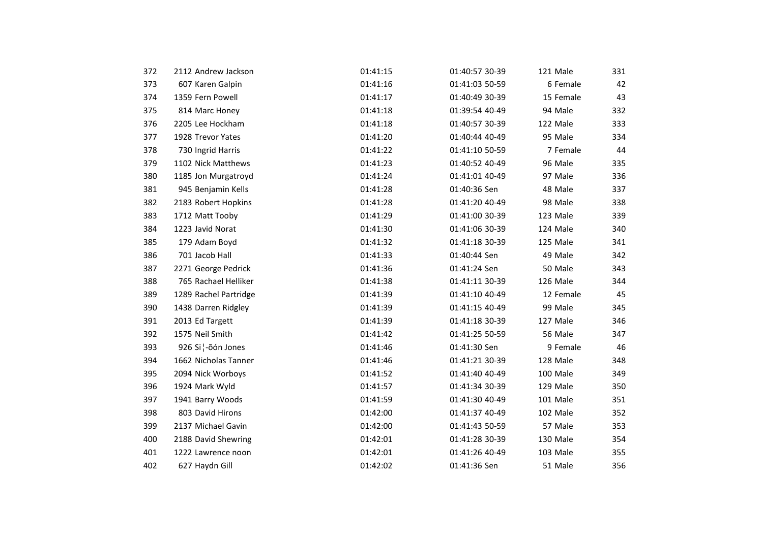| | | | | | | |
|---|---|---|---|---|---|---|
| 372 | 2112 Andrew Jackson | 01:41:15 | 01:40:57 30-39 | 121 Male | 331 |
| 373 | 607 Karen Galpin | 01:41:16 | 01:41:03 50-59 | 6 Female | 42 |
| 374 | 1359 Fern Powell | 01:41:17 | 01:40:49 30-39 | 15 Female | 43 |
| 375 | 814 Marc Honey | 01:41:18 | 01:39:54 40-49 | 94 Male | 332 |
| 376 | 2205 Lee Hockham | 01:41:18 | 01:40:57 30-39 | 122 Male | 333 |
| 377 | 1928 Trevor Yates | 01:41:20 | 01:40:44 40-49 | 95 Male | 334 |
| 378 | 730 Ingrid Harris | 01:41:22 | 01:41:10 50-59 | 7 Female | 44 |
| 379 | 1102 Nick Matthews | 01:41:23 | 01:40:52 40-49 | 96 Male | 335 |
| 380 | 1185 Jon Murgatroyd | 01:41:24 | 01:41:01 40-49 | 97 Male | 336 |
| 381 | 945 Benjamin Kells | 01:41:28 | 01:40:36 Sen | 48 Male | 337 |
| 382 | 2183 Robert Hopkins | 01:41:28 | 01:41:20 40-49 | 98 Male | 338 |
| 383 | 1712 Matt Tooby | 01:41:29 | 01:41:00 30-39 | 123 Male | 339 |
| 384 | 1223 Javid Norat | 01:41:30 | 01:41:06 30-39 | 124 Male | 340 |
| 385 | 179 Adam Boyd | 01:41:32 | 01:41:18 30-39 | 125 Male | 341 |
| 386 | 701 Jacob Hall | 01:41:33 | 01:40:44 Sen | 49 Male | 342 |
| 387 | 2271 George Pedrick | 01:41:36 | 01:41:24 Sen | 50 Male | 343 |
| 388 | 765 Rachael Helliker | 01:41:38 | 01:41:11 30-39 | 126 Male | 344 |
| 389 | 1289 Rachel Partridge | 01:41:39 | 01:41:10 40-49 | 12 Female | 45 |
| 390 | 1438 Darren Ridgley | 01:41:39 | 01:41:15 40-49 | 99 Male | 345 |
| 391 | 2013 Ed Targett | 01:41:39 | 01:41:18 30-39 | 127 Male | 346 |
| 392 | 1575 Neil Smith | 01:41:42 | 01:41:25 50-59 | 56 Male | 347 |
| 393 | 926 Si¦-õón Jones | 01:41:46 | 01:41:30 Sen | 9 Female | 46 |
| 394 | 1662 Nicholas Tanner | 01:41:46 | 01:41:21 30-39 | 128 Male | 348 |
| 395 | 2094 Nick Worboys | 01:41:52 | 01:41:40 40-49 | 100 Male | 349 |
| 396 | 1924 Mark Wyld | 01:41:57 | 01:41:34 30-39 | 129 Male | 350 |
| 397 | 1941 Barry Woods | 01:41:59 | 01:41:30 40-49 | 101 Male | 351 |
| 398 | 803 David Hirons | 01:42:00 | 01:41:37 40-49 | 102 Male | 352 |
| 399 | 2137 Michael Gavin | 01:42:00 | 01:41:43 50-59 | 57 Male | 353 |
| 400 | 2188 David Shewring | 01:42:01 | 01:41:28 30-39 | 130 Male | 354 |
| 401 | 1222 Lawrence noon | 01:42:01 | 01:41:26 40-49 | 103 Male | 355 |
| 402 | 627 Haydn Gill | 01:42:02 | 01:41:36 Sen | 51 Male | 356 |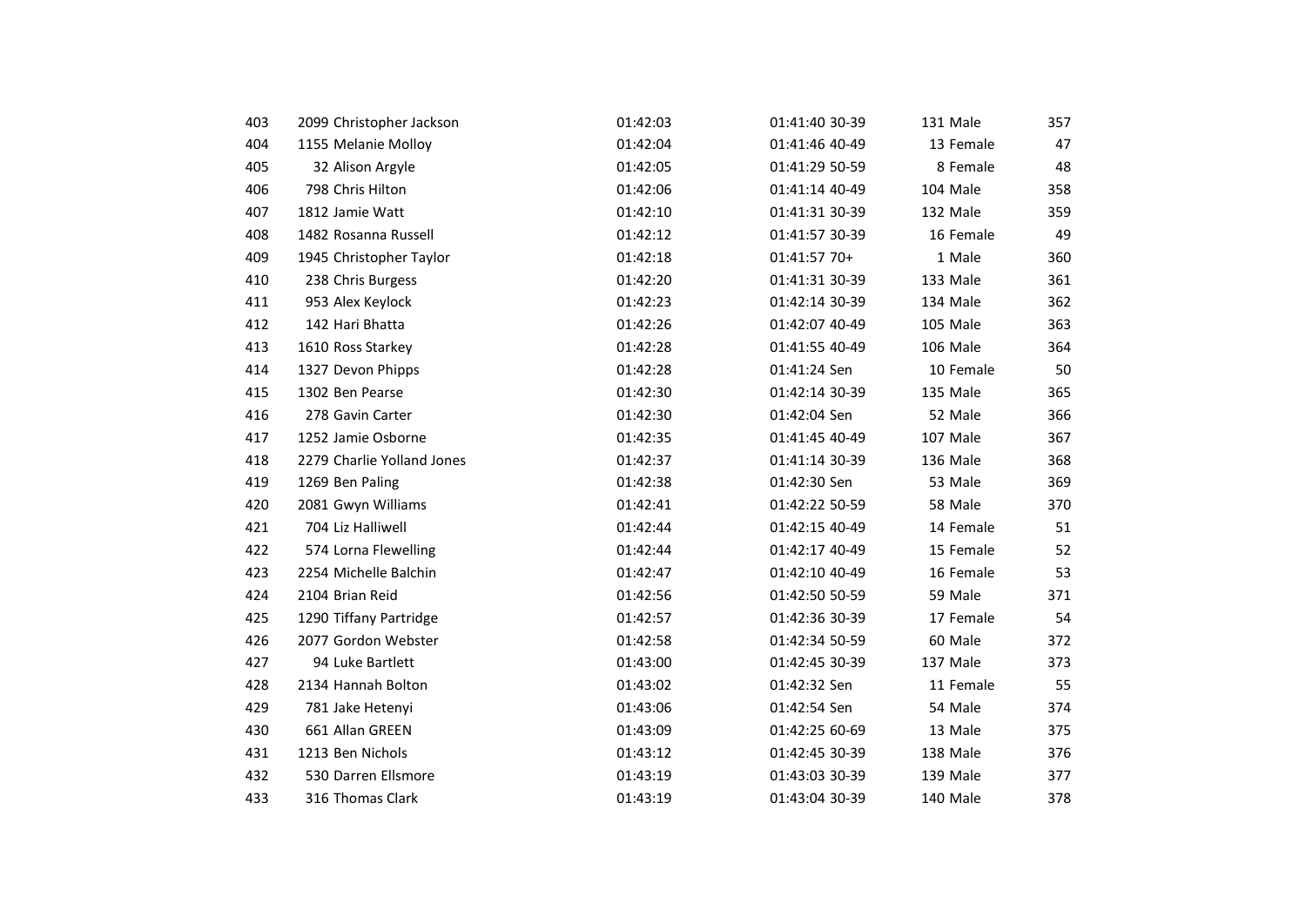| | | | | | | | | |
|---|---|---|---|---|---|---|---|---|
| 403 | 2099 | Christopher Jackson | 01:42:03 | 01:41:40 | 30-39 | 131 | Male | 357 |
| 404 | 1155 | Melanie Molloy | 01:42:04 | 01:41:46 | 40-49 | 13 | Female | 47 |
| 405 | 32 | Alison Argyle | 01:42:05 | 01:41:29 | 50-59 | 8 | Female | 48 |
| 406 | 798 | Chris Hilton | 01:42:06 | 01:41:14 | 40-49 | 104 | Male | 358 |
| 407 | 1812 | Jamie Watt | 01:42:10 | 01:41:31 | 30-39 | 132 | Male | 359 |
| 408 | 1482 | Rosanna Russell | 01:42:12 | 01:41:57 | 30-39 | 16 | Female | 49 |
| 409 | 1945 | Christopher Taylor | 01:42:18 | 01:41:57 | 70+ | 1 | Male | 360 |
| 410 | 238 | Chris Burgess | 01:42:20 | 01:41:31 | 30-39 | 133 | Male | 361 |
| 411 | 953 | Alex Keylock | 01:42:23 | 01:42:14 | 30-39 | 134 | Male | 362 |
| 412 | 142 | Hari Bhatta | 01:42:26 | 01:42:07 | 40-49 | 105 | Male | 363 |
| 413 | 1610 | Ross Starkey | 01:42:28 | 01:41:55 | 40-49 | 106 | Male | 364 |
| 414 | 1327 | Devon Phipps | 01:42:28 | 01:41:24 | Sen | 10 | Female | 50 |
| 415 | 1302 | Ben Pearse | 01:42:30 | 01:42:14 | 30-39 | 135 | Male | 365 |
| 416 | 278 | Gavin Carter | 01:42:30 | 01:42:04 | Sen | 52 | Male | 366 |
| 417 | 1252 | Jamie Osborne | 01:42:35 | 01:41:45 | 40-49 | 107 | Male | 367 |
| 418 | 2279 | Charlie Yolland Jones | 01:42:37 | 01:41:14 | 30-39 | 136 | Male | 368 |
| 419 | 1269 | Ben Paling | 01:42:38 | 01:42:30 | Sen | 53 | Male | 369 |
| 420 | 2081 | Gwyn Williams | 01:42:41 | 01:42:22 | 50-59 | 58 | Male | 370 |
| 421 | 704 | Liz Halliwell | 01:42:44 | 01:42:15 | 40-49 | 14 | Female | 51 |
| 422 | 574 | Lorna Flewelling | 01:42:44 | 01:42:17 | 40-49 | 15 | Female | 52 |
| 423 | 2254 | Michelle Balchin | 01:42:47 | 01:42:10 | 40-49 | 16 | Female | 53 |
| 424 | 2104 | Brian Reid | 01:42:56 | 01:42:50 | 50-59 | 59 | Male | 371 |
| 425 | 1290 | Tiffany Partridge | 01:42:57 | 01:42:36 | 30-39 | 17 | Female | 54 |
| 426 | 2077 | Gordon Webster | 01:42:58 | 01:42:34 | 50-59 | 60 | Male | 372 |
| 427 | 94 | Luke Bartlett | 01:43:00 | 01:42:45 | 30-39 | 137 | Male | 373 |
| 428 | 2134 | Hannah Bolton | 01:43:02 | 01:42:32 | Sen | 11 | Female | 55 |
| 429 | 781 | Jake Hetenyi | 01:43:06 | 01:42:54 | Sen | 54 | Male | 374 |
| 430 | 661 | Allan GREEN | 01:43:09 | 01:42:25 | 60-69 | 13 | Male | 375 |
| 431 | 1213 | Ben Nichols | 01:43:12 | 01:42:45 | 30-39 | 138 | Male | 376 |
| 432 | 530 | Darren Ellsmore | 01:43:19 | 01:43:03 | 30-39 | 139 | Male | 377 |
| 433 | 316 | Thomas Clark | 01:43:19 | 01:43:04 | 30-39 | 140 | Male | 378 |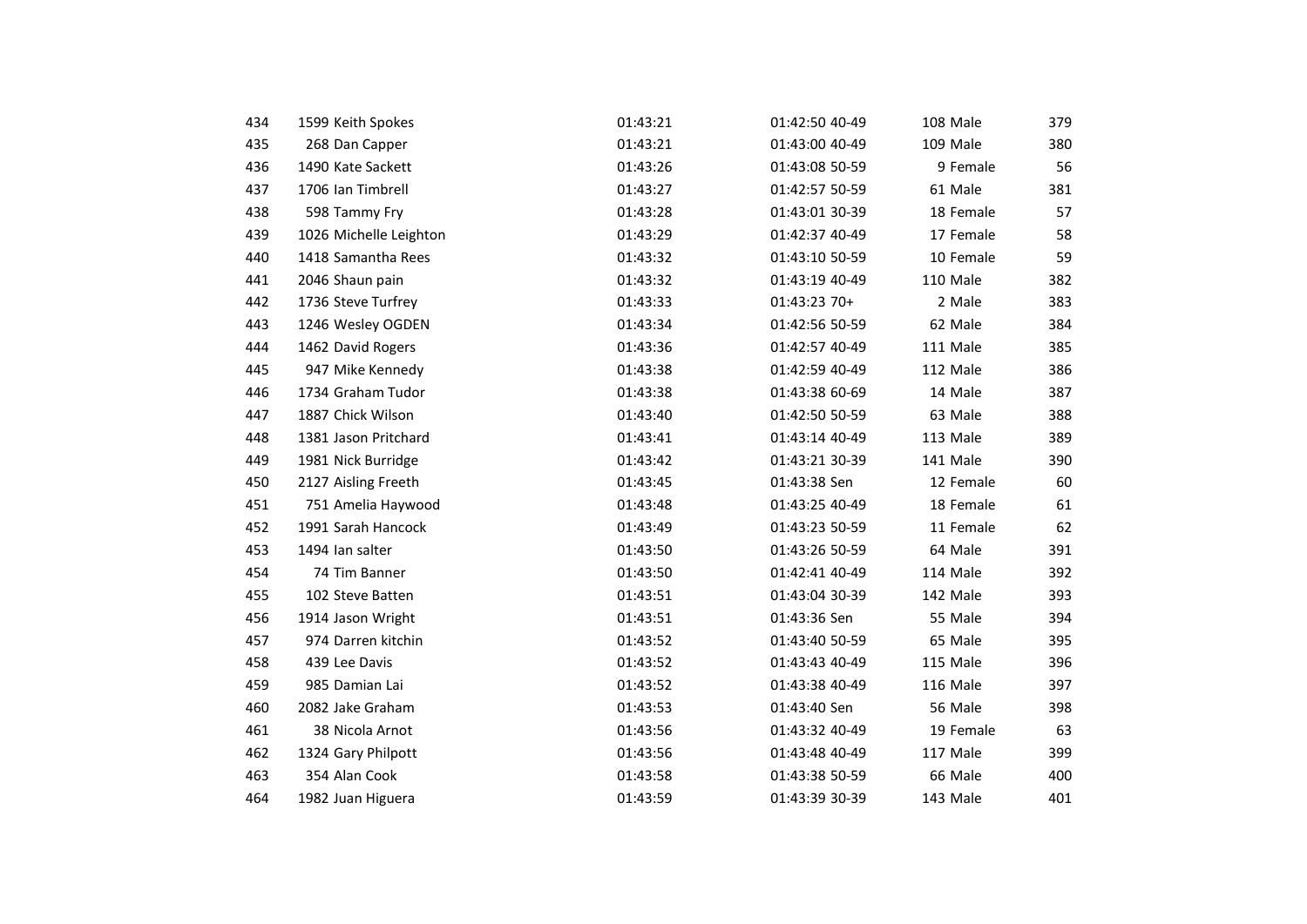| | | | | | | | | |
|---|---|---|---|---|---|---|---|---|
| 434 | 1599 | Keith Spokes | 01:43:21 | 01:42:50 | 40-49 | 108 | Male | 379 |
| 435 | 268 | Dan Capper | 01:43:21 | 01:43:00 | 40-49 | 109 | Male | 380 |
| 436 | 1490 | Kate Sackett | 01:43:26 | 01:43:08 | 50-59 | 9 | Female | 56 |
| 437 | 1706 | Ian Timbrell | 01:43:27 | 01:42:57 | 50-59 | 61 | Male | 381 |
| 438 | 598 | Tammy Fry | 01:43:28 | 01:43:01 | 30-39 | 18 | Female | 57 |
| 439 | 1026 | Michelle Leighton | 01:43:29 | 01:42:37 | 40-49 | 17 | Female | 58 |
| 440 | 1418 | Samantha Rees | 01:43:32 | 01:43:10 | 50-59 | 10 | Female | 59 |
| 441 | 2046 | Shaun pain | 01:43:32 | 01:43:19 | 40-49 | 110 | Male | 382 |
| 442 | 1736 | Steve Turfrey | 01:43:33 | 01:43:23 | 70+ | 2 | Male | 383 |
| 443 | 1246 | Wesley OGDEN | 01:43:34 | 01:42:56 | 50-59 | 62 | Male | 384 |
| 444 | 1462 | David Rogers | 01:43:36 | 01:42:57 | 40-49 | 111 | Male | 385 |
| 445 | 947 | Mike Kennedy | 01:43:38 | 01:42:59 | 40-49 | 112 | Male | 386 |
| 446 | 1734 | Graham Tudor | 01:43:38 | 01:43:38 | 60-69 | 14 | Male | 387 |
| 447 | 1887 | Chick Wilson | 01:43:40 | 01:42:50 | 50-59 | 63 | Male | 388 |
| 448 | 1381 | Jason Pritchard | 01:43:41 | 01:43:14 | 40-49 | 113 | Male | 389 |
| 449 | 1981 | Nick Burridge | 01:43:42 | 01:43:21 | 30-39 | 141 | Male | 390 |
| 450 | 2127 | Aisling Freeth | 01:43:45 | 01:43:38 | Sen | 12 | Female | 60 |
| 451 | 751 | Amelia Haywood | 01:43:48 | 01:43:25 | 40-49 | 18 | Female | 61 |
| 452 | 1991 | Sarah Hancock | 01:43:49 | 01:43:23 | 50-59 | 11 | Female | 62 |
| 453 | 1494 | Ian salter | 01:43:50 | 01:43:26 | 50-59 | 64 | Male | 391 |
| 454 | 74 | Tim Banner | 01:43:50 | 01:42:41 | 40-49 | 114 | Male | 392 |
| 455 | 102 | Steve Batten | 01:43:51 | 01:43:04 | 30-39 | 142 | Male | 393 |
| 456 | 1914 | Jason Wright | 01:43:51 | 01:43:36 | Sen | 55 | Male | 394 |
| 457 | 974 | Darren kitchin | 01:43:52 | 01:43:40 | 50-59 | 65 | Male | 395 |
| 458 | 439 | Lee Davis | 01:43:52 | 01:43:43 | 40-49 | 115 | Male | 396 |
| 459 | 985 | Damian Lai | 01:43:52 | 01:43:38 | 40-49 | 116 | Male | 397 |
| 460 | 2082 | Jake Graham | 01:43:53 | 01:43:40 | Sen | 56 | Male | 398 |
| 461 | 38 | Nicola Arnot | 01:43:56 | 01:43:32 | 40-49 | 19 | Female | 63 |
| 462 | 1324 | Gary Philpott | 01:43:56 | 01:43:48 | 40-49 | 117 | Male | 399 |
| 463 | 354 | Alan Cook | 01:43:58 | 01:43:38 | 50-59 | 66 | Male | 400 |
| 464 | 1982 | Juan Higuera | 01:43:59 | 01:43:39 | 30-39 | 143 | Male | 401 |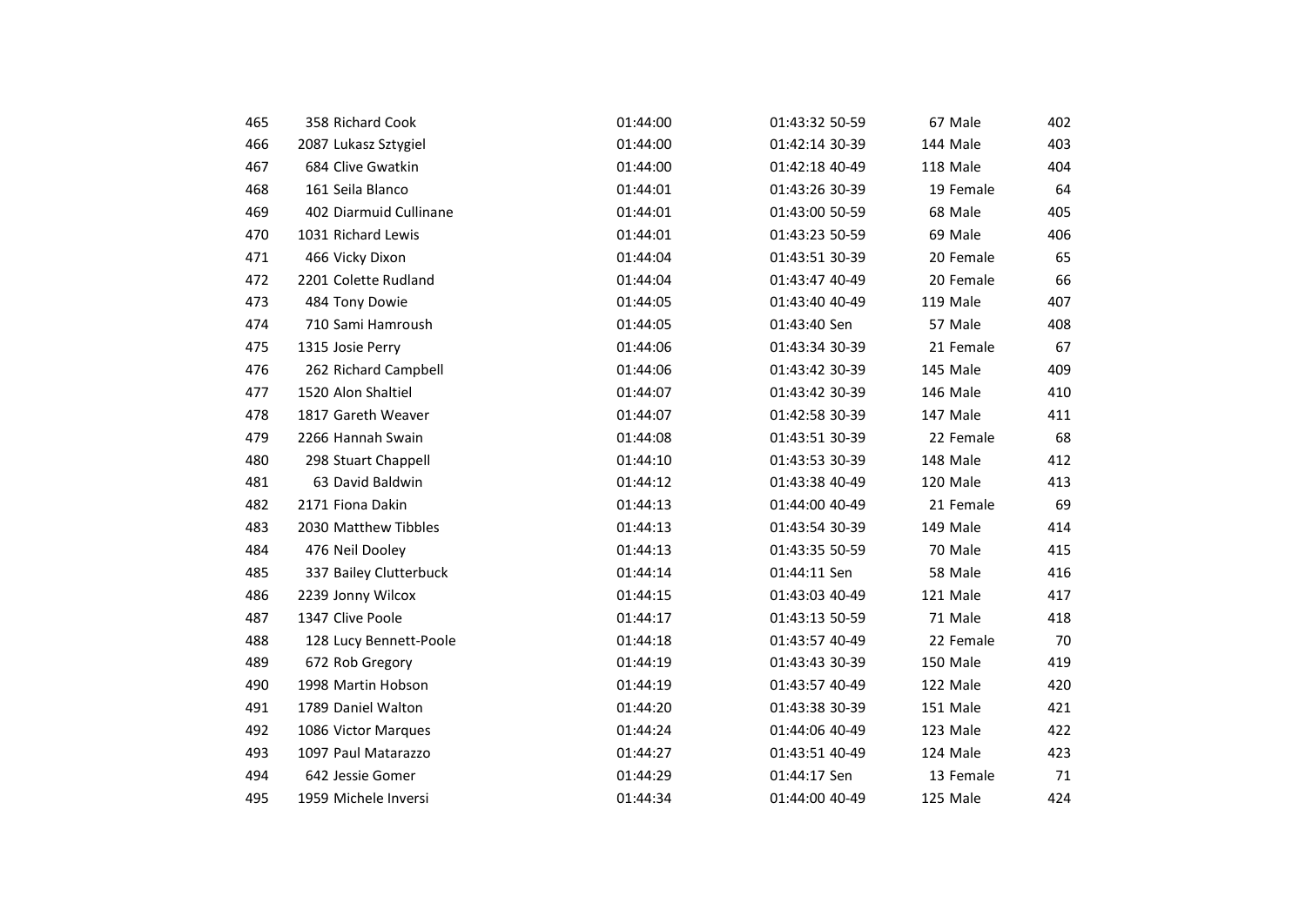| | | | | | | | | | |
|---|---|---|---|---|---|---|---|---|---|
| 465 | 358 | Richard Cook | 01:44:00 | 01:43:32 | 50-59 | 67 | Male | 402 |
| 466 | 2087 | Lukasz Sztygiel | 01:44:00 | 01:42:14 | 30-39 | 144 | Male | 403 |
| 467 | 684 | Clive Gwatkin | 01:44:00 | 01:42:18 | 40-49 | 118 | Male | 404 |
| 468 | 161 | Seila Blanco | 01:44:01 | 01:43:26 | 30-39 | 19 | Female | 64 |
| 469 | 402 | Diarmuid Cullinane | 01:44:01 | 01:43:00 | 50-59 | 68 | Male | 405 |
| 470 | 1031 | Richard Lewis | 01:44:01 | 01:43:23 | 50-59 | 69 | Male | 406 |
| 471 | 466 | Vicky Dixon | 01:44:04 | 01:43:51 | 30-39 | 20 | Female | 65 |
| 472 | 2201 | Colette Rudland | 01:44:04 | 01:43:47 | 40-49 | 20 | Female | 66 |
| 473 | 484 | Tony Dowie | 01:44:05 | 01:43:40 | 40-49 | 119 | Male | 407 |
| 474 | 710 | Sami Hamroush | 01:44:05 | 01:43:40 | Sen | 57 | Male | 408 |
| 475 | 1315 | Josie Perry | 01:44:06 | 01:43:34 | 30-39 | 21 | Female | 67 |
| 476 | 262 | Richard Campbell | 01:44:06 | 01:43:42 | 30-39 | 145 | Male | 409 |
| 477 | 1520 | Alon Shaltiel | 01:44:07 | 01:43:42 | 30-39 | 146 | Male | 410 |
| 478 | 1817 | Gareth Weaver | 01:44:07 | 01:42:58 | 30-39 | 147 | Male | 411 |
| 479 | 2266 | Hannah Swain | 01:44:08 | 01:43:51 | 30-39 | 22 | Female | 68 |
| 480 | 298 | Stuart Chappell | 01:44:10 | 01:43:53 | 30-39 | 148 | Male | 412 |
| 481 | 63 | David Baldwin | 01:44:12 | 01:43:38 | 40-49 | 120 | Male | 413 |
| 482 | 2171 | Fiona Dakin | 01:44:13 | 01:44:00 | 40-49 | 21 | Female | 69 |
| 483 | 2030 | Matthew Tibbles | 01:44:13 | 01:43:54 | 30-39 | 149 | Male | 414 |
| 484 | 476 | Neil Dooley | 01:44:13 | 01:43:35 | 50-59 | 70 | Male | 415 |
| 485 | 337 | Bailey Clutterbuck | 01:44:14 | 01:44:11 | Sen | 58 | Male | 416 |
| 486 | 2239 | Jonny Wilcox | 01:44:15 | 01:43:03 | 40-49 | 121 | Male | 417 |
| 487 | 1347 | Clive Poole | 01:44:17 | 01:43:13 | 50-59 | 71 | Male | 418 |
| 488 | 128 | Lucy Bennett-Poole | 01:44:18 | 01:43:57 | 40-49 | 22 | Female | 70 |
| 489 | 672 | Rob Gregory | 01:44:19 | 01:43:43 | 30-39 | 150 | Male | 419 |
| 490 | 1998 | Martin Hobson | 01:44:19 | 01:43:57 | 40-49 | 122 | Male | 420 |
| 491 | 1789 | Daniel Walton | 01:44:20 | 01:43:38 | 30-39 | 151 | Male | 421 |
| 492 | 1086 | Victor Marques | 01:44:24 | 01:44:06 | 40-49 | 123 | Male | 422 |
| 493 | 1097 | Paul Matarazzo | 01:44:27 | 01:43:51 | 40-49 | 124 | Male | 423 |
| 494 | 642 | Jessie Gomer | 01:44:29 | 01:44:17 | Sen | 13 | Female | 71 |
| 495 | 1959 | Michele Inversi | 01:44:34 | 01:44:00 | 40-49 | 125 | Male | 424 |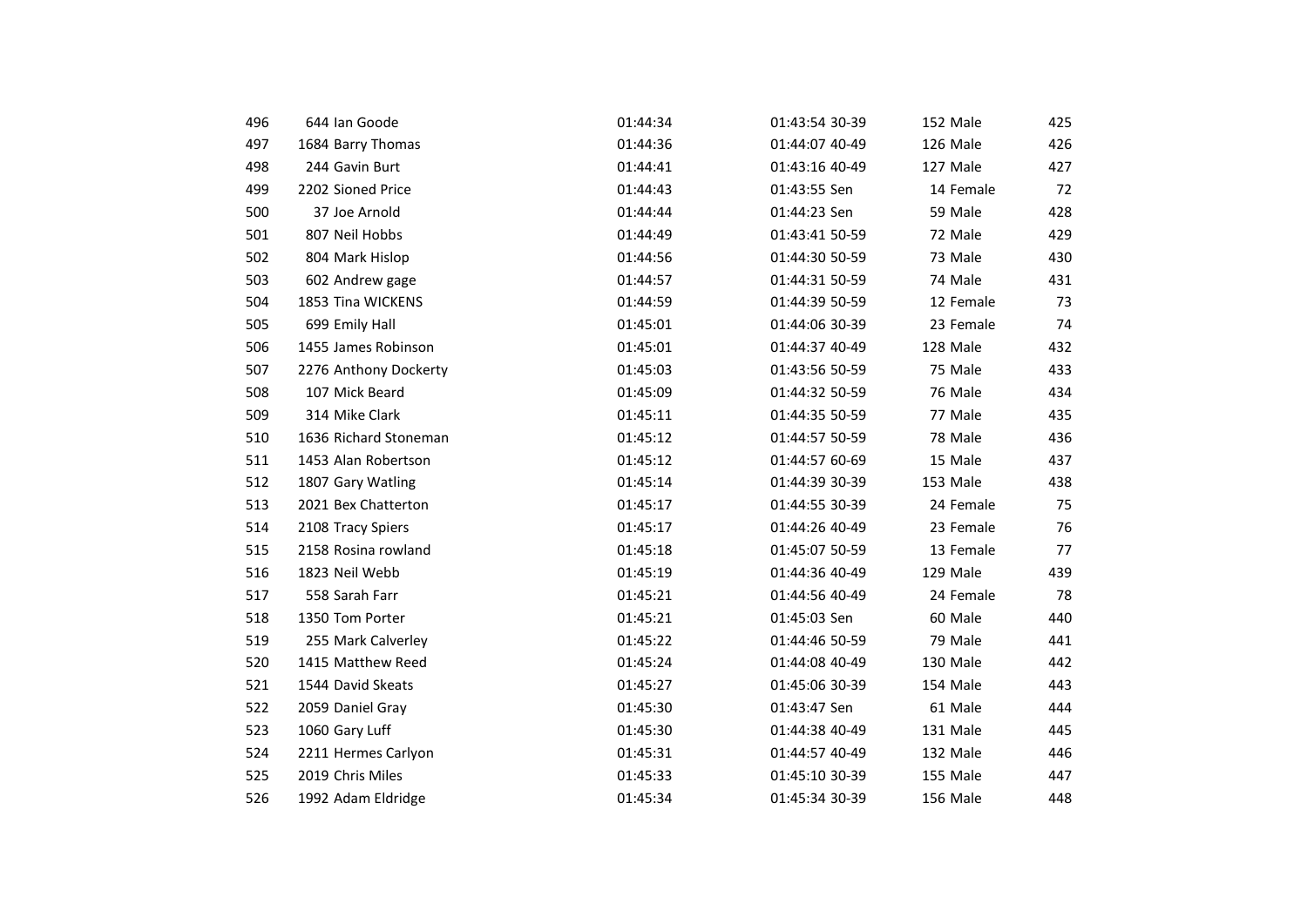| | | | | | | | | |
|---|---|---|---|---|---|---|---|---|
| 496 | 644 | Ian Goode | 01:44:34 | 01:43:54 | 30-39 | 152 | Male | 425 |
| 497 | 1684 | Barry Thomas | 01:44:36 | 01:44:07 | 40-49 | 126 | Male | 426 |
| 498 | 244 | Gavin Burt | 01:44:41 | 01:43:16 | 40-49 | 127 | Male | 427 |
| 499 | 2202 | Sioned Price | 01:44:43 | 01:43:55 | Sen | 14 | Female | 72 |
| 500 | 37 | Joe Arnold | 01:44:44 | 01:44:23 | Sen | 59 | Male | 428 |
| 501 | 807 | Neil Hobbs | 01:44:49 | 01:43:41 | 50-59 | 72 | Male | 429 |
| 502 | 804 | Mark Hislop | 01:44:56 | 01:44:30 | 50-59 | 73 | Male | 430 |
| 503 | 602 | Andrew gage | 01:44:57 | 01:44:31 | 50-59 | 74 | Male | 431 |
| 504 | 1853 | Tina WICKENS | 01:44:59 | 01:44:39 | 50-59 | 12 | Female | 73 |
| 505 | 699 | Emily Hall | 01:45:01 | 01:44:06 | 30-39 | 23 | Female | 74 |
| 506 | 1455 | James Robinson | 01:45:01 | 01:44:37 | 40-49 | 128 | Male | 432 |
| 507 | 2276 | Anthony Dockerty | 01:45:03 | 01:43:56 | 50-59 | 75 | Male | 433 |
| 508 | 107 | Mick Beard | 01:45:09 | 01:44:32 | 50-59 | 76 | Male | 434 |
| 509 | 314 | Mike Clark | 01:45:11 | 01:44:35 | 50-59 | 77 | Male | 435 |
| 510 | 1636 | Richard Stoneman | 01:45:12 | 01:44:57 | 50-59 | 78 | Male | 436 |
| 511 | 1453 | Alan Robertson | 01:45:12 | 01:44:57 | 60-69 | 15 | Male | 437 |
| 512 | 1807 | Gary Watling | 01:45:14 | 01:44:39 | 30-39 | 153 | Male | 438 |
| 513 | 2021 | Bex Chatterton | 01:45:17 | 01:44:55 | 30-39 | 24 | Female | 75 |
| 514 | 2108 | Tracy Spiers | 01:45:17 | 01:44:26 | 40-49 | 23 | Female | 76 |
| 515 | 2158 | Rosina rowland | 01:45:18 | 01:45:07 | 50-59 | 13 | Female | 77 |
| 516 | 1823 | Neil Webb | 01:45:19 | 01:44:36 | 40-49 | 129 | Male | 439 |
| 517 | 558 | Sarah Farr | 01:45:21 | 01:44:56 | 40-49 | 24 | Female | 78 |
| 518 | 1350 | Tom Porter | 01:45:21 | 01:45:03 | Sen | 60 | Male | 440 |
| 519 | 255 | Mark Calverley | 01:45:22 | 01:44:46 | 50-59 | 79 | Male | 441 |
| 520 | 1415 | Matthew Reed | 01:45:24 | 01:44:08 | 40-49 | 130 | Male | 442 |
| 521 | 1544 | David Skeats | 01:45:27 | 01:45:06 | 30-39 | 154 | Male | 443 |
| 522 | 2059 | Daniel Gray | 01:45:30 | 01:43:47 | Sen | 61 | Male | 444 |
| 523 | 1060 | Gary Luff | 01:45:30 | 01:44:38 | 40-49 | 131 | Male | 445 |
| 524 | 2211 | Hermes Carlyon | 01:45:31 | 01:44:57 | 40-49 | 132 | Male | 446 |
| 525 | 2019 | Chris Miles | 01:45:33 | 01:45:10 | 30-39 | 155 | Male | 447 |
| 526 | 1992 | Adam Eldridge | 01:45:34 | 01:45:34 | 30-39 | 156 | Male | 448 |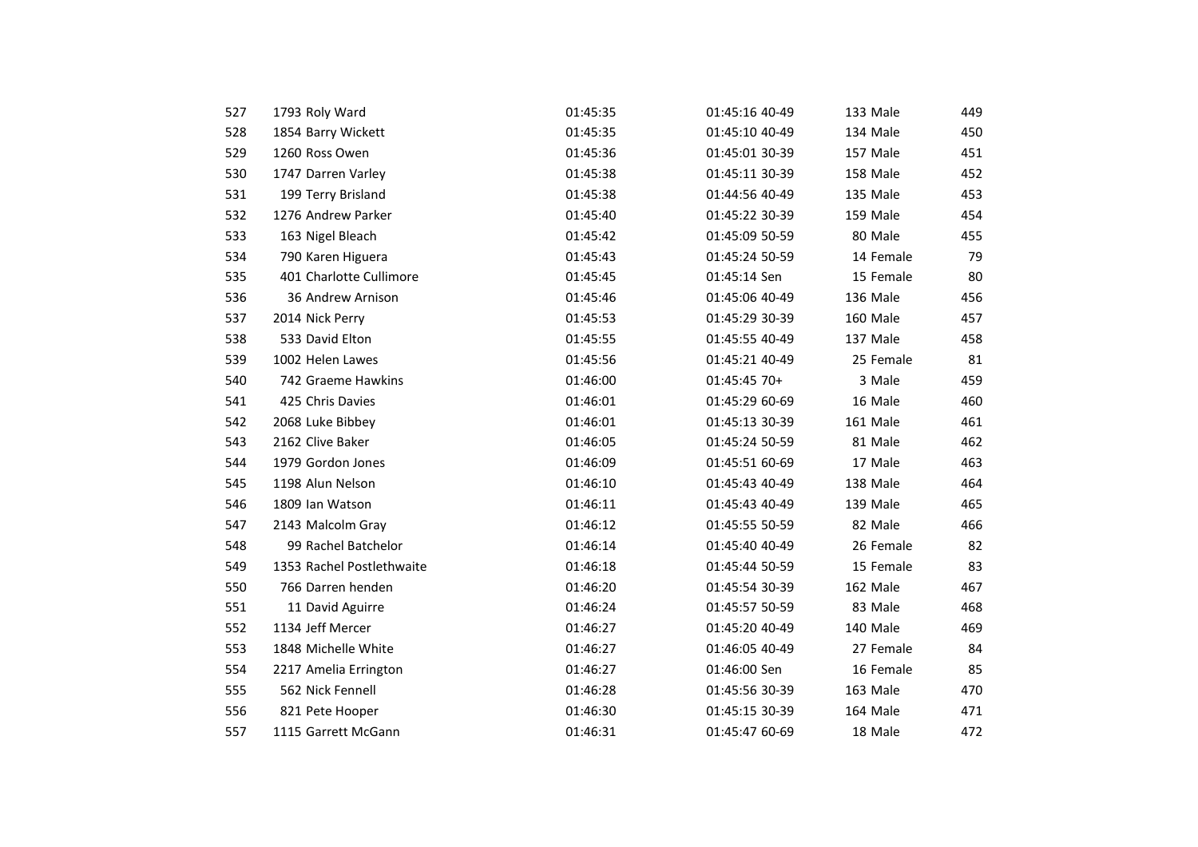| | | | | | | |
|---|---|---|---|---|---|---|
| 527 | 1793 | Roly Ward | 01:45:35 | 01:45:16 40-49 | 133 Male | 449 |
| 528 | 1854 | Barry Wickett | 01:45:35 | 01:45:10 40-49 | 134 Male | 450 |
| 529 | 1260 | Ross Owen | 01:45:36 | 01:45:01 30-39 | 157 Male | 451 |
| 530 | 1747 | Darren Varley | 01:45:38 | 01:45:11 30-39 | 158 Male | 452 |
| 531 | 199 | Terry Brisland | 01:45:38 | 01:44:56 40-49 | 135 Male | 453 |
| 532 | 1276 | Andrew Parker | 01:45:40 | 01:45:22 30-39 | 159 Male | 454 |
| 533 | 163 | Nigel Bleach | 01:45:42 | 01:45:09 50-59 | 80 Male | 455 |
| 534 | 790 | Karen Higuera | 01:45:43 | 01:45:24 50-59 | 14 Female | 79 |
| 535 | 401 | Charlotte Cullimore | 01:45:45 | 01:45:14 Sen | 15 Female | 80 |
| 536 | 36 | Andrew Arnison | 01:45:46 | 01:45:06 40-49 | 136 Male | 456 |
| 537 | 2014 | Nick Perry | 01:45:53 | 01:45:29 30-39 | 160 Male | 457 |
| 538 | 533 | David Elton | 01:45:55 | 01:45:55 40-49 | 137 Male | 458 |
| 539 | 1002 | Helen Lawes | 01:45:56 | 01:45:21 40-49 | 25 Female | 81 |
| 540 | 742 | Graeme Hawkins | 01:46:00 | 01:45:45 70+ | 3 Male | 459 |
| 541 | 425 | Chris Davies | 01:46:01 | 01:45:29 60-69 | 16 Male | 460 |
| 542 | 2068 | Luke Bibbey | 01:46:01 | 01:45:13 30-39 | 161 Male | 461 |
| 543 | 2162 | Clive Baker | 01:46:05 | 01:45:24 50-59 | 81 Male | 462 |
| 544 | 1979 | Gordon Jones | 01:46:09 | 01:45:51 60-69 | 17 Male | 463 |
| 545 | 1198 | Alun Nelson | 01:46:10 | 01:45:43 40-49 | 138 Male | 464 |
| 546 | 1809 | Ian Watson | 01:46:11 | 01:45:43 40-49 | 139 Male | 465 |
| 547 | 2143 | Malcolm Gray | 01:46:12 | 01:45:55 50-59 | 82 Male | 466 |
| 548 | 99 | Rachel Batchelor | 01:46:14 | 01:45:40 40-49 | 26 Female | 82 |
| 549 | 1353 | Rachel Postlethwaite | 01:46:18 | 01:45:44 50-59 | 15 Female | 83 |
| 550 | 766 | Darren henden | 01:46:20 | 01:45:54 30-39 | 162 Male | 467 |
| 551 | 11 | David Aguirre | 01:46:24 | 01:45:57 50-59 | 83 Male | 468 |
| 552 | 1134 | Jeff Mercer | 01:46:27 | 01:45:20 40-49 | 140 Male | 469 |
| 553 | 1848 | Michelle White | 01:46:27 | 01:46:05 40-49 | 27 Female | 84 |
| 554 | 2217 | Amelia Errington | 01:46:27 | 01:46:00 Sen | 16 Female | 85 |
| 555 | 562 | Nick Fennell | 01:46:28 | 01:45:56 30-39 | 163 Male | 470 |
| 556 | 821 | Pete Hooper | 01:46:30 | 01:45:15 30-39 | 164 Male | 471 |
| 557 | 1115 | Garrett McGann | 01:46:31 | 01:45:47 60-69 | 18 Male | 472 |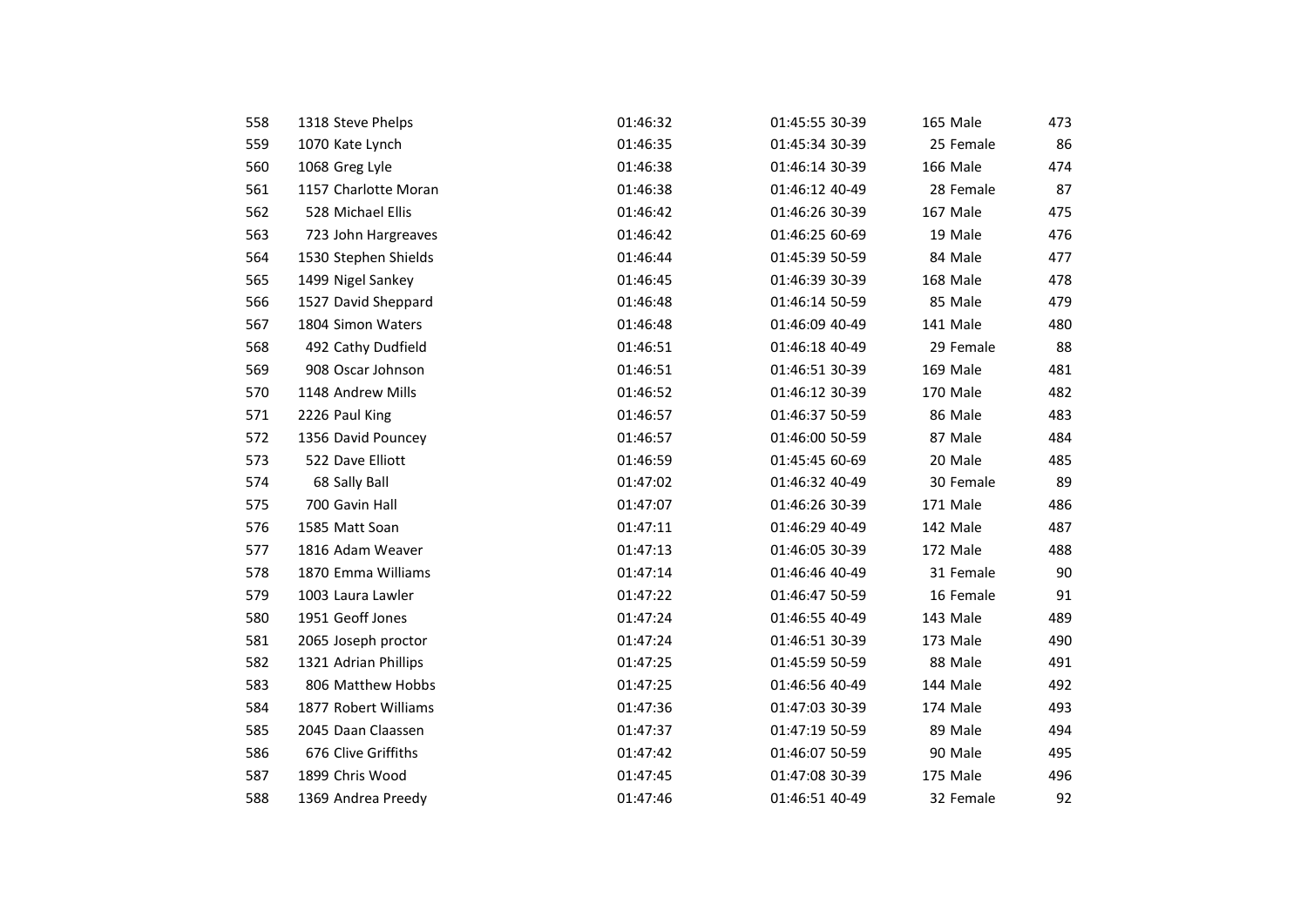| | | | | | | | | |
|---|---|---|---|---|---|---|---|---|
| 558 | 1318 | Steve Phelps | 01:46:32 | 01:45:55 | 30-39 | 165 | Male | 473 |
| 559 | 1070 | Kate Lynch | 01:46:35 | 01:45:34 | 30-39 | 25 | Female | 86 |
| 560 | 1068 | Greg Lyle | 01:46:38 | 01:46:14 | 30-39 | 166 | Male | 474 |
| 561 | 1157 | Charlotte Moran | 01:46:38 | 01:46:12 | 40-49 | 28 | Female | 87 |
| 562 | 528 | Michael Ellis | 01:46:42 | 01:46:26 | 30-39 | 167 | Male | 475 |
| 563 | 723 | John Hargreaves | 01:46:42 | 01:46:25 | 60-69 | 19 | Male | 476 |
| 564 | 1530 | Stephen Shields | 01:46:44 | 01:45:39 | 50-59 | 84 | Male | 477 |
| 565 | 1499 | Nigel Sankey | 01:46:45 | 01:46:39 | 30-39 | 168 | Male | 478 |
| 566 | 1527 | David Sheppard | 01:46:48 | 01:46:14 | 50-59 | 85 | Male | 479 |
| 567 | 1804 | Simon Waters | 01:46:48 | 01:46:09 | 40-49 | 141 | Male | 480 |
| 568 | 492 | Cathy Dudfield | 01:46:51 | 01:46:18 | 40-49 | 29 | Female | 88 |
| 569 | 908 | Oscar Johnson | 01:46:51 | 01:46:51 | 30-39 | 169 | Male | 481 |
| 570 | 1148 | Andrew Mills | 01:46:52 | 01:46:12 | 30-39 | 170 | Male | 482 |
| 571 | 2226 | Paul King | 01:46:57 | 01:46:37 | 50-59 | 86 | Male | 483 |
| 572 | 1356 | David Pouncey | 01:46:57 | 01:46:00 | 50-59 | 87 | Male | 484 |
| 573 | 522 | Dave Elliott | 01:46:59 | 01:45:45 | 60-69 | 20 | Male | 485 |
| 574 | 68 | Sally Ball | 01:47:02 | 01:46:32 | 40-49 | 30 | Female | 89 |
| 575 | 700 | Gavin Hall | 01:47:07 | 01:46:26 | 30-39 | 171 | Male | 486 |
| 576 | 1585 | Matt Soan | 01:47:11 | 01:46:29 | 40-49 | 142 | Male | 487 |
| 577 | 1816 | Adam Weaver | 01:47:13 | 01:46:05 | 30-39 | 172 | Male | 488 |
| 578 | 1870 | Emma Williams | 01:47:14 | 01:46:46 | 40-49 | 31 | Female | 90 |
| 579 | 1003 | Laura Lawler | 01:47:22 | 01:46:47 | 50-59 | 16 | Female | 91 |
| 580 | 1951 | Geoff Jones | 01:47:24 | 01:46:55 | 40-49 | 143 | Male | 489 |
| 581 | 2065 | Joseph proctor | 01:47:24 | 01:46:51 | 30-39 | 173 | Male | 490 |
| 582 | 1321 | Adrian Phillips | 01:47:25 | 01:45:59 | 50-59 | 88 | Male | 491 |
| 583 | 806 | Matthew Hobbs | 01:47:25 | 01:46:56 | 40-49 | 144 | Male | 492 |
| 584 | 1877 | Robert Williams | 01:47:36 | 01:47:03 | 30-39 | 174 | Male | 493 |
| 585 | 2045 | Daan Claassen | 01:47:37 | 01:47:19 | 50-59 | 89 | Male | 494 |
| 586 | 676 | Clive Griffiths | 01:47:42 | 01:46:07 | 50-59 | 90 | Male | 495 |
| 587 | 1899 | Chris Wood | 01:47:45 | 01:47:08 | 30-39 | 175 | Male | 496 |
| 588 | 1369 | Andrea Preedy | 01:47:46 | 01:46:51 | 40-49 | 32 | Female | 92 |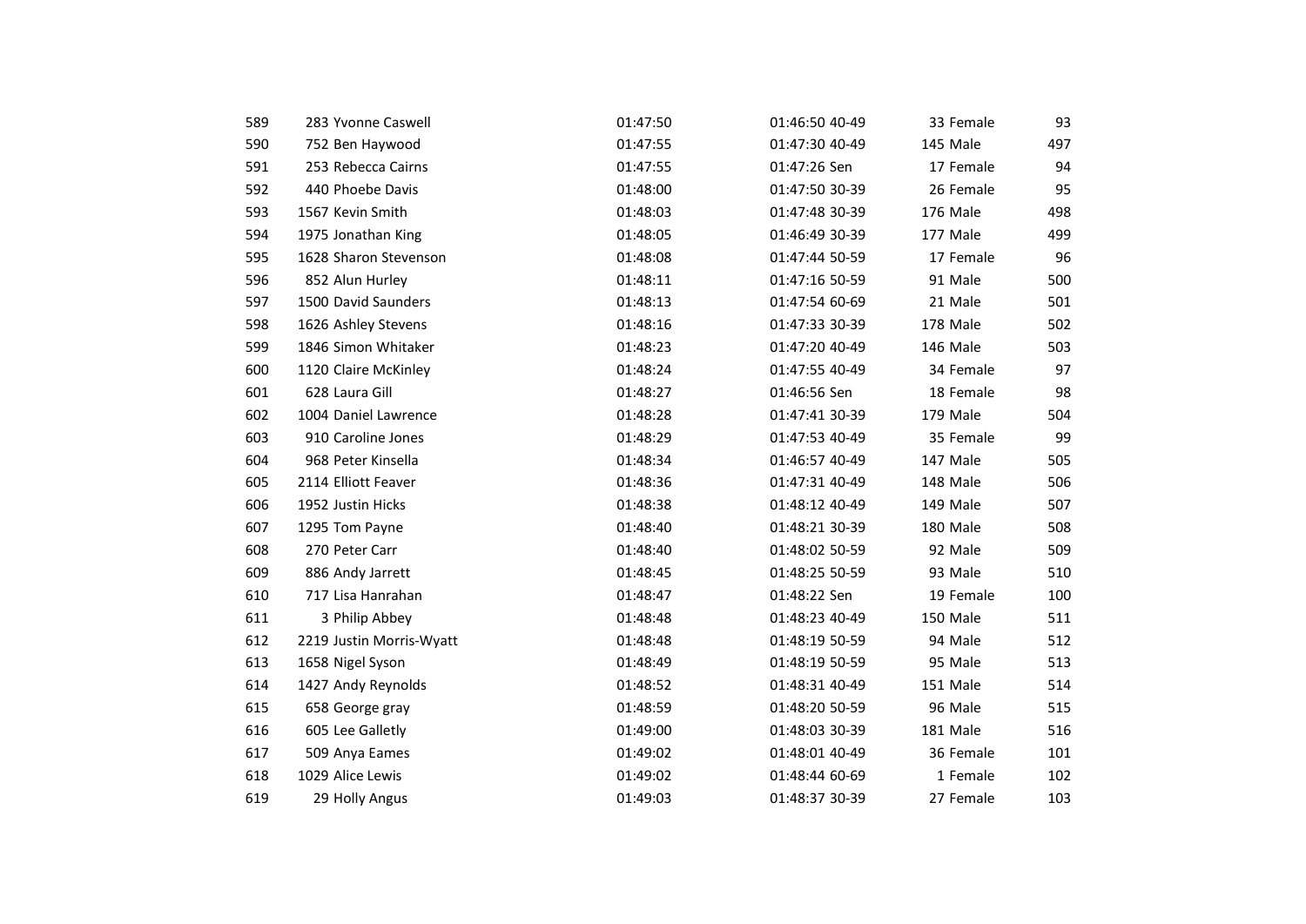| | | | | | | | | | |
|---|---|---|---|---|---|---|---|---|---|
| 589 | 283 | Yvonne Caswell | 01:47:50 | 01:46:50 | 40-49 | 33 | Female | 93 |
| 590 | 752 | Ben Haywood | 01:47:55 | 01:47:30 | 40-49 | 145 | Male | 497 |
| 591 | 253 | Rebecca Cairns | 01:47:55 | 01:47:26 | Sen | 17 | Female | 94 |
| 592 | 440 | Phoebe Davis | 01:48:00 | 01:47:50 | 30-39 | 26 | Female | 95 |
| 593 | 1567 | Kevin Smith | 01:48:03 | 01:47:48 | 30-39 | 176 | Male | 498 |
| 594 | 1975 | Jonathan King | 01:48:05 | 01:46:49 | 30-39 | 177 | Male | 499 |
| 595 | 1628 | Sharon Stevenson | 01:48:08 | 01:47:44 | 50-59 | 17 | Female | 96 |
| 596 | 852 | Alun Hurley | 01:48:11 | 01:47:16 | 50-59 | 91 | Male | 500 |
| 597 | 1500 | David Saunders | 01:48:13 | 01:47:54 | 60-69 | 21 | Male | 501 |
| 598 | 1626 | Ashley Stevens | 01:48:16 | 01:47:33 | 30-39 | 178 | Male | 502 |
| 599 | 1846 | Simon Whitaker | 01:48:23 | 01:47:20 | 40-49 | 146 | Male | 503 |
| 600 | 1120 | Claire McKinley | 01:48:24 | 01:47:55 | 40-49 | 34 | Female | 97 |
| 601 | 628 | Laura Gill | 01:48:27 | 01:46:56 | Sen | 18 | Female | 98 |
| 602 | 1004 | Daniel Lawrence | 01:48:28 | 01:47:41 | 30-39 | 179 | Male | 504 |
| 603 | 910 | Caroline Jones | 01:48:29 | 01:47:53 | 40-49 | 35 | Female | 99 |
| 604 | 968 | Peter Kinsella | 01:48:34 | 01:46:57 | 40-49 | 147 | Male | 505 |
| 605 | 2114 | Elliott Feaver | 01:48:36 | 01:47:31 | 40-49 | 148 | Male | 506 |
| 606 | 1952 | Justin Hicks | 01:48:38 | 01:48:12 | 40-49 | 149 | Male | 507 |
| 607 | 1295 | Tom Payne | 01:48:40 | 01:48:21 | 30-39 | 180 | Male | 508 |
| 608 | 270 | Peter Carr | 01:48:40 | 01:48:02 | 50-59 | 92 | Male | 509 |
| 609 | 886 | Andy Jarrett | 01:48:45 | 01:48:25 | 50-59 | 93 | Male | 510 |
| 610 | 717 | Lisa Hanrahan | 01:48:47 | 01:48:22 | Sen | 19 | Female | 100 |
| 611 | 3 | Philip Abbey | 01:48:48 | 01:48:23 | 40-49 | 150 | Male | 511 |
| 612 | 2219 | Justin Morris-Wyatt | 01:48:48 | 01:48:19 | 50-59 | 94 | Male | 512 |
| 613 | 1658 | Nigel Syson | 01:48:49 | 01:48:19 | 50-59 | 95 | Male | 513 |
| 614 | 1427 | Andy Reynolds | 01:48:52 | 01:48:31 | 40-49 | 151 | Male | 514 |
| 615 | 658 | George gray | 01:48:59 | 01:48:20 | 50-59 | 96 | Male | 515 |
| 616 | 605 | Lee Galletly | 01:49:00 | 01:48:03 | 30-39 | 181 | Male | 516 |
| 617 | 509 | Anya Eames | 01:49:02 | 01:48:01 | 40-49 | 36 | Female | 101 |
| 618 | 1029 | Alice Lewis | 01:49:02 | 01:48:44 | 60-69 | 1 | Female | 102 |
| 619 | 29 | Holly Angus | 01:49:03 | 01:48:37 | 30-39 | 27 | Female | 103 |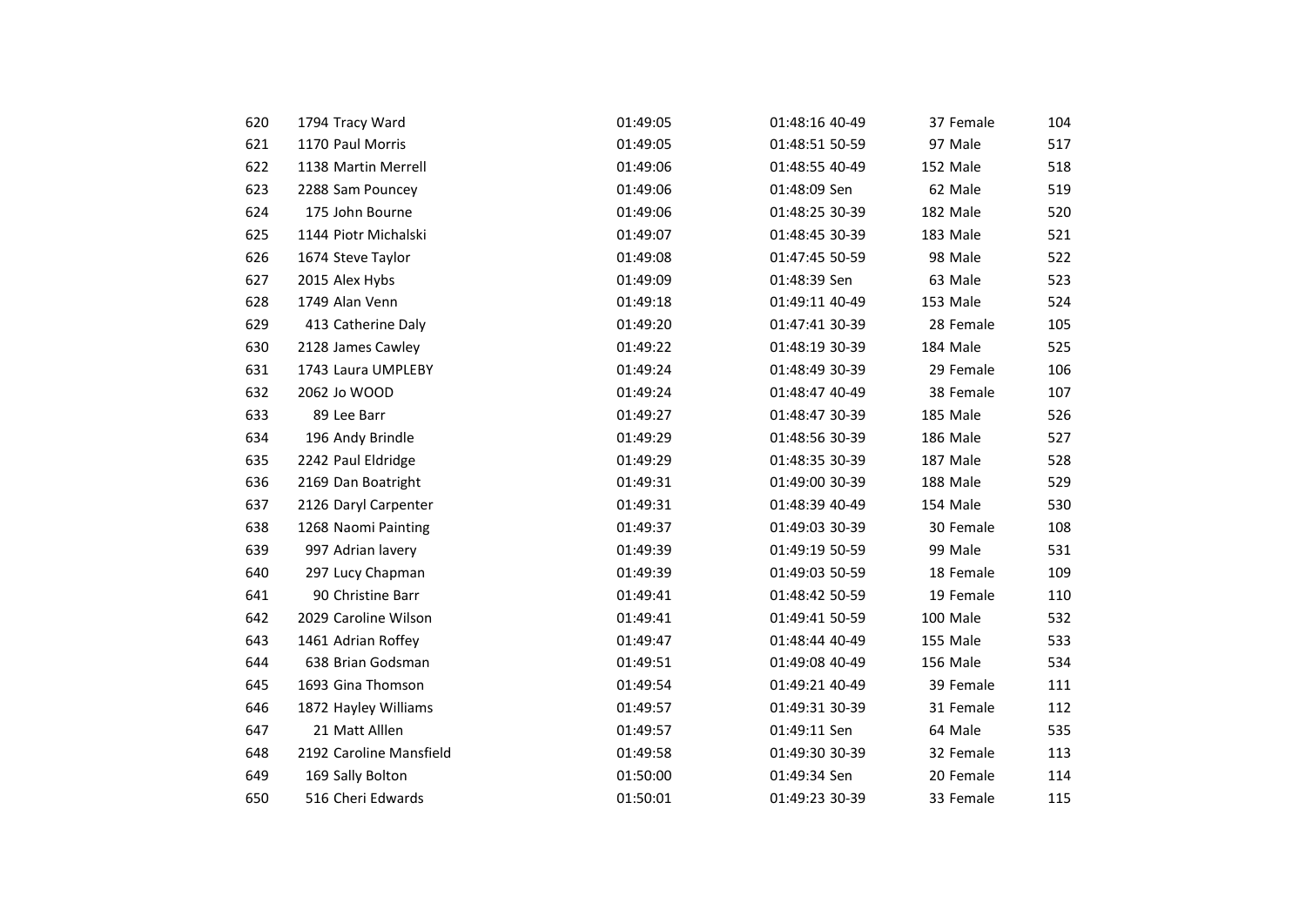| | | | | | | |
|---|---|---|---|---|---|---|
| 620 | 1794 Tracy Ward | 01:49:05 | 01:48:16 40-49 | 37 Female | 104 |
| 621 | 1170 Paul Morris | 01:49:05 | 01:48:51 50-59 | 97 Male | 517 |
| 622 | 1138 Martin Merrell | 01:49:06 | 01:48:55 40-49 | 152 Male | 518 |
| 623 | 2288 Sam Pouncey | 01:49:06 | 01:48:09 Sen | 62 Male | 519 |
| 624 | 175 John Bourne | 01:49:06 | 01:48:25 30-39 | 182 Male | 520 |
| 625 | 1144 Piotr Michalski | 01:49:07 | 01:48:45 30-39 | 183 Male | 521 |
| 626 | 1674 Steve Taylor | 01:49:08 | 01:47:45 50-59 | 98 Male | 522 |
| 627 | 2015 Alex Hybs | 01:49:09 | 01:48:39 Sen | 63 Male | 523 |
| 628 | 1749 Alan Venn | 01:49:18 | 01:49:11 40-49 | 153 Male | 524 |
| 629 | 413 Catherine Daly | 01:49:20 | 01:47:41 30-39 | 28 Female | 105 |
| 630 | 2128 James Cawley | 01:49:22 | 01:48:19 30-39 | 184 Male | 525 |
| 631 | 1743 Laura UMPLEBY | 01:49:24 | 01:48:49 30-39 | 29 Female | 106 |
| 632 | 2062 Jo WOOD | 01:49:24 | 01:48:47 40-49 | 38 Female | 107 |
| 633 | 89 Lee Barr | 01:49:27 | 01:48:47 30-39 | 185 Male | 526 |
| 634 | 196 Andy Brindle | 01:49:29 | 01:48:56 30-39 | 186 Male | 527 |
| 635 | 2242 Paul Eldridge | 01:49:29 | 01:48:35 30-39 | 187 Male | 528 |
| 636 | 2169 Dan Boatright | 01:49:31 | 01:49:00 30-39 | 188 Male | 529 |
| 637 | 2126 Daryl Carpenter | 01:49:31 | 01:48:39 40-49 | 154 Male | 530 |
| 638 | 1268 Naomi Painting | 01:49:37 | 01:49:03 30-39 | 30 Female | 108 |
| 639 | 997 Adrian lavery | 01:49:39 | 01:49:19 50-59 | 99 Male | 531 |
| 640 | 297 Lucy Chapman | 01:49:39 | 01:49:03 50-59 | 18 Female | 109 |
| 641 | 90 Christine Barr | 01:49:41 | 01:48:42 50-59 | 19 Female | 110 |
| 642 | 2029 Caroline Wilson | 01:49:41 | 01:49:41 50-59 | 100 Male | 532 |
| 643 | 1461 Adrian Roffey | 01:49:47 | 01:48:44 40-49 | 155 Male | 533 |
| 644 | 638 Brian Godsman | 01:49:51 | 01:49:08 40-49 | 156 Male | 534 |
| 645 | 1693 Gina Thomson | 01:49:54 | 01:49:21 40-49 | 39 Female | 111 |
| 646 | 1872 Hayley Williams | 01:49:57 | 01:49:31 30-39 | 31 Female | 112 |
| 647 | 21 Matt Alllen | 01:49:57 | 01:49:11 Sen | 64 Male | 535 |
| 648 | 2192 Caroline Mansfield | 01:49:58 | 01:49:30 30-39 | 32 Female | 113 |
| 649 | 169 Sally Bolton | 01:50:00 | 01:49:34 Sen | 20 Female | 114 |
| 650 | 516 Cheri Edwards | 01:50:01 | 01:49:23 30-39 | 33 Female | 115 |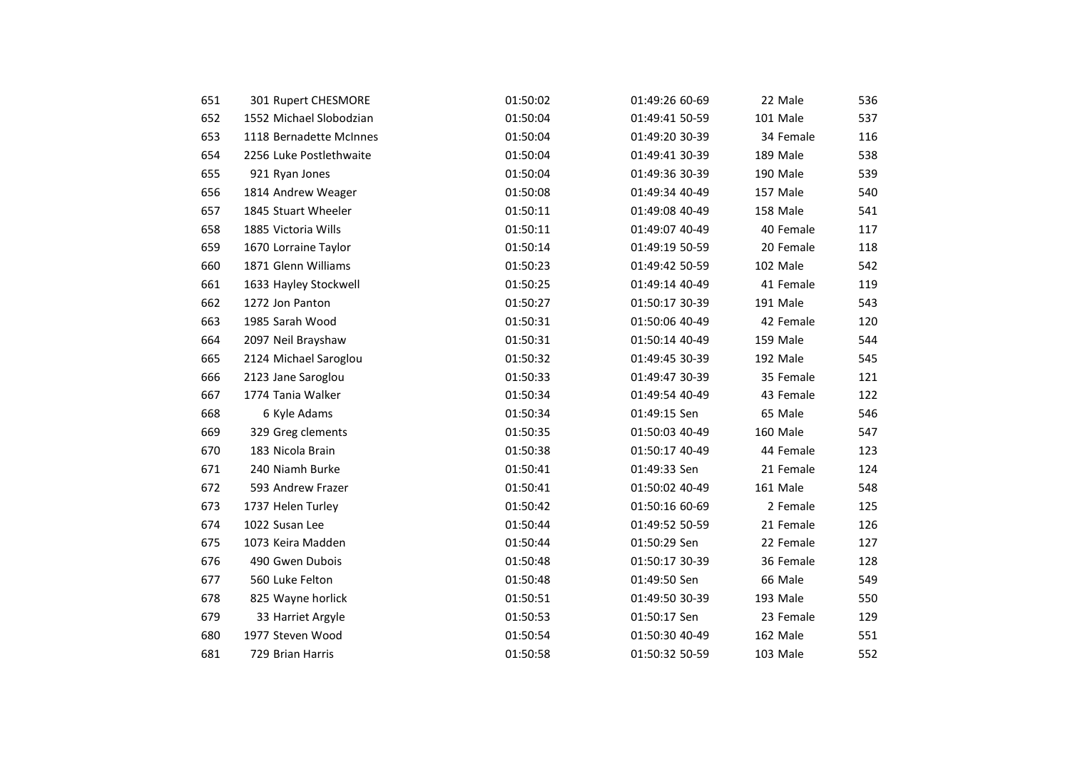| | | | | | | |
|---|---|---|---|---|---|---|
| 651 | 301 Rupert CHESMORE | 01:50:02 | 01:49:26 60-69 | 22 Male | | 536 |
| 652 | 1552 Michael Slobodzian | 01:50:04 | 01:49:41 50-59 | 101 Male | | 537 |
| 653 | 1118 Bernadette McInnes | 01:50:04 | 01:49:20 30-39 | 34 Female | | 116 |
| 654 | 2256 Luke Postlethwaite | 01:50:04 | 01:49:41 30-39 | 189 Male | | 538 |
| 655 | 921 Ryan Jones | 01:50:04 | 01:49:36 30-39 | 190 Male | | 539 |
| 656 | 1814 Andrew Weager | 01:50:08 | 01:49:34 40-49 | 157 Male | | 540 |
| 657 | 1845 Stuart Wheeler | 01:50:11 | 01:49:08 40-49 | 158 Male | | 541 |
| 658 | 1885 Victoria Wills | 01:50:11 | 01:49:07 40-49 | 40 Female | | 117 |
| 659 | 1670 Lorraine Taylor | 01:50:14 | 01:49:19 50-59 | 20 Female | | 118 |
| 660 | 1871 Glenn Williams | 01:50:23 | 01:49:42 50-59 | 102 Male | | 542 |
| 661 | 1633 Hayley Stockwell | 01:50:25 | 01:49:14 40-49 | 41 Female | | 119 |
| 662 | 1272 Jon Panton | 01:50:27 | 01:50:17 30-39 | 191 Male | | 543 |
| 663 | 1985 Sarah Wood | 01:50:31 | 01:50:06 40-49 | 42 Female | | 120 |
| 664 | 2097 Neil Brayshaw | 01:50:31 | 01:50:14 40-49 | 159 Male | | 544 |
| 665 | 2124 Michael Saroglou | 01:50:32 | 01:49:45 30-39 | 192 Male | | 545 |
| 666 | 2123 Jane Saroglou | 01:50:33 | 01:49:47 30-39 | 35 Female | | 121 |
| 667 | 1774 Tania Walker | 01:50:34 | 01:49:54 40-49 | 43 Female | | 122 |
| 668 | 6 Kyle Adams | 01:50:34 | 01:49:15 Sen | 65 Male | | 546 |
| 669 | 329 Greg clements | 01:50:35 | 01:50:03 40-49 | 160 Male | | 547 |
| 670 | 183 Nicola Brain | 01:50:38 | 01:50:17 40-49 | 44 Female | | 123 |
| 671 | 240 Niamh Burke | 01:50:41 | 01:49:33 Sen | 21 Female | | 124 |
| 672 | 593 Andrew Frazer | 01:50:41 | 01:50:02 40-49 | 161 Male | | 548 |
| 673 | 1737 Helen Turley | 01:50:42 | 01:50:16 60-69 | 2 Female | | 125 |
| 674 | 1022 Susan Lee | 01:50:44 | 01:49:52 50-59 | 21 Female | | 126 |
| 675 | 1073 Keira Madden | 01:50:44 | 01:50:29 Sen | 22 Female | | 127 |
| 676 | 490 Gwen Dubois | 01:50:48 | 01:50:17 30-39 | 36 Female | | 128 |
| 677 | 560 Luke Felton | 01:50:48 | 01:49:50 Sen | 66 Male | | 549 |
| 678 | 825 Wayne horlick | 01:50:51 | 01:49:50 30-39 | 193 Male | | 550 |
| 679 | 33 Harriet Argyle | 01:50:53 | 01:50:17 Sen | 23 Female | | 129 |
| 680 | 1977 Steven Wood | 01:50:54 | 01:50:30 40-49 | 162 Male | | 551 |
| 681 | 729 Brian Harris | 01:50:58 | 01:50:32 50-59 | 103 Male | | 552 |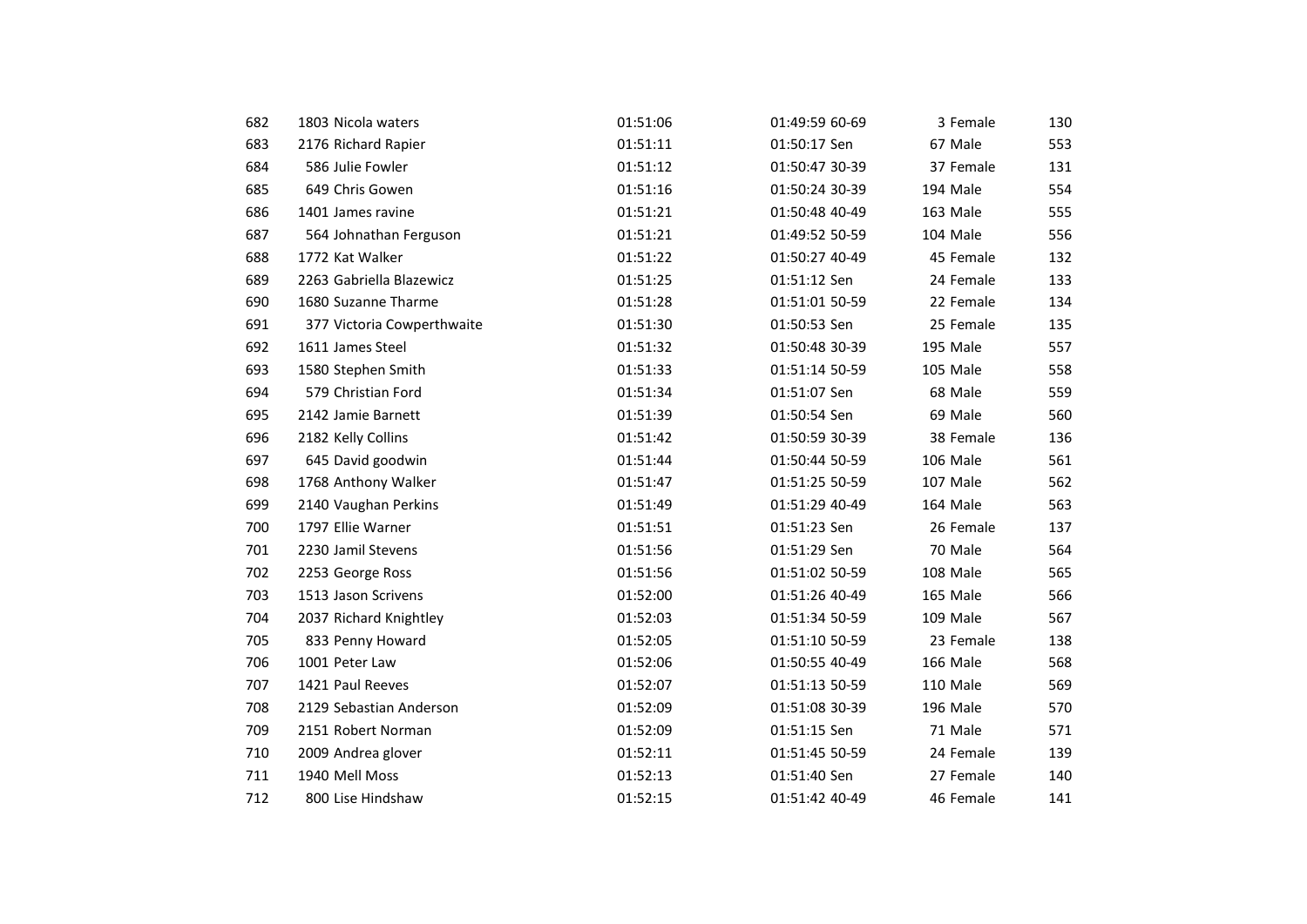| | | | | | | |
|---|---|---|---|---|---|---|
| 682 | 1803 Nicola waters | 01:51:06 | 01:49:59 60-69 | 3 Female | 130 |
| 683 | 2176 Richard Rapier | 01:51:11 | 01:50:17 Sen | 67 Male | 553 |
| 684 | 586 Julie Fowler | 01:51:12 | 01:50:47 30-39 | 37 Female | 131 |
| 685 | 649 Chris Gowen | 01:51:16 | 01:50:24 30-39 | 194 Male | 554 |
| 686 | 1401 James ravine | 01:51:21 | 01:50:48 40-49 | 163 Male | 555 |
| 687 | 564 Johnathan Ferguson | 01:51:21 | 01:49:52 50-59 | 104 Male | 556 |
| 688 | 1772 Kat Walker | 01:51:22 | 01:50:27 40-49 | 45 Female | 132 |
| 689 | 2263 Gabriella Blazewicz | 01:51:25 | 01:51:12 Sen | 24 Female | 133 |
| 690 | 1680 Suzanne Tharme | 01:51:28 | 01:51:01 50-59 | 22 Female | 134 |
| 691 | 377 Victoria Cowperthwaite | 01:51:30 | 01:50:53 Sen | 25 Female | 135 |
| 692 | 1611 James Steel | 01:51:32 | 01:50:48 30-39 | 195 Male | 557 |
| 693 | 1580 Stephen Smith | 01:51:33 | 01:51:14 50-59 | 105 Male | 558 |
| 694 | 579 Christian Ford | 01:51:34 | 01:51:07 Sen | 68 Male | 559 |
| 695 | 2142 Jamie Barnett | 01:51:39 | 01:50:54 Sen | 69 Male | 560 |
| 696 | 2182 Kelly Collins | 01:51:42 | 01:50:59 30-39 | 38 Female | 136 |
| 697 | 645 David goodwin | 01:51:44 | 01:50:44 50-59 | 106 Male | 561 |
| 698 | 1768 Anthony Walker | 01:51:47 | 01:51:25 50-59 | 107 Male | 562 |
| 699 | 2140 Vaughan Perkins | 01:51:49 | 01:51:29 40-49 | 164 Male | 563 |
| 700 | 1797 Ellie Warner | 01:51:51 | 01:51:23 Sen | 26 Female | 137 |
| 701 | 2230 Jamil Stevens | 01:51:56 | 01:51:29 Sen | 70 Male | 564 |
| 702 | 2253 George Ross | 01:51:56 | 01:51:02 50-59 | 108 Male | 565 |
| 703 | 1513 Jason Scrivens | 01:52:00 | 01:51:26 40-49 | 165 Male | 566 |
| 704 | 2037 Richard Knightley | 01:52:03 | 01:51:34 50-59 | 109 Male | 567 |
| 705 | 833 Penny Howard | 01:52:05 | 01:51:10 50-59 | 23 Female | 138 |
| 706 | 1001 Peter Law | 01:52:06 | 01:50:55 40-49 | 166 Male | 568 |
| 707 | 1421 Paul Reeves | 01:52:07 | 01:51:13 50-59 | 110 Male | 569 |
| 708 | 2129 Sebastian Anderson | 01:52:09 | 01:51:08 30-39 | 196 Male | 570 |
| 709 | 2151 Robert Norman | 01:52:09 | 01:51:15 Sen | 71 Male | 571 |
| 710 | 2009 Andrea glover | 01:52:11 | 01:51:45 50-59 | 24 Female | 139 |
| 711 | 1940 Mell Moss | 01:52:13 | 01:51:40 Sen | 27 Female | 140 |
| 712 | 800 Lise Hindshaw | 01:52:15 | 01:51:42 40-49 | 46 Female | 141 |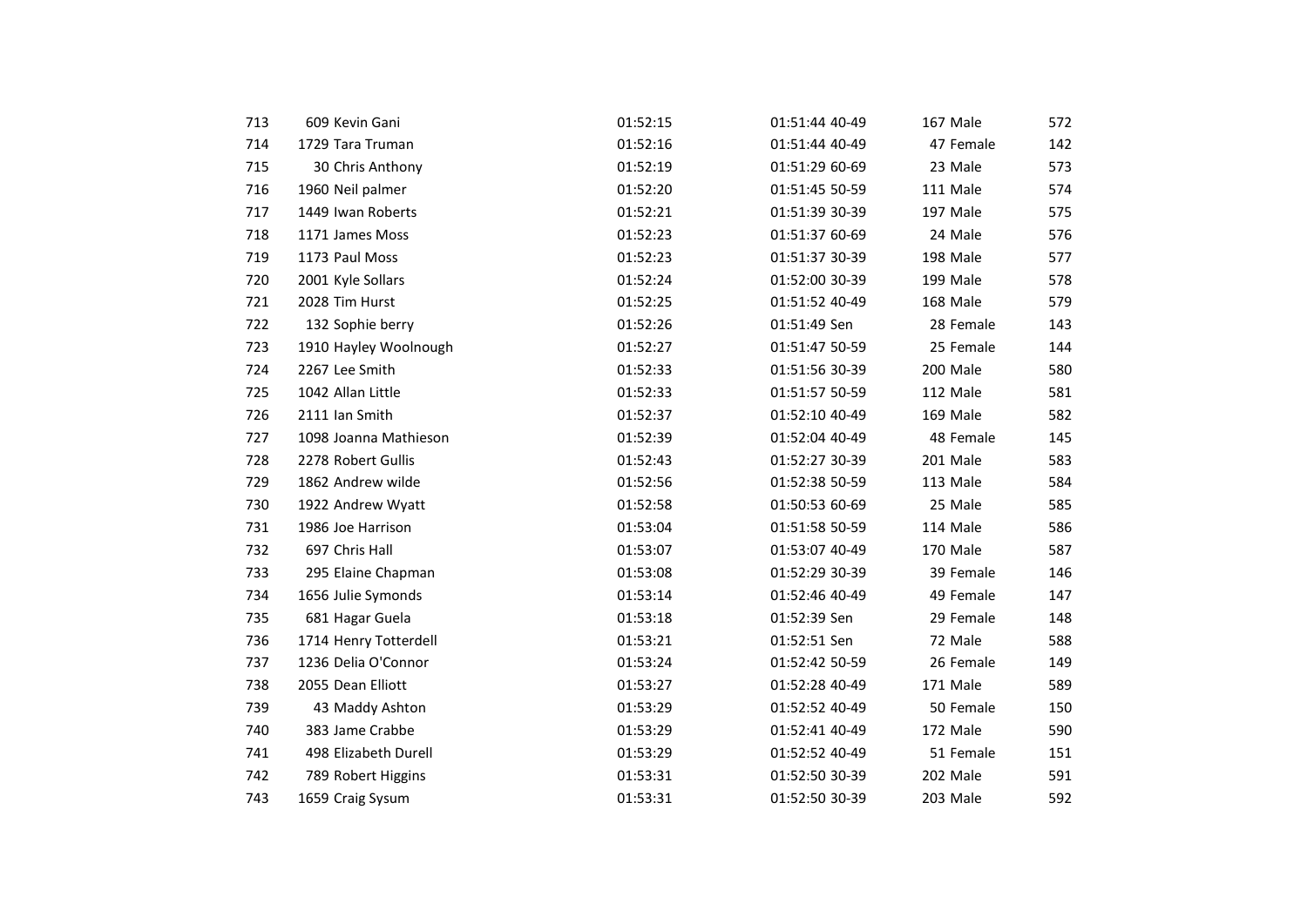| | | | | | | | | |
|---|---|---|---|---|---|---|---|---|
| 713 | 609 | Kevin Gani | 01:52:15 | 01:51:44 | 40-49 | 167 | Male | 572 |
| 714 | 1729 | Tara Truman | 01:52:16 | 01:51:44 | 40-49 | 47 | Female | 142 |
| 715 | 30 | Chris Anthony | 01:52:19 | 01:51:29 | 60-69 | 23 | Male | 573 |
| 716 | 1960 | Neil palmer | 01:52:20 | 01:51:45 | 50-59 | 111 | Male | 574 |
| 717 | 1449 | Iwan Roberts | 01:52:21 | 01:51:39 | 30-39 | 197 | Male | 575 |
| 718 | 1171 | James Moss | 01:52:23 | 01:51:37 | 60-69 | 24 | Male | 576 |
| 719 | 1173 | Paul Moss | 01:52:23 | 01:51:37 | 30-39 | 198 | Male | 577 |
| 720 | 2001 | Kyle Sollars | 01:52:24 | 01:52:00 | 30-39 | 199 | Male | 578 |
| 721 | 2028 | Tim Hurst | 01:52:25 | 01:51:52 | 40-49 | 168 | Male | 579 |
| 722 | 132 | Sophie berry | 01:52:26 | 01:51:49 | Sen | 28 | Female | 143 |
| 723 | 1910 | Hayley Woolnough | 01:52:27 | 01:51:47 | 50-59 | 25 | Female | 144 |
| 724 | 2267 | Lee Smith | 01:52:33 | 01:51:56 | 30-39 | 200 | Male | 580 |
| 725 | 1042 | Allan Little | 01:52:33 | 01:51:57 | 50-59 | 112 | Male | 581 |
| 726 | 2111 | Ian Smith | 01:52:37 | 01:52:10 | 40-49 | 169 | Male | 582 |
| 727 | 1098 | Joanna Mathieson | 01:52:39 | 01:52:04 | 40-49 | 48 | Female | 145 |
| 728 | 2278 | Robert Gullis | 01:52:43 | 01:52:27 | 30-39 | 201 | Male | 583 |
| 729 | 1862 | Andrew wilde | 01:52:56 | 01:52:38 | 50-59 | 113 | Male | 584 |
| 730 | 1922 | Andrew Wyatt | 01:52:58 | 01:50:53 | 60-69 | 25 | Male | 585 |
| 731 | 1986 | Joe Harrison | 01:53:04 | 01:51:58 | 50-59 | 114 | Male | 586 |
| 732 | 697 | Chris Hall | 01:53:07 | 01:53:07 | 40-49 | 170 | Male | 587 |
| 733 | 295 | Elaine Chapman | 01:53:08 | 01:52:29 | 30-39 | 39 | Female | 146 |
| 734 | 1656 | Julie Symonds | 01:53:14 | 01:52:46 | 40-49 | 49 | Female | 147 |
| 735 | 681 | Hagar Guela | 01:53:18 | 01:52:39 | Sen | 29 | Female | 148 |
| 736 | 1714 | Henry Totterdell | 01:53:21 | 01:52:51 | Sen | 72 | Male | 588 |
| 737 | 1236 | Delia O'Connor | 01:53:24 | 01:52:42 | 50-59 | 26 | Female | 149 |
| 738 | 2055 | Dean Elliott | 01:53:27 | 01:52:28 | 40-49 | 171 | Male | 589 |
| 739 | 43 | Maddy Ashton | 01:53:29 | 01:52:52 | 40-49 | 50 | Female | 150 |
| 740 | 383 | Jame Crabbe | 01:53:29 | 01:52:41 | 40-49 | 172 | Male | 590 |
| 741 | 498 | Elizabeth Durell | 01:53:29 | 01:52:52 | 40-49 | 51 | Female | 151 |
| 742 | 789 | Robert Higgins | 01:53:31 | 01:52:50 | 30-39 | 202 | Male | 591 |
| 743 | 1659 | Craig Sysum | 01:53:31 | 01:52:50 | 30-39 | 203 | Male | 592 |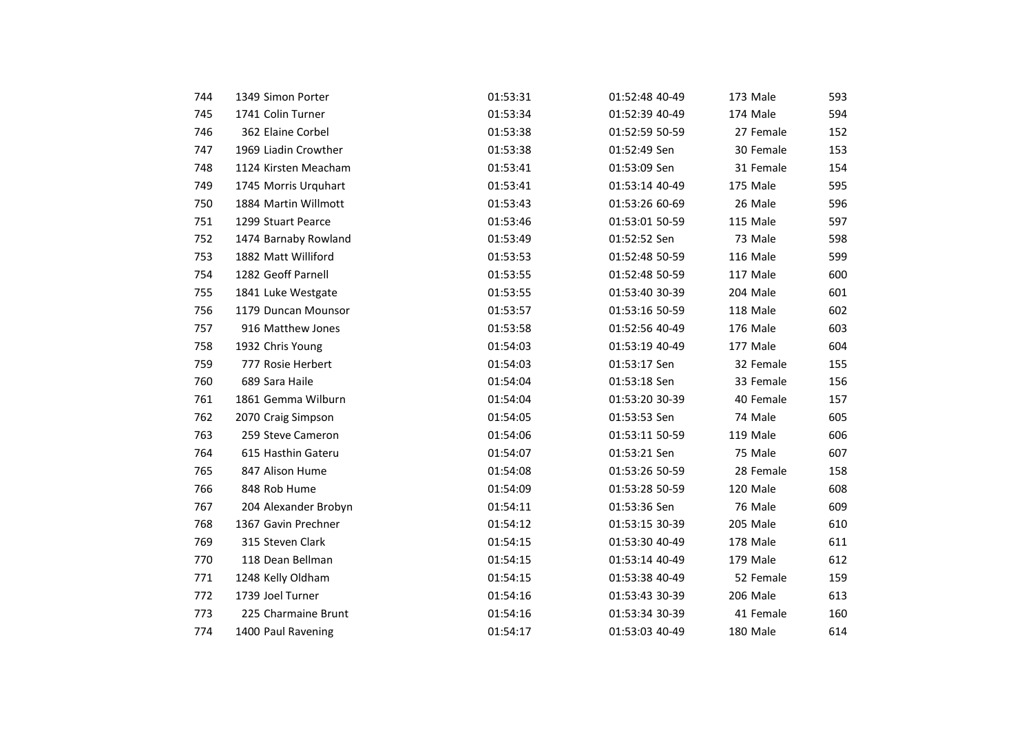| | | | | | | | | |
|---|---|---|---|---|---|---|---|---|
| 744 | 1349 | Simon Porter | 01:53:31 | 01:52:48 | 40-49 | 173 | Male | 593 |
| 745 | 1741 | Colin Turner | 01:53:34 | 01:52:39 | 40-49 | 174 | Male | 594 |
| 746 | 362 | Elaine Corbel | 01:53:38 | 01:52:59 | 50-59 | 27 | Female | 152 |
| 747 | 1969 | Liadin Crowther | 01:53:38 | 01:52:49 | Sen | 30 | Female | 153 |
| 748 | 1124 | Kirsten Meacham | 01:53:41 | 01:53:09 | Sen | 31 | Female | 154 |
| 749 | 1745 | Morris Urquhart | 01:53:41 | 01:53:14 | 40-49 | 175 | Male | 595 |
| 750 | 1884 | Martin Willmott | 01:53:43 | 01:53:26 | 60-69 | 26 | Male | 596 |
| 751 | 1299 | Stuart Pearce | 01:53:46 | 01:53:01 | 50-59 | 115 | Male | 597 |
| 752 | 1474 | Barnaby Rowland | 01:53:49 | 01:52:52 | Sen | 73 | Male | 598 |
| 753 | 1882 | Matt Williford | 01:53:53 | 01:52:48 | 50-59 | 116 | Male | 599 |
| 754 | 1282 | Geoff Parnell | 01:53:55 | 01:52:48 | 50-59 | 117 | Male | 600 |
| 755 | 1841 | Luke Westgate | 01:53:55 | 01:53:40 | 30-39 | 204 | Male | 601 |
| 756 | 1179 | Duncan Mounsor | 01:53:57 | 01:53:16 | 50-59 | 118 | Male | 602 |
| 757 | 916 | Matthew Jones | 01:53:58 | 01:52:56 | 40-49 | 176 | Male | 603 |
| 758 | 1932 | Chris Young | 01:54:03 | 01:53:19 | 40-49 | 177 | Male | 604 |
| 759 | 777 | Rosie Herbert | 01:54:03 | 01:53:17 | Sen | 32 | Female | 155 |
| 760 | 689 | Sara Haile | 01:54:04 | 01:53:18 | Sen | 33 | Female | 156 |
| 761 | 1861 | Gemma Wilburn | 01:54:04 | 01:53:20 | 30-39 | 40 | Female | 157 |
| 762 | 2070 | Craig Simpson | 01:54:05 | 01:53:53 | Sen | 74 | Male | 605 |
| 763 | 259 | Steve Cameron | 01:54:06 | 01:53:11 | 50-59 | 119 | Male | 606 |
| 764 | 615 | Hasthin Gateru | 01:54:07 | 01:53:21 | Sen | 75 | Male | 607 |
| 765 | 847 | Alison Hume | 01:54:08 | 01:53:26 | 50-59 | 28 | Female | 158 |
| 766 | 848 | Rob Hume | 01:54:09 | 01:53:28 | 50-59 | 120 | Male | 608 |
| 767 | 204 | Alexander Brobyn | 01:54:11 | 01:53:36 | Sen | 76 | Male | 609 |
| 768 | 1367 | Gavin Prechner | 01:54:12 | 01:53:15 | 30-39 | 205 | Male | 610 |
| 769 | 315 | Steven Clark | 01:54:15 | 01:53:30 | 40-49 | 178 | Male | 611 |
| 770 | 118 | Dean Bellman | 01:54:15 | 01:53:14 | 40-49 | 179 | Male | 612 |
| 771 | 1248 | Kelly Oldham | 01:54:15 | 01:53:38 | 40-49 | 52 | Female | 159 |
| 772 | 1739 | Joel Turner | 01:54:16 | 01:53:43 | 30-39 | 206 | Male | 613 |
| 773 | 225 | Charmaine Brunt | 01:54:16 | 01:53:34 | 30-39 | 41 | Female | 160 |
| 774 | 1400 | Paul Ravening | 01:54:17 | 01:53:03 | 40-49 | 180 | Male | 614 |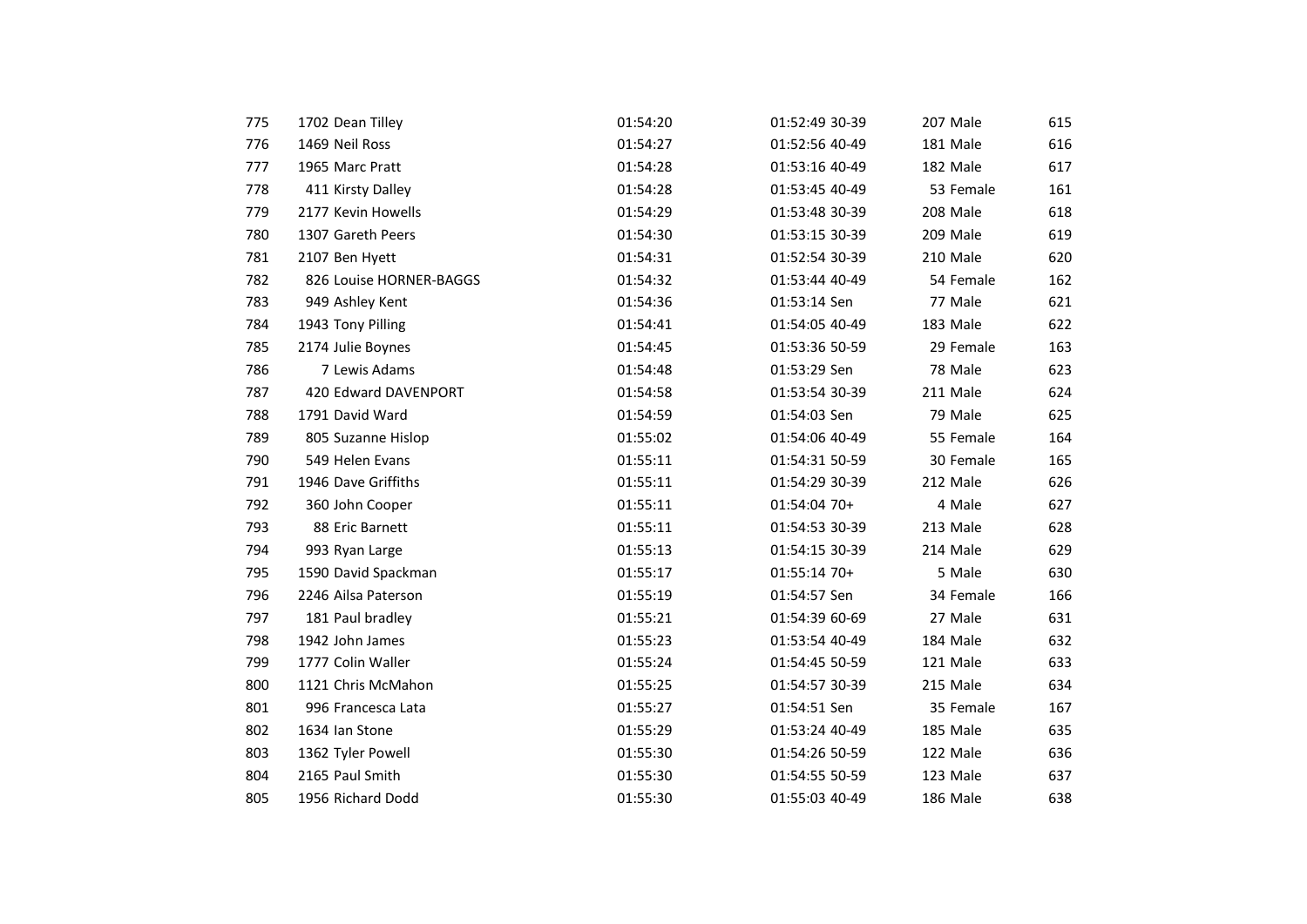| | | | | | | | |
|---|---|---|---|---|---|---|---|
| 775 | 1702 | Dean Tilley | 01:54:20 | 01:52:49 | 30-39 | 207 Male | 615 |
| 776 | 1469 | Neil Ross | 01:54:27 | 01:52:56 | 40-49 | 181 Male | 616 |
| 777 | 1965 | Marc Pratt | 01:54:28 | 01:53:16 | 40-49 | 182 Male | 617 |
| 778 | 411 | Kirsty Dalley | 01:54:28 | 01:53:45 | 40-49 | 53 Female | 161 |
| 779 | 2177 | Kevin Howells | 01:54:29 | 01:53:48 | 30-39 | 208 Male | 618 |
| 780 | 1307 | Gareth Peers | 01:54:30 | 01:53:15 | 30-39 | 209 Male | 619 |
| 781 | 2107 | Ben Hyett | 01:54:31 | 01:52:54 | 30-39 | 210 Male | 620 |
| 782 | 826 | Louise HORNER-BAGGS | 01:54:32 | 01:53:44 | 40-49 | 54 Female | 162 |
| 783 | 949 | Ashley Kent | 01:54:36 | 01:53:14 | Sen | 77 Male | 621 |
| 784 | 1943 | Tony Pilling | 01:54:41 | 01:54:05 | 40-49 | 183 Male | 622 |
| 785 | 2174 | Julie Boynes | 01:54:45 | 01:53:36 | 50-59 | 29 Female | 163 |
| 786 | 7 | Lewis Adams | 01:54:48 | 01:53:29 | Sen | 78 Male | 623 |
| 787 | 420 | Edward DAVENPORT | 01:54:58 | 01:53:54 | 30-39 | 211 Male | 624 |
| 788 | 1791 | David Ward | 01:54:59 | 01:54:03 | Sen | 79 Male | 625 |
| 789 | 805 | Suzanne Hislop | 01:55:02 | 01:54:06 | 40-49 | 55 Female | 164 |
| 790 | 549 | Helen Evans | 01:55:11 | 01:54:31 | 50-59 | 30 Female | 165 |
| 791 | 1946 | Dave Griffiths | 01:55:11 | 01:54:29 | 30-39 | 212 Male | 626 |
| 792 | 360 | John Cooper | 01:55:11 | 01:54:04 | 70+ | 4 Male | 627 |
| 793 | 88 | Eric Barnett | 01:55:11 | 01:54:53 | 30-39 | 213 Male | 628 |
| 794 | 993 | Ryan Large | 01:55:13 | 01:54:15 | 30-39 | 214 Male | 629 |
| 795 | 1590 | David Spackman | 01:55:17 | 01:55:14 | 70+ | 5 Male | 630 |
| 796 | 2246 | Ailsa Paterson | 01:55:19 | 01:54:57 | Sen | 34 Female | 166 |
| 797 | 181 | Paul bradley | 01:55:21 | 01:54:39 | 60-69 | 27 Male | 631 |
| 798 | 1942 | John James | 01:55:23 | 01:53:54 | 40-49 | 184 Male | 632 |
| 799 | 1777 | Colin Waller | 01:55:24 | 01:54:45 | 50-59 | 121 Male | 633 |
| 800 | 1121 | Chris McMahon | 01:55:25 | 01:54:57 | 30-39 | 215 Male | 634 |
| 801 | 996 | Francesca Lata | 01:55:27 | 01:54:51 | Sen | 35 Female | 167 |
| 802 | 1634 | Ian Stone | 01:55:29 | 01:53:24 | 40-49 | 185 Male | 635 |
| 803 | 1362 | Tyler Powell | 01:55:30 | 01:54:26 | 50-59 | 122 Male | 636 |
| 804 | 2165 | Paul Smith | 01:55:30 | 01:54:55 | 50-59 | 123 Male | 637 |
| 805 | 1956 | Richard Dodd | 01:55:30 | 01:55:03 | 40-49 | 186 Male | 638 |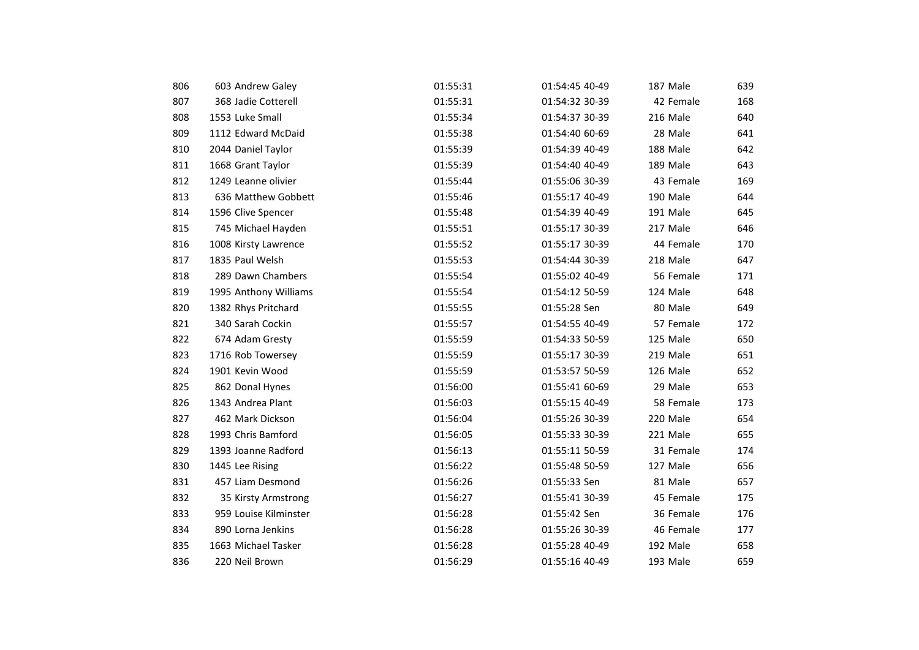| | | | | | | | | | |
|---|---|---|---|---|---|---|---|---|---|
| 806 | 603 | Andrew Galey | 01:55:31 | 01:54:45 | 40-49 | 187 | Male | 639 |
| 807 | 368 | Jadie Cotterell | 01:55:31 | 01:54:32 | 30-39 | 42 | Female | 168 |
| 808 | 1553 | Luke Small | 01:55:34 | 01:54:37 | 30-39 | 216 | Male | 640 |
| 809 | 1112 | Edward McDaid | 01:55:38 | 01:54:40 | 60-69 | 28 | Male | 641 |
| 810 | 2044 | Daniel Taylor | 01:55:39 | 01:54:39 | 40-49 | 188 | Male | 642 |
| 811 | 1668 | Grant Taylor | 01:55:39 | 01:54:40 | 40-49 | 189 | Male | 643 |
| 812 | 1249 | Leanne olivier | 01:55:44 | 01:55:06 | 30-39 | 43 | Female | 169 |
| 813 | 636 | Matthew Gobbett | 01:55:46 | 01:55:17 | 40-49 | 190 | Male | 644 |
| 814 | 1596 | Clive Spencer | 01:55:48 | 01:54:39 | 40-49 | 191 | Male | 645 |
| 815 | 745 | Michael Hayden | 01:55:51 | 01:55:17 | 30-39 | 217 | Male | 646 |
| 816 | 1008 | Kirsty Lawrence | 01:55:52 | 01:55:17 | 30-39 | 44 | Female | 170 |
| 817 | 1835 | Paul Welsh | 01:55:53 | 01:54:44 | 30-39 | 218 | Male | 647 |
| 818 | 289 | Dawn Chambers | 01:55:54 | 01:55:02 | 40-49 | 56 | Female | 171 |
| 819 | 1995 | Anthony Williams | 01:55:54 | 01:54:12 | 50-59 | 124 | Male | 648 |
| 820 | 1382 | Rhys Pritchard | 01:55:55 | 01:55:28 | Sen | 80 | Male | 649 |
| 821 | 340 | Sarah Cockin | 01:55:57 | 01:54:55 | 40-49 | 57 | Female | 172 |
| 822 | 674 | Adam Gresty | 01:55:59 | 01:54:33 | 50-59 | 125 | Male | 650 |
| 823 | 1716 | Rob Towersey | 01:55:59 | 01:55:17 | 30-39 | 219 | Male | 651 |
| 824 | 1901 | Kevin Wood | 01:55:59 | 01:53:57 | 50-59 | 126 | Male | 652 |
| 825 | 862 | Donal Hynes | 01:56:00 | 01:55:41 | 60-69 | 29 | Male | 653 |
| 826 | 1343 | Andrea Plant | 01:56:03 | 01:55:15 | 40-49 | 58 | Female | 173 |
| 827 | 462 | Mark Dickson | 01:56:04 | 01:55:26 | 30-39 | 220 | Male | 654 |
| 828 | 1993 | Chris Bamford | 01:56:05 | 01:55:33 | 30-39 | 221 | Male | 655 |
| 829 | 1393 | Joanne Radford | 01:56:13 | 01:55:11 | 50-59 | 31 | Female | 174 |
| 830 | 1445 | Lee Rising | 01:56:22 | 01:55:48 | 50-59 | 127 | Male | 656 |
| 831 | 457 | Liam Desmond | 01:56:26 | 01:55:33 | Sen | 81 | Male | 657 |
| 832 | 35 | Kirsty Armstrong | 01:56:27 | 01:55:41 | 30-39 | 45 | Female | 175 |
| 833 | 959 | Louise Kilminster | 01:56:28 | 01:55:42 | Sen | 36 | Female | 176 |
| 834 | 890 | Lorna Jenkins | 01:56:28 | 01:55:26 | 30-39 | 46 | Female | 177 |
| 835 | 1663 | Michael Tasker | 01:56:28 | 01:55:28 | 40-49 | 192 | Male | 658 |
| 836 | 220 | Neil Brown | 01:56:29 | 01:55:16 | 40-49 | 193 | Male | 659 |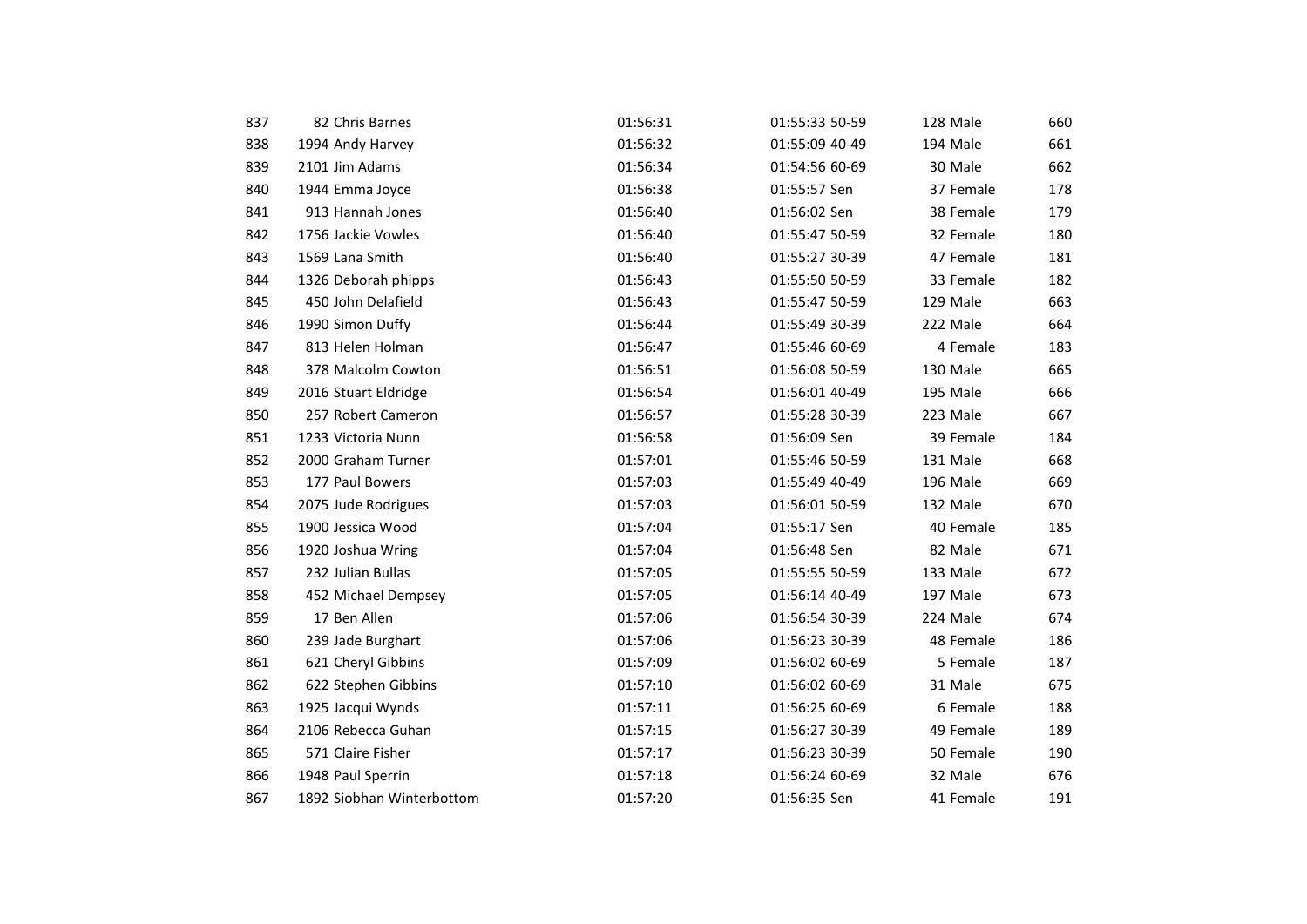| | | | | | | | | |
|---|---|---|---|---|---|---|---|---|
| 837 | 82 | Chris Barnes | 01:56:31 | 01:55:33 | 50-59 | 128 | Male | 660 |
| 838 | 1994 | Andy Harvey | 01:56:32 | 01:55:09 | 40-49 | 194 | Male | 661 |
| 839 | 2101 | Jim Adams | 01:56:34 | 01:54:56 | 60-69 | 30 | Male | 662 |
| 840 | 1944 | Emma Joyce | 01:56:38 | 01:55:57 | Sen | 37 | Female | 178 |
| 841 | 913 | Hannah Jones | 01:56:40 | 01:56:02 | Sen | 38 | Female | 179 |
| 842 | 1756 | Jackie Vowles | 01:56:40 | 01:55:47 | 50-59 | 32 | Female | 180 |
| 843 | 1569 | Lana Smith | 01:56:40 | 01:55:27 | 30-39 | 47 | Female | 181 |
| 844 | 1326 | Deborah phipps | 01:56:43 | 01:55:50 | 50-59 | 33 | Female | 182 |
| 845 | 450 | John Delafield | 01:56:43 | 01:55:47 | 50-59 | 129 | Male | 663 |
| 846 | 1990 | Simon Duffy | 01:56:44 | 01:55:49 | 30-39 | 222 | Male | 664 |
| 847 | 813 | Helen Holman | 01:56:47 | 01:55:46 | 60-69 | 4 | Female | 183 |
| 848 | 378 | Malcolm Cowton | 01:56:51 | 01:56:08 | 50-59 | 130 | Male | 665 |
| 849 | 2016 | Stuart Eldridge | 01:56:54 | 01:56:01 | 40-49 | 195 | Male | 666 |
| 850 | 257 | Robert Cameron | 01:56:57 | 01:55:28 | 30-39 | 223 | Male | 667 |
| 851 | 1233 | Victoria Nunn | 01:56:58 | 01:56:09 | Sen | 39 | Female | 184 |
| 852 | 2000 | Graham Turner | 01:57:01 | 01:55:46 | 50-59 | 131 | Male | 668 |
| 853 | 177 | Paul Bowers | 01:57:03 | 01:55:49 | 40-49 | 196 | Male | 669 |
| 854 | 2075 | Jude Rodrigues | 01:57:03 | 01:56:01 | 50-59 | 132 | Male | 670 |
| 855 | 1900 | Jessica Wood | 01:57:04 | 01:55:17 | Sen | 40 | Female | 185 |
| 856 | 1920 | Joshua Wring | 01:57:04 | 01:56:48 | Sen | 82 | Male | 671 |
| 857 | 232 | Julian Bullas | 01:57:05 | 01:55:55 | 50-59 | 133 | Male | 672 |
| 858 | 452 | Michael Dempsey | 01:57:05 | 01:56:14 | 40-49 | 197 | Male | 673 |
| 859 | 17 | Ben Allen | 01:57:06 | 01:56:54 | 30-39 | 224 | Male | 674 |
| 860 | 239 | Jade Burghart | 01:57:06 | 01:56:23 | 30-39 | 48 | Female | 186 |
| 861 | 621 | Cheryl Gibbins | 01:57:09 | 01:56:02 | 60-69 | 5 | Female | 187 |
| 862 | 622 | Stephen Gibbins | 01:57:10 | 01:56:02 | 60-69 | 31 | Male | 675 |
| 863 | 1925 | Jacqui Wynds | 01:57:11 | 01:56:25 | 60-69 | 6 | Female | 188 |
| 864 | 2106 | Rebecca Guhan | 01:57:15 | 01:56:27 | 30-39 | 49 | Female | 189 |
| 865 | 571 | Claire Fisher | 01:57:17 | 01:56:23 | 30-39 | 50 | Female | 190 |
| 866 | 1948 | Paul Sperrin | 01:57:18 | 01:56:24 | 60-69 | 32 | Male | 676 |
| 867 | 1892 | Siobhan Winterbottom | 01:57:20 | 01:56:35 | Sen | 41 | Female | 191 |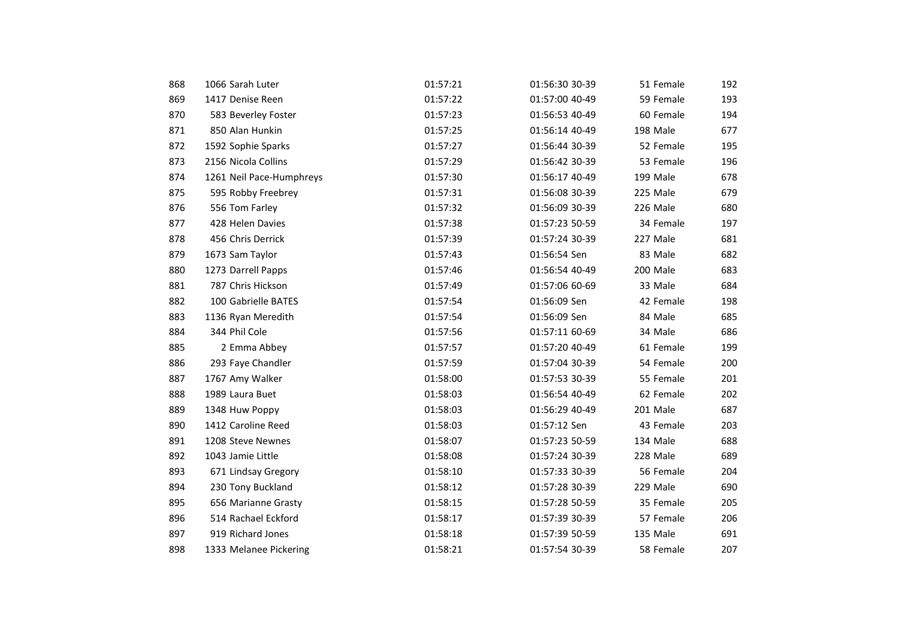| | | | | | | | | |
|---|---|---|---|---|---|---|---|---|
| 868 | 1066 | Sarah Luter | 01:57:21 | 01:56:30 | 30-39 | 51 | Female | 192 |
| 869 | 1417 | Denise Reen | 01:57:22 | 01:57:00 | 40-49 | 59 | Female | 193 |
| 870 | 583 | Beverley Foster | 01:57:23 | 01:56:53 | 40-49 | 60 | Female | 194 |
| 871 | 850 | Alan Hunkin | 01:57:25 | 01:56:14 | 40-49 | 198 | Male | 677 |
| 872 | 1592 | Sophie Sparks | 01:57:27 | 01:56:44 | 30-39 | 52 | Female | 195 |
| 873 | 2156 | Nicola Collins | 01:57:29 | 01:56:42 | 30-39 | 53 | Female | 196 |
| 874 | 1261 | Neil Pace-Humphreys | 01:57:30 | 01:56:17 | 40-49 | 199 | Male | 678 |
| 875 | 595 | Robby Freebrey | 01:57:31 | 01:56:08 | 30-39 | 225 | Male | 679 |
| 876 | 556 | Tom Farley | 01:57:32 | 01:56:09 | 30-39 | 226 | Male | 680 |
| 877 | 428 | Helen Davies | 01:57:38 | 01:57:23 | 50-59 | 34 | Female | 197 |
| 878 | 456 | Chris Derrick | 01:57:39 | 01:57:24 | 30-39 | 227 | Male | 681 |
| 879 | 1673 | Sam Taylor | 01:57:43 | 01:56:54 | Sen | 83 | Male | 682 |
| 880 | 1273 | Darrell Papps | 01:57:46 | 01:56:54 | 40-49 | 200 | Male | 683 |
| 881 | 787 | Chris Hickson | 01:57:49 | 01:57:06 | 60-69 | 33 | Male | 684 |
| 882 | 100 | Gabrielle BATES | 01:57:54 | 01:56:09 | Sen | 42 | Female | 198 |
| 883 | 1136 | Ryan Meredith | 01:57:54 | 01:56:09 | Sen | 84 | Male | 685 |
| 884 | 344 | Phil Cole | 01:57:56 | 01:57:11 | 60-69 | 34 | Male | 686 |
| 885 | 2 | Emma Abbey | 01:57:57 | 01:57:20 | 40-49 | 61 | Female | 199 |
| 886 | 293 | Faye Chandler | 01:57:59 | 01:57:04 | 30-39 | 54 | Female | 200 |
| 887 | 1767 | Amy Walker | 01:58:00 | 01:57:53 | 30-39 | 55 | Female | 201 |
| 888 | 1989 | Laura Buet | 01:58:03 | 01:56:54 | 40-49 | 62 | Female | 202 |
| 889 | 1348 | Huw Poppy | 01:58:03 | 01:56:29 | 40-49 | 201 | Male | 687 |
| 890 | 1412 | Caroline Reed | 01:58:03 | 01:57:12 | Sen | 43 | Female | 203 |
| 891 | 1208 | Steve Newnes | 01:58:07 | 01:57:23 | 50-59 | 134 | Male | 688 |
| 892 | 1043 | Jamie Little | 01:58:08 | 01:57:24 | 30-39 | 228 | Male | 689 |
| 893 | 671 | Lindsay Gregory | 01:58:10 | 01:57:33 | 30-39 | 56 | Female | 204 |
| 894 | 230 | Tony Buckland | 01:58:12 | 01:57:28 | 30-39 | 229 | Male | 690 |
| 895 | 656 | Marianne Grasty | 01:58:15 | 01:57:28 | 50-59 | 35 | Female | 205 |
| 896 | 514 | Rachael Eckford | 01:58:17 | 01:57:39 | 30-39 | 57 | Female | 206 |
| 897 | 919 | Richard Jones | 01:58:18 | 01:57:39 | 50-59 | 135 | Male | 691 |
| 898 | 1333 | Melanee Pickering | 01:58:21 | 01:57:54 | 30-39 | 58 | Female | 207 |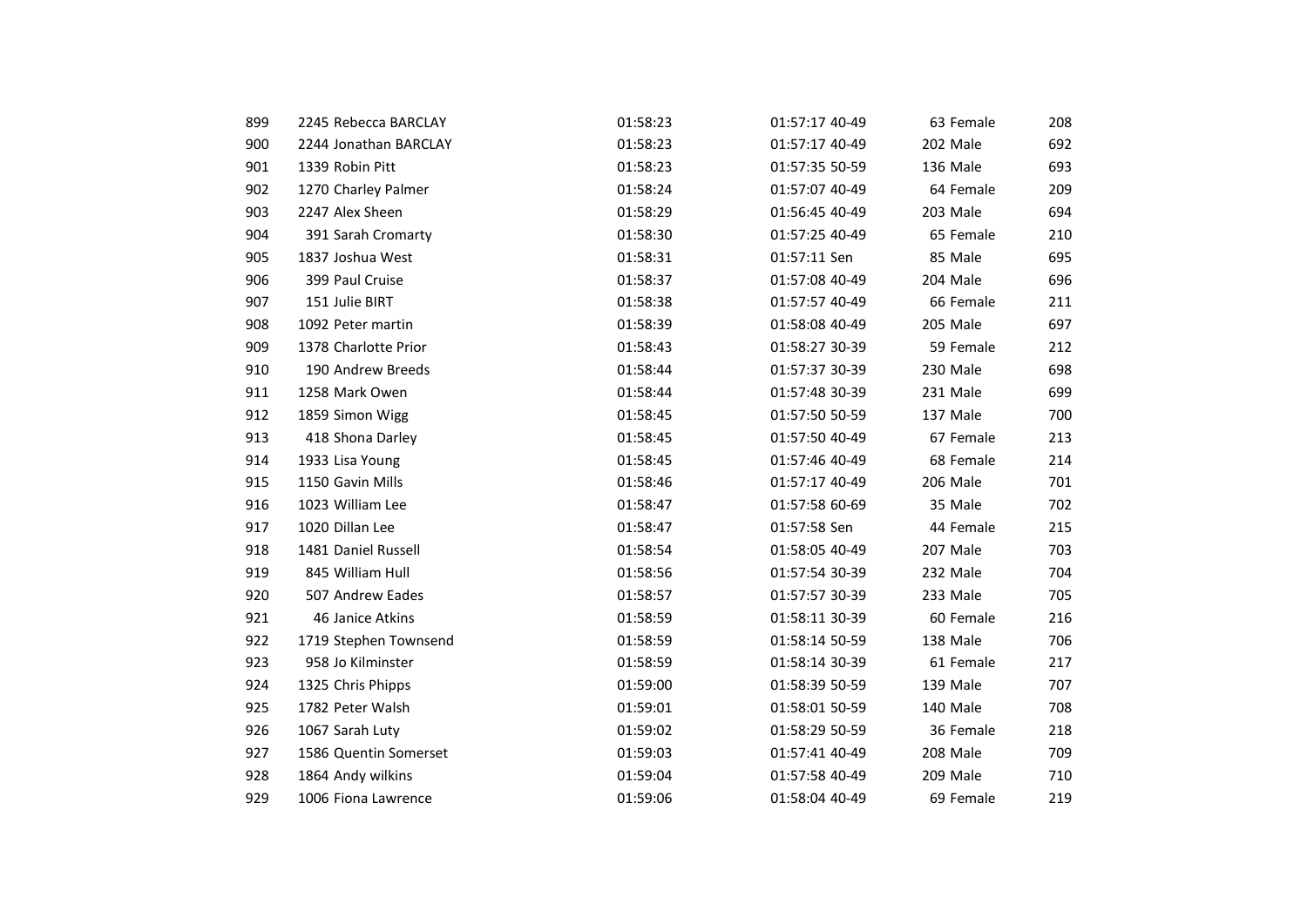| | | | | | | | |
|---|---|---|---|---|---|---|---|
| 899 | 2245 Rebecca BARCLAY | 01:58:23 | 01:57:17 40-49 | 63 Female | 208 |
| 900 | 2244 Jonathan BARCLAY | 01:58:23 | 01:57:17 40-49 | 202 Male | 692 |
| 901 | 1339 Robin Pitt | 01:58:23 | 01:57:35 50-59 | 136 Male | 693 |
| 902 | 1270 Charley Palmer | 01:58:24 | 01:57:07 40-49 | 64 Female | 209 |
| 903 | 2247 Alex Sheen | 01:58:29 | 01:56:45 40-49 | 203 Male | 694 |
| 904 | 391 Sarah Cromarty | 01:58:30 | 01:57:25 40-49 | 65 Female | 210 |
| 905 | 1837 Joshua West | 01:58:31 | 01:57:11 Sen | 85 Male | 695 |
| 906 | 399 Paul Cruise | 01:58:37 | 01:57:08 40-49 | 204 Male | 696 |
| 907 | 151 Julie BIRT | 01:58:38 | 01:57:57 40-49 | 66 Female | 211 |
| 908 | 1092 Peter martin | 01:58:39 | 01:58:08 40-49 | 205 Male | 697 |
| 909 | 1378 Charlotte Prior | 01:58:43 | 01:58:27 30-39 | 59 Female | 212 |
| 910 | 190 Andrew Breeds | 01:58:44 | 01:57:37 30-39 | 230 Male | 698 |
| 911 | 1258 Mark Owen | 01:58:44 | 01:57:48 30-39 | 231 Male | 699 |
| 912 | 1859 Simon Wigg | 01:58:45 | 01:57:50 50-59 | 137 Male | 700 |
| 913 | 418 Shona Darley | 01:58:45 | 01:57:50 40-49 | 67 Female | 213 |
| 914 | 1933 Lisa Young | 01:58:45 | 01:57:46 40-49 | 68 Female | 214 |
| 915 | 1150 Gavin Mills | 01:58:46 | 01:57:17 40-49 | 206 Male | 701 |
| 916 | 1023 William Lee | 01:58:47 | 01:57:58 60-69 | 35 Male | 702 |
| 917 | 1020 Dillan Lee | 01:58:47 | 01:57:58 Sen | 44 Female | 215 |
| 918 | 1481 Daniel Russell | 01:58:54 | 01:58:05 40-49 | 207 Male | 703 |
| 919 | 845 William Hull | 01:58:56 | 01:57:54 30-39 | 232 Male | 704 |
| 920 | 507 Andrew Eades | 01:58:57 | 01:57:57 30-39 | 233 Male | 705 |
| 921 | 46 Janice Atkins | 01:58:59 | 01:58:11 30-39 | 60 Female | 216 |
| 922 | 1719 Stephen Townsend | 01:58:59 | 01:58:14 50-59 | 138 Male | 706 |
| 923 | 958 Jo Kilminster | 01:58:59 | 01:58:14 30-39 | 61 Female | 217 |
| 924 | 1325 Chris Phipps | 01:59:00 | 01:58:39 50-59 | 139 Male | 707 |
| 925 | 1782 Peter Walsh | 01:59:01 | 01:58:01 50-59 | 140 Male | 708 |
| 926 | 1067 Sarah Luty | 01:59:02 | 01:58:29 50-59 | 36 Female | 218 |
| 927 | 1586 Quentin Somerset | 01:59:03 | 01:57:41 40-49 | 208 Male | 709 |
| 928 | 1864 Andy wilkins | 01:59:04 | 01:57:58 40-49 | 209 Male | 710 |
| 929 | 1006 Fiona Lawrence | 01:59:06 | 01:58:04 40-49 | 69 Female | 219 |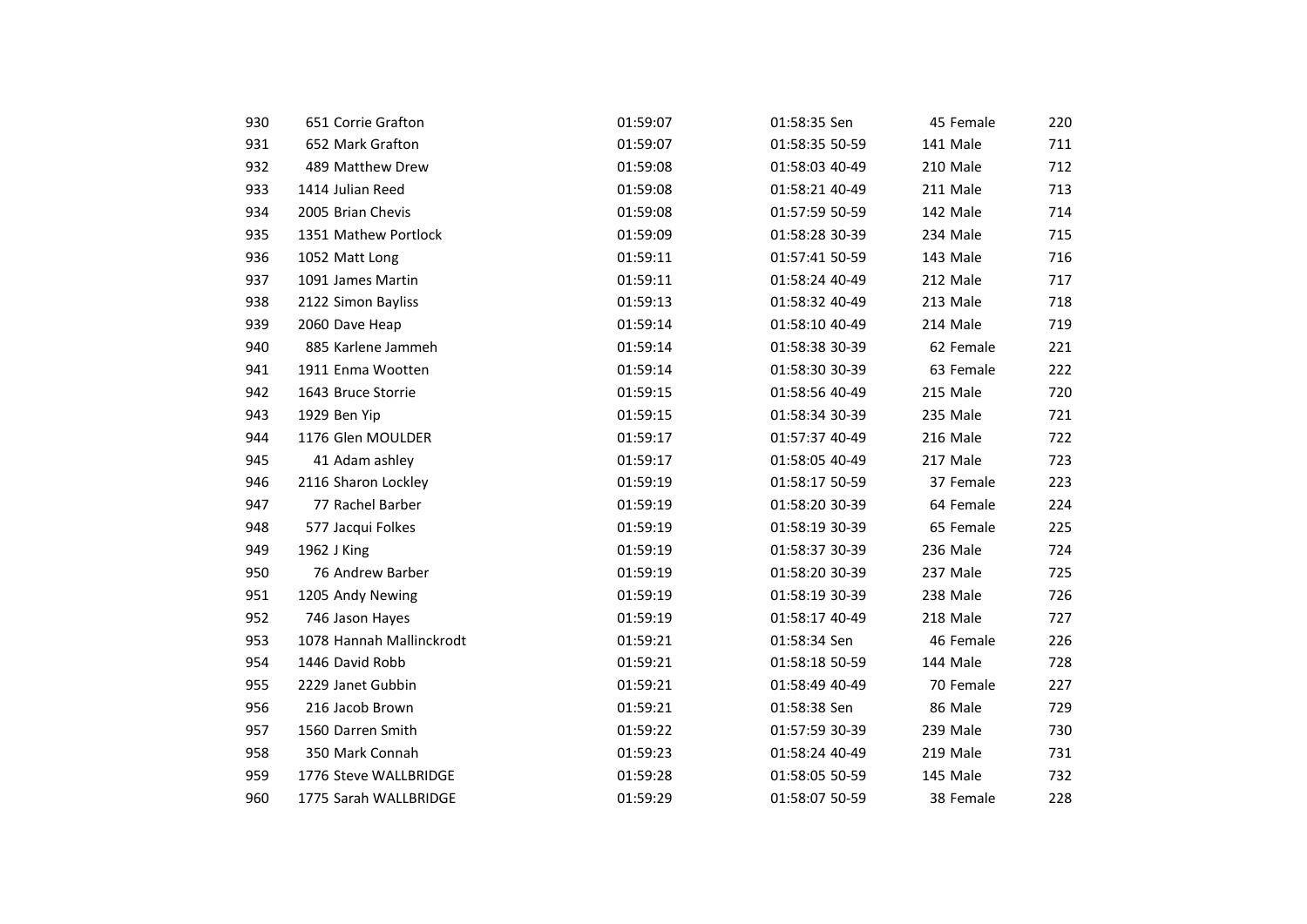| | | | | | | | | | |
|---|---|---|---|---|---|---|---|---|---|
| 930 | 651 | Corrie Grafton | 01:59:07 | 01:58:35 | Sen | 45 | Female | 220 |
| 931 | 652 | Mark Grafton | 01:59:07 | 01:58:35 | 50-59 | 141 | Male | 711 |
| 932 | 489 | Matthew Drew | 01:59:08 | 01:58:03 | 40-49 | 210 | Male | 712 |
| 933 | 1414 | Julian Reed | 01:59:08 | 01:58:21 | 40-49 | 211 | Male | 713 |
| 934 | 2005 | Brian Chevis | 01:59:08 | 01:57:59 | 50-59 | 142 | Male | 714 |
| 935 | 1351 | Mathew Portlock | 01:59:09 | 01:58:28 | 30-39 | 234 | Male | 715 |
| 936 | 1052 | Matt Long | 01:59:11 | 01:57:41 | 50-59 | 143 | Male | 716 |
| 937 | 1091 | James Martin | 01:59:11 | 01:58:24 | 40-49 | 212 | Male | 717 |
| 938 | 2122 | Simon Bayliss | 01:59:13 | 01:58:32 | 40-49 | 213 | Male | 718 |
| 939 | 2060 | Dave Heap | 01:59:14 | 01:58:10 | 40-49 | 214 | Male | 719 |
| 940 | 885 | Karlene Jammeh | 01:59:14 | 01:58:38 | 30-39 | 62 | Female | 221 |
| 941 | 1911 | Enma Wootten | 01:59:14 | 01:58:30 | 30-39 | 63 | Female | 222 |
| 942 | 1643 | Bruce Storrie | 01:59:15 | 01:58:56 | 40-49 | 215 | Male | 720 |
| 943 | 1929 | Ben Yip | 01:59:15 | 01:58:34 | 30-39 | 235 | Male | 721 |
| 944 | 1176 | Glen MOULDER | 01:59:17 | 01:57:37 | 40-49 | 216 | Male | 722 |
| 945 | 41 | Adam ashley | 01:59:17 | 01:58:05 | 40-49 | 217 | Male | 723 |
| 946 | 2116 | Sharon Lockley | 01:59:19 | 01:58:17 | 50-59 | 37 | Female | 223 |
| 947 | 77 | Rachel Barber | 01:59:19 | 01:58:20 | 30-39 | 64 | Female | 224 |
| 948 | 577 | Jacqui Folkes | 01:59:19 | 01:58:19 | 30-39 | 65 | Female | 225 |
| 949 | 1962 | J King | 01:59:19 | 01:58:37 | 30-39 | 236 | Male | 724 |
| 950 | 76 | Andrew Barber | 01:59:19 | 01:58:20 | 30-39 | 237 | Male | 725 |
| 951 | 1205 | Andy Newing | 01:59:19 | 01:58:19 | 30-39 | 238 | Male | 726 |
| 952 | 746 | Jason Hayes | 01:59:19 | 01:58:17 | 40-49 | 218 | Male | 727 |
| 953 | 1078 | Hannah Mallinckrodt | 01:59:21 | 01:58:34 | Sen | 46 | Female | 226 |
| 954 | 1446 | David Robb | 01:59:21 | 01:58:18 | 50-59 | 144 | Male | 728 |
| 955 | 2229 | Janet Gubbin | 01:59:21 | 01:58:49 | 40-49 | 70 | Female | 227 |
| 956 | 216 | Jacob Brown | 01:59:21 | 01:58:38 | Sen | 86 | Male | 729 |
| 957 | 1560 | Darren Smith | 01:59:22 | 01:57:59 | 30-39 | 239 | Male | 730 |
| 958 | 350 | Mark Connah | 01:59:23 | 01:58:24 | 40-49 | 219 | Male | 731 |
| 959 | 1776 | Steve WALLBRIDGE | 01:59:28 | 01:58:05 | 50-59 | 145 | Male | 732 |
| 960 | 1775 | Sarah WALLBRIDGE | 01:59:29 | 01:58:07 | 50-59 | 38 | Female | 228 |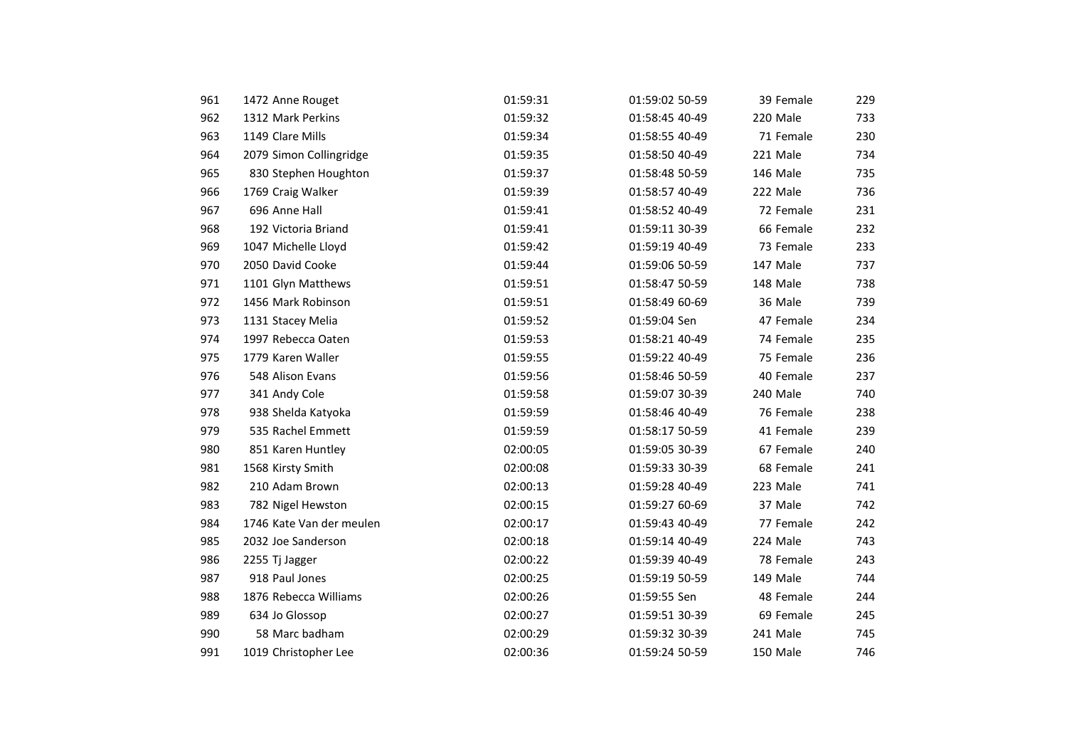| | | | | | | | | |
|---|---|---|---|---|---|---|---|---|
| 961 | 1472 | Anne Rouget | 01:59:31 | 01:59:02 | 50-59 | 39 | Female | 229 |
| 962 | 1312 | Mark Perkins | 01:59:32 | 01:58:45 | 40-49 | 220 | Male | 733 |
| 963 | 1149 | Clare Mills | 01:59:34 | 01:58:55 | 40-49 | 71 | Female | 230 |
| 964 | 2079 | Simon Collingridge | 01:59:35 | 01:58:50 | 40-49 | 221 | Male | 734 |
| 965 | 830 | Stephen Houghton | 01:59:37 | 01:58:48 | 50-59 | 146 | Male | 735 |
| 966 | 1769 | Craig Walker | 01:59:39 | 01:58:57 | 40-49 | 222 | Male | 736 |
| 967 | 696 | Anne Hall | 01:59:41 | 01:58:52 | 40-49 | 72 | Female | 231 |
| 968 | 192 | Victoria Briand | 01:59:41 | 01:59:11 | 30-39 | 66 | Female | 232 |
| 969 | 1047 | Michelle Lloyd | 01:59:42 | 01:59:19 | 40-49 | 73 | Female | 233 |
| 970 | 2050 | David Cooke | 01:59:44 | 01:59:06 | 50-59 | 147 | Male | 737 |
| 971 | 1101 | Glyn Matthews | 01:59:51 | 01:58:47 | 50-59 | 148 | Male | 738 |
| 972 | 1456 | Mark Robinson | 01:59:51 | 01:58:49 | 60-69 | 36 | Male | 739 |
| 973 | 1131 | Stacey Melia | 01:59:52 | 01:59:04 | Sen | 47 | Female | 234 |
| 974 | 1997 | Rebecca Oaten | 01:59:53 | 01:58:21 | 40-49 | 74 | Female | 235 |
| 975 | 1779 | Karen Waller | 01:59:55 | 01:59:22 | 40-49 | 75 | Female | 236 |
| 976 | 548 | Alison Evans | 01:59:56 | 01:58:46 | 50-59 | 40 | Female | 237 |
| 977 | 341 | Andy Cole | 01:59:58 | 01:59:07 | 30-39 | 240 | Male | 740 |
| 978 | 938 | Shelda Katyoka | 01:59:59 | 01:58:46 | 40-49 | 76 | Female | 238 |
| 979 | 535 | Rachel Emmett | 01:59:59 | 01:58:17 | 50-59 | 41 | Female | 239 |
| 980 | 851 | Karen Huntley | 02:00:05 | 01:59:05 | 30-39 | 67 | Female | 240 |
| 981 | 1568 | Kirsty Smith | 02:00:08 | 01:59:33 | 30-39 | 68 | Female | 241 |
| 982 | 210 | Adam Brown | 02:00:13 | 01:59:28 | 40-49 | 223 | Male | 741 |
| 983 | 782 | Nigel Hewston | 02:00:15 | 01:59:27 | 60-69 | 37 | Male | 742 |
| 984 | 1746 | Kate Van der meulen | 02:00:17 | 01:59:43 | 40-49 | 77 | Female | 242 |
| 985 | 2032 | Joe Sanderson | 02:00:18 | 01:59:14 | 40-49 | 224 | Male | 743 |
| 986 | 2255 | Tj Jagger | 02:00:22 | 01:59:39 | 40-49 | 78 | Female | 243 |
| 987 | 918 | Paul Jones | 02:00:25 | 01:59:19 | 50-59 | 149 | Male | 744 |
| 988 | 1876 | Rebecca Williams | 02:00:26 | 01:59:55 | Sen | 48 | Female | 244 |
| 989 | 634 | Jo Glossop | 02:00:27 | 01:59:51 | 30-39 | 69 | Female | 245 |
| 990 | 58 | Marc badham | 02:00:29 | 01:59:32 | 30-39 | 241 | Male | 745 |
| 991 | 1019 | Christopher Lee | 02:00:36 | 01:59:24 | 50-59 | 150 | Male | 746 |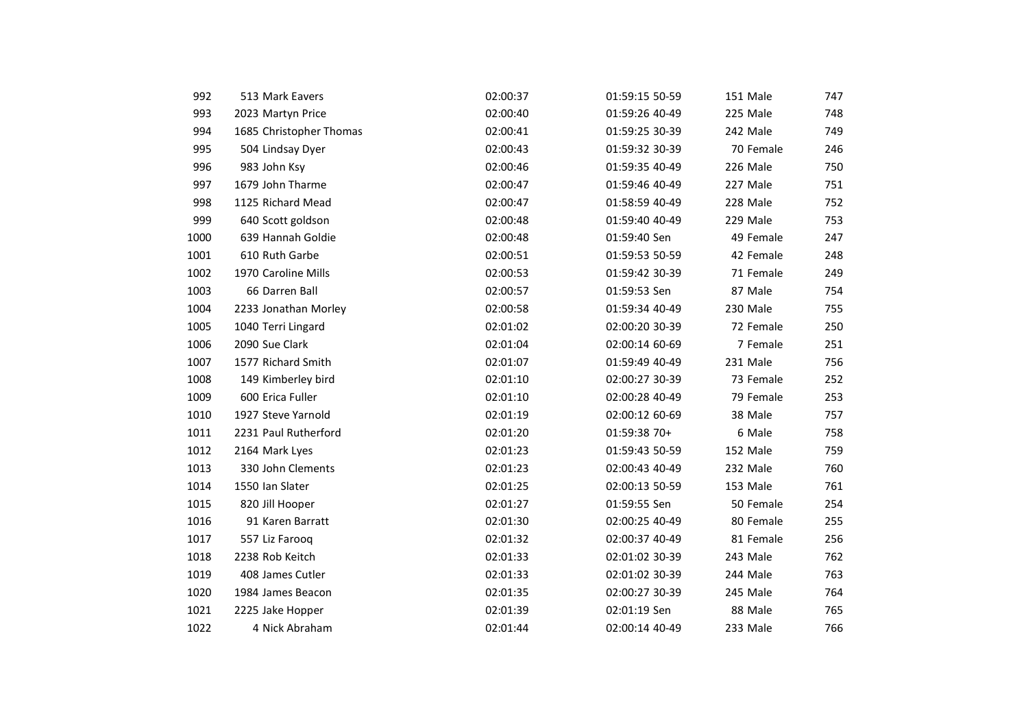| | | | | | |
|---|---|---|---|---|---|
| 992 | 513 Mark Eavers | 02:00:37 | 01:59:15 50-59 | 151 Male | 747 |
| 993 | 2023 Martyn Price | 02:00:40 | 01:59:26 40-49 | 225 Male | 748 |
| 994 | 1685 Christopher Thomas | 02:00:41 | 01:59:25 30-39 | 242 Male | 749 |
| 995 | 504 Lindsay Dyer | 02:00:43 | 01:59:32 30-39 | 70 Female | 246 |
| 996 | 983 John Ksy | 02:00:46 | 01:59:35 40-49 | 226 Male | 750 |
| 997 | 1679 John Tharme | 02:00:47 | 01:59:46 40-49 | 227 Male | 751 |
| 998 | 1125 Richard Mead | 02:00:47 | 01:58:59 40-49 | 228 Male | 752 |
| 999 | 640 Scott goldson | 02:00:48 | 01:59:40 40-49 | 229 Male | 753 |
| 1000 | 639 Hannah Goldie | 02:00:48 | 01:59:40 Sen | 49 Female | 247 |
| 1001 | 610 Ruth Garbe | 02:00:51 | 01:59:53 50-59 | 42 Female | 248 |
| 1002 | 1970 Caroline Mills | 02:00:53 | 01:59:42 30-39 | 71 Female | 249 |
| 1003 | 66 Darren Ball | 02:00:57 | 01:59:53 Sen | 87 Male | 754 |
| 1004 | 2233 Jonathan Morley | 02:00:58 | 01:59:34 40-49 | 230 Male | 755 |
| 1005 | 1040 Terri Lingard | 02:01:02 | 02:00:20 30-39 | 72 Female | 250 |
| 1006 | 2090 Sue Clark | 02:01:04 | 02:00:14 60-69 | 7 Female | 251 |
| 1007 | 1577 Richard Smith | 02:01:07 | 01:59:49 40-49 | 231 Male | 756 |
| 1008 | 149 Kimberley bird | 02:01:10 | 02:00:27 30-39 | 73 Female | 252 |
| 1009 | 600 Erica Fuller | 02:01:10 | 02:00:28 40-49 | 79 Female | 253 |
| 1010 | 1927 Steve Yarnold | 02:01:19 | 02:00:12 60-69 | 38 Male | 757 |
| 1011 | 2231 Paul Rutherford | 02:01:20 | 01:59:38 70+ | 6 Male | 758 |
| 1012 | 2164 Mark Lyes | 02:01:23 | 01:59:43 50-59 | 152 Male | 759 |
| 1013 | 330 John Clements | 02:01:23 | 02:00:43 40-49 | 232 Male | 760 |
| 1014 | 1550 Ian Slater | 02:01:25 | 02:00:13 50-59 | 153 Male | 761 |
| 1015 | 820 Jill Hooper | 02:01:27 | 01:59:55 Sen | 50 Female | 254 |
| 1016 | 91 Karen Barratt | 02:01:30 | 02:00:25 40-49 | 80 Female | 255 |
| 1017 | 557 Liz Farooq | 02:01:32 | 02:00:37 40-49 | 81 Female | 256 |
| 1018 | 2238 Rob Keitch | 02:01:33 | 02:01:02 30-39 | 243 Male | 762 |
| 1019 | 408 James Cutler | 02:01:33 | 02:01:02 30-39 | 244 Male | 763 |
| 1020 | 1984 James Beacon | 02:01:35 | 02:00:27 30-39 | 245 Male | 764 |
| 1021 | 2225 Jake Hopper | 02:01:39 | 02:01:19 Sen | 88 Male | 765 |
| 1022 | 4 Nick Abraham | 02:01:44 | 02:00:14 40-49 | 233 Male | 766 |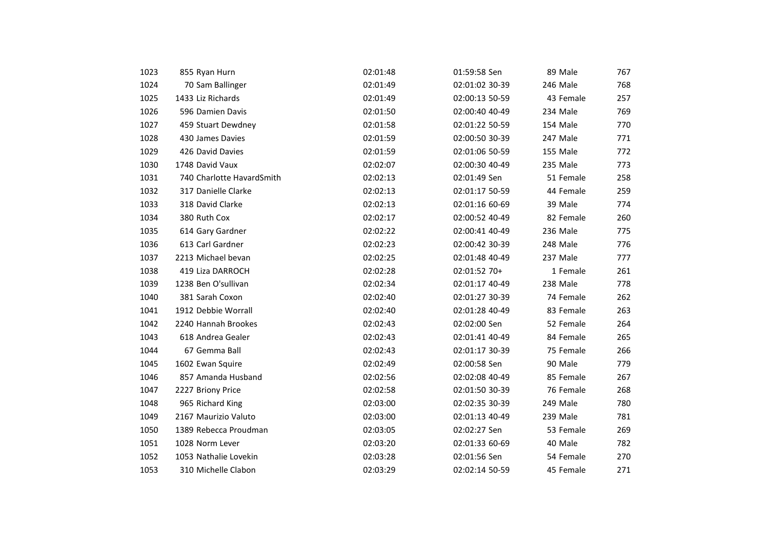| | | | | | | | | |
|---|---|---|---|---|---|---|---|---|
| 1023 | 855 | Ryan Hurn | 02:01:48 | 01:59:58 | Sen | 89 | Male | 767 |
| 1024 | 70 | Sam Ballinger | 02:01:49 | 02:01:02 | 30-39 | 246 | Male | 768 |
| 1025 | 1433 | Liz Richards | 02:01:49 | 02:00:13 | 50-59 | 43 | Female | 257 |
| 1026 | 596 | Damien Davis | 02:01:50 | 02:00:40 | 40-49 | 234 | Male | 769 |
| 1027 | 459 | Stuart Dewdney | 02:01:58 | 02:01:22 | 50-59 | 154 | Male | 770 |
| 1028 | 430 | James Davies | 02:01:59 | 02:00:50 | 30-39 | 247 | Male | 771 |
| 1029 | 426 | David Davies | 02:01:59 | 02:01:06 | 50-59 | 155 | Male | 772 |
| 1030 | 1748 | David Vaux | 02:02:07 | 02:00:30 | 40-49 | 235 | Male | 773 |
| 1031 | 740 | Charlotte HavardSmith | 02:02:13 | 02:01:49 | Sen | 51 | Female | 258 |
| 1032 | 317 | Danielle Clarke | 02:02:13 | 02:01:17 | 50-59 | 44 | Female | 259 |
| 1033 | 318 | David Clarke | 02:02:13 | 02:01:16 | 60-69 | 39 | Male | 774 |
| 1034 | 380 | Ruth Cox | 02:02:17 | 02:00:52 | 40-49 | 82 | Female | 260 |
| 1035 | 614 | Gary Gardner | 02:02:22 | 02:00:41 | 40-49 | 236 | Male | 775 |
| 1036 | 613 | Carl Gardner | 02:02:23 | 02:00:42 | 30-39 | 248 | Male | 776 |
| 1037 | 2213 | Michael bevan | 02:02:25 | 02:01:48 | 40-49 | 237 | Male | 777 |
| 1038 | 419 | Liza DARROCH | 02:02:28 | 02:01:52 | 70+ | 1 | Female | 261 |
| 1039 | 1238 | Ben O'sullivan | 02:02:34 | 02:01:17 | 40-49 | 238 | Male | 778 |
| 1040 | 381 | Sarah Coxon | 02:02:40 | 02:01:27 | 30-39 | 74 | Female | 262 |
| 1041 | 1912 | Debbie Worrall | 02:02:40 | 02:01:28 | 40-49 | 83 | Female | 263 |
| 1042 | 2240 | Hannah Brookes | 02:02:43 | 02:02:00 | Sen | 52 | Female | 264 |
| 1043 | 618 | Andrea Gealer | 02:02:43 | 02:01:41 | 40-49 | 84 | Female | 265 |
| 1044 | 67 | Gemma Ball | 02:02:43 | 02:01:17 | 30-39 | 75 | Female | 266 |
| 1045 | 1602 | Ewan Squire | 02:02:49 | 02:00:58 | Sen | 90 | Male | 779 |
| 1046 | 857 | Amanda Husband | 02:02:56 | 02:02:08 | 40-49 | 85 | Female | 267 |
| 1047 | 2227 | Briony Price | 02:02:58 | 02:01:50 | 30-39 | 76 | Female | 268 |
| 1048 | 965 | Richard King | 02:03:00 | 02:02:35 | 30-39 | 249 | Male | 780 |
| 1049 | 2167 | Maurizio Valuto | 02:03:00 | 02:01:13 | 40-49 | 239 | Male | 781 |
| 1050 | 1389 | Rebecca Proudman | 02:03:05 | 02:02:27 | Sen | 53 | Female | 269 |
| 1051 | 1028 | Norm Lever | 02:03:20 | 02:01:33 | 60-69 | 40 | Male | 782 |
| 1052 | 1053 | Nathalie Lovekin | 02:03:28 | 02:01:56 | Sen | 54 | Female | 270 |
| 1053 | 310 | Michelle Clabon | 02:03:29 | 02:02:14 | 50-59 | 45 | Female | 271 |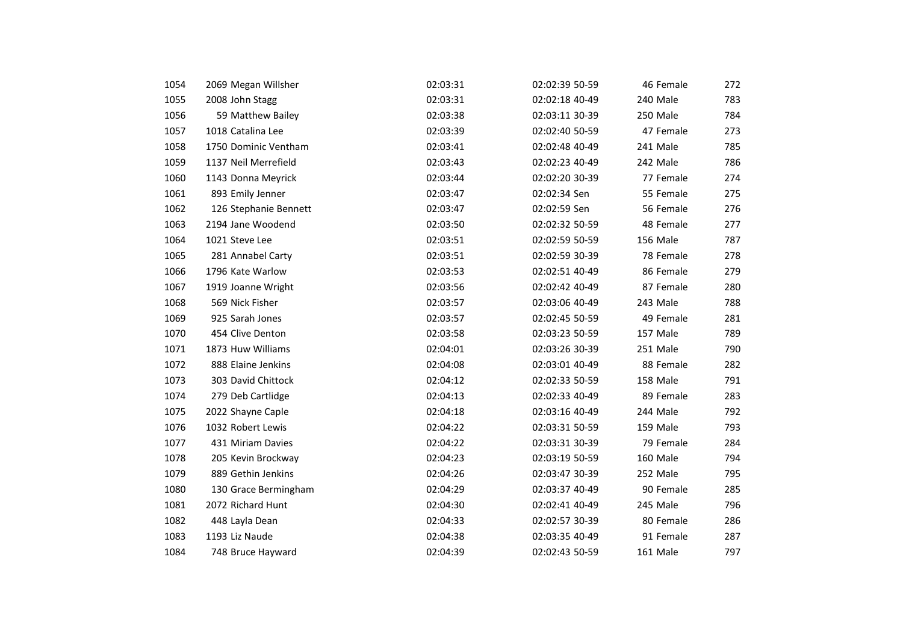| | | | | | | | | |
|---|---|---|---|---|---|---|---|---|
| 1054 | 2069 | Megan Willsher | 02:03:31 | 02:02:39 | 50-59 | 46 | Female | 272 |
| 1055 | 2008 | John Stagg | 02:03:31 | 02:02:18 | 40-49 | 240 | Male | 783 |
| 1056 | 59 | Matthew Bailey | 02:03:38 | 02:03:11 | 30-39 | 250 | Male | 784 |
| 1057 | 1018 | Catalina Lee | 02:03:39 | 02:02:40 | 50-59 | 47 | Female | 273 |
| 1058 | 1750 | Dominic Ventham | 02:03:41 | 02:02:48 | 40-49 | 241 | Male | 785 |
| 1059 | 1137 | Neil Merrefield | 02:03:43 | 02:02:23 | 40-49 | 242 | Male | 786 |
| 1060 | 1143 | Donna Meyrick | 02:03:44 | 02:02:20 | 30-39 | 77 | Female | 274 |
| 1061 | 893 | Emily Jenner | 02:03:47 | 02:02:34 | Sen | 55 | Female | 275 |
| 1062 | 126 | Stephanie Bennett | 02:03:47 | 02:02:59 | Sen | 56 | Female | 276 |
| 1063 | 2194 | Jane Woodend | 02:03:50 | 02:02:32 | 50-59 | 48 | Female | 277 |
| 1064 | 1021 | Steve Lee | 02:03:51 | 02:02:59 | 50-59 | 156 | Male | 787 |
| 1065 | 281 | Annabel Carty | 02:03:51 | 02:02:59 | 30-39 | 78 | Female | 278 |
| 1066 | 1796 | Kate Warlow | 02:03:53 | 02:02:51 | 40-49 | 86 | Female | 279 |
| 1067 | 1919 | Joanne Wright | 02:03:56 | 02:02:42 | 40-49 | 87 | Female | 280 |
| 1068 | 569 | Nick Fisher | 02:03:57 | 02:03:06 | 40-49 | 243 | Male | 788 |
| 1069 | 925 | Sarah Jones | 02:03:57 | 02:02:45 | 50-59 | 49 | Female | 281 |
| 1070 | 454 | Clive Denton | 02:03:58 | 02:03:23 | 50-59 | 157 | Male | 789 |
| 1071 | 1873 | Huw Williams | 02:04:01 | 02:03:26 | 30-39 | 251 | Male | 790 |
| 1072 | 888 | Elaine Jenkins | 02:04:08 | 02:03:01 | 40-49 | 88 | Female | 282 |
| 1073 | 303 | David Chittock | 02:04:12 | 02:02:33 | 50-59 | 158 | Male | 791 |
| 1074 | 279 | Deb Cartlidge | 02:04:13 | 02:02:33 | 40-49 | 89 | Female | 283 |
| 1075 | 2022 | Shayne Caple | 02:04:18 | 02:03:16 | 40-49 | 244 | Male | 792 |
| 1076 | 1032 | Robert Lewis | 02:04:22 | 02:03:31 | 50-59 | 159 | Male | 793 |
| 1077 | 431 | Miriam Davies | 02:04:22 | 02:03:31 | 30-39 | 79 | Female | 284 |
| 1078 | 205 | Kevin Brockway | 02:04:23 | 02:03:19 | 50-59 | 160 | Male | 794 |
| 1079 | 889 | Gethin Jenkins | 02:04:26 | 02:03:47 | 30-39 | 252 | Male | 795 |
| 1080 | 130 | Grace Bermingham | 02:04:29 | 02:03:37 | 40-49 | 90 | Female | 285 |
| 1081 | 2072 | Richard Hunt | 02:04:30 | 02:02:41 | 40-49 | 245 | Male | 796 |
| 1082 | 448 | Layla Dean | 02:04:33 | 02:02:57 | 30-39 | 80 | Female | 286 |
| 1083 | 1193 | Liz Naude | 02:04:38 | 02:03:35 | 40-49 | 91 | Female | 287 |
| 1084 | 748 | Bruce Hayward | 02:04:39 | 02:02:43 | 50-59 | 161 | Male | 797 |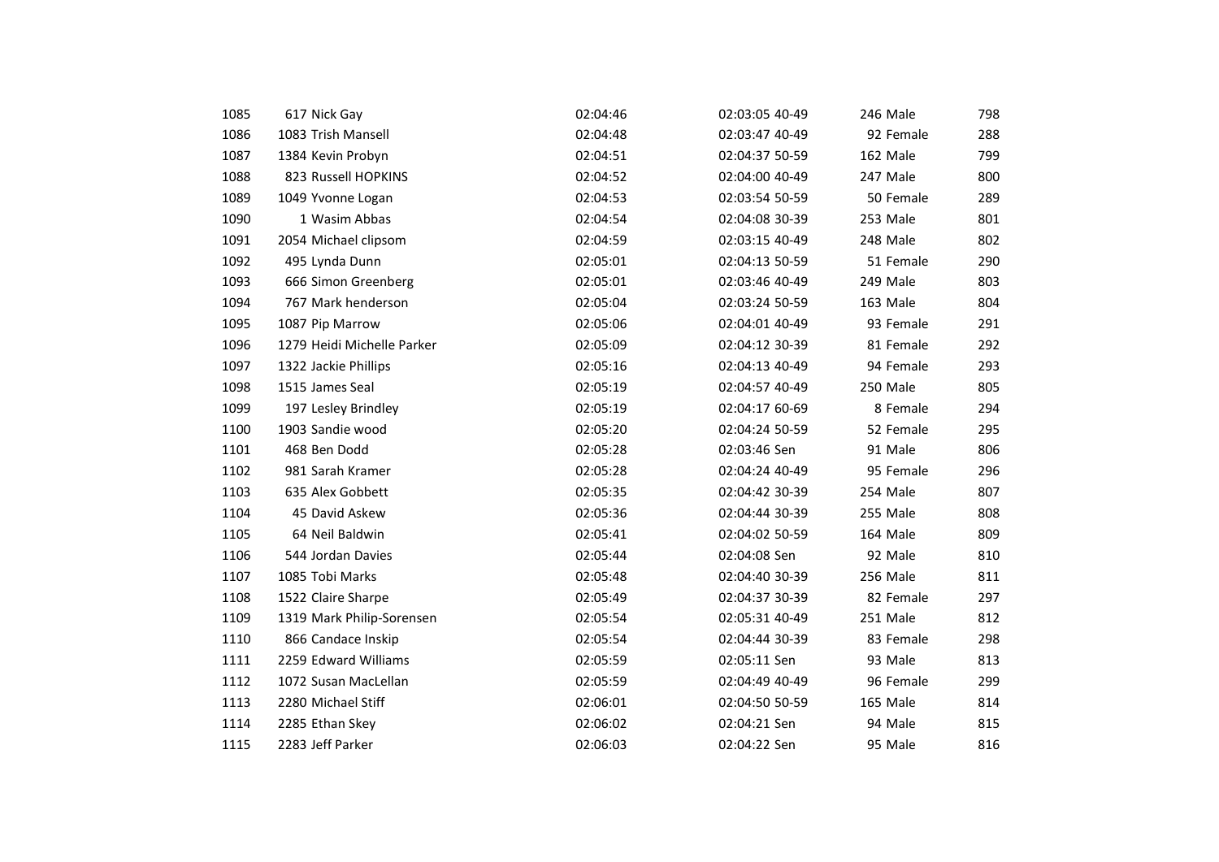| | | | | | | | | | |
|---|---|---|---|---|---|---|---|---|---|
| 1085 | 617 | Nick Gay | 02:04:46 | 02:03:05 | 40-49 | 246 | Male | 798 |
| 1086 | 1083 | Trish Mansell | 02:04:48 | 02:03:47 | 40-49 | 92 | Female | 288 |
| 1087 | 1384 | Kevin Probyn | 02:04:51 | 02:04:37 | 50-59 | 162 | Male | 799 |
| 1088 | 823 | Russell HOPKINS | 02:04:52 | 02:04:00 | 40-49 | 247 | Male | 800 |
| 1089 | 1049 | Yvonne Logan | 02:04:53 | 02:03:54 | 50-59 | 50 | Female | 289 |
| 1090 | 1 | Wasim Abbas | 02:04:54 | 02:04:08 | 30-39 | 253 | Male | 801 |
| 1091 | 2054 | Michael clipsom | 02:04:59 | 02:03:15 | 40-49 | 248 | Male | 802 |
| 1092 | 495 | Lynda Dunn | 02:05:01 | 02:04:13 | 50-59 | 51 | Female | 290 |
| 1093 | 666 | Simon Greenberg | 02:05:01 | 02:03:46 | 40-49 | 249 | Male | 803 |
| 1094 | 767 | Mark henderson | 02:05:04 | 02:03:24 | 50-59 | 163 | Male | 804 |
| 1095 | 1087 | Pip Marrow | 02:05:06 | 02:04:01 | 40-49 | 93 | Female | 291 |
| 1096 | 1279 | Heidi Michelle Parker | 02:05:09 | 02:04:12 | 30-39 | 81 | Female | 292 |
| 1097 | 1322 | Jackie Phillips | 02:05:16 | 02:04:13 | 40-49 | 94 | Female | 293 |
| 1098 | 1515 | James Seal | 02:05:19 | 02:04:57 | 40-49 | 250 | Male | 805 |
| 1099 | 197 | Lesley Brindley | 02:05:19 | 02:04:17 | 60-69 | 8 | Female | 294 |
| 1100 | 1903 | Sandie wood | 02:05:20 | 02:04:24 | 50-59 | 52 | Female | 295 |
| 1101 | 468 | Ben Dodd | 02:05:28 | 02:03:46 | Sen | 91 | Male | 806 |
| 1102 | 981 | Sarah Kramer | 02:05:28 | 02:04:24 | 40-49 | 95 | Female | 296 |
| 1103 | 635 | Alex Gobbett | 02:05:35 | 02:04:42 | 30-39 | 254 | Male | 807 |
| 1104 | 45 | David Askew | 02:05:36 | 02:04:44 | 30-39 | 255 | Male | 808 |
| 1105 | 64 | Neil Baldwin | 02:05:41 | 02:04:02 | 50-59 | 164 | Male | 809 |
| 1106 | 544 | Jordan Davies | 02:05:44 | 02:04:08 | Sen | 92 | Male | 810 |
| 1107 | 1085 | Tobi Marks | 02:05:48 | 02:04:40 | 30-39 | 256 | Male | 811 |
| 1108 | 1522 | Claire Sharpe | 02:05:49 | 02:04:37 | 30-39 | 82 | Female | 297 |
| 1109 | 1319 | Mark Philip-Sorensen | 02:05:54 | 02:05:31 | 40-49 | 251 | Male | 812 |
| 1110 | 866 | Candace Inskip | 02:05:54 | 02:04:44 | 30-39 | 83 | Female | 298 |
| 1111 | 2259 | Edward Williams | 02:05:59 | 02:05:11 | Sen | 93 | Male | 813 |
| 1112 | 1072 | Susan MacLellan | 02:05:59 | 02:04:49 | 40-49 | 96 | Female | 299 |
| 1113 | 2280 | Michael Stiff | 02:06:01 | 02:04:50 | 50-59 | 165 | Male | 814 |
| 1114 | 2285 | Ethan Skey | 02:06:02 | 02:04:21 | Sen | 94 | Male | 815 |
| 1115 | 2283 | Jeff Parker | 02:06:03 | 02:04:22 | Sen | 95 | Male | 816 |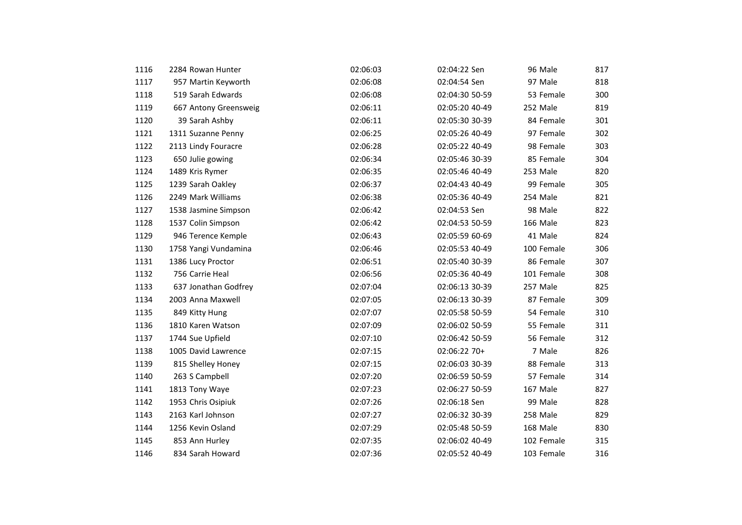| | | | | | | | | |
|---|---|---|---|---|---|---|---|---|
| 1116 | 2284 | Rowan Hunter | 02:06:03 | 02:04:22 | Sen | 96 | Male | 817 |
| 1117 | 957 | Martin Keyworth | 02:06:08 | 02:04:54 | Sen | 97 | Male | 818 |
| 1118 | 519 | Sarah Edwards | 02:06:08 | 02:04:30 | 50-59 | 53 | Female | 300 |
| 1119 | 667 | Antony Greensweig | 02:06:11 | 02:05:20 | 40-49 | 252 | Male | 819 |
| 1120 | 39 | Sarah Ashby | 02:06:11 | 02:05:30 | 30-39 | 84 | Female | 301 |
| 1121 | 1311 | Suzanne Penny | 02:06:25 | 02:05:26 | 40-49 | 97 | Female | 302 |
| 1122 | 2113 | Lindy Fouracre | 02:06:28 | 02:05:22 | 40-49 | 98 | Female | 303 |
| 1123 | 650 | Julie gowing | 02:06:34 | 02:05:46 | 30-39 | 85 | Female | 304 |
| 1124 | 1489 | Kris Rymer | 02:06:35 | 02:05:46 | 40-49 | 253 | Male | 820 |
| 1125 | 1239 | Sarah Oakley | 02:06:37 | 02:04:43 | 40-49 | 99 | Female | 305 |
| 1126 | 2249 | Mark Williams | 02:06:38 | 02:05:36 | 40-49 | 254 | Male | 821 |
| 1127 | 1538 | Jasmine Simpson | 02:06:42 | 02:04:53 | Sen | 98 | Male | 822 |
| 1128 | 1537 | Colin Simpson | 02:06:42 | 02:04:53 | 50-59 | 166 | Male | 823 |
| 1129 | 946 | Terence Kemple | 02:06:43 | 02:05:59 | 60-69 | 41 | Male | 824 |
| 1130 | 1758 | Yangi Vundamina | 02:06:46 | 02:05:53 | 40-49 | 100 | Female | 306 |
| 1131 | 1386 | Lucy Proctor | 02:06:51 | 02:05:40 | 30-39 | 86 | Female | 307 |
| 1132 | 756 | Carrie Heal | 02:06:56 | 02:05:36 | 40-49 | 101 | Female | 308 |
| 1133 | 637 | Jonathan Godfrey | 02:07:04 | 02:06:13 | 30-39 | 257 | Male | 825 |
| 1134 | 2003 | Anna Maxwell | 02:07:05 | 02:06:13 | 30-39 | 87 | Female | 309 |
| 1135 | 849 | Kitty Hung | 02:07:07 | 02:05:58 | 50-59 | 54 | Female | 310 |
| 1136 | 1810 | Karen Watson | 02:07:09 | 02:06:02 | 50-59 | 55 | Female | 311 |
| 1137 | 1744 | Sue Upfield | 02:07:10 | 02:06:42 | 50-59 | 56 | Female | 312 |
| 1138 | 1005 | David Lawrence | 02:07:15 | 02:06:22 | 70+ | 7 | Male | 826 |
| 1139 | 815 | Shelley Honey | 02:07:15 | 02:06:03 | 30-39 | 88 | Female | 313 |
| 1140 | 263 | S Campbell | 02:07:20 | 02:06:59 | 50-59 | 57 | Female | 314 |
| 1141 | 1813 | Tony Waye | 02:07:23 | 02:06:27 | 50-59 | 167 | Male | 827 |
| 1142 | 1953 | Chris Osipiuk | 02:07:26 | 02:06:18 | Sen | 99 | Male | 828 |
| 1143 | 2163 | Karl Johnson | 02:07:27 | 02:06:32 | 30-39 | 258 | Male | 829 |
| 1144 | 1256 | Kevin Osland | 02:07:29 | 02:05:48 | 50-59 | 168 | Male | 830 |
| 1145 | 853 | Ann Hurley | 02:07:35 | 02:06:02 | 40-49 | 102 | Female | 315 |
| 1146 | 834 | Sarah Howard | 02:07:36 | 02:05:52 | 40-49 | 103 | Female | 316 |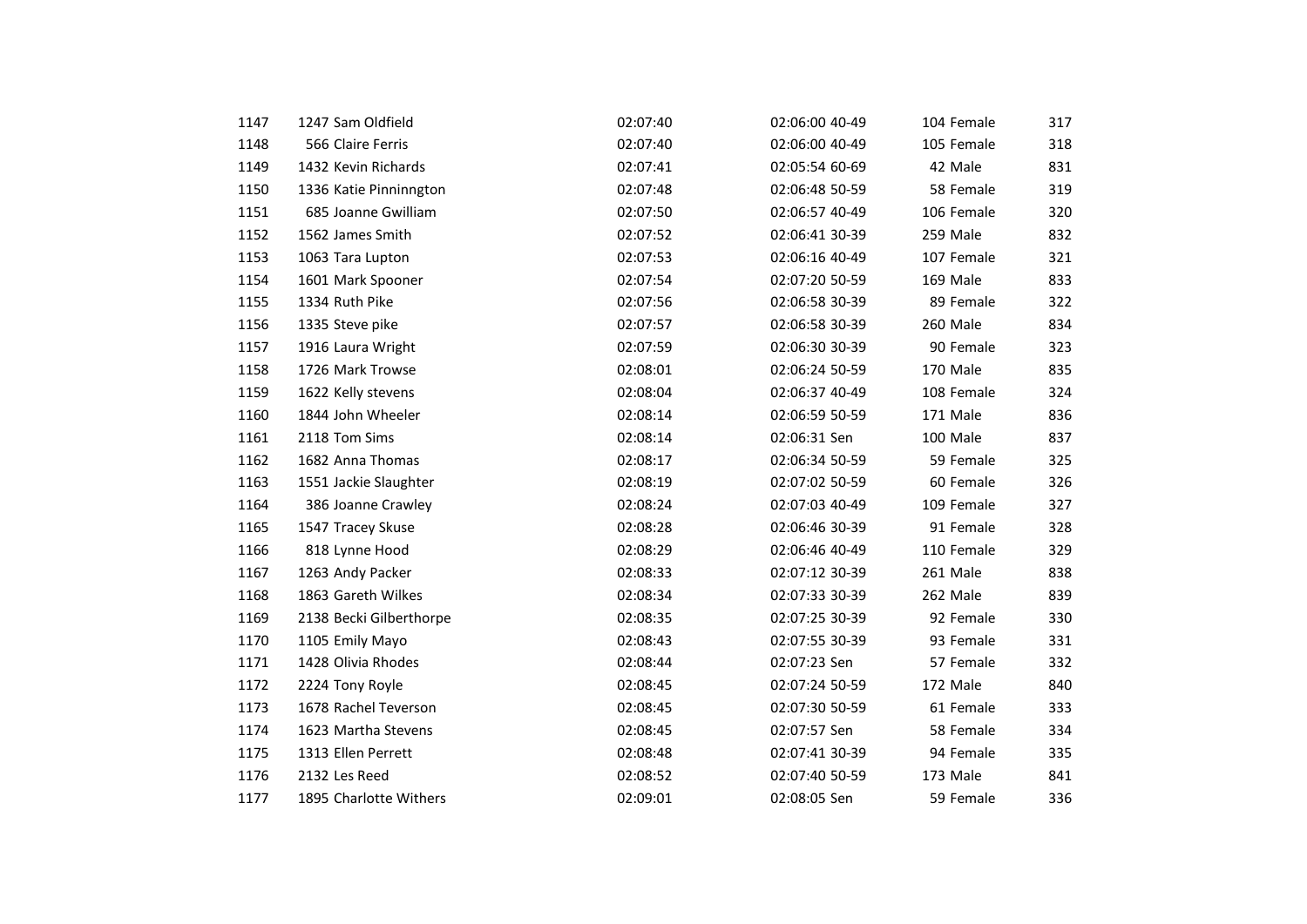| | | | | | | | | |
|---|---|---|---|---|---|---|---|---|
| 1147 | 1247 | Sam Oldfield | 02:07:40 | 02:06:00 | 40-49 | 104 | Female | 317 |
| 1148 | 566 | Claire Ferris | 02:07:40 | 02:06:00 | 40-49 | 105 | Female | 318 |
| 1149 | 1432 | Kevin Richards | 02:07:41 | 02:05:54 | 60-69 | 42 | Male | 831 |
| 1150 | 1336 | Katie Pinninngton | 02:07:48 | 02:06:48 | 50-59 | 58 | Female | 319 |
| 1151 | 685 | Joanne Gwilliam | 02:07:50 | 02:06:57 | 40-49 | 106 | Female | 320 |
| 1152 | 1562 | James Smith | 02:07:52 | 02:06:41 | 30-39 | 259 | Male | 832 |
| 1153 | 1063 | Tara Lupton | 02:07:53 | 02:06:16 | 40-49 | 107 | Female | 321 |
| 1154 | 1601 | Mark Spooner | 02:07:54 | 02:07:20 | 50-59 | 169 | Male | 833 |
| 1155 | 1334 | Ruth Pike | 02:07:56 | 02:06:58 | 30-39 | 89 | Female | 322 |
| 1156 | 1335 | Steve pike | 02:07:57 | 02:06:58 | 30-39 | 260 | Male | 834 |
| 1157 | 1916 | Laura Wright | 02:07:59 | 02:06:30 | 30-39 | 90 | Female | 323 |
| 1158 | 1726 | Mark Trowse | 02:08:01 | 02:06:24 | 50-59 | 170 | Male | 835 |
| 1159 | 1622 | Kelly stevens | 02:08:04 | 02:06:37 | 40-49 | 108 | Female | 324 |
| 1160 | 1844 | John Wheeler | 02:08:14 | 02:06:59 | 50-59 | 171 | Male | 836 |
| 1161 | 2118 | Tom Sims | 02:08:14 | 02:06:31 | Sen | 100 | Male | 837 |
| 1162 | 1682 | Anna Thomas | 02:08:17 | 02:06:34 | 50-59 | 59 | Female | 325 |
| 1163 | 1551 | Jackie Slaughter | 02:08:19 | 02:07:02 | 50-59 | 60 | Female | 326 |
| 1164 | 386 | Joanne Crawley | 02:08:24 | 02:07:03 | 40-49 | 109 | Female | 327 |
| 1165 | 1547 | Tracey Skuse | 02:08:28 | 02:06:46 | 30-39 | 91 | Female | 328 |
| 1166 | 818 | Lynne Hood | 02:08:29 | 02:06:46 | 40-49 | 110 | Female | 329 |
| 1167 | 1263 | Andy Packer | 02:08:33 | 02:07:12 | 30-39 | 261 | Male | 838 |
| 1168 | 1863 | Gareth Wilkes | 02:08:34 | 02:07:33 | 30-39 | 262 | Male | 839 |
| 1169 | 2138 | Becki Gilberthorpe | 02:08:35 | 02:07:25 | 30-39 | 92 | Female | 330 |
| 1170 | 1105 | Emily Mayo | 02:08:43 | 02:07:55 | 30-39 | 93 | Female | 331 |
| 1171 | 1428 | Olivia Rhodes | 02:08:44 | 02:07:23 | Sen | 57 | Female | 332 |
| 1172 | 2224 | Tony Royle | 02:08:45 | 02:07:24 | 50-59 | 172 | Male | 840 |
| 1173 | 1678 | Rachel Teverson | 02:08:45 | 02:07:30 | 50-59 | 61 | Female | 333 |
| 1174 | 1623 | Martha Stevens | 02:08:45 | 02:07:57 | Sen | 58 | Female | 334 |
| 1175 | 1313 | Ellen Perrett | 02:08:48 | 02:07:41 | 30-39 | 94 | Female | 335 |
| 1176 | 2132 | Les Reed | 02:08:52 | 02:07:40 | 50-59 | 173 | Male | 841 |
| 1177 | 1895 | Charlotte Withers | 02:09:01 | 02:08:05 | Sen | 59 | Female | 336 |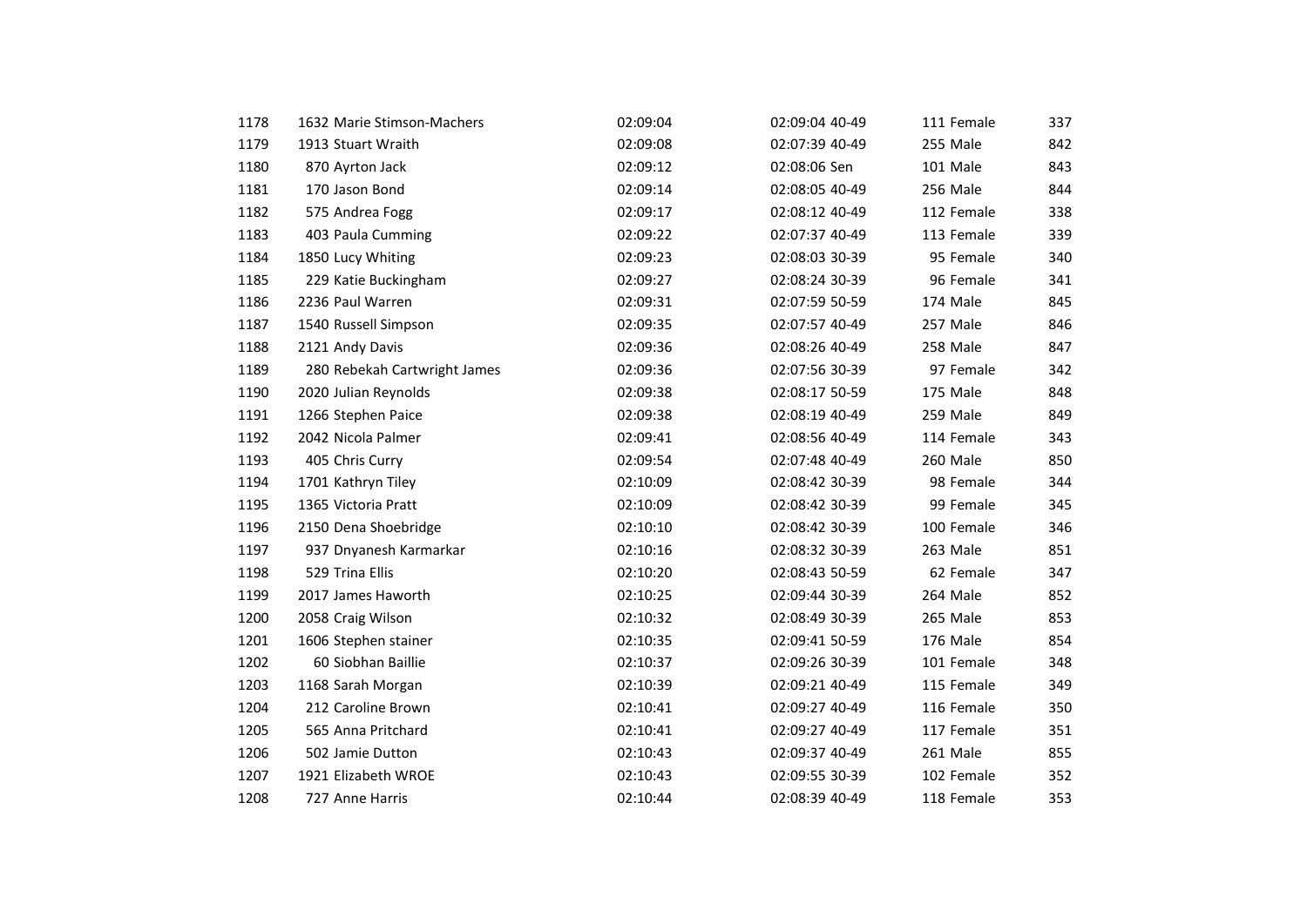| | | | | | | | | | |
|---|---|---|---|---|---|---|---|---|---|
| 1178 | 1632 | Marie Stimson-Machers | 02:09:04 | 02:09:04 | 40-49 | 111 | Female | 337 |
| 1179 | 1913 | Stuart Wraith | 02:09:08 | 02:07:39 | 40-49 | 255 | Male | 842 |
| 1180 | 870 | Ayrton Jack | 02:09:12 | 02:08:06 | Sen | 101 | Male | 843 |
| 1181 | 170 | Jason Bond | 02:09:14 | 02:08:05 | 40-49 | 256 | Male | 844 |
| 1182 | 575 | Andrea Fogg | 02:09:17 | 02:08:12 | 40-49 | 112 | Female | 338 |
| 1183 | 403 | Paula Cumming | 02:09:22 | 02:07:37 | 40-49 | 113 | Female | 339 |
| 1184 | 1850 | Lucy Whiting | 02:09:23 | 02:08:03 | 30-39 | 95 | Female | 340 |
| 1185 | 229 | Katie Buckingham | 02:09:27 | 02:08:24 | 30-39 | 96 | Female | 341 |
| 1186 | 2236 | Paul Warren | 02:09:31 | 02:07:59 | 50-59 | 174 | Male | 845 |
| 1187 | 1540 | Russell Simpson | 02:09:35 | 02:07:57 | 40-49 | 257 | Male | 846 |
| 1188 | 2121 | Andy Davis | 02:09:36 | 02:08:26 | 40-49 | 258 | Male | 847 |
| 1189 | 280 | Rebekah Cartwright James | 02:09:36 | 02:07:56 | 30-39 | 97 | Female | 342 |
| 1190 | 2020 | Julian Reynolds | 02:09:38 | 02:08:17 | 50-59 | 175 | Male | 848 |
| 1191 | 1266 | Stephen Paice | 02:09:38 | 02:08:19 | 40-49 | 259 | Male | 849 |
| 1192 | 2042 | Nicola Palmer | 02:09:41 | 02:08:56 | 40-49 | 114 | Female | 343 |
| 1193 | 405 | Chris Curry | 02:09:54 | 02:07:48 | 40-49 | 260 | Male | 850 |
| 1194 | 1701 | Kathryn Tiley | 02:10:09 | 02:08:42 | 30-39 | 98 | Female | 344 |
| 1195 | 1365 | Victoria Pratt | 02:10:09 | 02:08:42 | 30-39 | 99 | Female | 345 |
| 1196 | 2150 | Dena Shoebridge | 02:10:10 | 02:08:42 | 30-39 | 100 | Female | 346 |
| 1197 | 937 | Dnyanesh Karmarkar | 02:10:16 | 02:08:32 | 30-39 | 263 | Male | 851 |
| 1198 | 529 | Trina Ellis | 02:10:20 | 02:08:43 | 50-59 | 62 | Female | 347 |
| 1199 | 2017 | James Haworth | 02:10:25 | 02:09:44 | 30-39 | 264 | Male | 852 |
| 1200 | 2058 | Craig Wilson | 02:10:32 | 02:08:49 | 30-39 | 265 | Male | 853 |
| 1201 | 1606 | Stephen stainer | 02:10:35 | 02:09:41 | 50-59 | 176 | Male | 854 |
| 1202 | 60 | Siobhan Baillie | 02:10:37 | 02:09:26 | 30-39 | 101 | Female | 348 |
| 1203 | 1168 | Sarah Morgan | 02:10:39 | 02:09:21 | 40-49 | 115 | Female | 349 |
| 1204 | 212 | Caroline Brown | 02:10:41 | 02:09:27 | 40-49 | 116 | Female | 350 |
| 1205 | 565 | Anna Pritchard | 02:10:41 | 02:09:27 | 40-49 | 117 | Female | 351 |
| 1206 | 502 | Jamie Dutton | 02:10:43 | 02:09:37 | 40-49 | 261 | Male | 855 |
| 1207 | 1921 | Elizabeth WROE | 02:10:43 | 02:09:55 | 30-39 | 102 | Female | 352 |
| 1208 | 727 | Anne Harris | 02:10:44 | 02:08:39 | 40-49 | 118 | Female | 353 |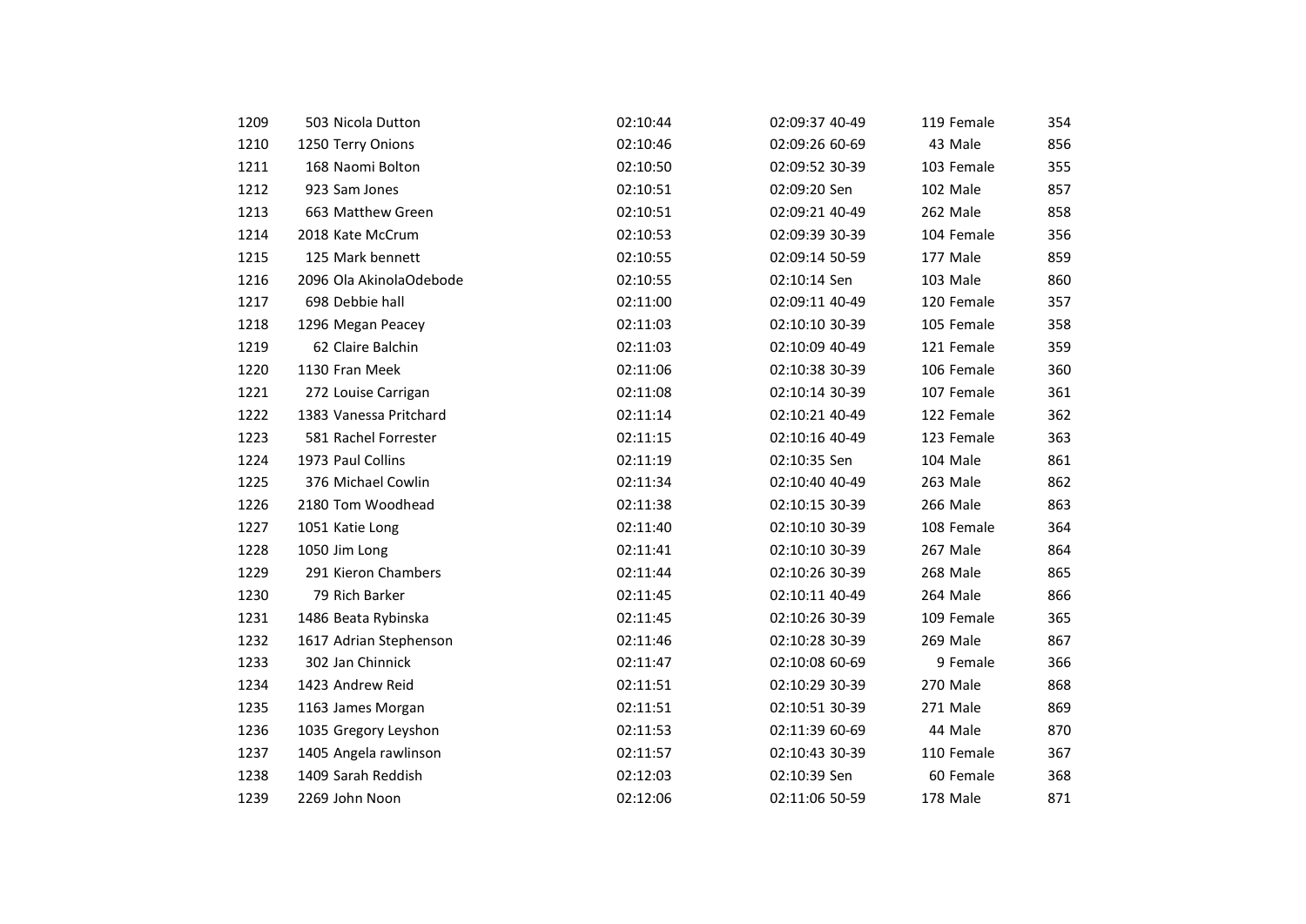| | | | | | | | | |
|---|---|---|---|---|---|---|---|---|
| 1209 | 503 | Nicola Dutton | 02:10:44 | 02:09:37 | 40-49 | 119 | Female | 354 |
| 1210 | 1250 | Terry Onions | 02:10:46 | 02:09:26 | 60-69 | 43 | Male | 856 |
| 1211 | 168 | Naomi Bolton | 02:10:50 | 02:09:52 | 30-39 | 103 | Female | 355 |
| 1212 | 923 | Sam Jones | 02:10:51 | 02:09:20 | Sen | 102 | Male | 857 |
| 1213 | 663 | Matthew Green | 02:10:51 | 02:09:21 | 40-49 | 262 | Male | 858 |
| 1214 | 2018 | Kate McCrum | 02:10:53 | 02:09:39 | 30-39 | 104 | Female | 356 |
| 1215 | 125 | Mark bennett | 02:10:55 | 02:09:14 | 50-59 | 177 | Male | 859 |
| 1216 | 2096 | Ola AkinolaOdebode | 02:10:55 | 02:10:14 | Sen | 103 | Male | 860 |
| 1217 | 698 | Debbie hall | 02:11:00 | 02:09:11 | 40-49 | 120 | Female | 357 |
| 1218 | 1296 | Megan Peacey | 02:11:03 | 02:10:10 | 30-39 | 105 | Female | 358 |
| 1219 | 62 | Claire Balchin | 02:11:03 | 02:10:09 | 40-49 | 121 | Female | 359 |
| 1220 | 1130 | Fran Meek | 02:11:06 | 02:10:38 | 30-39 | 106 | Female | 360 |
| 1221 | 272 | Louise Carrigan | 02:11:08 | 02:10:14 | 30-39 | 107 | Female | 361 |
| 1222 | 1383 | Vanessa Pritchard | 02:11:14 | 02:10:21 | 40-49 | 122 | Female | 362 |
| 1223 | 581 | Rachel Forrester | 02:11:15 | 02:10:16 | 40-49 | 123 | Female | 363 |
| 1224 | 1973 | Paul Collins | 02:11:19 | 02:10:35 | Sen | 104 | Male | 861 |
| 1225 | 376 | Michael Cowlin | 02:11:34 | 02:10:40 | 40-49 | 263 | Male | 862 |
| 1226 | 2180 | Tom Woodhead | 02:11:38 | 02:10:15 | 30-39 | 266 | Male | 863 |
| 1227 | 1051 | Katie Long | 02:11:40 | 02:10:10 | 30-39 | 108 | Female | 364 |
| 1228 | 1050 | Jim Long | 02:11:41 | 02:10:10 | 30-39 | 267 | Male | 864 |
| 1229 | 291 | Kieron Chambers | 02:11:44 | 02:10:26 | 30-39 | 268 | Male | 865 |
| 1230 | 79 | Rich Barker | 02:11:45 | 02:10:11 | 40-49 | 264 | Male | 866 |
| 1231 | 1486 | Beata Rybinska | 02:11:45 | 02:10:26 | 30-39 | 109 | Female | 365 |
| 1232 | 1617 | Adrian Stephenson | 02:11:46 | 02:10:28 | 30-39 | 269 | Male | 867 |
| 1233 | 302 | Jan Chinnick | 02:11:47 | 02:10:08 | 60-69 | 9 | Female | 366 |
| 1234 | 1423 | Andrew Reid | 02:11:51 | 02:10:29 | 30-39 | 270 | Male | 868 |
| 1235 | 1163 | James Morgan | 02:11:51 | 02:10:51 | 30-39 | 271 | Male | 869 |
| 1236 | 1035 | Gregory Leyshon | 02:11:53 | 02:11:39 | 60-69 | 44 | Male | 870 |
| 1237 | 1405 | Angela rawlinson | 02:11:57 | 02:10:43 | 30-39 | 110 | Female | 367 |
| 1238 | 1409 | Sarah Reddish | 02:12:03 | 02:10:39 | Sen | 60 | Female | 368 |
| 1239 | 2269 | John Noon | 02:12:06 | 02:11:06 | 50-59 | 178 | Male | 871 |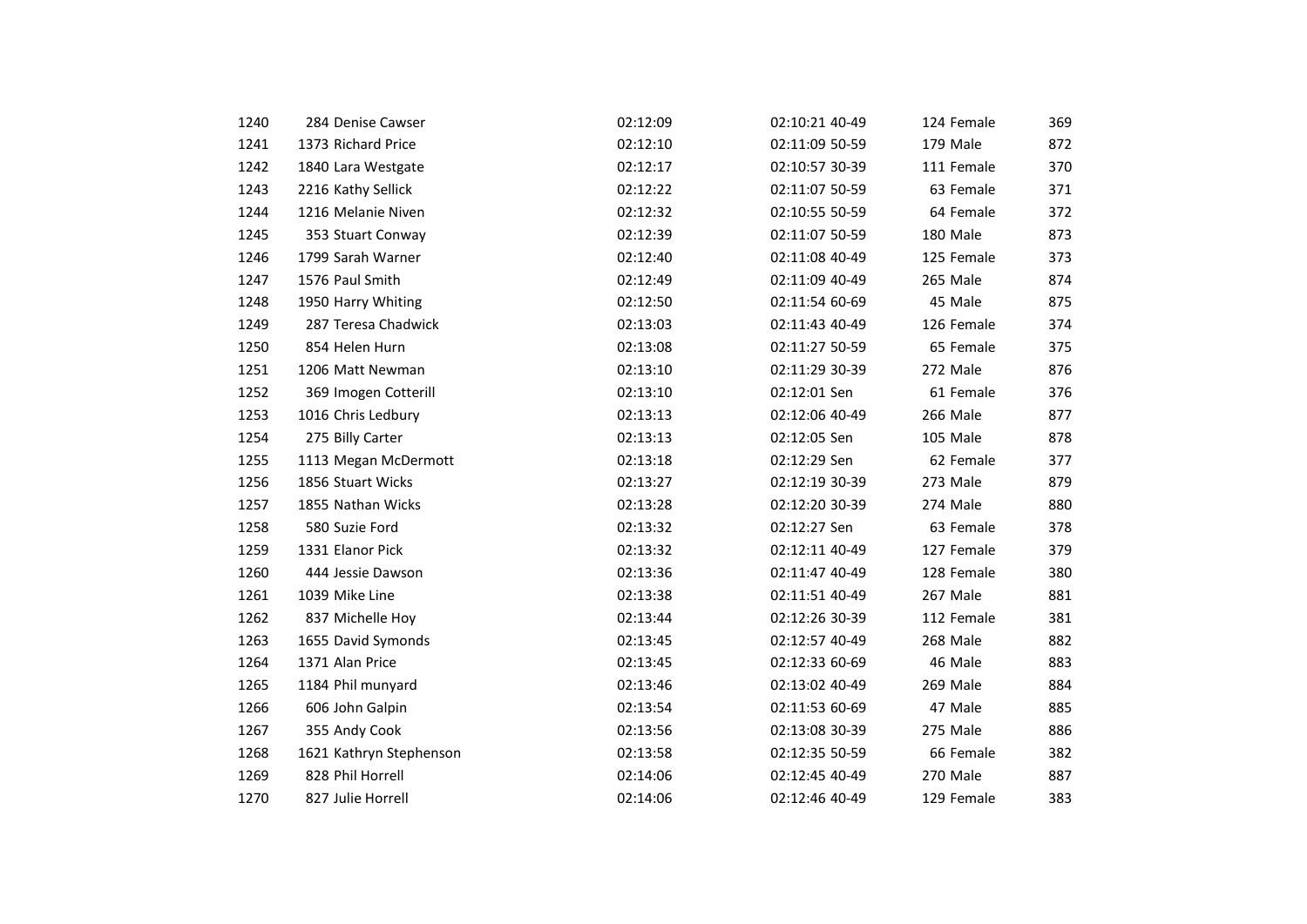| | | | | | | | | |
|---|---|---|---|---|---|---|---|---|
| 1240 | 284 | Denise Cawser | 02:12:09 | 02:10:21 | 40-49 | 124 | Female | 369 |
| 1241 | 1373 | Richard Price | 02:12:10 | 02:11:09 | 50-59 | 179 | Male | 872 |
| 1242 | 1840 | Lara Westgate | 02:12:17 | 02:10:57 | 30-39 | 111 | Female | 370 |
| 1243 | 2216 | Kathy Sellick | 02:12:22 | 02:11:07 | 50-59 | 63 | Female | 371 |
| 1244 | 1216 | Melanie Niven | 02:12:32 | 02:10:55 | 50-59 | 64 | Female | 372 |
| 1245 | 353 | Stuart Conway | 02:12:39 | 02:11:07 | 50-59 | 180 | Male | 873 |
| 1246 | 1799 | Sarah Warner | 02:12:40 | 02:11:08 | 40-49 | 125 | Female | 373 |
| 1247 | 1576 | Paul Smith | 02:12:49 | 02:11:09 | 40-49 | 265 | Male | 874 |
| 1248 | 1950 | Harry Whiting | 02:12:50 | 02:11:54 | 60-69 | 45 | Male | 875 |
| 1249 | 287 | Teresa Chadwick | 02:13:03 | 02:11:43 | 40-49 | 126 | Female | 374 |
| 1250 | 854 | Helen Hurn | 02:13:08 | 02:11:27 | 50-59 | 65 | Female | 375 |
| 1251 | 1206 | Matt Newman | 02:13:10 | 02:11:29 | 30-39 | 272 | Male | 876 |
| 1252 | 369 | Imogen Cotterill | 02:13:10 | 02:12:01 | Sen | 61 | Female | 376 |
| 1253 | 1016 | Chris Ledbury | 02:13:13 | 02:12:06 | 40-49 | 266 | Male | 877 |
| 1254 | 275 | Billy Carter | 02:13:13 | 02:12:05 | Sen | 105 | Male | 878 |
| 1255 | 1113 | Megan McDermott | 02:13:18 | 02:12:29 | Sen | 62 | Female | 377 |
| 1256 | 1856 | Stuart Wicks | 02:13:27 | 02:12:19 | 30-39 | 273 | Male | 879 |
| 1257 | 1855 | Nathan Wicks | 02:13:28 | 02:12:20 | 30-39 | 274 | Male | 880 |
| 1258 | 580 | Suzie Ford | 02:13:32 | 02:12:27 | Sen | 63 | Female | 378 |
| 1259 | 1331 | Elanor Pick | 02:13:32 | 02:12:11 | 40-49 | 127 | Female | 379 |
| 1260 | 444 | Jessie Dawson | 02:13:36 | 02:11:47 | 40-49 | 128 | Female | 380 |
| 1261 | 1039 | Mike Line | 02:13:38 | 02:11:51 | 40-49 | 267 | Male | 881 |
| 1262 | 837 | Michelle Hoy | 02:13:44 | 02:12:26 | 30-39 | 112 | Female | 381 |
| 1263 | 1655 | David Symonds | 02:13:45 | 02:12:57 | 40-49 | 268 | Male | 882 |
| 1264 | 1371 | Alan Price | 02:13:45 | 02:12:33 | 60-69 | 46 | Male | 883 |
| 1265 | 1184 | Phil munyard | 02:13:46 | 02:13:02 | 40-49 | 269 | Male | 884 |
| 1266 | 606 | John Galpin | 02:13:54 | 02:11:53 | 60-69 | 47 | Male | 885 |
| 1267 | 355 | Andy Cook | 02:13:56 | 02:13:08 | 30-39 | 275 | Male | 886 |
| 1268 | 1621 | Kathryn Stephenson | 02:13:58 | 02:12:35 | 50-59 | 66 | Female | 382 |
| 1269 | 828 | Phil Horrell | 02:14:06 | 02:12:45 | 40-49 | 270 | Male | 887 |
| 1270 | 827 | Julie Horrell | 02:14:06 | 02:12:46 | 40-49 | 129 | Female | 383 |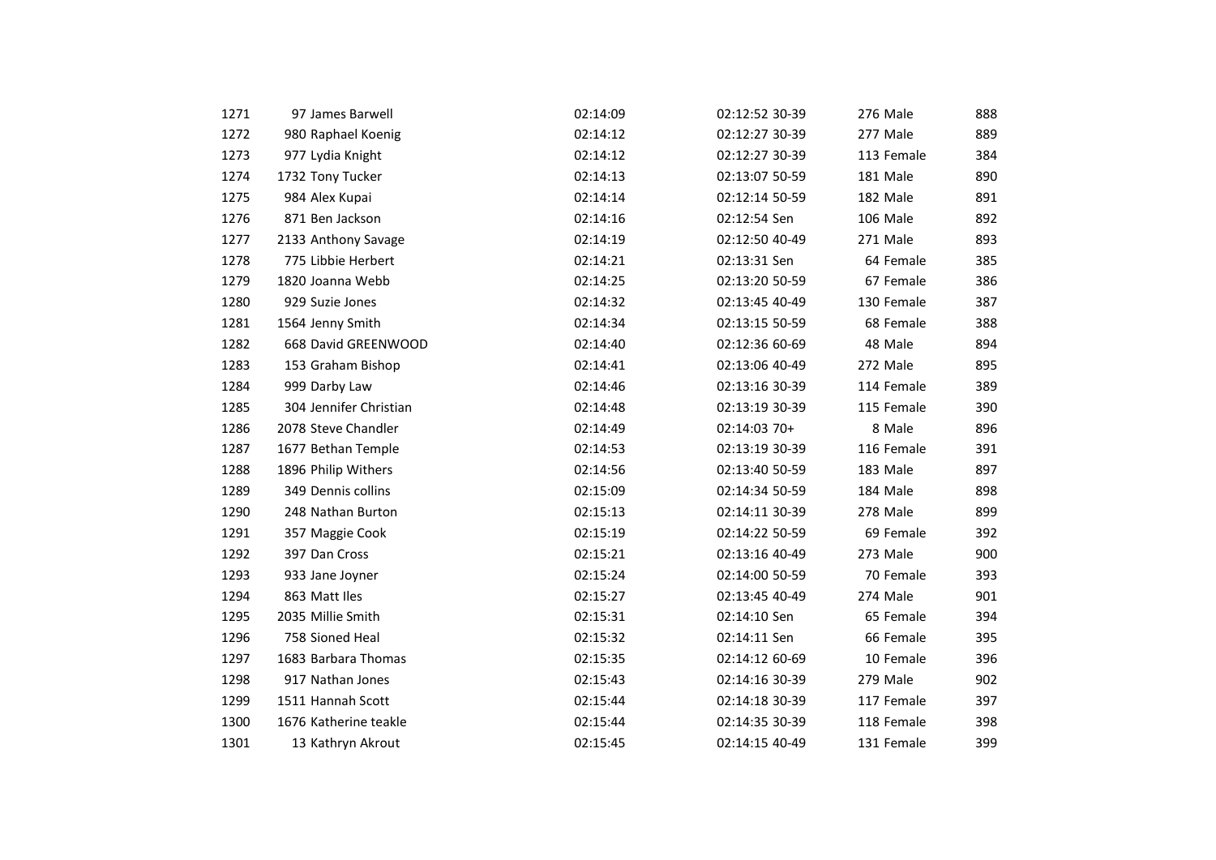| | | | | | | | | |
|---|---|---|---|---|---|---|---|---|
| 1271 | 97 | James Barwell | 02:14:09 | 02:12:52 | 30-39 | 276 | Male | 888 |
| 1272 | 980 | Raphael Koenig | 02:14:12 | 02:12:27 | 30-39 | 277 | Male | 889 |
| 1273 | 977 | Lydia Knight | 02:14:12 | 02:12:27 | 30-39 | 113 | Female | 384 |
| 1274 | 1732 | Tony Tucker | 02:14:13 | 02:13:07 | 50-59 | 181 | Male | 890 |
| 1275 | 984 | Alex Kupai | 02:14:14 | 02:12:14 | 50-59 | 182 | Male | 891 |
| 1276 | 871 | Ben Jackson | 02:14:16 | 02:12:54 | Sen | 106 | Male | 892 |
| 1277 | 2133 | Anthony Savage | 02:14:19 | 02:12:50 | 40-49 | 271 | Male | 893 |
| 1278 | 775 | Libbie Herbert | 02:14:21 | 02:13:31 | Sen | 64 | Female | 385 |
| 1279 | 1820 | Joanna Webb | 02:14:25 | 02:13:20 | 50-59 | 67 | Female | 386 |
| 1280 | 929 | Suzie Jones | 02:14:32 | 02:13:45 | 40-49 | 130 | Female | 387 |
| 1281 | 1564 | Jenny Smith | 02:14:34 | 02:13:15 | 50-59 | 68 | Female | 388 |
| 1282 | 668 | David GREENWOOD | 02:14:40 | 02:12:36 | 60-69 | 48 | Male | 894 |
| 1283 | 153 | Graham Bishop | 02:14:41 | 02:13:06 | 40-49 | 272 | Male | 895 |
| 1284 | 999 | Darby Law | 02:14:46 | 02:13:16 | 30-39 | 114 | Female | 389 |
| 1285 | 304 | Jennifer Christian | 02:14:48 | 02:13:19 | 30-39 | 115 | Female | 390 |
| 1286 | 2078 | Steve Chandler | 02:14:49 | 02:14:03 | 70+ | 8 | Male | 896 |
| 1287 | 1677 | Bethan Temple | 02:14:53 | 02:13:19 | 30-39 | 116 | Female | 391 |
| 1288 | 1896 | Philip Withers | 02:14:56 | 02:13:40 | 50-59 | 183 | Male | 897 |
| 1289 | 349 | Dennis collins | 02:15:09 | 02:14:34 | 50-59 | 184 | Male | 898 |
| 1290 | 248 | Nathan Burton | 02:15:13 | 02:14:11 | 30-39 | 278 | Male | 899 |
| 1291 | 357 | Maggie Cook | 02:15:19 | 02:14:22 | 50-59 | 69 | Female | 392 |
| 1292 | 397 | Dan Cross | 02:15:21 | 02:13:16 | 40-49 | 273 | Male | 900 |
| 1293 | 933 | Jane Joyner | 02:15:24 | 02:14:00 | 50-59 | 70 | Female | 393 |
| 1294 | 863 | Matt Iles | 02:15:27 | 02:13:45 | 40-49 | 274 | Male | 901 |
| 1295 | 2035 | Millie Smith | 02:15:31 | 02:14:10 | Sen | 65 | Female | 394 |
| 1296 | 758 | Sioned Heal | 02:15:32 | 02:14:11 | Sen | 66 | Female | 395 |
| 1297 | 1683 | Barbara Thomas | 02:15:35 | 02:14:12 | 60-69 | 10 | Female | 396 |
| 1298 | 917 | Nathan Jones | 02:15:43 | 02:14:16 | 30-39 | 279 | Male | 902 |
| 1299 | 1511 | Hannah Scott | 02:15:44 | 02:14:18 | 30-39 | 117 | Female | 397 |
| 1300 | 1676 | Katherine teakle | 02:15:44 | 02:14:35 | 30-39 | 118 | Female | 398 |
| 1301 | 13 | Kathryn Akrout | 02:15:45 | 02:14:15 | 40-49 | 131 | Female | 399 |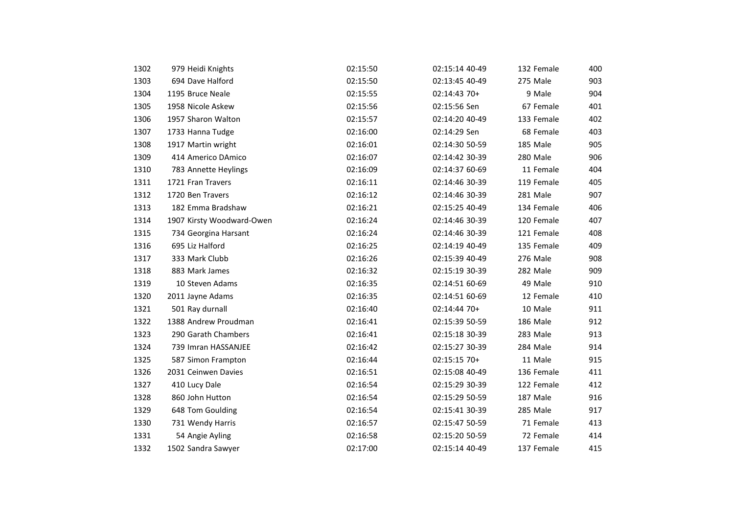| | | | | | | | | | |
|---|---|---|---|---|---|---|---|---|---|
| 1302 | 979 | Heidi Knights | 02:15:50 | 02:15:14 | 40-49 | 132 | Female | 400 |
| 1303 | 694 | Dave Halford | 02:15:50 | 02:13:45 | 40-49 | 275 | Male | 903 |
| 1304 | 1195 | Bruce Neale | 02:15:55 | 02:14:43 | 70+ | 9 | Male | 904 |
| 1305 | 1958 | Nicole Askew | 02:15:56 | 02:15:56 | Sen | 67 | Female | 401 |
| 1306 | 1957 | Sharon Walton | 02:15:57 | 02:14:20 | 40-49 | 133 | Female | 402 |
| 1307 | 1733 | Hanna Tudge | 02:16:00 | 02:14:29 | Sen | 68 | Female | 403 |
| 1308 | 1917 | Martin wright | 02:16:01 | 02:14:30 | 50-59 | 185 | Male | 905 |
| 1309 | 414 | Americo DAmico | 02:16:07 | 02:14:42 | 30-39 | 280 | Male | 906 |
| 1310 | 783 | Annette Heylings | 02:16:09 | 02:14:37 | 60-69 | 11 | Female | 404 |
| 1311 | 1721 | Fran Travers | 02:16:11 | 02:14:46 | 30-39 | 119 | Female | 405 |
| 1312 | 1720 | Ben Travers | 02:16:12 | 02:14:46 | 30-39 | 281 | Male | 907 |
| 1313 | 182 | Emma Bradshaw | 02:16:21 | 02:15:25 | 40-49 | 134 | Female | 406 |
| 1314 | 1907 | Kirsty Woodward-Owen | 02:16:24 | 02:14:46 | 30-39 | 120 | Female | 407 |
| 1315 | 734 | Georgina Harsant | 02:16:24 | 02:14:46 | 30-39 | 121 | Female | 408 |
| 1316 | 695 | Liz Halford | 02:16:25 | 02:14:19 | 40-49 | 135 | Female | 409 |
| 1317 | 333 | Mark Clubb | 02:16:26 | 02:15:39 | 40-49 | 276 | Male | 908 |
| 1318 | 883 | Mark James | 02:16:32 | 02:15:19 | 30-39 | 282 | Male | 909 |
| 1319 | 10 | Steven Adams | 02:16:35 | 02:14:51 | 60-69 | 49 | Male | 910 |
| 1320 | 2011 | Jayne Adams | 02:16:35 | 02:14:51 | 60-69 | 12 | Female | 410 |
| 1321 | 501 | Ray durnall | 02:16:40 | 02:14:44 | 70+ | 10 | Male | 911 |
| 1322 | 1388 | Andrew Proudman | 02:16:41 | 02:15:39 | 50-59 | 186 | Male | 912 |
| 1323 | 290 | Garath Chambers | 02:16:41 | 02:15:18 | 30-39 | 283 | Male | 913 |
| 1324 | 739 | Imran HASSANJEE | 02:16:42 | 02:15:27 | 30-39 | 284 | Male | 914 |
| 1325 | 587 | Simon Frampton | 02:16:44 | 02:15:15 | 70+ | 11 | Male | 915 |
| 1326 | 2031 | Ceinwen Davies | 02:16:51 | 02:15:08 | 40-49 | 136 | Female | 411 |
| 1327 | 410 | Lucy Dale | 02:16:54 | 02:15:29 | 30-39 | 122 | Female | 412 |
| 1328 | 860 | John Hutton | 02:16:54 | 02:15:29 | 50-59 | 187 | Male | 916 |
| 1329 | 648 | Tom Goulding | 02:16:54 | 02:15:41 | 30-39 | 285 | Male | 917 |
| 1330 | 731 | Wendy Harris | 02:16:57 | 02:15:47 | 50-59 | 71 | Female | 413 |
| 1331 | 54 | Angie Ayling | 02:16:58 | 02:15:20 | 50-59 | 72 | Female | 414 |
| 1332 | 1502 | Sandra Sawyer | 02:17:00 | 02:15:14 | 40-49 | 137 | Female | 415 |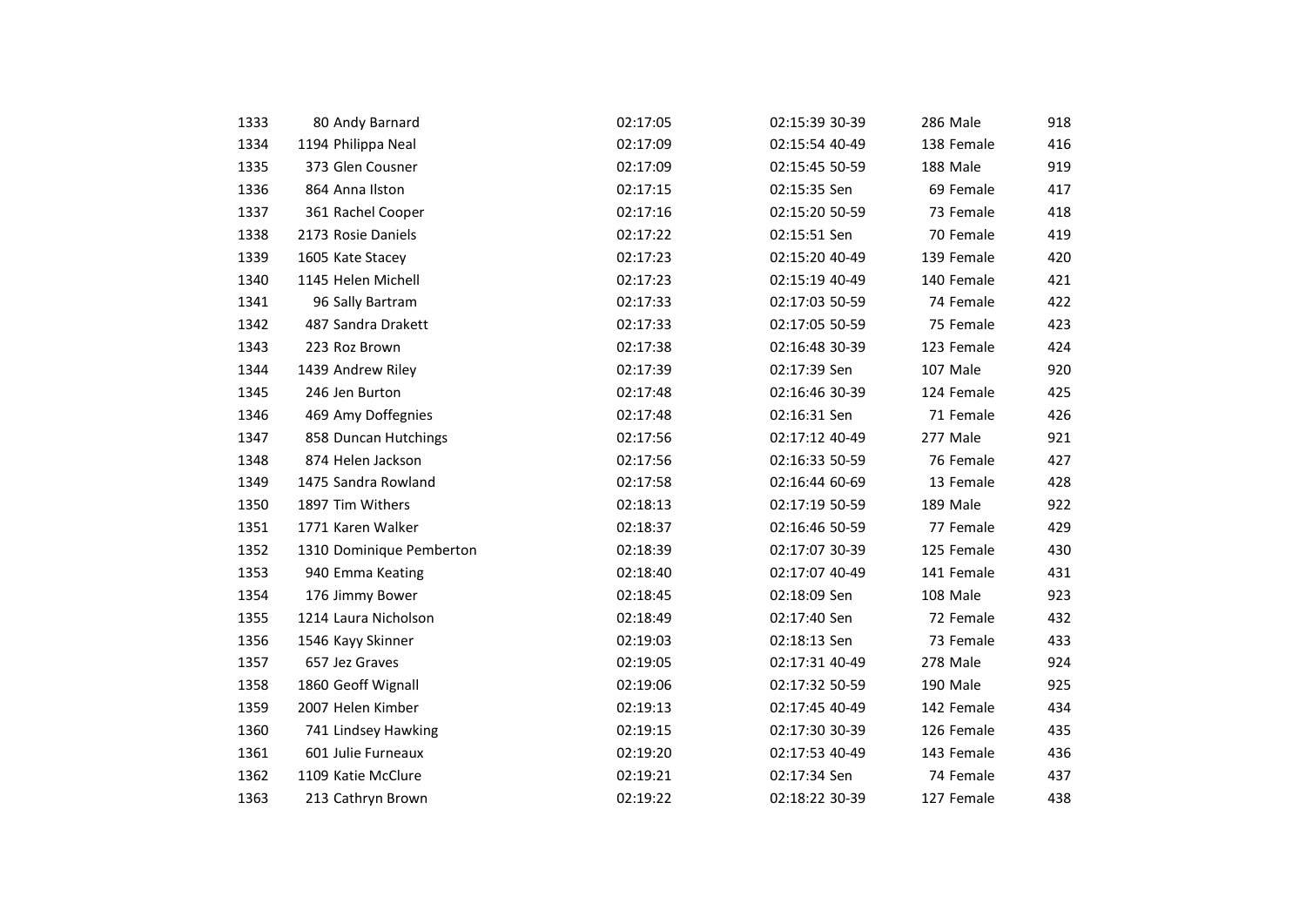| | | | | | | | |
|---|---|---|---|---|---|---|---|
| 1333 | 80 | Andy Barnard | 02:17:05 | 02:15:39 | 30-39 | 286 Male | 918 |
| 1334 | 1194 | Philippa Neal | 02:17:09 | 02:15:54 | 40-49 | 138 Female | 416 |
| 1335 | 373 | Glen Cousner | 02:17:09 | 02:15:45 | 50-59 | 188 Male | 919 |
| 1336 | 864 | Anna Ilston | 02:17:15 | 02:15:35 | Sen | 69 Female | 417 |
| 1337 | 361 | Rachel Cooper | 02:17:16 | 02:15:20 | 50-59 | 73 Female | 418 |
| 1338 | 2173 | Rosie Daniels | 02:17:22 | 02:15:51 | Sen | 70 Female | 419 |
| 1339 | 1605 | Kate Stacey | 02:17:23 | 02:15:20 | 40-49 | 139 Female | 420 |
| 1340 | 1145 | Helen Michell | 02:17:23 | 02:15:19 | 40-49 | 140 Female | 421 |
| 1341 | 96 | Sally Bartram | 02:17:33 | 02:17:03 | 50-59 | 74 Female | 422 |
| 1342 | 487 | Sandra Drakett | 02:17:33 | 02:17:05 | 50-59 | 75 Female | 423 |
| 1343 | 223 | Roz Brown | 02:17:38 | 02:16:48 | 30-39 | 123 Female | 424 |
| 1344 | 1439 | Andrew Riley | 02:17:39 | 02:17:39 | Sen | 107 Male | 920 |
| 1345 | 246 | Jen Burton | 02:17:48 | 02:16:46 | 30-39 | 124 Female | 425 |
| 1346 | 469 | Amy Doffegnies | 02:17:48 | 02:16:31 | Sen | 71 Female | 426 |
| 1347 | 858 | Duncan Hutchings | 02:17:56 | 02:17:12 | 40-49 | 277 Male | 921 |
| 1348 | 874 | Helen Jackson | 02:17:56 | 02:16:33 | 50-59 | 76 Female | 427 |
| 1349 | 1475 | Sandra Rowland | 02:17:58 | 02:16:44 | 60-69 | 13 Female | 428 |
| 1350 | 1897 | Tim Withers | 02:18:13 | 02:17:19 | 50-59 | 189 Male | 922 |
| 1351 | 1771 | Karen Walker | 02:18:37 | 02:16:46 | 50-59 | 77 Female | 429 |
| 1352 | 1310 | Dominique Pemberton | 02:18:39 | 02:17:07 | 30-39 | 125 Female | 430 |
| 1353 | 940 | Emma Keating | 02:18:40 | 02:17:07 | 40-49 | 141 Female | 431 |
| 1354 | 176 | Jimmy Bower | 02:18:45 | 02:18:09 | Sen | 108 Male | 923 |
| 1355 | 1214 | Laura Nicholson | 02:18:49 | 02:17:40 | Sen | 72 Female | 432 |
| 1356 | 1546 | Kayy Skinner | 02:19:03 | 02:18:13 | Sen | 73 Female | 433 |
| 1357 | 657 | Jez Graves | 02:19:05 | 02:17:31 | 40-49 | 278 Male | 924 |
| 1358 | 1860 | Geoff Wignall | 02:19:06 | 02:17:32 | 50-59 | 190 Male | 925 |
| 1359 | 2007 | Helen Kimber | 02:19:13 | 02:17:45 | 40-49 | 142 Female | 434 |
| 1360 | 741 | Lindsey Hawking | 02:19:15 | 02:17:30 | 30-39 | 126 Female | 435 |
| 1361 | 601 | Julie Furneaux | 02:19:20 | 02:17:53 | 40-49 | 143 Female | 436 |
| 1362 | 1109 | Katie McClure | 02:19:21 | 02:17:34 | Sen | 74 Female | 437 |
| 1363 | 213 | Cathryn Brown | 02:19:22 | 02:18:22 | 30-39 | 127 Female | 438 |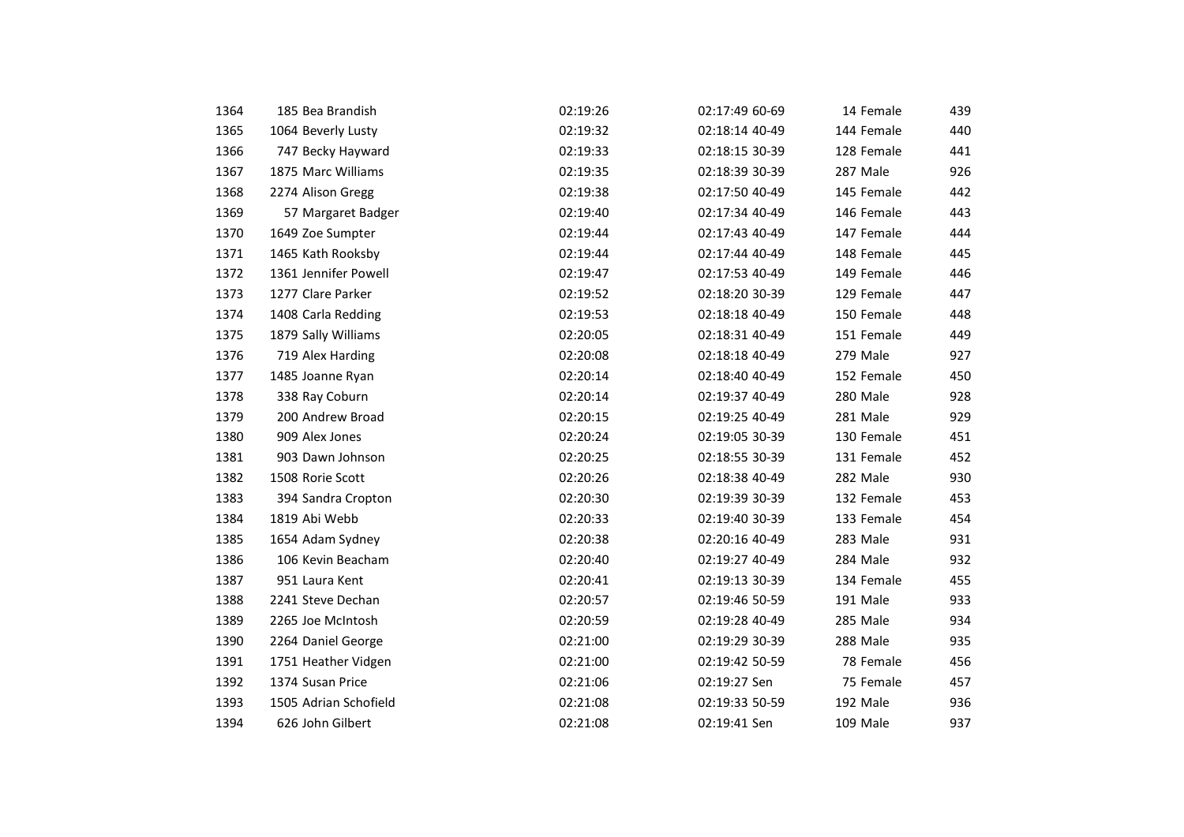| | | | | | | | | |
|---|---|---|---|---|---|---|---|---|
| 1364 | 185 | Bea Brandish | 02:19:26 | 02:17:49 | 60-69 | 14 | Female | 439 |
| 1365 | 1064 | Beverly Lusty | 02:19:32 | 02:18:14 | 40-49 | 144 | Female | 440 |
| 1366 | 747 | Becky Hayward | 02:19:33 | 02:18:15 | 30-39 | 128 | Female | 441 |
| 1367 | 1875 | Marc Williams | 02:19:35 | 02:18:39 | 30-39 | 287 | Male | 926 |
| 1368 | 2274 | Alison Gregg | 02:19:38 | 02:17:50 | 40-49 | 145 | Female | 442 |
| 1369 | 57 | Margaret Badger | 02:19:40 | 02:17:34 | 40-49 | 146 | Female | 443 |
| 1370 | 1649 | Zoe Sumpter | 02:19:44 | 02:17:43 | 40-49 | 147 | Female | 444 |
| 1371 | 1465 | Kath Rooksby | 02:19:44 | 02:17:44 | 40-49 | 148 | Female | 445 |
| 1372 | 1361 | Jennifer Powell | 02:19:47 | 02:17:53 | 40-49 | 149 | Female | 446 |
| 1373 | 1277 | Clare Parker | 02:19:52 | 02:18:20 | 30-39 | 129 | Female | 447 |
| 1374 | 1408 | Carla Redding | 02:19:53 | 02:18:18 | 40-49 | 150 | Female | 448 |
| 1375 | 1879 | Sally Williams | 02:20:05 | 02:18:31 | 40-49 | 151 | Female | 449 |
| 1376 | 719 | Alex Harding | 02:20:08 | 02:18:18 | 40-49 | 279 | Male | 927 |
| 1377 | 1485 | Joanne Ryan | 02:20:14 | 02:18:40 | 40-49 | 152 | Female | 450 |
| 1378 | 338 | Ray Coburn | 02:20:14 | 02:19:37 | 40-49 | 280 | Male | 928 |
| 1379 | 200 | Andrew Broad | 02:20:15 | 02:19:25 | 40-49 | 281 | Male | 929 |
| 1380 | 909 | Alex Jones | 02:20:24 | 02:19:05 | 30-39 | 130 | Female | 451 |
| 1381 | 903 | Dawn Johnson | 02:20:25 | 02:18:55 | 30-39 | 131 | Female | 452 |
| 1382 | 1508 | Rorie Scott | 02:20:26 | 02:18:38 | 40-49 | 282 | Male | 930 |
| 1383 | 394 | Sandra Cropton | 02:20:30 | 02:19:39 | 30-39 | 132 | Female | 453 |
| 1384 | 1819 | Abi Webb | 02:20:33 | 02:19:40 | 30-39 | 133 | Female | 454 |
| 1385 | 1654 | Adam Sydney | 02:20:38 | 02:20:16 | 40-49 | 283 | Male | 931 |
| 1386 | 106 | Kevin Beacham | 02:20:40 | 02:19:27 | 40-49 | 284 | Male | 932 |
| 1387 | 951 | Laura Kent | 02:20:41 | 02:19:13 | 30-39 | 134 | Female | 455 |
| 1388 | 2241 | Steve Dechan | 02:20:57 | 02:19:46 | 50-59 | 191 | Male | 933 |
| 1389 | 2265 | Joe McIntosh | 02:20:59 | 02:19:28 | 40-49 | 285 | Male | 934 |
| 1390 | 2264 | Daniel George | 02:21:00 | 02:19:29 | 30-39 | 288 | Male | 935 |
| 1391 | 1751 | Heather Vidgen | 02:21:00 | 02:19:42 | 50-59 | 78 | Female | 456 |
| 1392 | 1374 | Susan Price | 02:21:06 | 02:19:27 | Sen | 75 | Female | 457 |
| 1393 | 1505 | Adrian Schofield | 02:21:08 | 02:19:33 | 50-59 | 192 | Male | 936 |
| 1394 | 626 | John Gilbert | 02:21:08 | 02:19:41 | Sen | 109 | Male | 937 |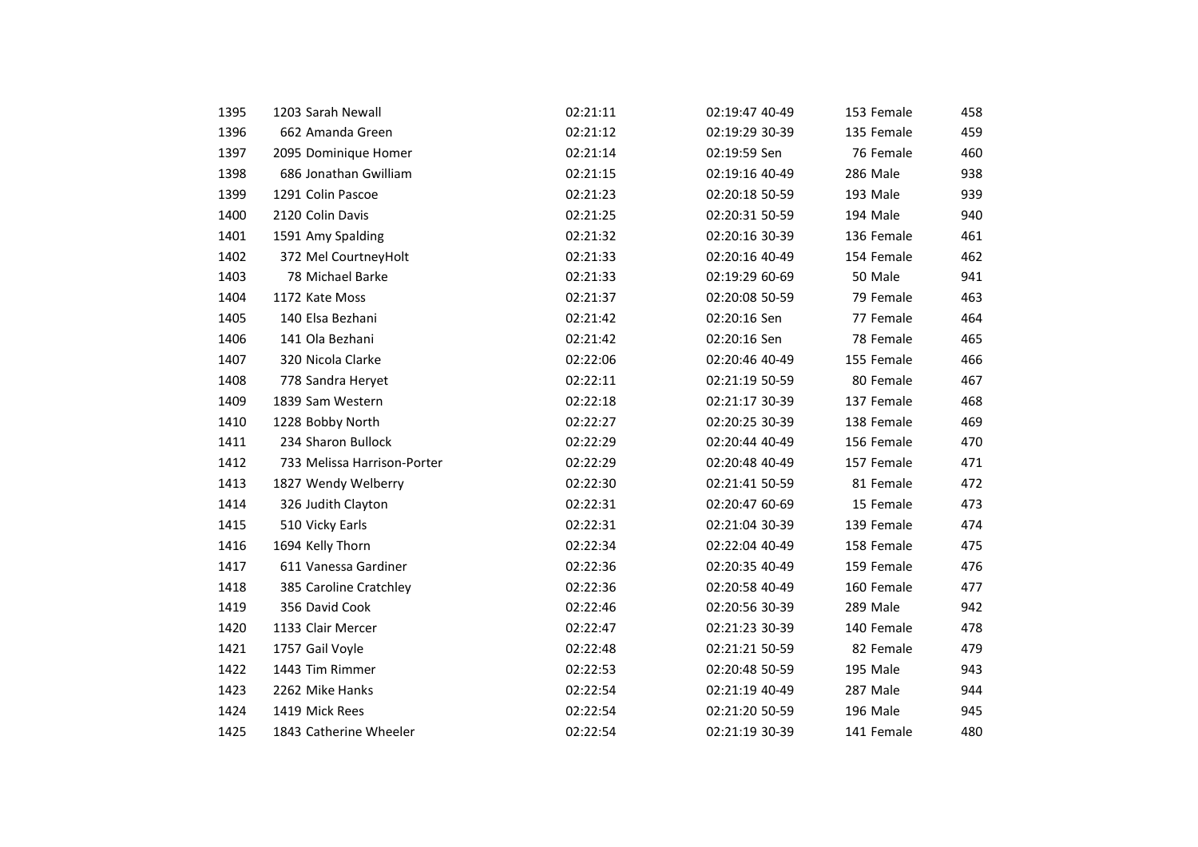| | | | | | | |
|---|---|---|---|---|---|---|
| 1395 | 1203 Sarah Newall | 02:21:11 | 02:19:47 40-49 | 153 Female | 458 |
| 1396 | 662 Amanda Green | 02:21:12 | 02:19:29 30-39 | 135 Female | 459 |
| 1397 | 2095 Dominique Homer | 02:21:14 | 02:19:59 Sen | 76 Female | 460 |
| 1398 | 686 Jonathan Gwilliam | 02:21:15 | 02:19:16 40-49 | 286 Male | 938 |
| 1399 | 1291 Colin Pascoe | 02:21:23 | 02:20:18 50-59 | 193 Male | 939 |
| 1400 | 2120 Colin Davis | 02:21:25 | 02:20:31 50-59 | 194 Male | 940 |
| 1401 | 1591 Amy Spalding | 02:21:32 | 02:20:16 30-39 | 136 Female | 461 |
| 1402 | 372 Mel CourtneyHolt | 02:21:33 | 02:20:16 40-49 | 154 Female | 462 |
| 1403 | 78 Michael Barke | 02:21:33 | 02:19:29 60-69 | 50 Male | 941 |
| 1404 | 1172 Kate Moss | 02:21:37 | 02:20:08 50-59 | 79 Female | 463 |
| 1405 | 140 Elsa Bezhani | 02:21:42 | 02:20:16 Sen | 77 Female | 464 |
| 1406 | 141 Ola Bezhani | 02:21:42 | 02:20:16 Sen | 78 Female | 465 |
| 1407 | 320 Nicola Clarke | 02:22:06 | 02:20:46 40-49 | 155 Female | 466 |
| 1408 | 778 Sandra Heryet | 02:22:11 | 02:21:19 50-59 | 80 Female | 467 |
| 1409 | 1839 Sam Western | 02:22:18 | 02:21:17 30-39 | 137 Female | 468 |
| 1410 | 1228 Bobby North | 02:22:27 | 02:20:25 30-39 | 138 Female | 469 |
| 1411 | 234 Sharon Bullock | 02:22:29 | 02:20:44 40-49 | 156 Female | 470 |
| 1412 | 733 Melissa Harrison-Porter | 02:22:29 | 02:20:48 40-49 | 157 Female | 471 |
| 1413 | 1827 Wendy Welberry | 02:22:30 | 02:21:41 50-59 | 81 Female | 472 |
| 1414 | 326 Judith Clayton | 02:22:31 | 02:20:47 60-69 | 15 Female | 473 |
| 1415 | 510 Vicky Earls | 02:22:31 | 02:21:04 30-39 | 139 Female | 474 |
| 1416 | 1694 Kelly Thorn | 02:22:34 | 02:22:04 40-49 | 158 Female | 475 |
| 1417 | 611 Vanessa Gardiner | 02:22:36 | 02:20:35 40-49 | 159 Female | 476 |
| 1418 | 385 Caroline Cratchley | 02:22:36 | 02:20:58 40-49 | 160 Female | 477 |
| 1419 | 356 David Cook | 02:22:46 | 02:20:56 30-39 | 289 Male | 942 |
| 1420 | 1133 Clair Mercer | 02:22:47 | 02:21:23 30-39 | 140 Female | 478 |
| 1421 | 1757 Gail Voyle | 02:22:48 | 02:21:21 50-59 | 82 Female | 479 |
| 1422 | 1443 Tim Rimmer | 02:22:53 | 02:20:48 50-59 | 195 Male | 943 |
| 1423 | 2262 Mike Hanks | 02:22:54 | 02:21:19 40-49 | 287 Male | 944 |
| 1424 | 1419 Mick Rees | 02:22:54 | 02:21:20 50-59 | 196 Male | 945 |
| 1425 | 1843 Catherine Wheeler | 02:22:54 | 02:21:19 30-39 | 141 Female | 480 |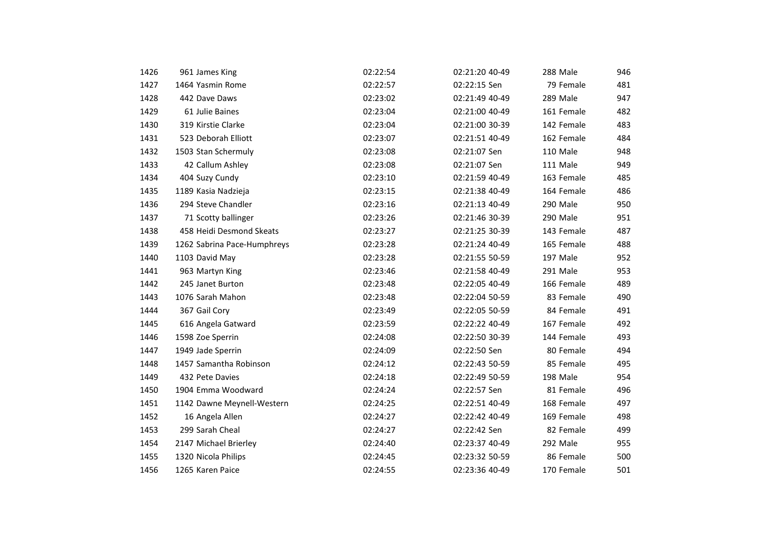| | | | | | | | | |
|---|---|---|---|---|---|---|---|---|
| 1426 | 961 | James King | 02:22:54 | 02:21:20 | 40-49 | 288 | Male | 946 |
| 1427 | 1464 | Yasmin Rome | 02:22:57 | 02:22:15 | Sen | 79 | Female | 481 |
| 1428 | 442 | Dave Daws | 02:23:02 | 02:21:49 | 40-49 | 289 | Male | 947 |
| 1429 | 61 | Julie Baines | 02:23:04 | 02:21:00 | 40-49 | 161 | Female | 482 |
| 1430 | 319 | Kirstie Clarke | 02:23:04 | 02:21:00 | 30-39 | 142 | Female | 483 |
| 1431 | 523 | Deborah Elliott | 02:23:07 | 02:21:51 | 40-49 | 162 | Female | 484 |
| 1432 | 1503 | Stan Schermuly | 02:23:08 | 02:21:07 | Sen | 110 | Male | 948 |
| 1433 | 42 | Callum Ashley | 02:23:08 | 02:21:07 | Sen | 111 | Male | 949 |
| 1434 | 404 | Suzy Cundy | 02:23:10 | 02:21:59 | 40-49 | 163 | Female | 485 |
| 1435 | 1189 | Kasia Nadzieja | 02:23:15 | 02:21:38 | 40-49 | 164 | Female | 486 |
| 1436 | 294 | Steve Chandler | 02:23:16 | 02:21:13 | 40-49 | 290 | Male | 950 |
| 1437 | 71 | Scotty ballinger | 02:23:26 | 02:21:46 | 30-39 | 290 | Male | 951 |
| 1438 | 458 | Heidi Desmond Skeats | 02:23:27 | 02:21:25 | 30-39 | 143 | Female | 487 |
| 1439 | 1262 | Sabrina Pace-Humphreys | 02:23:28 | 02:21:24 | 40-49 | 165 | Female | 488 |
| 1440 | 1103 | David May | 02:23:28 | 02:21:55 | 50-59 | 197 | Male | 952 |
| 1441 | 963 | Martyn King | 02:23:46 | 02:21:58 | 40-49 | 291 | Male | 953 |
| 1442 | 245 | Janet Burton | 02:23:48 | 02:22:05 | 40-49 | 166 | Female | 489 |
| 1443 | 1076 | Sarah Mahon | 02:23:48 | 02:22:04 | 50-59 | 83 | Female | 490 |
| 1444 | 367 | Gail Cory | 02:23:49 | 02:22:05 | 50-59 | 84 | Female | 491 |
| 1445 | 616 | Angela Gatward | 02:23:59 | 02:22:22 | 40-49 | 167 | Female | 492 |
| 1446 | 1598 | Zoe Sperrin | 02:24:08 | 02:22:50 | 30-39 | 144 | Female | 493 |
| 1447 | 1949 | Jade Sperrin | 02:24:09 | 02:22:50 | Sen | 80 | Female | 494 |
| 1448 | 1457 | Samantha Robinson | 02:24:12 | 02:22:43 | 50-59 | 85 | Female | 495 |
| 1449 | 432 | Pete Davies | 02:24:18 | 02:22:49 | 50-59 | 198 | Male | 954 |
| 1450 | 1904 | Emma Woodward | 02:24:24 | 02:22:57 | Sen | 81 | Female | 496 |
| 1451 | 1142 | Dawne Meynell-Western | 02:24:25 | 02:22:51 | 40-49 | 168 | Female | 497 |
| 1452 | 16 | Angela Allen | 02:24:27 | 02:22:42 | 40-49 | 169 | Female | 498 |
| 1453 | 299 | Sarah Cheal | 02:24:27 | 02:22:42 | Sen | 82 | Female | 499 |
| 1454 | 2147 | Michael Brierley | 02:24:40 | 02:23:37 | 40-49 | 292 | Male | 955 |
| 1455 | 1320 | Nicola Philips | 02:24:45 | 02:23:32 | 50-59 | 86 | Female | 500 |
| 1456 | 1265 | Karen Paice | 02:24:55 | 02:23:36 | 40-49 | 170 | Female | 501 |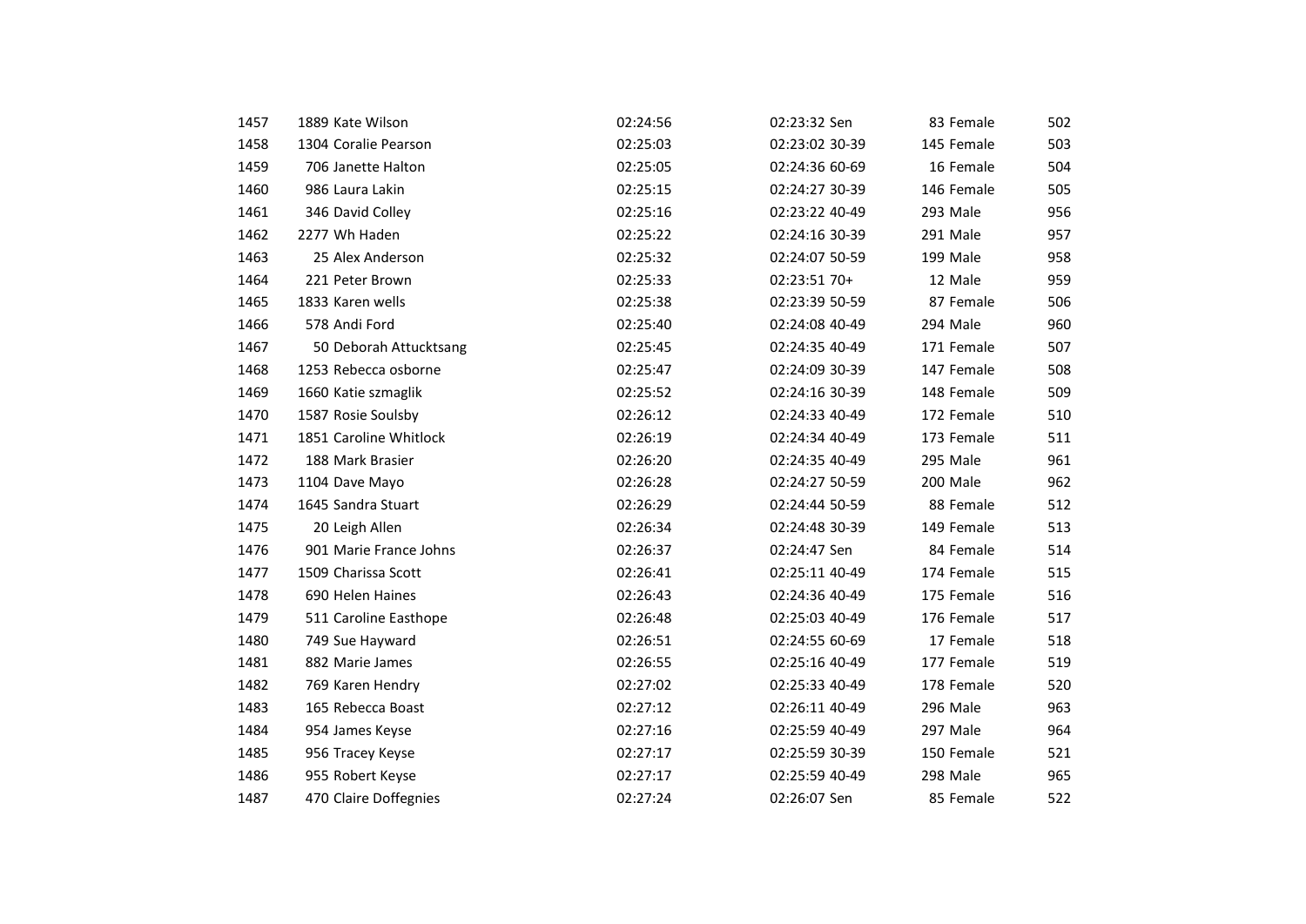| | | | | | | | | |
|---|---|---|---|---|---|---|---|---|
| 1457 | 1889 | Kate Wilson | 02:24:56 | 02:23:32 | Sen | 83 | Female | 502 |
| 1458 | 1304 | Coralie Pearson | 02:25:03 | 02:23:02 | 30-39 | 145 | Female | 503 |
| 1459 | 706 | Janette Halton | 02:25:05 | 02:24:36 | 60-69 | 16 | Female | 504 |
| 1460 | 986 | Laura Lakin | 02:25:15 | 02:24:27 | 30-39 | 146 | Female | 505 |
| 1461 | 346 | David Colley | 02:25:16 | 02:23:22 | 40-49 | 293 | Male | 956 |
| 1462 | 2277 | Wh Haden | 02:25:22 | 02:24:16 | 30-39 | 291 | Male | 957 |
| 1463 | 25 | Alex Anderson | 02:25:32 | 02:24:07 | 50-59 | 199 | Male | 958 |
| 1464 | 221 | Peter Brown | 02:25:33 | 02:23:51 | 70+ | 12 | Male | 959 |
| 1465 | 1833 | Karen wells | 02:25:38 | 02:23:39 | 50-59 | 87 | Female | 506 |
| 1466 | 578 | Andi Ford | 02:25:40 | 02:24:08 | 40-49 | 294 | Male | 960 |
| 1467 | 50 | Deborah Attucktsang | 02:25:45 | 02:24:35 | 40-49 | 171 | Female | 507 |
| 1468 | 1253 | Rebecca osborne | 02:25:47 | 02:24:09 | 30-39 | 147 | Female | 508 |
| 1469 | 1660 | Katie szmaglik | 02:25:52 | 02:24:16 | 30-39 | 148 | Female | 509 |
| 1470 | 1587 | Rosie Soulsby | 02:26:12 | 02:24:33 | 40-49 | 172 | Female | 510 |
| 1471 | 1851 | Caroline Whitlock | 02:26:19 | 02:24:34 | 40-49 | 173 | Female | 511 |
| 1472 | 188 | Mark Brasier | 02:26:20 | 02:24:35 | 40-49 | 295 | Male | 961 |
| 1473 | 1104 | Dave Mayo | 02:26:28 | 02:24:27 | 50-59 | 200 | Male | 962 |
| 1474 | 1645 | Sandra Stuart | 02:26:29 | 02:24:44 | 50-59 | 88 | Female | 512 |
| 1475 | 20 | Leigh Allen | 02:26:34 | 02:24:48 | 30-39 | 149 | Female | 513 |
| 1476 | 901 | Marie France Johns | 02:26:37 | 02:24:47 | Sen | 84 | Female | 514 |
| 1477 | 1509 | Charissa Scott | 02:26:41 | 02:25:11 | 40-49 | 174 | Female | 515 |
| 1478 | 690 | Helen Haines | 02:26:43 | 02:24:36 | 40-49 | 175 | Female | 516 |
| 1479 | 511 | Caroline Easthope | 02:26:48 | 02:25:03 | 40-49 | 176 | Female | 517 |
| 1480 | 749 | Sue Hayward | 02:26:51 | 02:24:55 | 60-69 | 17 | Female | 518 |
| 1481 | 882 | Marie James | 02:26:55 | 02:25:16 | 40-49 | 177 | Female | 519 |
| 1482 | 769 | Karen Hendry | 02:27:02 | 02:25:33 | 40-49 | 178 | Female | 520 |
| 1483 | 165 | Rebecca Boast | 02:27:12 | 02:26:11 | 40-49 | 296 | Male | 963 |
| 1484 | 954 | James Keyse | 02:27:16 | 02:25:59 | 40-49 | 297 | Male | 964 |
| 1485 | 956 | Tracey Keyse | 02:27:17 | 02:25:59 | 30-39 | 150 | Female | 521 |
| 1486 | 955 | Robert Keyse | 02:27:17 | 02:25:59 | 40-49 | 298 | Male | 965 |
| 1487 | 470 | Claire Doffegnies | 02:27:24 | 02:26:07 | Sen | 85 | Female | 522 |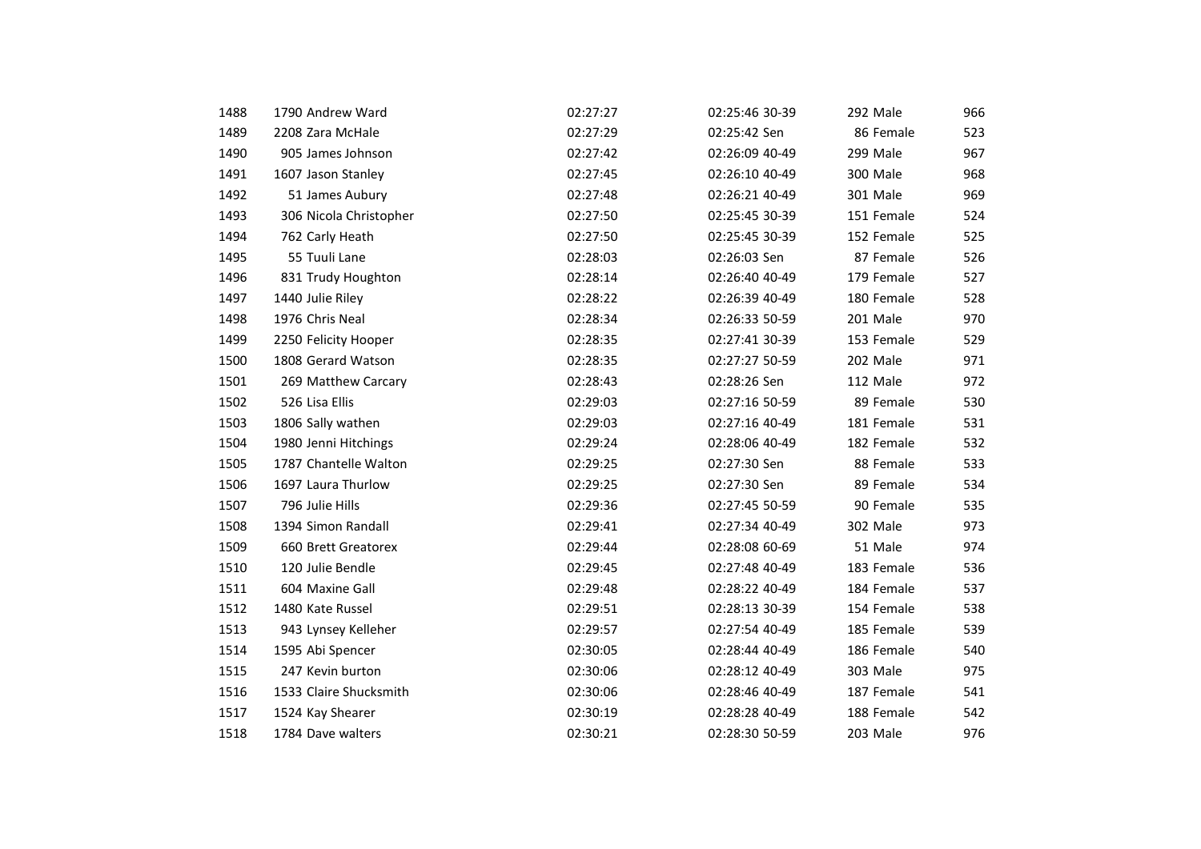| | | | | | | | | |
|---|---|---|---|---|---|---|---|---|
| 1488 | 1790 | Andrew Ward | 02:27:27 | 02:25:46 | 30-39 | 292 | Male | 966 |
| 1489 | 2208 | Zara McHale | 02:27:29 | 02:25:42 | Sen | 86 | Female | 523 |
| 1490 | 905 | James Johnson | 02:27:42 | 02:26:09 | 40-49 | 299 | Male | 967 |
| 1491 | 1607 | Jason Stanley | 02:27:45 | 02:26:10 | 40-49 | 300 | Male | 968 |
| 1492 | 51 | James Aubury | 02:27:48 | 02:26:21 | 40-49 | 301 | Male | 969 |
| 1493 | 306 | Nicola Christopher | 02:27:50 | 02:25:45 | 30-39 | 151 | Female | 524 |
| 1494 | 762 | Carly Heath | 02:27:50 | 02:25:45 | 30-39 | 152 | Female | 525 |
| 1495 | 55 | Tuuli Lane | 02:28:03 | 02:26:03 | Sen | 87 | Female | 526 |
| 1496 | 831 | Trudy Houghton | 02:28:14 | 02:26:40 | 40-49 | 179 | Female | 527 |
| 1497 | 1440 | Julie Riley | 02:28:22 | 02:26:39 | 40-49 | 180 | Female | 528 |
| 1498 | 1976 | Chris Neal | 02:28:34 | 02:26:33 | 50-59 | 201 | Male | 970 |
| 1499 | 2250 | Felicity Hooper | 02:28:35 | 02:27:41 | 30-39 | 153 | Female | 529 |
| 1500 | 1808 | Gerard Watson | 02:28:35 | 02:27:27 | 50-59 | 202 | Male | 971 |
| 1501 | 269 | Matthew Carcary | 02:28:43 | 02:28:26 | Sen | 112 | Male | 972 |
| 1502 | 526 | Lisa Ellis | 02:29:03 | 02:27:16 | 50-59 | 89 | Female | 530 |
| 1503 | 1806 | Sally wathen | 02:29:03 | 02:27:16 | 40-49 | 181 | Female | 531 |
| 1504 | 1980 | Jenni Hitchings | 02:29:24 | 02:28:06 | 40-49 | 182 | Female | 532 |
| 1505 | 1787 | Chantelle Walton | 02:29:25 | 02:27:30 | Sen | 88 | Female | 533 |
| 1506 | 1697 | Laura Thurlow | 02:29:25 | 02:27:30 | Sen | 89 | Female | 534 |
| 1507 | 796 | Julie Hills | 02:29:36 | 02:27:45 | 50-59 | 90 | Female | 535 |
| 1508 | 1394 | Simon Randall | 02:29:41 | 02:27:34 | 40-49 | 302 | Male | 973 |
| 1509 | 660 | Brett Greatorex | 02:29:44 | 02:28:08 | 60-69 | 51 | Male | 974 |
| 1510 | 120 | Julie Bendle | 02:29:45 | 02:27:48 | 40-49 | 183 | Female | 536 |
| 1511 | 604 | Maxine Gall | 02:29:48 | 02:28:22 | 40-49 | 184 | Female | 537 |
| 1512 | 1480 | Kate Russel | 02:29:51 | 02:28:13 | 30-39 | 154 | Female | 538 |
| 1513 | 943 | Lynsey Kelleher | 02:29:57 | 02:27:54 | 40-49 | 185 | Female | 539 |
| 1514 | 1595 | Abi Spencer | 02:30:05 | 02:28:44 | 40-49 | 186 | Female | 540 |
| 1515 | 247 | Kevin burton | 02:30:06 | 02:28:12 | 40-49 | 303 | Male | 975 |
| 1516 | 1533 | Claire Shucksmith | 02:30:06 | 02:28:46 | 40-49 | 187 | Female | 541 |
| 1517 | 1524 | Kay Shearer | 02:30:19 | 02:28:28 | 40-49 | 188 | Female | 542 |
| 1518 | 1784 | Dave walters | 02:30:21 | 02:28:30 | 50-59 | 203 | Male | 976 |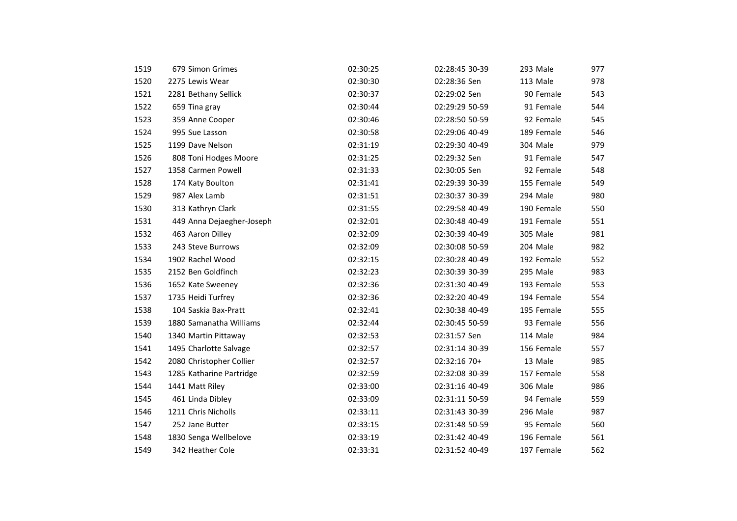| | | | | | | | | |
|---|---|---|---|---|---|---|---|---|
| 1519 | 679 | Simon Grimes | 02:30:25 | 02:28:45 | 30-39 | 293 | Male | 977 |
| 1520 | 2275 | Lewis Wear | 02:30:30 | 02:28:36 | Sen | 113 | Male | 978 |
| 1521 | 2281 | Bethany Sellick | 02:30:37 | 02:29:02 | Sen | 90 | Female | 543 |
| 1522 | 659 | Tina gray | 02:30:44 | 02:29:29 | 50-59 | 91 | Female | 544 |
| 1523 | 359 | Anne Cooper | 02:30:46 | 02:28:50 | 50-59 | 92 | Female | 545 |
| 1524 | 995 | Sue Lasson | 02:30:58 | 02:29:06 | 40-49 | 189 | Female | 546 |
| 1525 | 1199 | Dave Nelson | 02:31:19 | 02:29:30 | 40-49 | 304 | Male | 979 |
| 1526 | 808 | Toni Hodges Moore | 02:31:25 | 02:29:32 | Sen | 91 | Female | 547 |
| 1527 | 1358 | Carmen Powell | 02:31:33 | 02:30:05 | Sen | 92 | Female | 548 |
| 1528 | 174 | Katy Boulton | 02:31:41 | 02:29:39 | 30-39 | 155 | Female | 549 |
| 1529 | 987 | Alex Lamb | 02:31:51 | 02:30:37 | 30-39 | 294 | Male | 980 |
| 1530 | 313 | Kathryn Clark | 02:31:55 | 02:29:58 | 40-49 | 190 | Female | 550 |
| 1531 | 449 | Anna Dejaegher-Joseph | 02:32:01 | 02:30:48 | 40-49 | 191 | Female | 551 |
| 1532 | 463 | Aaron Dilley | 02:32:09 | 02:30:39 | 40-49 | 305 | Male | 981 |
| 1533 | 243 | Steve Burrows | 02:32:09 | 02:30:08 | 50-59 | 204 | Male | 982 |
| 1534 | 1902 | Rachel Wood | 02:32:15 | 02:30:28 | 40-49 | 192 | Female | 552 |
| 1535 | 2152 | Ben Goldfinch | 02:32:23 | 02:30:39 | 30-39 | 295 | Male | 983 |
| 1536 | 1652 | Kate Sweeney | 02:32:36 | 02:31:30 | 40-49 | 193 | Female | 553 |
| 1537 | 1735 | Heidi Turfrey | 02:32:36 | 02:32:20 | 40-49 | 194 | Female | 554 |
| 1538 | 104 | Saskia Bax-Pratt | 02:32:41 | 02:30:38 | 40-49 | 195 | Female | 555 |
| 1539 | 1880 | Samanatha Williams | 02:32:44 | 02:30:45 | 50-59 | 93 | Female | 556 |
| 1540 | 1340 | Martin Pittaway | 02:32:53 | 02:31:57 | Sen | 114 | Male | 984 |
| 1541 | 1495 | Charlotte Salvage | 02:32:57 | 02:31:14 | 30-39 | 156 | Female | 557 |
| 1542 | 2080 | Christopher Collier | 02:32:57 | 02:32:16 | 70+ | 13 | Male | 985 |
| 1543 | 1285 | Katharine Partridge | 02:32:59 | 02:32:08 | 30-39 | 157 | Female | 558 |
| 1544 | 1441 | Matt Riley | 02:33:00 | 02:31:16 | 40-49 | 306 | Male | 986 |
| 1545 | 461 | Linda Dibley | 02:33:09 | 02:31:11 | 50-59 | 94 | Female | 559 |
| 1546 | 1211 | Chris Nicholls | 02:33:11 | 02:31:43 | 30-39 | 296 | Male | 987 |
| 1547 | 252 | Jane Butter | 02:33:15 | 02:31:48 | 50-59 | 95 | Female | 560 |
| 1548 | 1830 | Senga Wellbelove | 02:33:19 | 02:31:42 | 40-49 | 196 | Female | 561 |
| 1549 | 342 | Heather Cole | 02:33:31 | 02:31:52 | 40-49 | 197 | Female | 562 |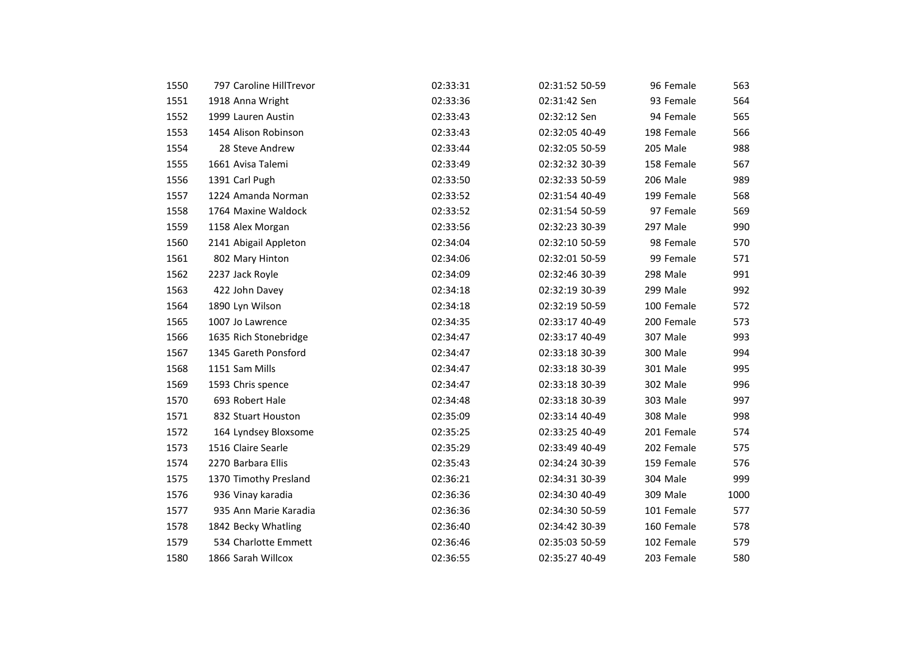| | | | | | | | | |
|---|---|---|---|---|---|---|---|---|
| 1550 | 797 | Caroline HillTrevor | 02:33:31 | 02:31:52 | 50-59 | 96 | Female | 563 |
| 1551 | 1918 | Anna Wright | 02:33:36 | 02:31:42 | Sen | 93 | Female | 564 |
| 1552 | 1999 | Lauren Austin | 02:33:43 | 02:32:12 | Sen | 94 | Female | 565 |
| 1553 | 1454 | Alison Robinson | 02:33:43 | 02:32:05 | 40-49 | 198 | Female | 566 |
| 1554 | 28 | Steve Andrew | 02:33:44 | 02:32:05 | 50-59 | 205 | Male | 988 |
| 1555 | 1661 | Avisa Talemi | 02:33:49 | 02:32:32 | 30-39 | 158 | Female | 567 |
| 1556 | 1391 | Carl Pugh | 02:33:50 | 02:32:33 | 50-59 | 206 | Male | 989 |
| 1557 | 1224 | Amanda Norman | 02:33:52 | 02:31:54 | 40-49 | 199 | Female | 568 |
| 1558 | 1764 | Maxine Waldock | 02:33:52 | 02:31:54 | 50-59 | 97 | Female | 569 |
| 1559 | 1158 | Alex Morgan | 02:33:56 | 02:32:23 | 30-39 | 297 | Male | 990 |
| 1560 | 2141 | Abigail Appleton | 02:34:04 | 02:32:10 | 50-59 | 98 | Female | 570 |
| 1561 | 802 | Mary Hinton | 02:34:06 | 02:32:01 | 50-59 | 99 | Female | 571 |
| 1562 | 2237 | Jack Royle | 02:34:09 | 02:32:46 | 30-39 | 298 | Male | 991 |
| 1563 | 422 | John Davey | 02:34:18 | 02:32:19 | 30-39 | 299 | Male | 992 |
| 1564 | 1890 | Lyn Wilson | 02:34:18 | 02:32:19 | 50-59 | 100 | Female | 572 |
| 1565 | 1007 | Jo Lawrence | 02:34:35 | 02:33:17 | 40-49 | 200 | Female | 573 |
| 1566 | 1635 | Rich Stonebridge | 02:34:47 | 02:33:17 | 40-49 | 307 | Male | 993 |
| 1567 | 1345 | Gareth Ponsford | 02:34:47 | 02:33:18 | 30-39 | 300 | Male | 994 |
| 1568 | 1151 | Sam Mills | 02:34:47 | 02:33:18 | 30-39 | 301 | Male | 995 |
| 1569 | 1593 | Chris spence | 02:34:47 | 02:33:18 | 30-39 | 302 | Male | 996 |
| 1570 | 693 | Robert Hale | 02:34:48 | 02:33:18 | 30-39 | 303 | Male | 997 |
| 1571 | 832 | Stuart Houston | 02:35:09 | 02:33:14 | 40-49 | 308 | Male | 998 |
| 1572 | 164 | Lyndsey Bloxsome | 02:35:25 | 02:33:25 | 40-49 | 201 | Female | 574 |
| 1573 | 1516 | Claire Searle | 02:35:29 | 02:33:49 | 40-49 | 202 | Female | 575 |
| 1574 | 2270 | Barbara Ellis | 02:35:43 | 02:34:24 | 30-39 | 159 | Female | 576 |
| 1575 | 1370 | Timothy Presland | 02:36:21 | 02:34:31 | 30-39 | 304 | Male | 999 |
| 1576 | 936 | Vinay karadia | 02:36:36 | 02:34:30 | 40-49 | 309 | Male | 1000 |
| 1577 | 935 | Ann Marie Karadia | 02:36:36 | 02:34:30 | 50-59 | 101 | Female | 577 |
| 1578 | 1842 | Becky Whatling | 02:36:40 | 02:34:42 | 30-39 | 160 | Female | 578 |
| 1579 | 534 | Charlotte Emmett | 02:36:46 | 02:35:03 | 50-59 | 102 | Female | 579 |
| 1580 | 1866 | Sarah Willcox | 02:36:55 | 02:35:27 | 40-49 | 203 | Female | 580 |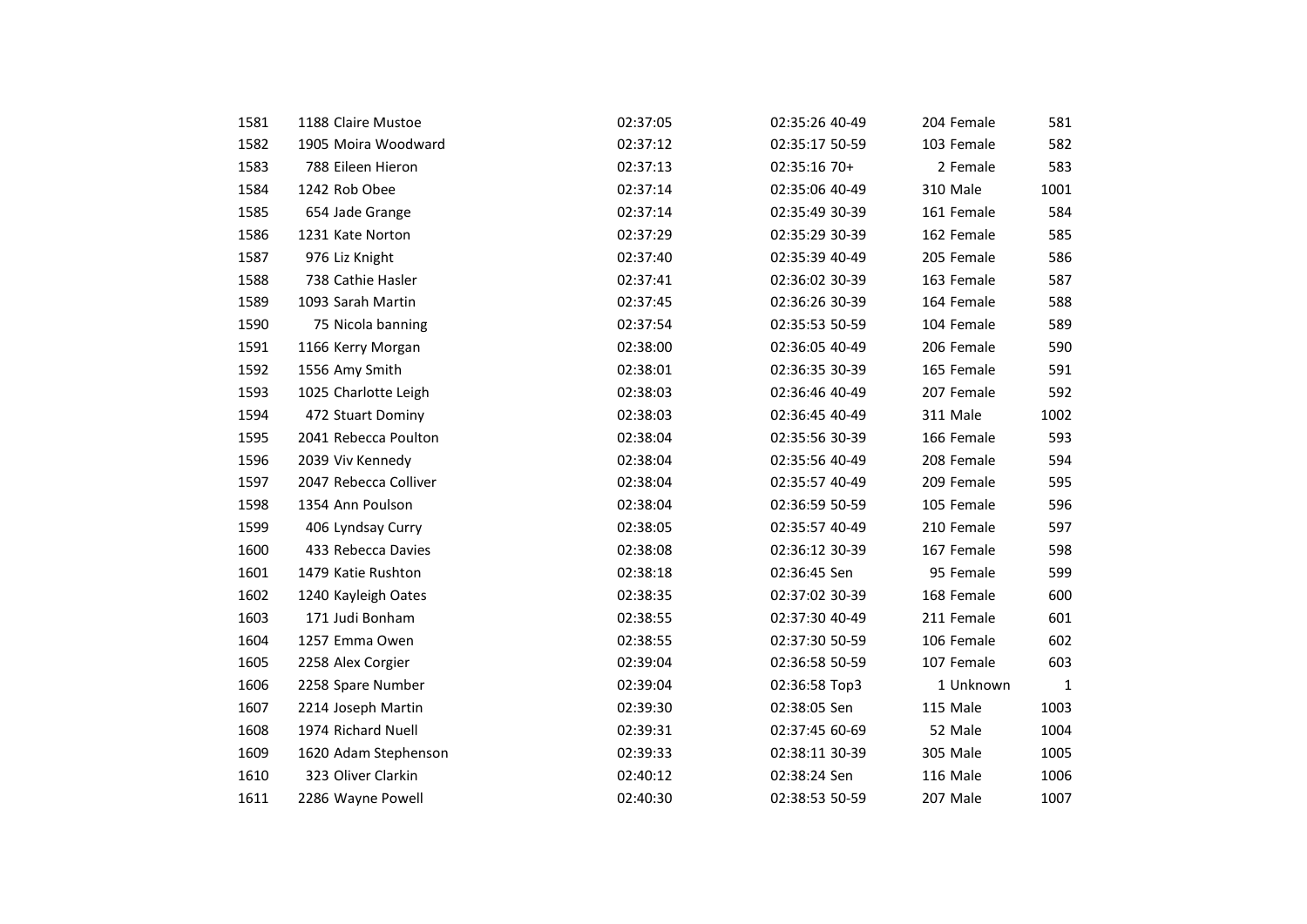| | | | | | | | | |
|---|---|---|---|---|---|---|---|---|
| 1581 | 1188 | Claire Mustoe | 02:37:05 | 02:35:26 | 40-49 | 204 | Female | 581 |
| 1582 | 1905 | Moira Woodward | 02:37:12 | 02:35:17 | 50-59 | 103 | Female | 582 |
| 1583 | 788 | Eileen Hieron | 02:37:13 | 02:35:16 | 70+ | 2 | Female | 583 |
| 1584 | 1242 | Rob Obee | 02:37:14 | 02:35:06 | 40-49 | 310 | Male | 1001 |
| 1585 | 654 | Jade Grange | 02:37:14 | 02:35:49 | 30-39 | 161 | Female | 584 |
| 1586 | 1231 | Kate Norton | 02:37:29 | 02:35:29 | 30-39 | 162 | Female | 585 |
| 1587 | 976 | Liz Knight | 02:37:40 | 02:35:39 | 40-49 | 205 | Female | 586 |
| 1588 | 738 | Cathie Hasler | 02:37:41 | 02:36:02 | 30-39 | 163 | Female | 587 |
| 1589 | 1093 | Sarah Martin | 02:37:45 | 02:36:26 | 30-39 | 164 | Female | 588 |
| 1590 | 75 | Nicola banning | 02:37:54 | 02:35:53 | 50-59 | 104 | Female | 589 |
| 1591 | 1166 | Kerry Morgan | 02:38:00 | 02:36:05 | 40-49 | 206 | Female | 590 |
| 1592 | 1556 | Amy Smith | 02:38:01 | 02:36:35 | 30-39 | 165 | Female | 591 |
| 1593 | 1025 | Charlotte Leigh | 02:38:03 | 02:36:46 | 40-49 | 207 | Female | 592 |
| 1594 | 472 | Stuart Dominy | 02:38:03 | 02:36:45 | 40-49 | 311 | Male | 1002 |
| 1595 | 2041 | Rebecca Poulton | 02:38:04 | 02:35:56 | 30-39 | 166 | Female | 593 |
| 1596 | 2039 | Viv Kennedy | 02:38:04 | 02:35:56 | 40-49 | 208 | Female | 594 |
| 1597 | 2047 | Rebecca Colliver | 02:38:04 | 02:35:57 | 40-49 | 209 | Female | 595 |
| 1598 | 1354 | Ann Poulson | 02:38:04 | 02:36:59 | 50-59 | 105 | Female | 596 |
| 1599 | 406 | Lyndsay Curry | 02:38:05 | 02:35:57 | 40-49 | 210 | Female | 597 |
| 1600 | 433 | Rebecca Davies | 02:38:08 | 02:36:12 | 30-39 | 167 | Female | 598 |
| 1601 | 1479 | Katie Rushton | 02:38:18 | 02:36:45 | Sen | 95 | Female | 599 |
| 1602 | 1240 | Kayleigh Oates | 02:38:35 | 02:37:02 | 30-39 | 168 | Female | 600 |
| 1603 | 171 | Judi Bonham | 02:38:55 | 02:37:30 | 40-49 | 211 | Female | 601 |
| 1604 | 1257 | Emma Owen | 02:38:55 | 02:37:30 | 50-59 | 106 | Female | 602 |
| 1605 | 2258 | Alex Corgier | 02:39:04 | 02:36:58 | 50-59 | 107 | Female | 603 |
| 1606 | 2258 | Spare Number | 02:39:04 | 02:36:58 | Top3 | 1 | Unknown | 1 |
| 1607 | 2214 | Joseph Martin | 02:39:30 | 02:38:05 | Sen | 115 | Male | 1003 |
| 1608 | 1974 | Richard Nuell | 02:39:31 | 02:37:45 | 60-69 | 52 | Male | 1004 |
| 1609 | 1620 | Adam Stephenson | 02:39:33 | 02:38:11 | 30-39 | 305 | Male | 1005 |
| 1610 | 323 | Oliver Clarkin | 02:40:12 | 02:38:24 | Sen | 116 | Male | 1006 |
| 1611 | 2286 | Wayne Powell | 02:40:30 | 02:38:53 | 50-59 | 207 | Male | 1007 |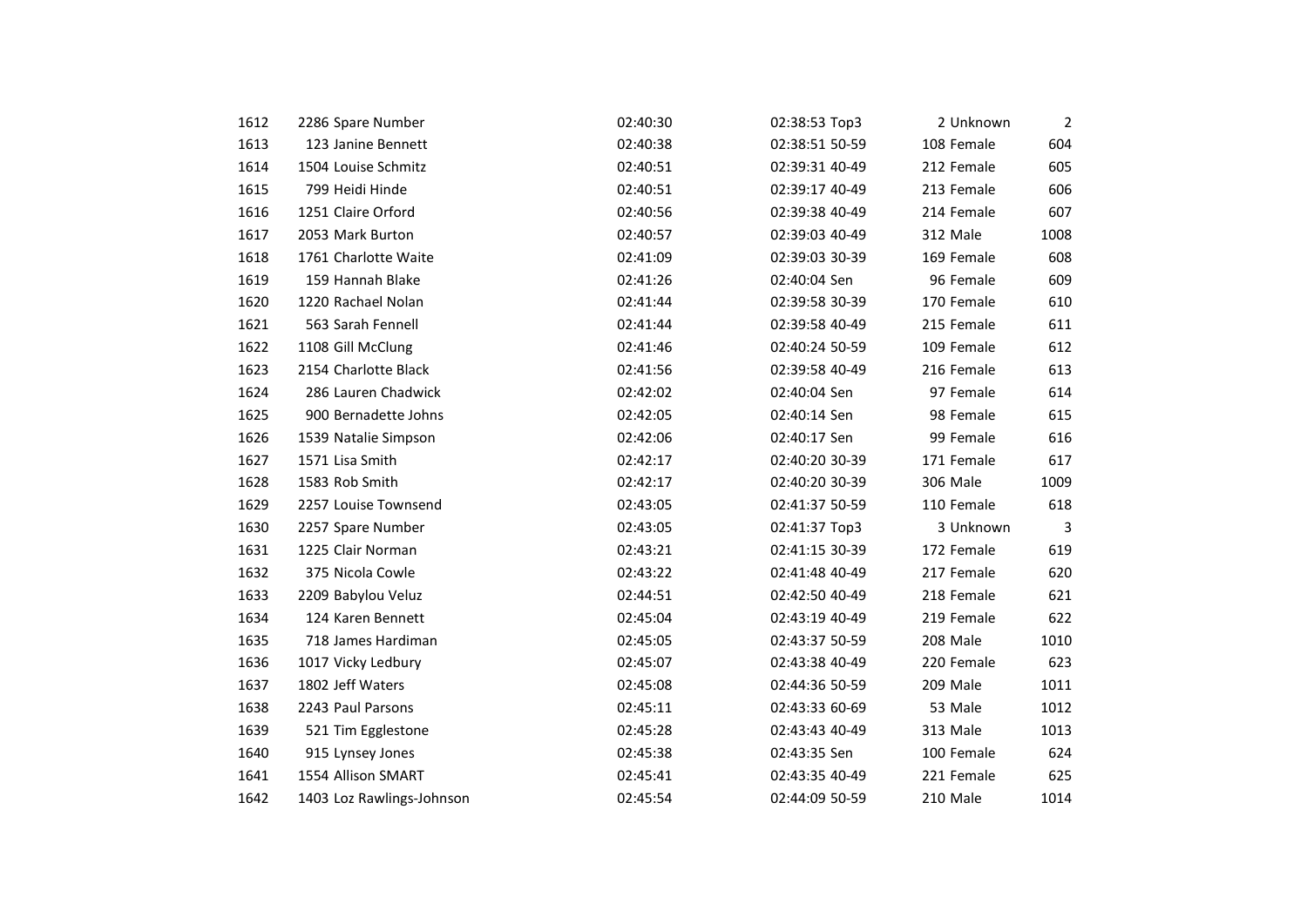| | | | | | | | |
|---|---|---|---|---|---|---|---|
| 1612 | 2286 | Spare Number | 02:40:30 | 02:38:53 | Top3 | 2 Unknown | 2 |
| 1613 | 123 | Janine Bennett | 02:40:38 | 02:38:51 | 50-59 | 108 Female | 604 |
| 1614 | 1504 | Louise Schmitz | 02:40:51 | 02:39:31 | 40-49 | 212 Female | 605 |
| 1615 | 799 | Heidi Hinde | 02:40:51 | 02:39:17 | 40-49 | 213 Female | 606 |
| 1616 | 1251 | Claire Orford | 02:40:56 | 02:39:38 | 40-49 | 214 Female | 607 |
| 1617 | 2053 | Mark Burton | 02:40:57 | 02:39:03 | 40-49 | 312 Male | 1008 |
| 1618 | 1761 | Charlotte Waite | 02:41:09 | 02:39:03 | 30-39 | 169 Female | 608 |
| 1619 | 159 | Hannah Blake | 02:41:26 | 02:40:04 | Sen | 96 Female | 609 |
| 1620 | 1220 | Rachael Nolan | 02:41:44 | 02:39:58 | 30-39 | 170 Female | 610 |
| 1621 | 563 | Sarah Fennell | 02:41:44 | 02:39:58 | 40-49 | 215 Female | 611 |
| 1622 | 1108 | Gill McClung | 02:41:46 | 02:40:24 | 50-59 | 109 Female | 612 |
| 1623 | 2154 | Charlotte Black | 02:41:56 | 02:39:58 | 40-49 | 216 Female | 613 |
| 1624 | 286 | Lauren Chadwick | 02:42:02 | 02:40:04 | Sen | 97 Female | 614 |
| 1625 | 900 | Bernadette Johns | 02:42:05 | 02:40:14 | Sen | 98 Female | 615 |
| 1626 | 1539 | Natalie Simpson | 02:42:06 | 02:40:17 | Sen | 99 Female | 616 |
| 1627 | 1571 | Lisa Smith | 02:42:17 | 02:40:20 | 30-39 | 171 Female | 617 |
| 1628 | 1583 | Rob Smith | 02:42:17 | 02:40:20 | 30-39 | 306 Male | 1009 |
| 1629 | 2257 | Louise Townsend | 02:43:05 | 02:41:37 | 50-59 | 110 Female | 618 |
| 1630 | 2257 | Spare Number | 02:43:05 | 02:41:37 | Top3 | 3 Unknown | 3 |
| 1631 | 1225 | Clair Norman | 02:43:21 | 02:41:15 | 30-39 | 172 Female | 619 |
| 1632 | 375 | Nicola Cowle | 02:43:22 | 02:41:48 | 40-49 | 217 Female | 620 |
| 1633 | 2209 | Babylou Veluz | 02:44:51 | 02:42:50 | 40-49 | 218 Female | 621 |
| 1634 | 124 | Karen Bennett | 02:45:04 | 02:43:19 | 40-49 | 219 Female | 622 |
| 1635 | 718 | James Hardiman | 02:45:05 | 02:43:37 | 50-59 | 208 Male | 1010 |
| 1636 | 1017 | Vicky Ledbury | 02:45:07 | 02:43:38 | 40-49 | 220 Female | 623 |
| 1637 | 1802 | Jeff Waters | 02:45:08 | 02:44:36 | 50-59 | 209 Male | 1011 |
| 1638 | 2243 | Paul Parsons | 02:45:11 | 02:43:33 | 60-69 | 53 Male | 1012 |
| 1639 | 521 | Tim Egglestone | 02:45:28 | 02:43:43 | 40-49 | 313 Male | 1013 |
| 1640 | 915 | Lynsey Jones | 02:45:38 | 02:43:35 | Sen | 100 Female | 624 |
| 1641 | 1554 | Allison SMART | 02:45:41 | 02:43:35 | 40-49 | 221 Female | 625 |
| 1642 | 1403 | Loz Rawlings-Johnson | 02:45:54 | 02:44:09 | 50-59 | 210 Male | 1014 |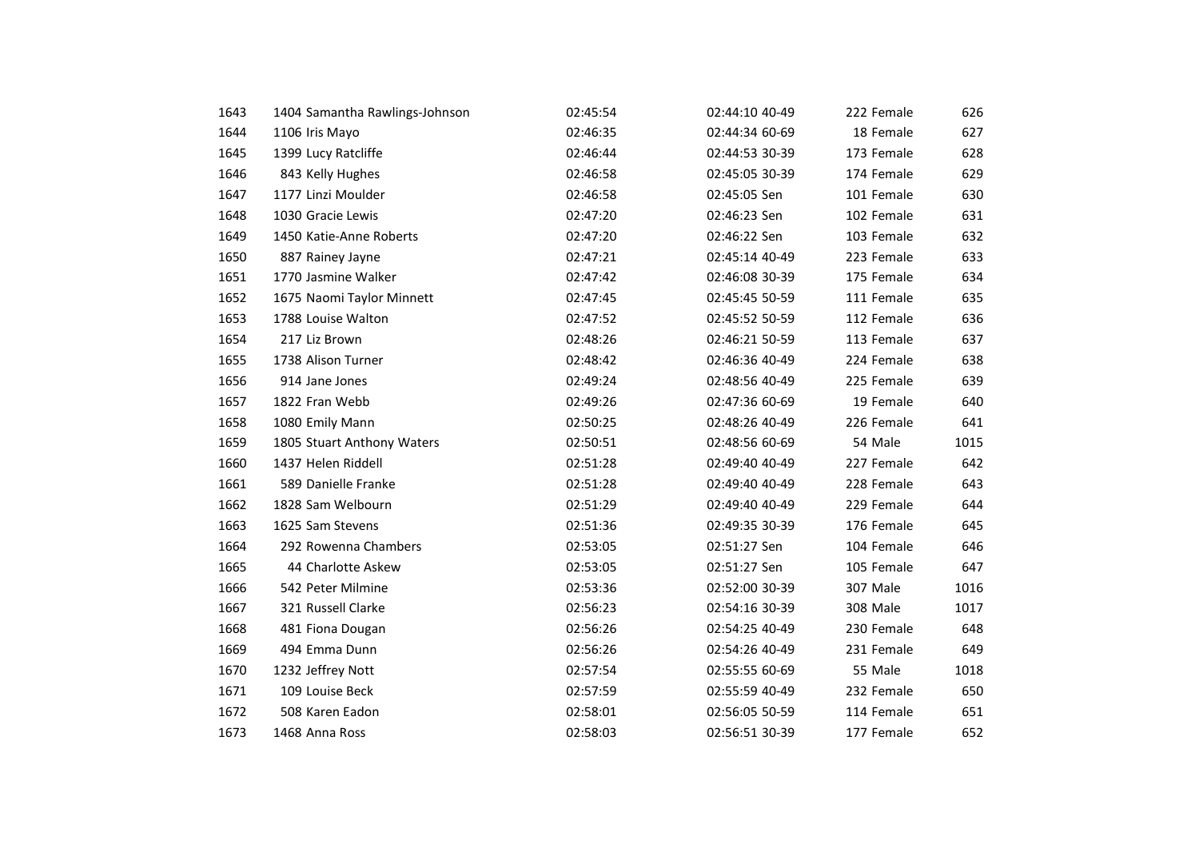| | | | | | | | |
|---|---|---|---|---|---|---|---|
| 1643 | 1404 Samantha Rawlings-Johnson | 02:45:54 | 02:44:10 | 40-49 | 222 | Female | 626 |
| 1644 | 1106 Iris Mayo | 02:46:35 | 02:44:34 | 60-69 | 18 | Female | 627 |
| 1645 | 1399 Lucy Ratcliffe | 02:46:44 | 02:44:53 | 30-39 | 173 | Female | 628 |
| 1646 | 843 Kelly Hughes | 02:46:58 | 02:45:05 | 30-39 | 174 | Female | 629 |
| 1647 | 1177 Linzi Moulder | 02:46:58 | 02:45:05 | Sen | 101 | Female | 630 |
| 1648 | 1030 Gracie Lewis | 02:47:20 | 02:46:23 | Sen | 102 | Female | 631 |
| 1649 | 1450 Katie-Anne Roberts | 02:47:20 | 02:46:22 | Sen | 103 | Female | 632 |
| 1650 | 887 Rainey Jayne | 02:47:21 | 02:45:14 | 40-49 | 223 | Female | 633 |
| 1651 | 1770 Jasmine Walker | 02:47:42 | 02:46:08 | 30-39 | 175 | Female | 634 |
| 1652 | 1675 Naomi Taylor Minnett | 02:47:45 | 02:45:45 | 50-59 | 111 | Female | 635 |
| 1653 | 1788 Louise Walton | 02:47:52 | 02:45:52 | 50-59 | 112 | Female | 636 |
| 1654 | 217 Liz Brown | 02:48:26 | 02:46:21 | 50-59 | 113 | Female | 637 |
| 1655 | 1738 Alison Turner | 02:48:42 | 02:46:36 | 40-49 | 224 | Female | 638 |
| 1656 | 914 Jane Jones | 02:49:24 | 02:48:56 | 40-49 | 225 | Female | 639 |
| 1657 | 1822 Fran Webb | 02:49:26 | 02:47:36 | 60-69 | 19 | Female | 640 |
| 1658 | 1080 Emily Mann | 02:50:25 | 02:48:26 | 40-49 | 226 | Female | 641 |
| 1659 | 1805 Stuart Anthony Waters | 02:50:51 | 02:48:56 | 60-69 | 54 | Male | 1015 |
| 1660 | 1437 Helen Riddell | 02:51:28 | 02:49:40 | 40-49 | 227 | Female | 642 |
| 1661 | 589 Danielle Franke | 02:51:28 | 02:49:40 | 40-49 | 228 | Female | 643 |
| 1662 | 1828 Sam Welbourn | 02:51:29 | 02:49:40 | 40-49 | 229 | Female | 644 |
| 1663 | 1625 Sam Stevens | 02:51:36 | 02:49:35 | 30-39 | 176 | Female | 645 |
| 1664 | 292 Rowenna Chambers | 02:53:05 | 02:51:27 | Sen | 104 | Female | 646 |
| 1665 | 44 Charlotte Askew | 02:53:05 | 02:51:27 | Sen | 105 | Female | 647 |
| 1666 | 542 Peter Milmine | 02:53:36 | 02:52:00 | 30-39 | 307 | Male | 1016 |
| 1667 | 321 Russell Clarke | 02:56:23 | 02:54:16 | 30-39 | 308 | Male | 1017 |
| 1668 | 481 Fiona Dougan | 02:56:26 | 02:54:25 | 40-49 | 230 | Female | 648 |
| 1669 | 494 Emma Dunn | 02:56:26 | 02:54:26 | 40-49 | 231 | Female | 649 |
| 1670 | 1232 Jeffrey Nott | 02:57:54 | 02:55:55 | 60-69 | 55 | Male | 1018 |
| 1671 | 109 Louise Beck | 02:57:59 | 02:55:59 | 40-49 | 232 | Female | 650 |
| 1672 | 508 Karen Eadon | 02:58:01 | 02:56:05 | 50-59 | 114 | Female | 651 |
| 1673 | 1468 Anna Ross | 02:58:03 | 02:56:51 | 30-39 | 177 | Female | 652 |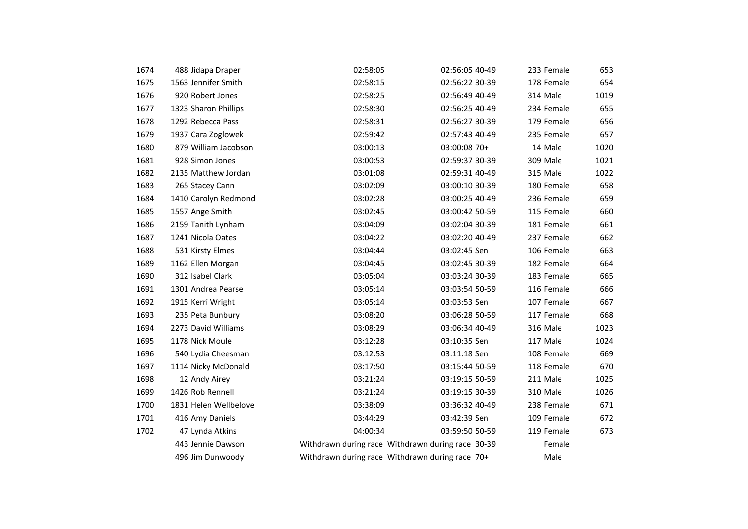| | | | | | | | | |
|---|---|---|---|---|---|---|---|---|
| 1674 | 488 | Jidapa Draper | 02:58:05 | 02:56:05 | 40-49 | 233 | Female | 653 |
| 1675 | 1563 | Jennifer Smith | 02:58:15 | 02:56:22 | 30-39 | 178 | Female | 654 |
| 1676 | 920 | Robert Jones | 02:58:25 | 02:56:49 | 40-49 | 314 | Male | 1019 |
| 1677 | 1323 | Sharon Phillips | 02:58:30 | 02:56:25 | 40-49 | 234 | Female | 655 |
| 1678 | 1292 | Rebecca Pass | 02:58:31 | 02:56:27 | 30-39 | 179 | Female | 656 |
| 1679 | 1937 | Cara Zoglowek | 02:59:42 | 02:57:43 | 40-49 | 235 | Female | 657 |
| 1680 | 879 | William Jacobson | 03:00:13 | 03:00:08 | 70+ | 14 | Male | 1020 |
| 1681 | 928 | Simon Jones | 03:00:53 | 02:59:37 | 30-39 | 309 | Male | 1021 |
| 1682 | 2135 | Matthew Jordan | 03:01:08 | 02:59:31 | 40-49 | 315 | Male | 1022 |
| 1683 | 265 | Stacey Cann | 03:02:09 | 03:00:10 | 30-39 | 180 | Female | 658 |
| 1684 | 1410 | Carolyn Redmond | 03:02:28 | 03:00:25 | 40-49 | 236 | Female | 659 |
| 1685 | 1557 | Ange Smith | 03:02:45 | 03:00:42 | 50-59 | 115 | Female | 660 |
| 1686 | 2159 | Tanith Lynham | 03:04:09 | 03:02:04 | 30-39 | 181 | Female | 661 |
| 1687 | 1241 | Nicola Oates | 03:04:22 | 03:02:20 | 40-49 | 237 | Female | 662 |
| 1688 | 531 | Kirsty Elmes | 03:04:44 | 03:02:45 | Sen | 106 | Female | 663 |
| 1689 | 1162 | Ellen Morgan | 03:04:45 | 03:02:45 | 30-39 | 182 | Female | 664 |
| 1690 | 312 | Isabel Clark | 03:05:04 | 03:03:24 | 30-39 | 183 | Female | 665 |
| 1691 | 1301 | Andrea Pearse | 03:05:14 | 03:03:54 | 50-59 | 116 | Female | 666 |
| 1692 | 1915 | Kerri Wright | 03:05:14 | 03:03:53 | Sen | 107 | Female | 667 |
| 1693 | 235 | Peta Bunbury | 03:08:20 | 03:06:28 | 50-59 | 117 | Female | 668 |
| 1694 | 2273 | David Williams | 03:08:29 | 03:06:34 | 40-49 | 316 | Male | 1023 |
| 1695 | 1178 | Nick Moule | 03:12:28 | 03:10:35 | Sen | 117 | Male | 1024 |
| 1696 | 540 | Lydia Cheesman | 03:12:53 | 03:11:18 | Sen | 108 | Female | 669 |
| 1697 | 1114 | Nicky McDonald | 03:17:50 | 03:15:44 | 50-59 | 118 | Female | 670 |
| 1698 | 12 | Andy Airey | 03:21:24 | 03:19:15 | 50-59 | 211 | Male | 1025 |
| 1699 | 1426 | Rob Rennell | 03:21:24 | 03:19:15 | 30-39 | 310 | Male | 1026 |
| 1700 | 1831 | Helen Wellbelove | 03:38:09 | 03:36:32 | 40-49 | 238 | Female | 671 |
| 1701 | 416 | Amy Daniels | 03:44:29 | 03:42:39 | Sen | 109 | Female | 672 |
| 1702 | 47 | Lynda Atkins | 04:00:34 | 03:59:50 | 50-59 | 119 | Female | 673 |
| | 443 | Jennie Dawson | Withdrawn during race | Withdrawn during race | 30-39 | | Female | |
| | 496 | Jim Dunwoody | Withdrawn during race | Withdrawn during race | 70+ | | Male | |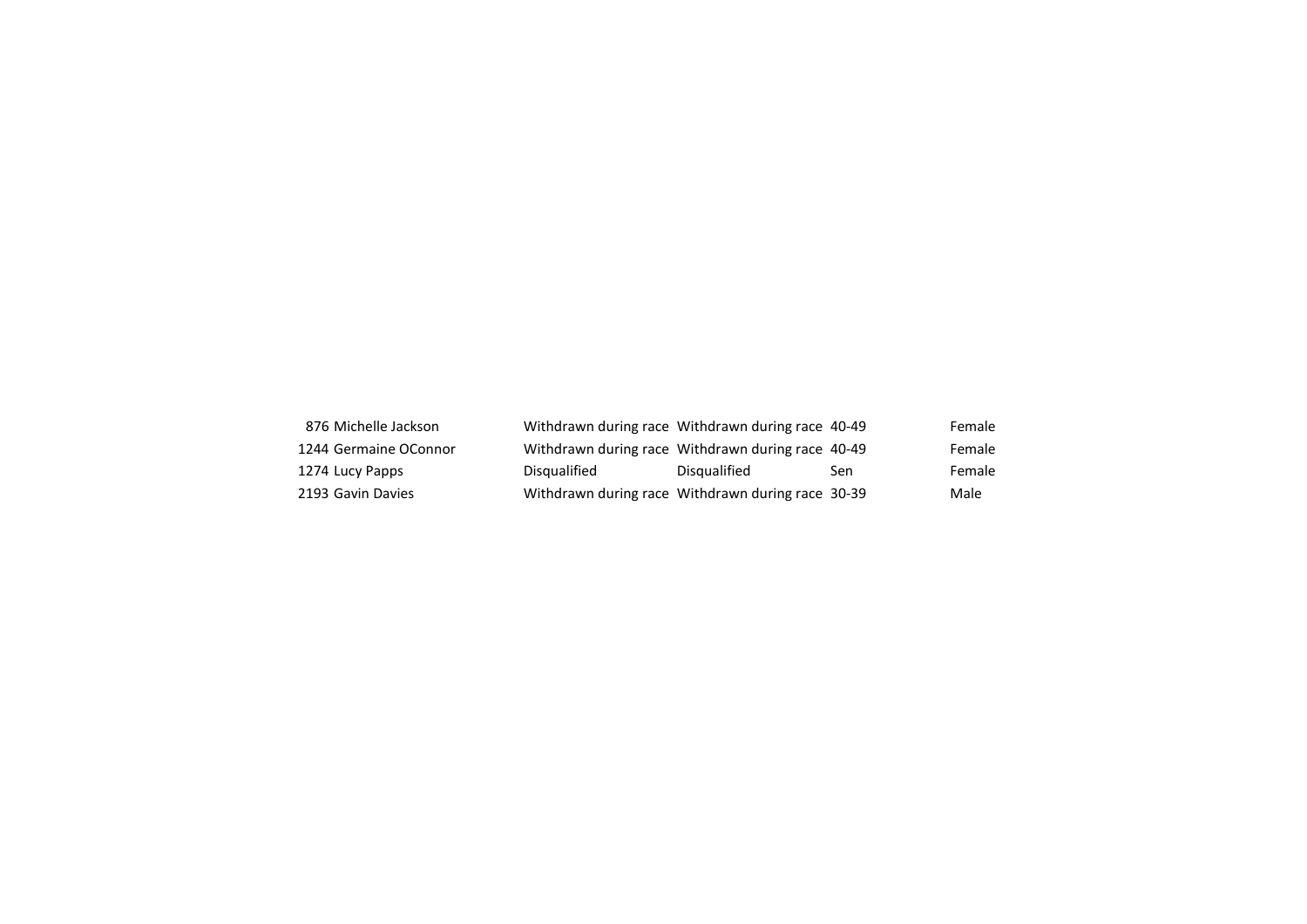| | | | | | |
|---|---|---|---|---|---|
| 876 | Michelle Jackson | Withdrawn during race | Withdrawn during race | 40-49 | Female |
| 1244 | Germaine OConnor | Withdrawn during race | Withdrawn during race | 40-49 | Female |
| 1274 | Lucy Papps | Disqualified | Disqualified | Sen | Female |
| 2193 | Gavin Davies | Withdrawn during race | Withdrawn during race | 30-39 | Male |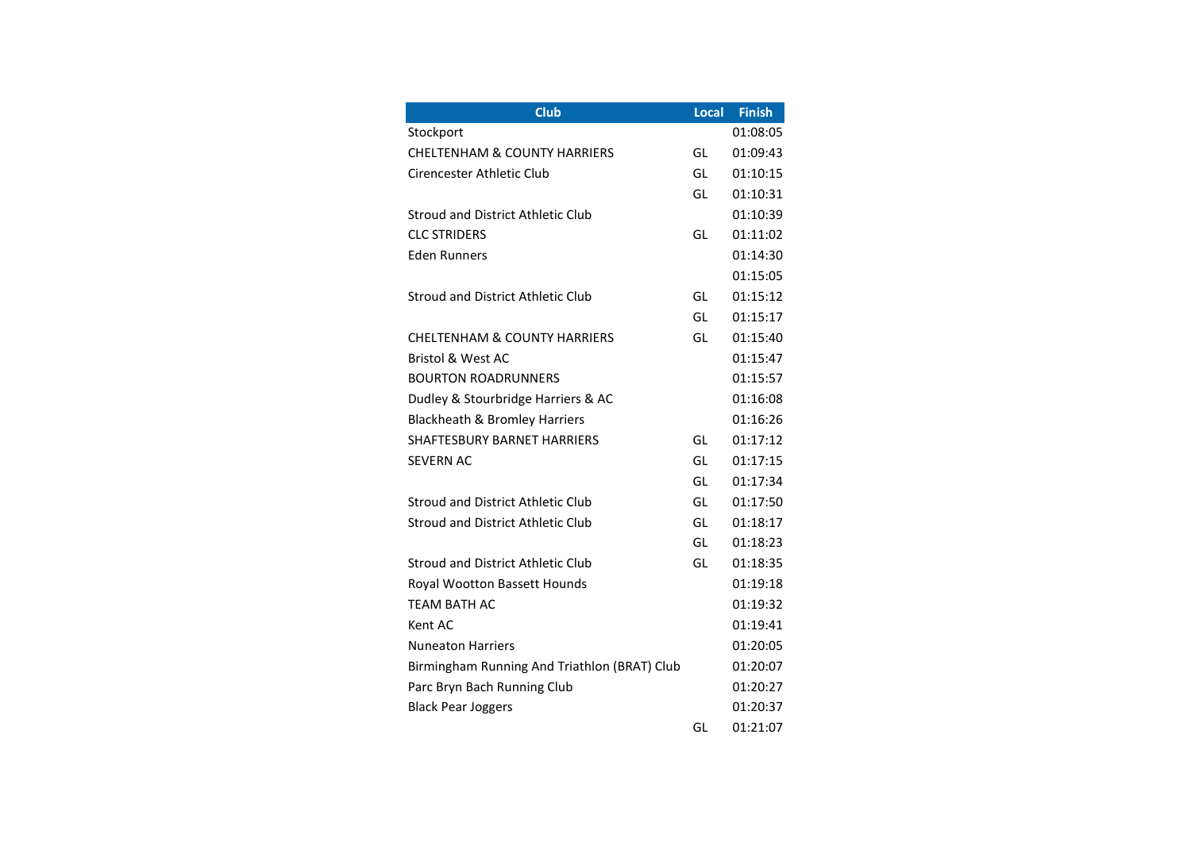| Club | Local | Finish |
|---|---|---|
| Stockport | | 01:08:05 |
| CHELTENHAM & COUNTY HARRIERS | GL | 01:09:43 |
| Cirencester Athletic Club | GL | 01:10:15 |
| | GL | 01:10:31 |
| Stroud and District Athletic Club | | 01:10:39 |
| CLC STRIDERS | GL | 01:11:02 |
| Eden Runners | | 01:14:30 |
| | | 01:15:05 |
| Stroud and District Athletic Club | GL | 01:15:12 |
| | GL | 01:15:17 |
| CHELTENHAM & COUNTY HARRIERS | GL | 01:15:40 |
| Bristol & West AC | | 01:15:47 |
| BOURTON ROADRUNNERS | | 01:15:57 |
| Dudley & Stourbridge Harriers & AC | | 01:16:08 |
| Blackheath & Bromley Harriers | | 01:16:26 |
| SHAFTESBURY BARNET HARRIERS | GL | 01:17:12 |
| SEVERN AC | GL | 01:17:15 |
| | GL | 01:17:34 |
| Stroud and District Athletic Club | GL | 01:17:50 |
| Stroud and District Athletic Club | GL | 01:18:17 |
| | GL | 01:18:23 |
| Stroud and District Athletic Club | GL | 01:18:35 |
| Royal Wootton Bassett Hounds | | 01:19:18 |
| TEAM BATH AC | | 01:19:32 |
| Kent AC | | 01:19:41 |
| Nuneaton Harriers | | 01:20:05 |
| Birmingham Running And Triathlon (BRAT) Club | | 01:20:07 |
| Parc Bryn Bach Running Club | | 01:20:27 |
| Black Pear Joggers | | 01:20:37 |
| | GL | 01:21:07 |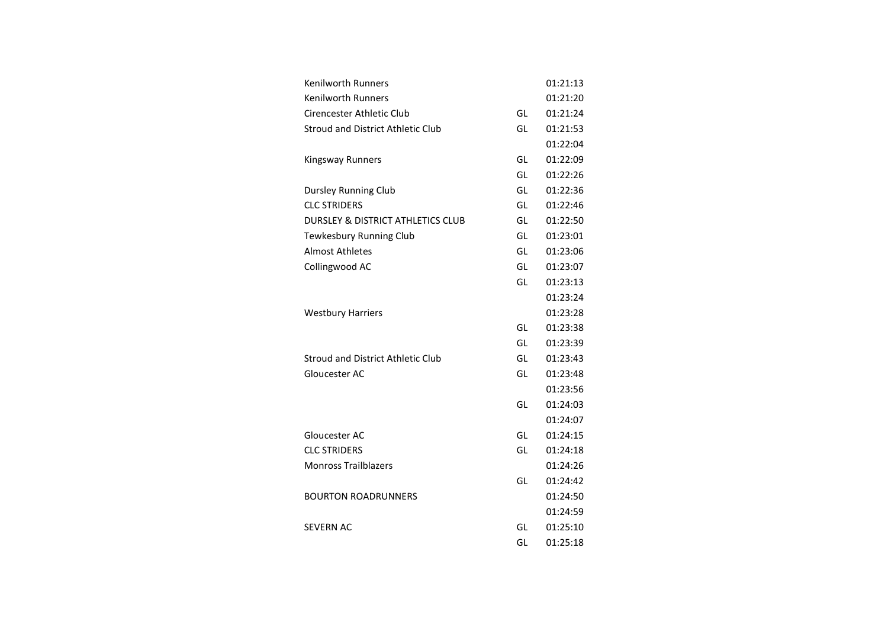| | | |
|---|---|---|
| Kenilworth Runners | | 01:21:13 |
| Kenilworth Runners | | 01:21:20 |
| Cirencester Athletic Club | GL | 01:21:24 |
| Stroud and District Athletic Club | GL | 01:21:53 |
| | | 01:22:04 |
| Kingsway Runners | GL | 01:22:09 |
| | GL | 01:22:26 |
| Dursley Running Club | GL | 01:22:36 |
| CLC STRIDERS | GL | 01:22:46 |
| DURSLEY & DISTRICT ATHLETICS CLUB | GL | 01:22:50 |
| Tewkesbury Running Club | GL | 01:23:01 |
| Almost Athletes | GL | 01:23:06 |
| Collingwood AC | GL | 01:23:07 |
| | GL | 01:23:13 |
| | | 01:23:24 |
| Westbury Harriers | | 01:23:28 |
| | GL | 01:23:38 |
| | GL | 01:23:39 |
| Stroud and District Athletic Club | GL | 01:23:43 |
| Gloucester AC | GL | 01:23:48 |
| | | 01:23:56 |
| | GL | 01:24:03 |
| | | 01:24:07 |
| Gloucester AC | GL | 01:24:15 |
| CLC STRIDERS | GL | 01:24:18 |
| Monross Trailblazers | | 01:24:26 |
| | GL | 01:24:42 |
| BOURTON ROADRUNNERS | | 01:24:50 |
| | | 01:24:59 |
| SEVERN AC | GL | 01:25:10 |
| | GL | 01:25:18 |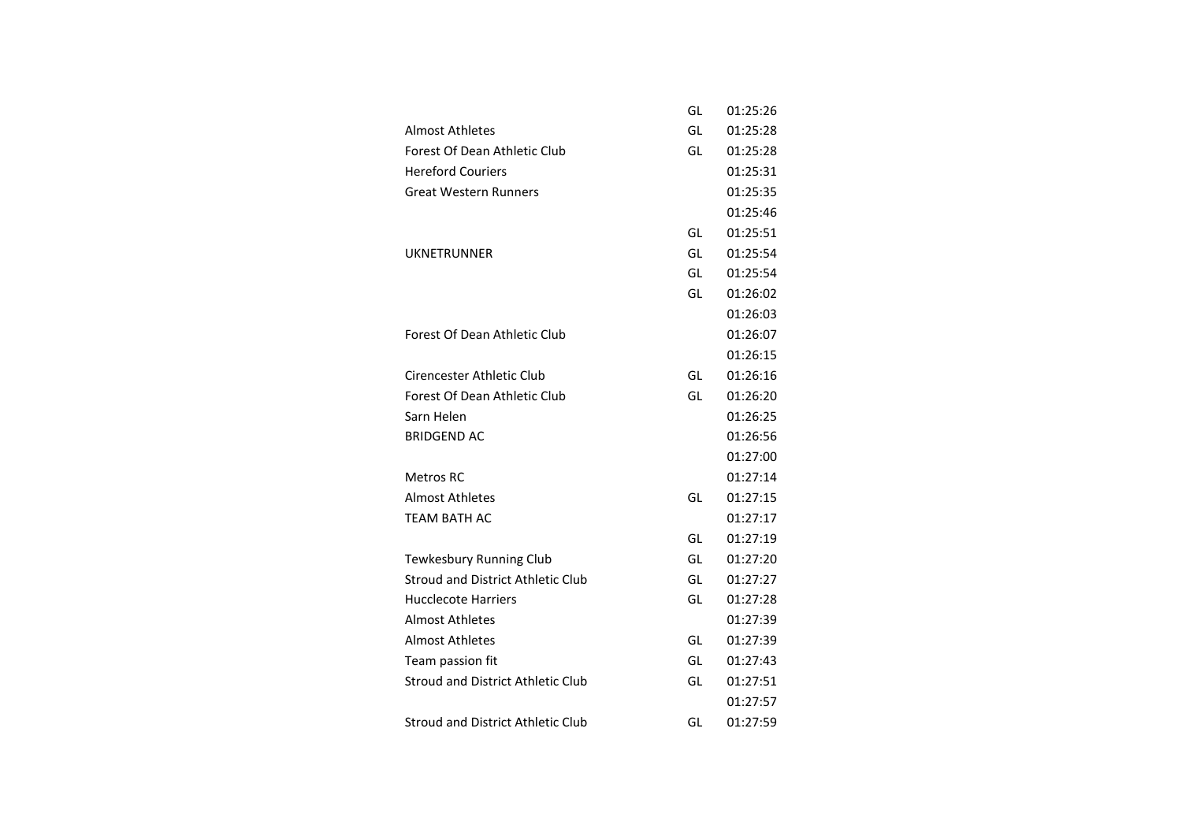| | | |
|---|---|---|
| | GL | 01:25:26 |
| Almost Athletes | GL | 01:25:28 |
| Forest Of Dean Athletic Club | GL | 01:25:28 |
| Hereford Couriers | | 01:25:31 |
| Great Western Runners | | 01:25:35 |
| | | 01:25:46 |
| | GL | 01:25:51 |
| UKNETRUNNER | GL | 01:25:54 |
| | GL | 01:25:54 |
| | GL | 01:26:02 |
| | | 01:26:03 |
| Forest Of Dean Athletic Club | | 01:26:07 |
| | | 01:26:15 |
| Cirencester Athletic Club | GL | 01:26:16 |
| Forest Of Dean Athletic Club | GL | 01:26:20 |
| Sarn Helen | | 01:26:25 |
| BRIDGEND AC | | 01:26:56 |
| | | 01:27:00 |
| Metros RC | | 01:27:14 |
| Almost Athletes | GL | 01:27:15 |
| TEAM BATH AC | | 01:27:17 |
| | GL | 01:27:19 |
| Tewkesbury Running Club | GL | 01:27:20 |
| Stroud and District Athletic Club | GL | 01:27:27 |
| Hucclecote Harriers | GL | 01:27:28 |
| Almost Athletes | | 01:27:39 |
| Almost Athletes | GL | 01:27:39 |
| Team passion fit | GL | 01:27:43 |
| Stroud and District Athletic Club | GL | 01:27:51 |
| | | 01:27:57 |
| Stroud and District Athletic Club | GL | 01:27:59 |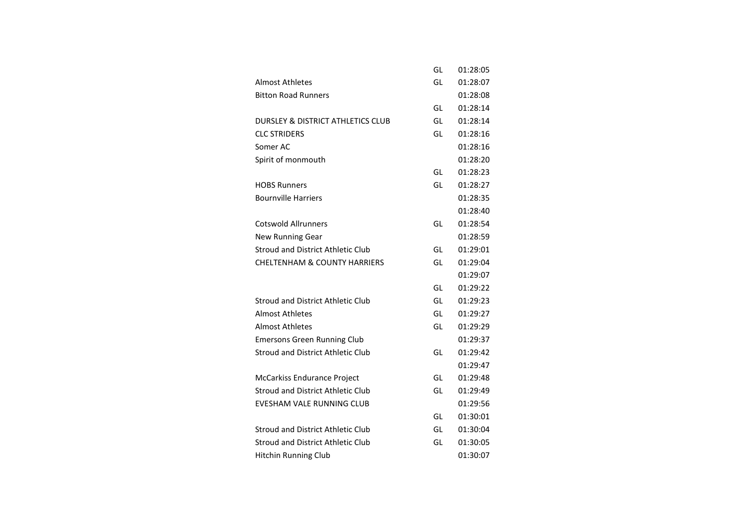| | | |
|---|---|---|
| | GL | 01:28:05 |
| Almost Athletes | GL | 01:28:07 |
| Bitton Road Runners | | 01:28:08 |
| | GL | 01:28:14 |
| DURSLEY & DISTRICT ATHLETICS CLUB | GL | 01:28:14 |
| CLC STRIDERS | GL | 01:28:16 |
| Somer AC | | 01:28:16 |
| Spirit of monmouth | | 01:28:20 |
| | GL | 01:28:23 |
| HOBS Runners | GL | 01:28:27 |
| Bournville Harriers | | 01:28:35 |
| | | 01:28:40 |
| Cotswold Allrunners | GL | 01:28:54 |
| New Running Gear | | 01:28:59 |
| Stroud and District Athletic Club | GL | 01:29:01 |
| CHELTENHAM & COUNTY HARRIERS | GL | 01:29:04 |
| | | 01:29:07 |
| | GL | 01:29:22 |
| Stroud and District Athletic Club | GL | 01:29:23 |
| Almost Athletes | GL | 01:29:27 |
| Almost Athletes | GL | 01:29:29 |
| Emersons Green Running Club | | 01:29:37 |
| Stroud and District Athletic Club | GL | 01:29:42 |
| | | 01:29:47 |
| McCarkiss Endurance Project | GL | 01:29:48 |
| Stroud and District Athletic Club | GL | 01:29:49 |
| EVESHAM VALE RUNNING CLUB | | 01:29:56 |
| | GL | 01:30:01 |
| Stroud and District Athletic Club | GL | 01:30:04 |
| Stroud and District Athletic Club | GL | 01:30:05 |
| Hitchin Running Club | | 01:30:07 |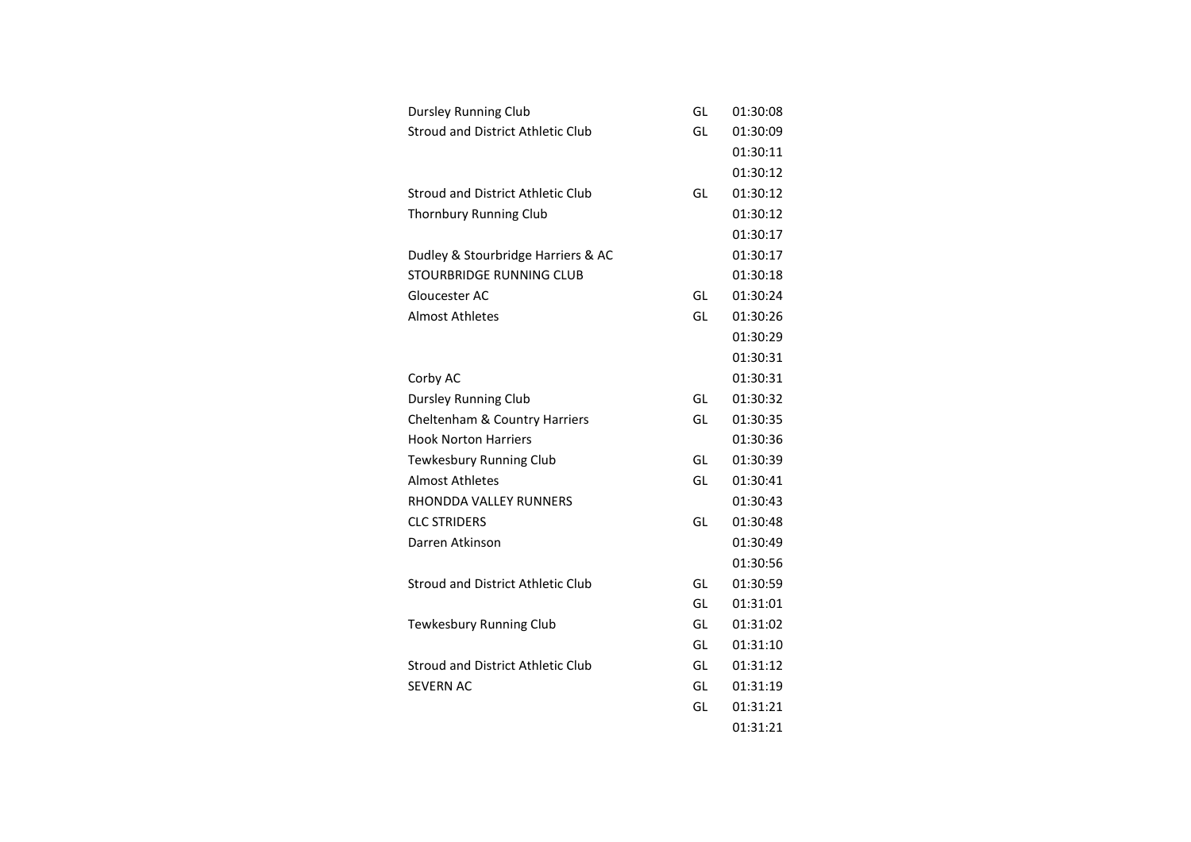| | | |
|---|---|---|
| Dursley Running Club | GL | 01:30:08 |
| Stroud and District Athletic Club | GL | 01:30:09 |
| | | 01:30:11 |
| | | 01:30:12 |
| Stroud and District Athletic Club | GL | 01:30:12 |
| Thornbury Running Club | | 01:30:12 |
| | | 01:30:17 |
| Dudley & Stourbridge Harriers & AC | | 01:30:17 |
| STOURBRIDGE RUNNING CLUB | | 01:30:18 |
| Gloucester AC | GL | 01:30:24 |
| Almost Athletes | GL | 01:30:26 |
| | | 01:30:29 |
| | | 01:30:31 |
| Corby AC | | 01:30:31 |
| Dursley Running Club | GL | 01:30:32 |
| Cheltenham & Country Harriers | GL | 01:30:35 |
| Hook Norton Harriers | | 01:30:36 |
| Tewkesbury Running Club | GL | 01:30:39 |
| Almost Athletes | GL | 01:30:41 |
| RHONDDA VALLEY RUNNERS | | 01:30:43 |
| CLC STRIDERS | GL | 01:30:48 |
| Darren Atkinson | | 01:30:49 |
| | | 01:30:56 |
| Stroud and District Athletic Club | GL | 01:30:59 |
| | GL | 01:31:01 |
| Tewkesbury Running Club | GL | 01:31:02 |
| | GL | 01:31:10 |
| Stroud and District Athletic Club | GL | 01:31:12 |
| SEVERN AC | GL | 01:31:19 |
| | GL | 01:31:21 |
| | | 01:31:21 |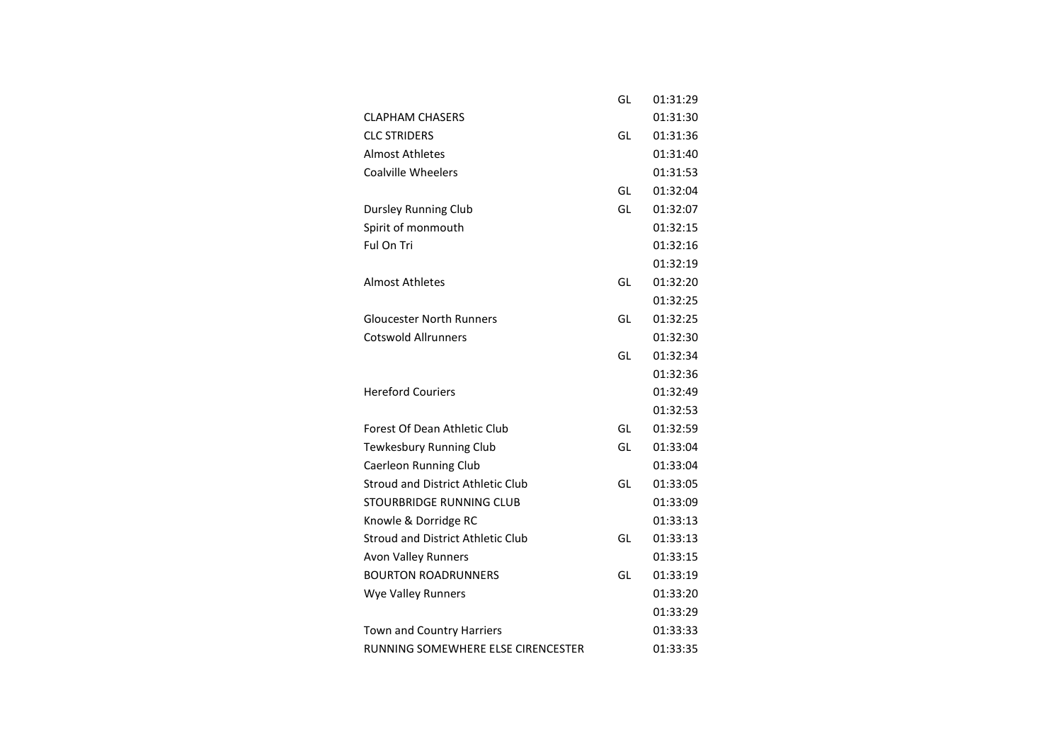| | | |
|---|---|---|
| | GL | 01:31:29 |
| CLAPHAM CHASERS | | 01:31:30 |
| CLC STRIDERS | GL | 01:31:36 |
| Almost Athletes | | 01:31:40 |
| Coalville Wheelers | | 01:31:53 |
| | GL | 01:32:04 |
| Dursley Running Club | GL | 01:32:07 |
| Spirit of monmouth | | 01:32:15 |
| Ful On Tri | | 01:32:16 |
| | | 01:32:19 |
| Almost Athletes | GL | 01:32:20 |
| | | 01:32:25 |
| Gloucester North Runners | GL | 01:32:25 |
| Cotswold Allrunners | | 01:32:30 |
| | GL | 01:32:34 |
| | | 01:32:36 |
| Hereford Couriers | | 01:32:49 |
| | | 01:32:53 |
| Forest Of Dean Athletic Club | GL | 01:32:59 |
| Tewkesbury Running Club | GL | 01:33:04 |
| Caerleon Running Club | | 01:33:04 |
| Stroud and District Athletic Club | GL | 01:33:05 |
| STOURBRIDGE RUNNING CLUB | | 01:33:09 |
| Knowle & Dorridge RC | | 01:33:13 |
| Stroud and District Athletic Club | GL | 01:33:13 |
| Avon Valley Runners | | 01:33:15 |
| BOURTON ROADRUNNERS | GL | 01:33:19 |
| Wye Valley Runners | | 01:33:20 |
| | | 01:33:29 |
| Town and Country Harriers | | 01:33:33 |
| RUNNING SOMEWHERE ELSE CIRENCESTER | | 01:33:35 |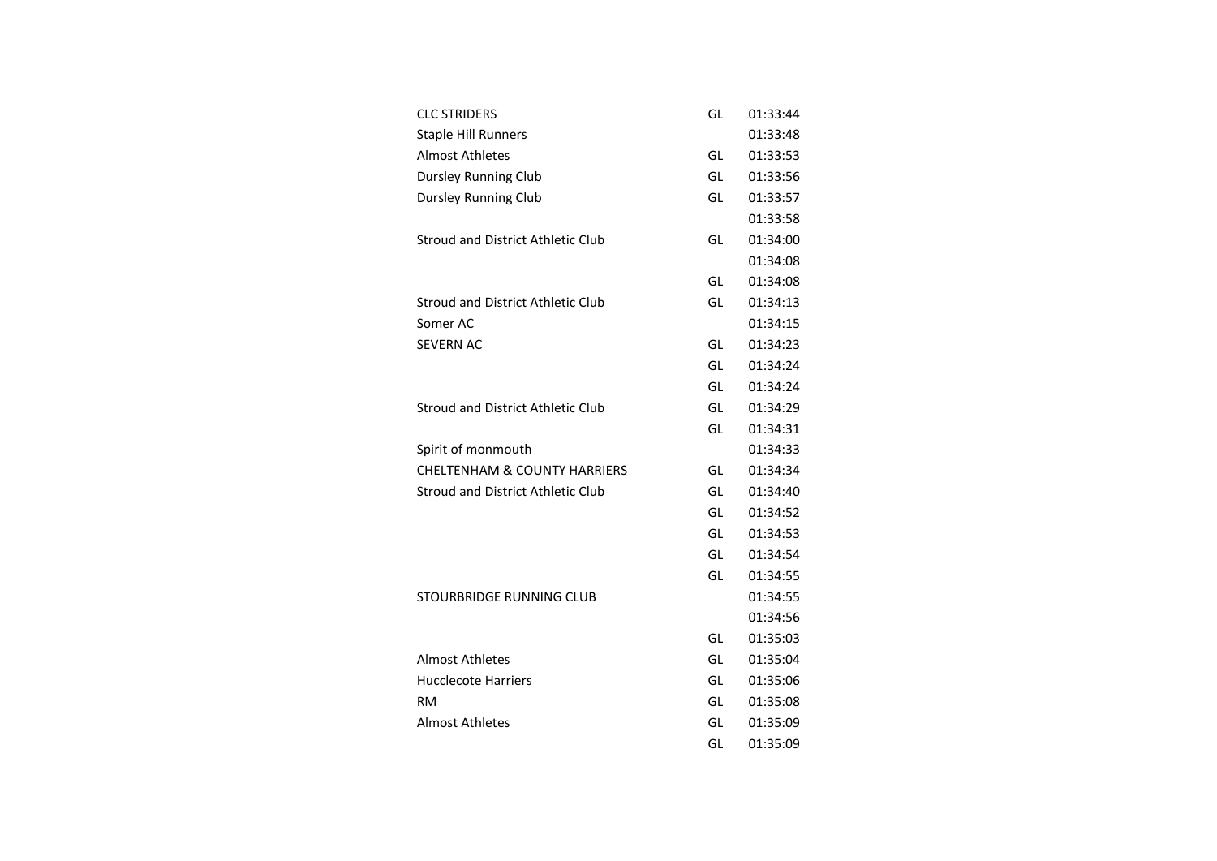| | | |
|---|---|---|
| CLC STRIDERS | GL | 01:33:44 |
| Staple Hill Runners | | 01:33:48 |
| Almost Athletes | GL | 01:33:53 |
| Dursley Running Club | GL | 01:33:56 |
| Dursley Running Club | GL | 01:33:57 |
| | | 01:33:58 |
| Stroud and District Athletic Club | GL | 01:34:00 |
| | | 01:34:08 |
| | GL | 01:34:08 |
| Stroud and District Athletic Club | GL | 01:34:13 |
| Somer AC | | 01:34:15 |
| SEVERN AC | GL | 01:34:23 |
| | GL | 01:34:24 |
| | GL | 01:34:24 |
| Stroud and District Athletic Club | GL | 01:34:29 |
| | GL | 01:34:31 |
| Spirit of monmouth | | 01:34:33 |
| CHELTENHAM & COUNTY HARRIERS | GL | 01:34:34 |
| Stroud and District Athletic Club | GL | 01:34:40 |
| | GL | 01:34:52 |
| | GL | 01:34:53 |
| | GL | 01:34:54 |
| | GL | 01:34:55 |
| STOURBRIDGE RUNNING CLUB | | 01:34:55 |
| | | 01:34:56 |
| | GL | 01:35:03 |
| Almost Athletes | GL | 01:35:04 |
| Hucclecote Harriers | GL | 01:35:06 |
| RM | GL | 01:35:08 |
| Almost Athletes | GL | 01:35:09 |
| | GL | 01:35:09 |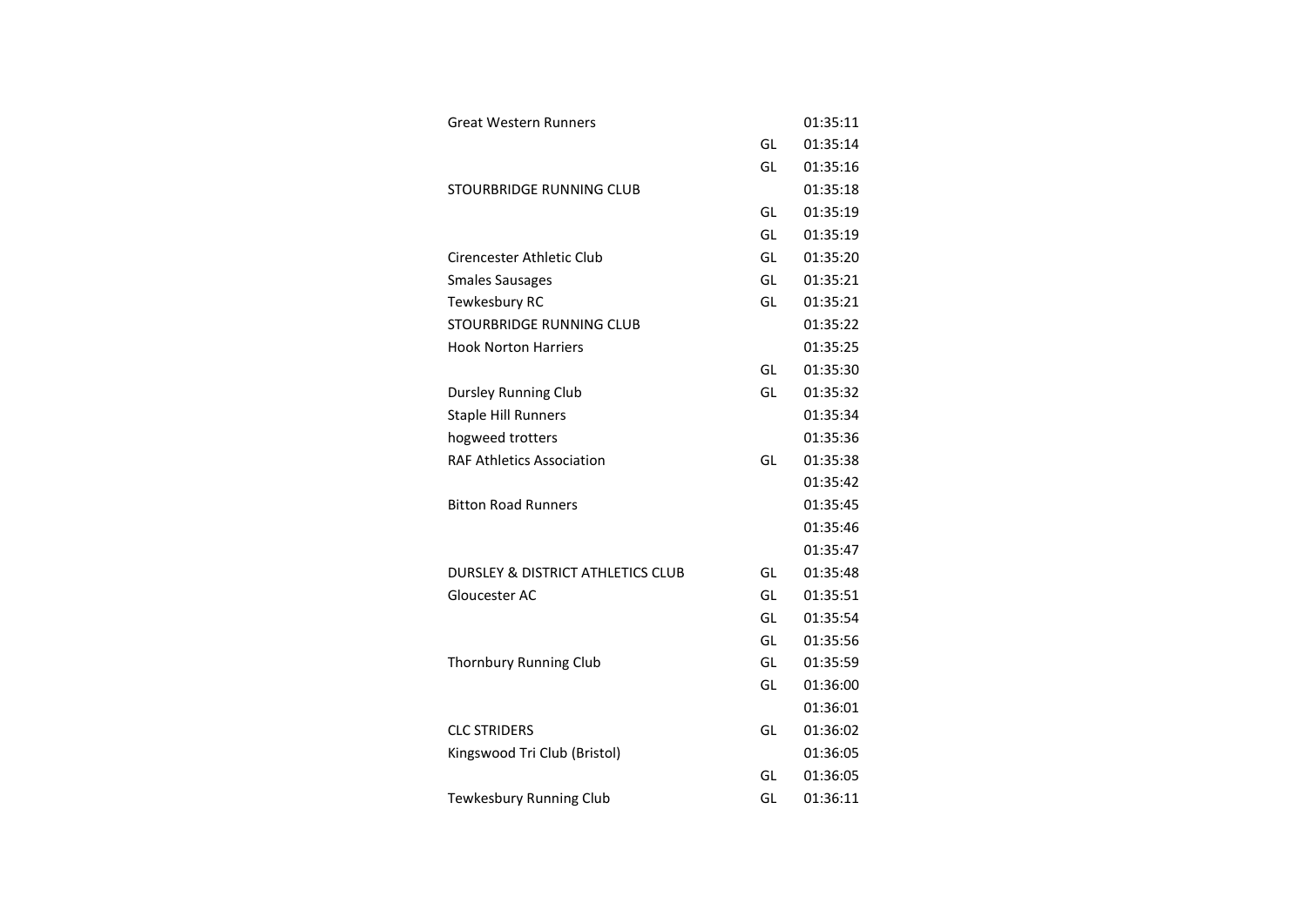| | | |
|---|---|---|
| Great Western Runners | | 01:35:11 |
| | GL | 01:35:14 |
| | GL | 01:35:16 |
| STOURBRIDGE RUNNING CLUB | | 01:35:18 |
| | GL | 01:35:19 |
| | GL | 01:35:19 |
| Cirencester Athletic Club | GL | 01:35:20 |
| Smales Sausages | GL | 01:35:21 |
| Tewkesbury RC | GL | 01:35:21 |
| STOURBRIDGE RUNNING CLUB | | 01:35:22 |
| Hook Norton Harriers | | 01:35:25 |
| | GL | 01:35:30 |
| Dursley Running Club | GL | 01:35:32 |
| Staple Hill Runners | | 01:35:34 |
| hogweed trotters | | 01:35:36 |
| RAF Athletics Association | GL | 01:35:38 |
| | | 01:35:42 |
| Bitton Road Runners | | 01:35:45 |
| | | 01:35:46 |
| | | 01:35:47 |
| DURSLEY & DISTRICT ATHLETICS CLUB | GL | 01:35:48 |
| Gloucester AC | GL | 01:35:51 |
| | GL | 01:35:54 |
| | GL | 01:35:56 |
| Thornbury Running Club | GL | 01:35:59 |
| | GL | 01:36:00 |
| | | 01:36:01 |
| CLC STRIDERS | GL | 01:36:02 |
| Kingswood Tri Club (Bristol) | | 01:36:05 |
| | GL | 01:36:05 |
| Tewkesbury Running Club | GL | 01:36:11 |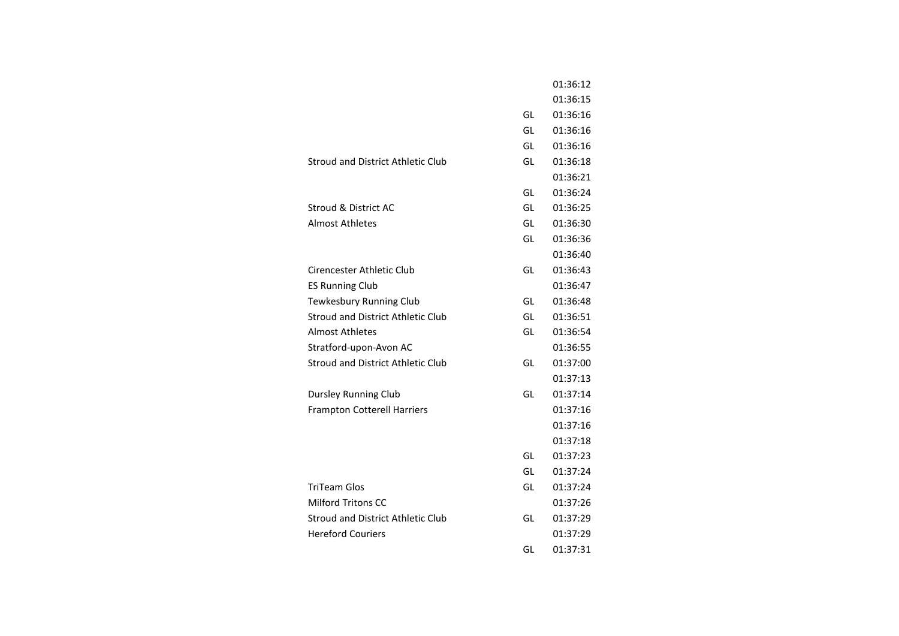| | | |
|---|---|---|
| | | 01:36:12 |
| | | 01:36:15 |
| | GL | 01:36:16 |
| | GL | 01:36:16 |
| | GL | 01:36:16 |
| Stroud and District Athletic Club | GL | 01:36:18 |
| | | 01:36:21 |
| | GL | 01:36:24 |
| Stroud & District AC | GL | 01:36:25 |
| Almost Athletes | GL | 01:36:30 |
| | GL | 01:36:36 |
| | | 01:36:40 |
| Cirencester Athletic Club | GL | 01:36:43 |
| ES Running Club | | 01:36:47 |
| Tewkesbury Running Club | GL | 01:36:48 |
| Stroud and District Athletic Club | GL | 01:36:51 |
| Almost Athletes | GL | 01:36:54 |
| Stratford-upon-Avon AC | | 01:36:55 |
| Stroud and District Athletic Club | GL | 01:37:00 |
| | | 01:37:13 |
| Dursley Running Club | GL | 01:37:14 |
| Frampton Cotterell Harriers | | 01:37:16 |
| | | 01:37:16 |
| | | 01:37:18 |
| | GL | 01:37:23 |
| | GL | 01:37:24 |
| TriTeam Glos | GL | 01:37:24 |
| Milford Tritons CC | | 01:37:26 |
| Stroud and District Athletic Club | GL | 01:37:29 |
| Hereford Couriers | | 01:37:29 |
| | GL | 01:37:31 |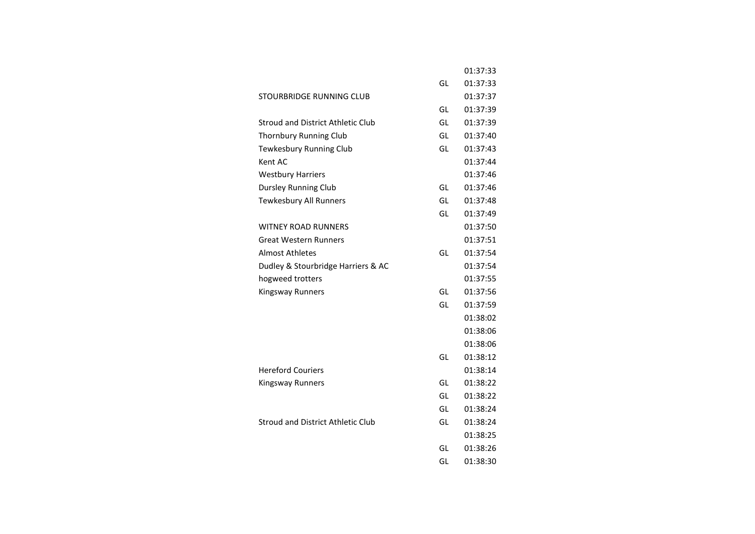| | | |
|---|---|---|
| | | 01:37:33 |
| | GL | 01:37:33 |
| STOURBRIDGE RUNNING CLUB | | 01:37:37 |
| | GL | 01:37:39 |
| Stroud and District Athletic Club | GL | 01:37:39 |
| Thornbury Running Club | GL | 01:37:40 |
| Tewkesbury Running Club | GL | 01:37:43 |
| Kent AC | | 01:37:44 |
| Westbury Harriers | | 01:37:46 |
| Dursley Running Club | GL | 01:37:46 |
| Tewkesbury All Runners | GL | 01:37:48 |
| | GL | 01:37:49 |
| WITNEY ROAD RUNNERS | | 01:37:50 |
| Great Western Runners | | 01:37:51 |
| Almost Athletes | GL | 01:37:54 |
| Dudley & Stourbridge Harriers & AC | | 01:37:54 |
| hogweed trotters | | 01:37:55 |
| Kingsway Runners | GL | 01:37:56 |
| | GL | 01:37:59 |
| | | 01:38:02 |
| | | 01:38:06 |
| | | 01:38:06 |
| | GL | 01:38:12 |
| Hereford Couriers | | 01:38:14 |
| Kingsway Runners | GL | 01:38:22 |
| | GL | 01:38:22 |
| | GL | 01:38:24 |
| Stroud and District Athletic Club | GL | 01:38:24 |
| | | 01:38:25 |
| | GL | 01:38:26 |
| | GL | 01:38:30 |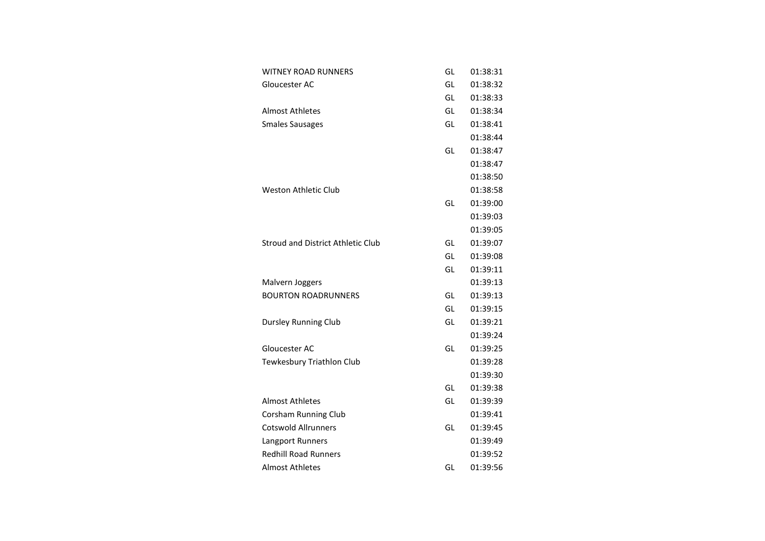| | | |
|---|---|---|
| WITNEY ROAD RUNNERS | GL | 01:38:31 |
| Gloucester AC | GL | 01:38:32 |
| | GL | 01:38:33 |
| Almost Athletes | GL | 01:38:34 |
| Smales Sausages | GL | 01:38:41 |
| | | 01:38:44 |
| | GL | 01:38:47 |
| | | 01:38:47 |
| | | 01:38:50 |
| Weston Athletic Club | | 01:38:58 |
| | GL | 01:39:00 |
| | | 01:39:03 |
| | | 01:39:05 |
| Stroud and District Athletic Club | GL | 01:39:07 |
| | GL | 01:39:08 |
| | GL | 01:39:11 |
| Malvern Joggers | | 01:39:13 |
| BOURTON ROADRUNNERS | GL | 01:39:13 |
| | GL | 01:39:15 |
| Dursley Running Club | GL | 01:39:21 |
| | | 01:39:24 |
| Gloucester AC | GL | 01:39:25 |
| Tewkesbury Triathlon Club | | 01:39:28 |
| | | 01:39:30 |
| | GL | 01:39:38 |
| Almost Athletes | GL | 01:39:39 |
| Corsham Running Club | | 01:39:41 |
| Cotswold Allrunners | GL | 01:39:45 |
| Langport Runners | | 01:39:49 |
| Redhill Road Runners | | 01:39:52 |
| Almost Athletes | GL | 01:39:56 |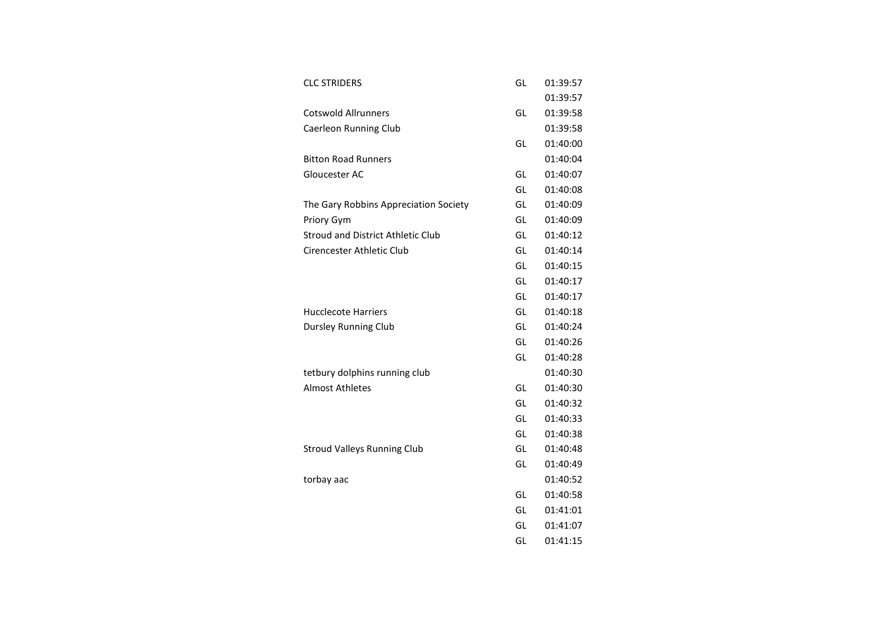| | | |
|---|---|---|
| CLC STRIDERS | GL | 01:39:57 |
| | | 01:39:57 |
| Cotswold Allrunners | GL | 01:39:58 |
| Caerleon Running Club | | 01:39:58 |
| | GL | 01:40:00 |
| Bitton Road Runners | | 01:40:04 |
| Gloucester AC | GL | 01:40:07 |
| | GL | 01:40:08 |
| The Gary Robbins Appreciation Society | GL | 01:40:09 |
| Priory Gym | GL | 01:40:09 |
| Stroud and District Athletic Club | GL | 01:40:12 |
| Cirencester Athletic Club | GL | 01:40:14 |
| | GL | 01:40:15 |
| | GL | 01:40:17 |
| | GL | 01:40:17 |
| Hucclecote Harriers | GL | 01:40:18 |
| Dursley Running Club | GL | 01:40:24 |
| | GL | 01:40:26 |
| | GL | 01:40:28 |
| tetbury dolphins running club | | 01:40:30 |
| Almost Athletes | GL | 01:40:30 |
| | GL | 01:40:32 |
| | GL | 01:40:33 |
| | GL | 01:40:38 |
| Stroud Valleys Running Club | GL | 01:40:48 |
| | GL | 01:40:49 |
| torbay aac | | 01:40:52 |
| | GL | 01:40:58 |
| | GL | 01:41:01 |
| | GL | 01:41:07 |
| | GL | 01:41:15 |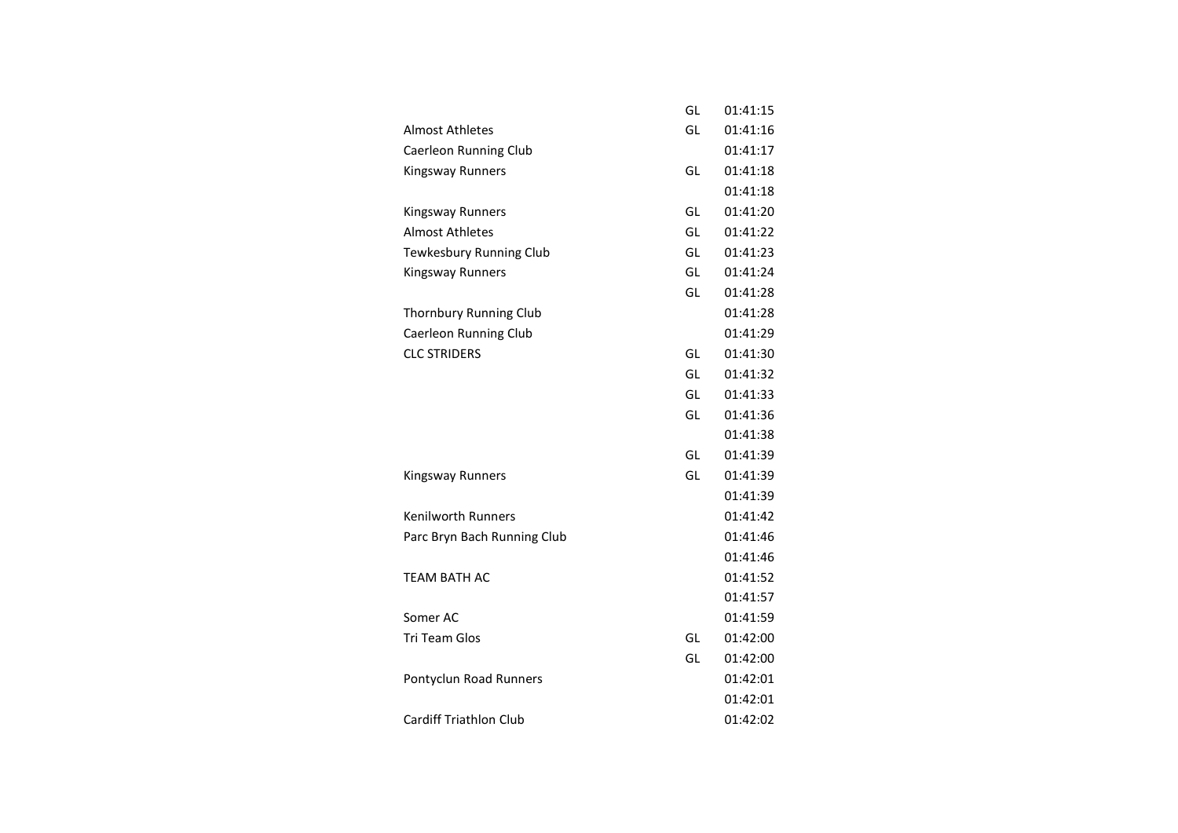| | | |
|---|---|---|
| | GL | 01:41:15 |
| Almost Athletes | GL | 01:41:16 |
| Caerleon Running Club | | 01:41:17 |
| Kingsway Runners | GL | 01:41:18 |
| | | 01:41:18 |
| Kingsway Runners | GL | 01:41:20 |
| Almost Athletes | GL | 01:41:22 |
| Tewkesbury Running Club | GL | 01:41:23 |
| Kingsway Runners | GL | 01:41:24 |
| | GL | 01:41:28 |
| Thornbury Running Club | | 01:41:28 |
| Caerleon Running Club | | 01:41:29 |
| CLC STRIDERS | GL | 01:41:30 |
| | GL | 01:41:32 |
| | GL | 01:41:33 |
| | GL | 01:41:36 |
| | | 01:41:38 |
| | GL | 01:41:39 |
| Kingsway Runners | GL | 01:41:39 |
| | | 01:41:39 |
| Kenilworth Runners | | 01:41:42 |
| Parc Bryn Bach Running Club | | 01:41:46 |
| | | 01:41:46 |
| TEAM BATH AC | | 01:41:52 |
| | | 01:41:57 |
| Somer AC | | 01:41:59 |
| Tri Team Glos | GL | 01:42:00 |
| | GL | 01:42:00 |
| Pontyclun Road Runners | | 01:42:01 |
| | | 01:42:01 |
| Cardiff Triathlon Club | | 01:42:02 |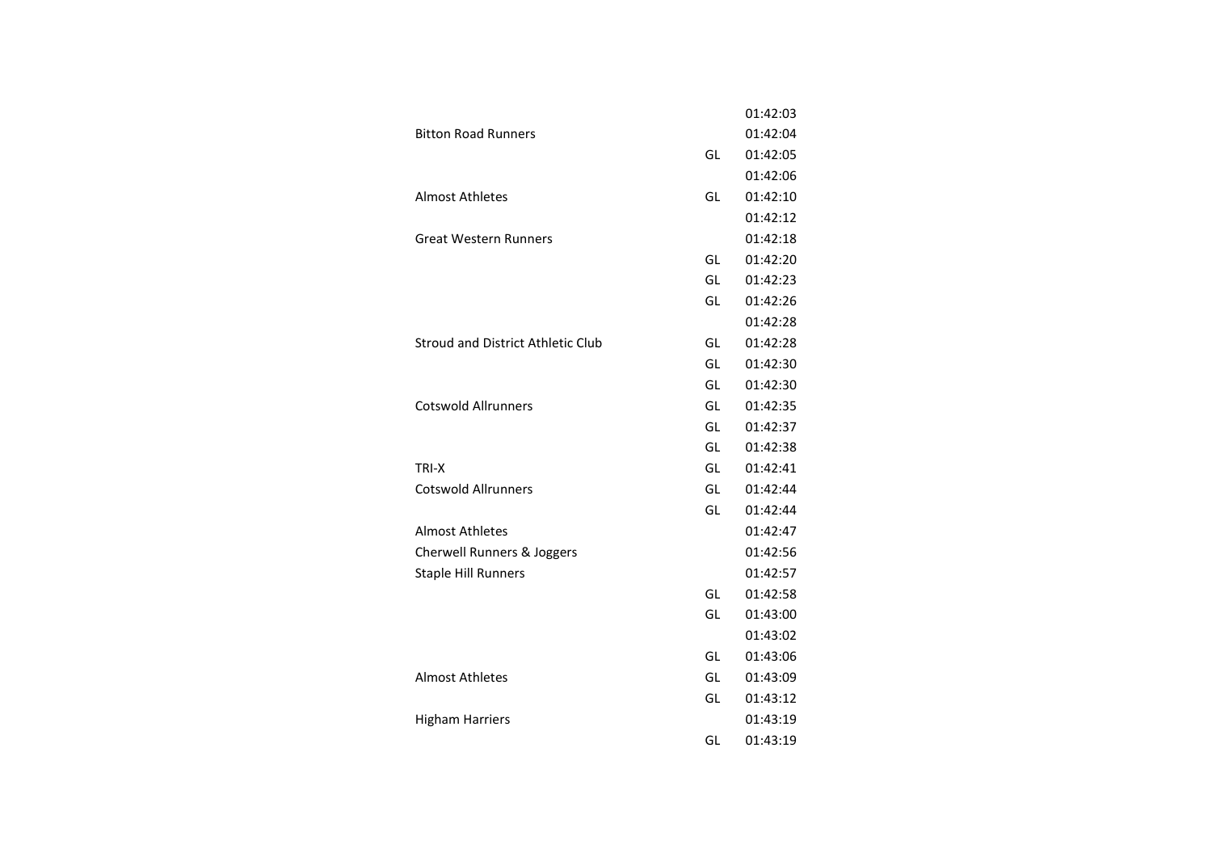|  |  |  |
|---|---|---|
|  |  | 01:42:03 |
| Bitton Road Runners |  | 01:42:04 |
|  | GL | 01:42:05 |
|  |  | 01:42:06 |
| Almost Athletes | GL | 01:42:10 |
|  |  | 01:42:12 |
| Great Western Runners |  | 01:42:18 |
|  | GL | 01:42:20 |
|  | GL | 01:42:23 |
|  | GL | 01:42:26 |
|  |  | 01:42:28 |
| Stroud and District Athletic Club | GL | 01:42:28 |
|  | GL | 01:42:30 |
|  | GL | 01:42:30 |
| Cotswold Allrunners | GL | 01:42:35 |
|  | GL | 01:42:37 |
|  | GL | 01:42:38 |
| TRI-X | GL | 01:42:41 |
| Cotswold Allrunners | GL | 01:42:44 |
|  | GL | 01:42:44 |
| Almost Athletes |  | 01:42:47 |
| Cherwell Runners & Joggers |  | 01:42:56 |
| Staple Hill Runners |  | 01:42:57 |
|  | GL | 01:42:58 |
|  | GL | 01:43:00 |
|  |  | 01:43:02 |
|  | GL | 01:43:06 |
| Almost Athletes | GL | 01:43:09 |
|  | GL | 01:43:12 |
| Higham Harriers |  | 01:43:19 |
|  | GL | 01:43:19 |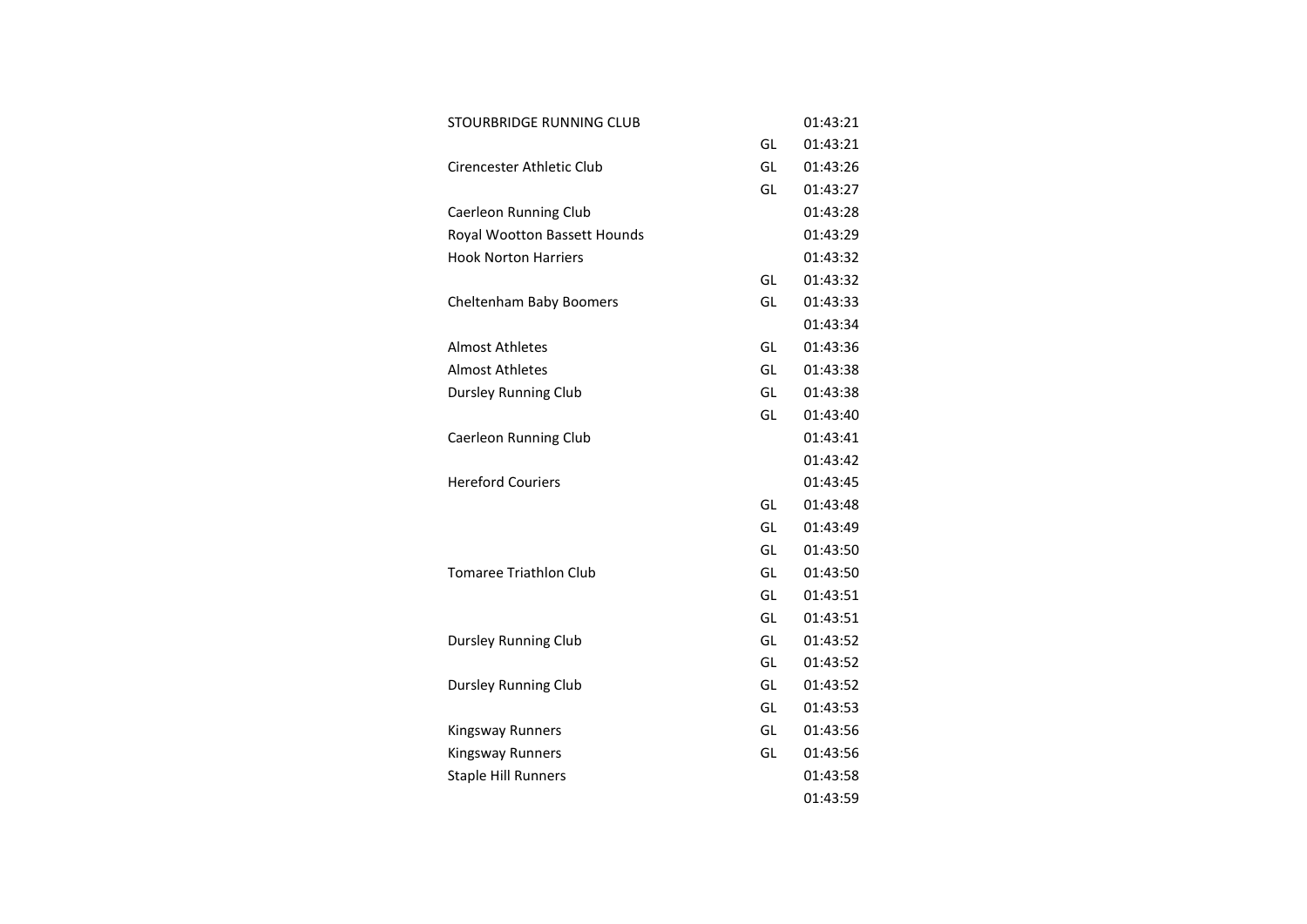| | | |
|---|---|---|
| STOURBRIDGE RUNNING CLUB | | 01:43:21 |
| | GL | 01:43:21 |
| Cirencester Athletic Club | GL | 01:43:26 |
| | GL | 01:43:27 |
| Caerleon Running Club | | 01:43:28 |
| Royal Wootton Bassett Hounds | | 01:43:29 |
| Hook Norton Harriers | | 01:43:32 |
| | GL | 01:43:32 |
| Cheltenham Baby Boomers | GL | 01:43:33 |
| | | 01:43:34 |
| Almost Athletes | GL | 01:43:36 |
| Almost Athletes | GL | 01:43:38 |
| Dursley Running Club | GL | 01:43:38 |
| | GL | 01:43:40 |
| Caerleon Running Club | | 01:43:41 |
| | | 01:43:42 |
| Hereford Couriers | | 01:43:45 |
| | GL | 01:43:48 |
| | GL | 01:43:49 |
| | GL | 01:43:50 |
| Tomaree Triathlon Club | GL | 01:43:50 |
| | GL | 01:43:51 |
| | GL | 01:43:51 |
| Dursley Running Club | GL | 01:43:52 |
| | GL | 01:43:52 |
| Dursley Running Club | GL | 01:43:52 |
| | GL | 01:43:53 |
| Kingsway Runners | GL | 01:43:56 |
| Kingsway Runners | GL | 01:43:56 |
| Staple Hill Runners | | 01:43:58 |
| | | 01:43:59 |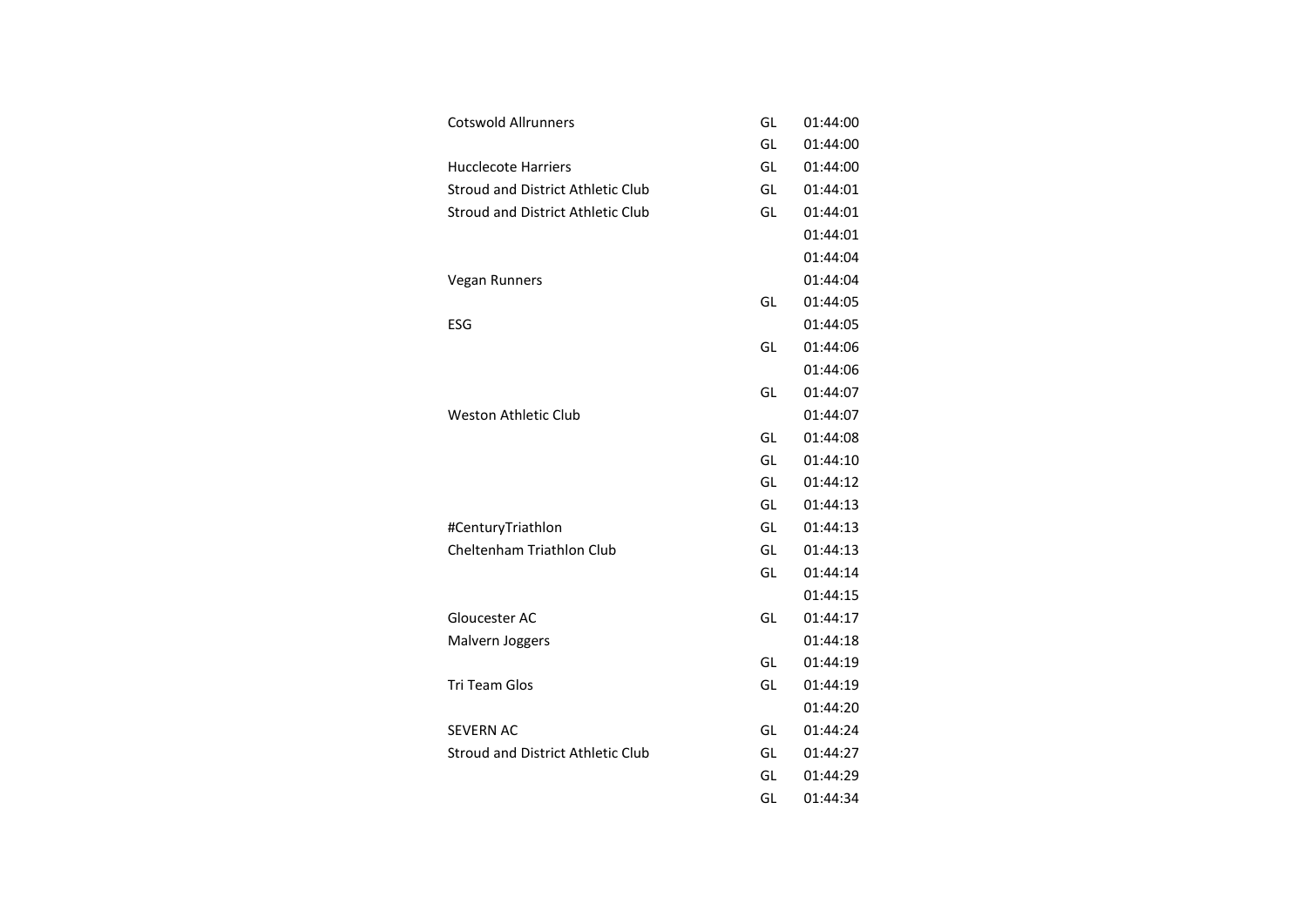| | | |
|---|---|---|
| Cotswold Allrunners | GL | 01:44:00 |
| | GL | 01:44:00 |
| Hucclecote Harriers | GL | 01:44:00 |
| Stroud and District Athletic Club | GL | 01:44:01 |
| Stroud and District Athletic Club | GL | 01:44:01 |
| | | 01:44:01 |
| | | 01:44:04 |
| Vegan Runners | | 01:44:04 |
| | GL | 01:44:05 |
| ESG | | 01:44:05 |
| | GL | 01:44:06 |
| | | 01:44:06 |
| | GL | 01:44:07 |
| Weston Athletic Club | | 01:44:07 |
| | GL | 01:44:08 |
| | GL | 01:44:10 |
| | GL | 01:44:12 |
| | GL | 01:44:13 |
| #CenturyTriathlon | GL | 01:44:13 |
| Cheltenham Triathlon Club | GL | 01:44:13 |
| | GL | 01:44:14 |
| | | 01:44:15 |
| Gloucester AC | GL | 01:44:17 |
| Malvern Joggers | | 01:44:18 |
| | GL | 01:44:19 |
| Tri Team Glos | GL | 01:44:19 |
| | | 01:44:20 |
| SEVERN AC | GL | 01:44:24 |
| Stroud and District Athletic Club | GL | 01:44:27 |
| | GL | 01:44:29 |
| | GL | 01:44:34 |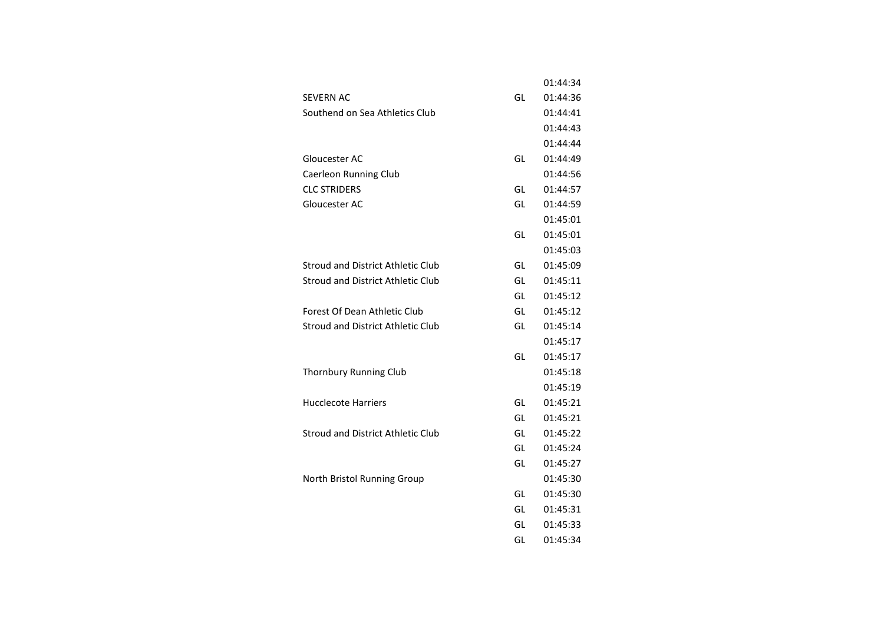| | | |
|---|---|---|
| | | 01:44:34 |
| SEVERN AC | GL | 01:44:36 |
| Southend on Sea Athletics Club | | 01:44:41 |
| | | 01:44:43 |
| | | 01:44:44 |
| Gloucester AC | GL | 01:44:49 |
| Caerleon Running Club | | 01:44:56 |
| CLC STRIDERS | GL | 01:44:57 |
| Gloucester AC | GL | 01:44:59 |
| | | 01:45:01 |
| | GL | 01:45:01 |
| | | 01:45:03 |
| Stroud and District Athletic Club | GL | 01:45:09 |
| Stroud and District Athletic Club | GL | 01:45:11 |
| | GL | 01:45:12 |
| Forest Of Dean Athletic Club | GL | 01:45:12 |
| Stroud and District Athletic Club | GL | 01:45:14 |
| | | 01:45:17 |
| | GL | 01:45:17 |
| Thornbury Running Club | | 01:45:18 |
| | | 01:45:19 |
| Hucclecote Harriers | GL | 01:45:21 |
| | GL | 01:45:21 |
| Stroud and District Athletic Club | GL | 01:45:22 |
| | GL | 01:45:24 |
| | GL | 01:45:27 |
| North Bristol Running Group | | 01:45:30 |
| | GL | 01:45:30 |
| | GL | 01:45:31 |
| | GL | 01:45:33 |
| | GL | 01:45:34 |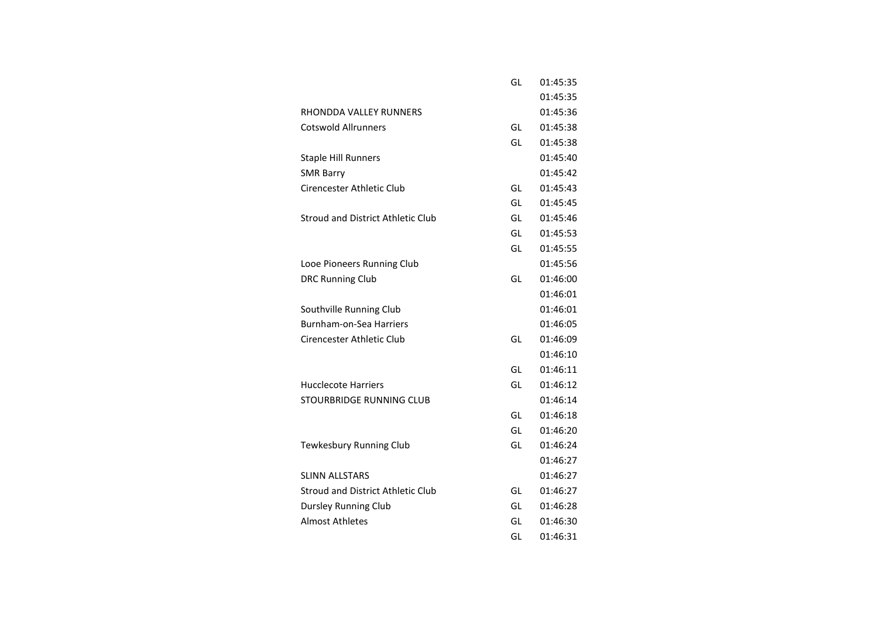| | | |
|---|---|---|
| | GL | 01:45:35 |
| | | 01:45:35 |
| RHONDDA VALLEY RUNNERS | | 01:45:36 |
| Cotswold Allrunners | GL | 01:45:38 |
| | GL | 01:45:38 |
| Staple Hill Runners | | 01:45:40 |
| SMR Barry | | 01:45:42 |
| Cirencester Athletic Club | GL | 01:45:43 |
| | GL | 01:45:45 |
| Stroud and District Athletic Club | GL | 01:45:46 |
| | GL | 01:45:53 |
| | GL | 01:45:55 |
| Looe Pioneers Running Club | | 01:45:56 |
| DRC Running Club | GL | 01:46:00 |
| | | 01:46:01 |
| Southville Running Club | | 01:46:01 |
| Burnham-on-Sea Harriers | | 01:46:05 |
| Cirencester Athletic Club | GL | 01:46:09 |
| | | 01:46:10 |
| | GL | 01:46:11 |
| Hucclecote Harriers | GL | 01:46:12 |
| STOURBRIDGE RUNNING CLUB | | 01:46:14 |
| | GL | 01:46:18 |
| | GL | 01:46:20 |
| Tewkesbury Running Club | GL | 01:46:24 |
| | | 01:46:27 |
| SLINN ALLSTARS | | 01:46:27 |
| Stroud and District Athletic Club | GL | 01:46:27 |
| Dursley Running Club | GL | 01:46:28 |
| Almost Athletes | GL | 01:46:30 |
| | GL | 01:46:31 |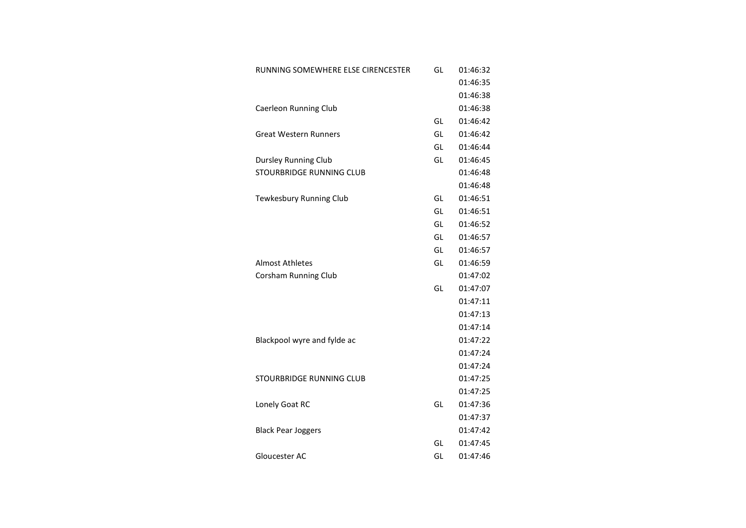| | | |
|---|---|---|
| RUNNING SOMEWHERE ELSE CIRENCESTER | GL | 01:46:32 |
| | | 01:46:35 |
| | | 01:46:38 |
| Caerleon Running Club | | 01:46:38 |
| | GL | 01:46:42 |
| Great Western Runners | GL | 01:46:42 |
| | GL | 01:46:44 |
| Dursley Running Club | GL | 01:46:45 |
| STOURBRIDGE RUNNING CLUB | | 01:46:48 |
| | | 01:46:48 |
| Tewkesbury Running Club | GL | 01:46:51 |
| | GL | 01:46:51 |
| | GL | 01:46:52 |
| | GL | 01:46:57 |
| | GL | 01:46:57 |
| Almost Athletes | GL | 01:46:59 |
| Corsham Running Club | | 01:47:02 |
| | GL | 01:47:07 |
| | | 01:47:11 |
| | | 01:47:13 |
| | | 01:47:14 |
| Blackpool wyre and fylde ac | | 01:47:22 |
| | | 01:47:24 |
| | | 01:47:24 |
| STOURBRIDGE RUNNING CLUB | | 01:47:25 |
| | | 01:47:25 |
| Lonely Goat RC | GL | 01:47:36 |
| | | 01:47:37 |
| Black Pear Joggers | | 01:47:42 |
| | GL | 01:47:45 |
| Gloucester AC | GL | 01:47:46 |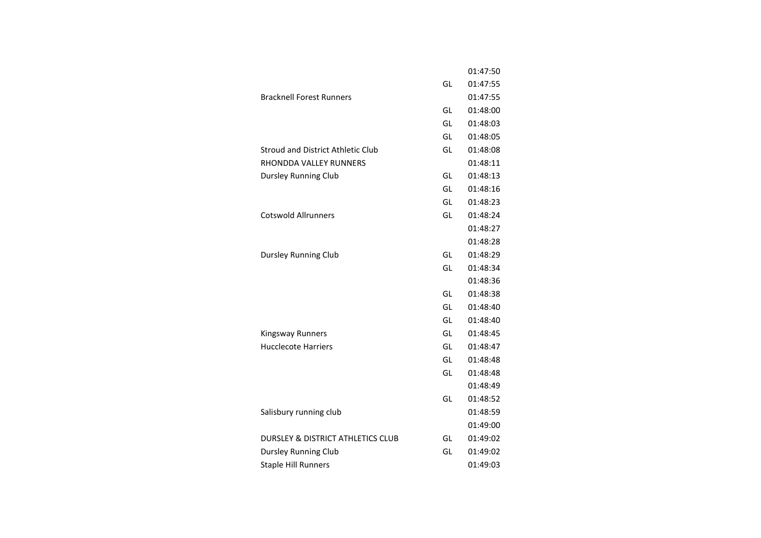| | | |
|---|---|---|
| | | 01:47:50 |
| | GL | 01:47:55 |
| Bracknell Forest Runners | | 01:47:55 |
| | GL | 01:48:00 |
| | GL | 01:48:03 |
| | GL | 01:48:05 |
| Stroud and District Athletic Club | GL | 01:48:08 |
| RHONDDA VALLEY RUNNERS | | 01:48:11 |
| Dursley Running Club | GL | 01:48:13 |
| | GL | 01:48:16 |
| | GL | 01:48:23 |
| Cotswold Allrunners | GL | 01:48:24 |
| | | 01:48:27 |
| | | 01:48:28 |
| Dursley Running Club | GL | 01:48:29 |
| | GL | 01:48:34 |
| | | 01:48:36 |
| | GL | 01:48:38 |
| | GL | 01:48:40 |
| | GL | 01:48:40 |
| Kingsway Runners | GL | 01:48:45 |
| Hucclecote Harriers | GL | 01:48:47 |
| | GL | 01:48:48 |
| | GL | 01:48:48 |
| | | 01:48:49 |
| | GL | 01:48:52 |
| Salisbury running club | | 01:48:59 |
| | | 01:49:00 |
| DURSLEY & DISTRICT ATHLETICS CLUB | GL | 01:49:02 |
| Dursley Running Club | GL | 01:49:02 |
| Staple Hill Runners | | 01:49:03 |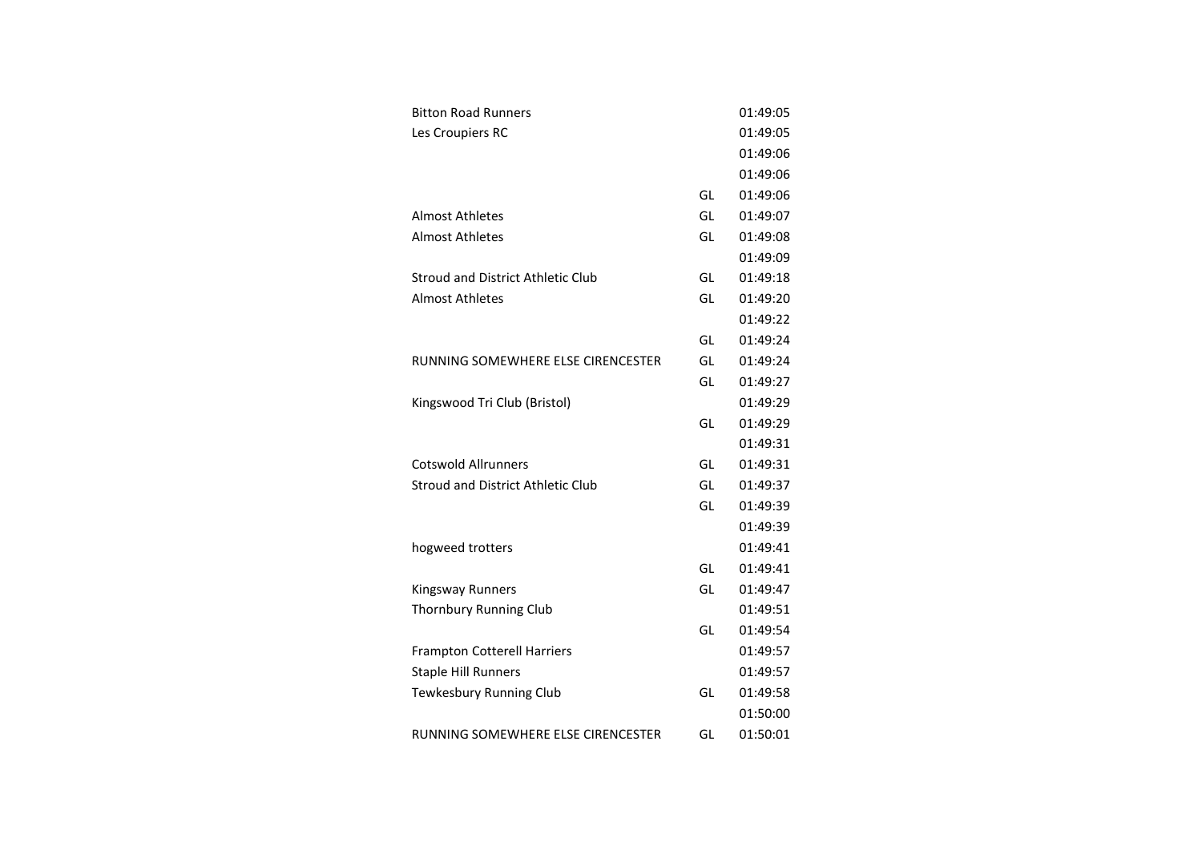| | | |
|---|---|---|
| Bitton Road Runners | | 01:49:05 |
| Les Croupiers RC | | 01:49:05 |
| | | 01:49:06 |
| | | 01:49:06 |
| | GL | 01:49:06 |
| Almost Athletes | GL | 01:49:07 |
| Almost Athletes | GL | 01:49:08 |
| | | 01:49:09 |
| Stroud and District Athletic Club | GL | 01:49:18 |
| Almost Athletes | GL | 01:49:20 |
| | | 01:49:22 |
| | GL | 01:49:24 |
| RUNNING SOMEWHERE ELSE CIRENCESTER | GL | 01:49:24 |
| | GL | 01:49:27 |
| Kingswood Tri Club (Bristol) | | 01:49:29 |
| | GL | 01:49:29 |
| | | 01:49:31 |
| Cotswold Allrunners | GL | 01:49:31 |
| Stroud and District Athletic Club | GL | 01:49:37 |
| | GL | 01:49:39 |
| | | 01:49:39 |
| hogweed trotters | | 01:49:41 |
| | GL | 01:49:41 |
| Kingsway Runners | GL | 01:49:47 |
| Thornbury Running Club | | 01:49:51 |
| | GL | 01:49:54 |
| Frampton Cotterell Harriers | | 01:49:57 |
| Staple Hill Runners | | 01:49:57 |
| Tewkesbury Running Club | GL | 01:49:58 |
| | | 01:50:00 |
| RUNNING SOMEWHERE ELSE CIRENCESTER | GL | 01:50:01 |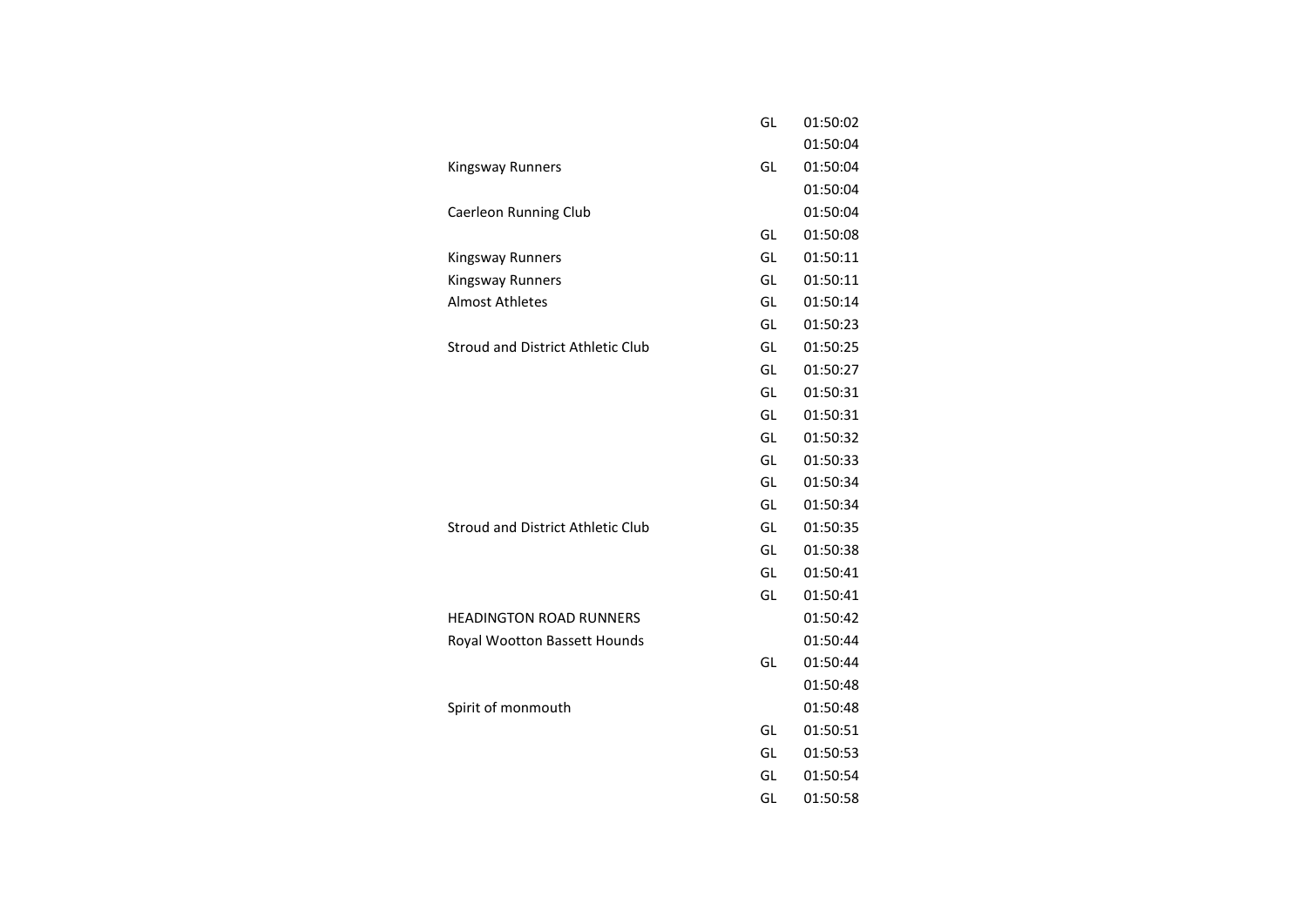| | | |
|---|---|---|
| | GL | 01:50:02 |
| | | 01:50:04 |
| Kingsway Runners | GL | 01:50:04 |
| | | 01:50:04 |
| Caerleon Running Club | | 01:50:04 |
| | GL | 01:50:08 |
| Kingsway Runners | GL | 01:50:11 |
| Kingsway Runners | GL | 01:50:11 |
| Almost Athletes | GL | 01:50:14 |
| | GL | 01:50:23 |
| Stroud and District Athletic Club | GL | 01:50:25 |
| | GL | 01:50:27 |
| | GL | 01:50:31 |
| | GL | 01:50:31 |
| | GL | 01:50:32 |
| | GL | 01:50:33 |
| | GL | 01:50:34 |
| | GL | 01:50:34 |
| Stroud and District Athletic Club | GL | 01:50:35 |
| | GL | 01:50:38 |
| | GL | 01:50:41 |
| | GL | 01:50:41 |
| HEADINGTON ROAD RUNNERS | | 01:50:42 |
| Royal Wootton Bassett Hounds | | 01:50:44 |
| | GL | 01:50:44 |
| | | 01:50:48 |
| Spirit of monmouth | | 01:50:48 |
| | GL | 01:50:51 |
| | GL | 01:50:53 |
| | GL | 01:50:54 |
| | GL | 01:50:58 |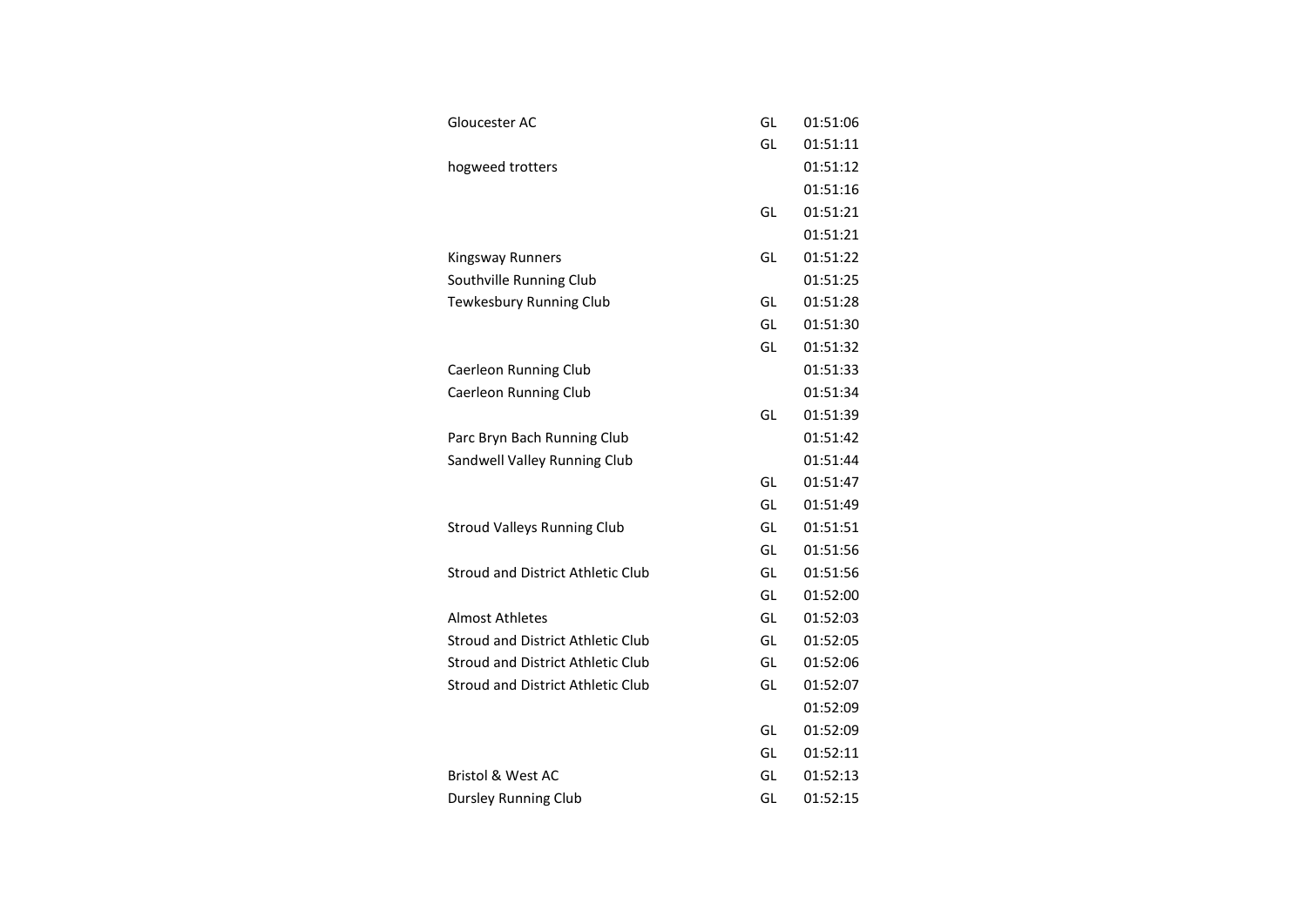| | | |
|---|---|---|
| Gloucester AC | GL | 01:51:06 |
| | GL | 01:51:11 |
| hogweed trotters | | 01:51:12 |
| | | 01:51:16 |
| | GL | 01:51:21 |
| | | 01:51:21 |
| Kingsway Runners | GL | 01:51:22 |
| Southville Running Club | | 01:51:25 |
| Tewkesbury Running Club | GL | 01:51:28 |
| | GL | 01:51:30 |
| | GL | 01:51:32 |
| Caerleon Running Club | | 01:51:33 |
| Caerleon Running Club | | 01:51:34 |
| | GL | 01:51:39 |
| Parc Bryn Bach Running Club | | 01:51:42 |
| Sandwell Valley Running Club | | 01:51:44 |
| | GL | 01:51:47 |
| | GL | 01:51:49 |
| Stroud Valleys Running Club | GL | 01:51:51 |
| | GL | 01:51:56 |
| Stroud and District Athletic Club | GL | 01:51:56 |
| | GL | 01:52:00 |
| Almost Athletes | GL | 01:52:03 |
| Stroud and District Athletic Club | GL | 01:52:05 |
| Stroud and District Athletic Club | GL | 01:52:06 |
| Stroud and District Athletic Club | GL | 01:52:07 |
| | | 01:52:09 |
| | GL | 01:52:09 |
| | GL | 01:52:11 |
| Bristol & West AC | GL | 01:52:13 |
| Dursley Running Club | GL | 01:52:15 |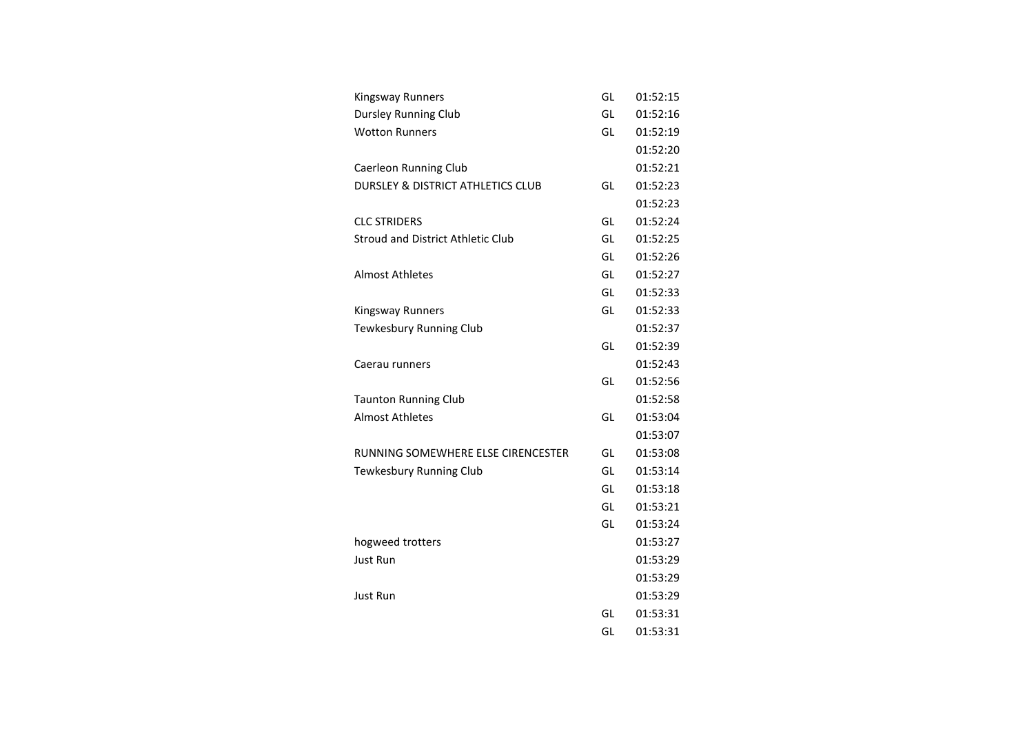| | | |
|---|---|---|
| Kingsway Runners | GL | 01:52:15 |
| Dursley Running Club | GL | 01:52:16 |
| Wotton Runners | GL | 01:52:19 |
| | | 01:52:20 |
| Caerleon Running Club | | 01:52:21 |
| DURSLEY & DISTRICT ATHLETICS CLUB | GL | 01:52:23 |
| | | 01:52:23 |
| CLC STRIDERS | GL | 01:52:24 |
| Stroud and District Athletic Club | GL | 01:52:25 |
| | GL | 01:52:26 |
| Almost Athletes | GL | 01:52:27 |
| | GL | 01:52:33 |
| Kingsway Runners | GL | 01:52:33 |
| Tewkesbury Running Club | | 01:52:37 |
| | GL | 01:52:39 |
| Caerau runners | | 01:52:43 |
| | GL | 01:52:56 |
| Taunton Running Club | | 01:52:58 |
| Almost Athletes | GL | 01:53:04 |
| | | 01:53:07 |
| RUNNING SOMEWHERE ELSE CIRENCESTER | GL | 01:53:08 |
| Tewkesbury Running Club | GL | 01:53:14 |
| | GL | 01:53:18 |
| | GL | 01:53:21 |
| | GL | 01:53:24 |
| hogweed trotters | | 01:53:27 |
| Just Run | | 01:53:29 |
| | | 01:53:29 |
| Just Run | | 01:53:29 |
| | GL | 01:53:31 |
| | GL | 01:53:31 |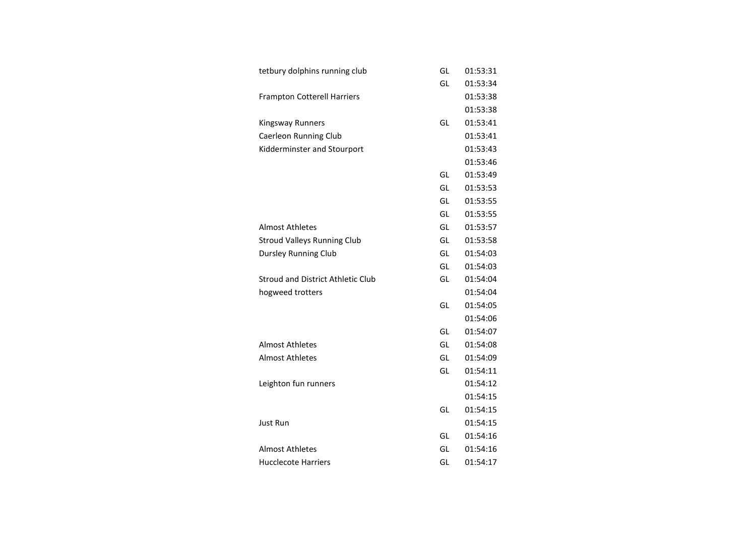| | | |
|---|---|---|
| tetbury dolphins running club | GL | 01:53:31 |
| | GL | 01:53:34 |
| Frampton Cotterell Harriers | | 01:53:38 |
| | | 01:53:38 |
| Kingsway Runners | GL | 01:53:41 |
| Caerleon Running Club | | 01:53:41 |
| Kidderminster and Stourport | | 01:53:43 |
| | | 01:53:46 |
| | GL | 01:53:49 |
| | GL | 01:53:53 |
| | GL | 01:53:55 |
| | GL | 01:53:55 |
| Almost Athletes | GL | 01:53:57 |
| Stroud Valleys Running Club | GL | 01:53:58 |
| Dursley Running Club | GL | 01:54:03 |
| | GL | 01:54:03 |
| Stroud and District Athletic Club | GL | 01:54:04 |
| hogweed trotters | | 01:54:04 |
| | GL | 01:54:05 |
| | | 01:54:06 |
| | GL | 01:54:07 |
| Almost Athletes | GL | 01:54:08 |
| Almost Athletes | GL | 01:54:09 |
| | GL | 01:54:11 |
| Leighton fun runners | | 01:54:12 |
| | | 01:54:15 |
| | GL | 01:54:15 |
| Just Run | | 01:54:15 |
| | GL | 01:54:16 |
| Almost Athletes | GL | 01:54:16 |
| Hucclecote Harriers | GL | 01:54:17 |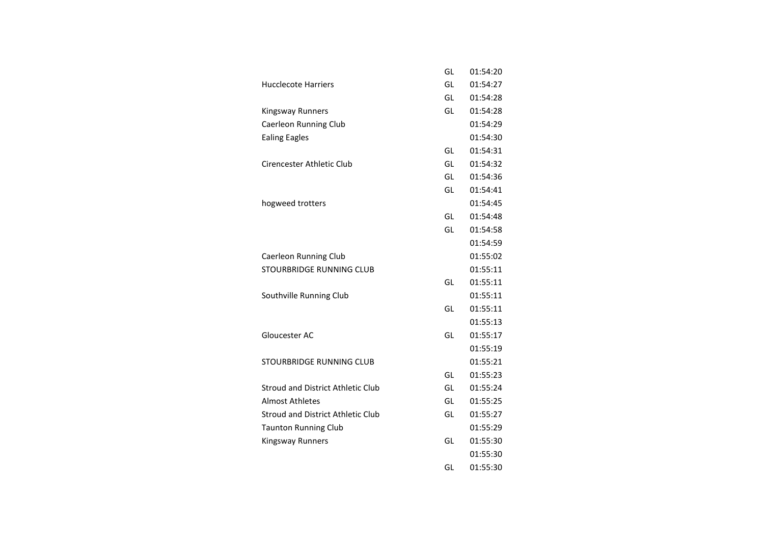| | | |
|---|---|---|
| | GL | 01:54:20 |
| Hucclecote Harriers | GL | 01:54:27 |
| | GL | 01:54:28 |
| Kingsway Runners | GL | 01:54:28 |
| Caerleon Running Club | | 01:54:29 |
| Ealing Eagles | | 01:54:30 |
| | GL | 01:54:31 |
| Cirencester Athletic Club | GL | 01:54:32 |
| | GL | 01:54:36 |
| | GL | 01:54:41 |
| hogweed trotters | | 01:54:45 |
| | GL | 01:54:48 |
| | GL | 01:54:58 |
| | | 01:54:59 |
| Caerleon Running Club | | 01:55:02 |
| STOURBRIDGE RUNNING CLUB | | 01:55:11 |
| | GL | 01:55:11 |
| Southville Running Club | | 01:55:11 |
| | GL | 01:55:11 |
| | | 01:55:13 |
| Gloucester AC | GL | 01:55:17 |
| | | 01:55:19 |
| STOURBRIDGE RUNNING CLUB | | 01:55:21 |
| | GL | 01:55:23 |
| Stroud and District Athletic Club | GL | 01:55:24 |
| Almost Athletes | GL | 01:55:25 |
| Stroud and District Athletic Club | GL | 01:55:27 |
| Taunton Running Club | | 01:55:29 |
| Kingsway Runners | GL | 01:55:30 |
| | | 01:55:30 |
| | GL | 01:55:30 |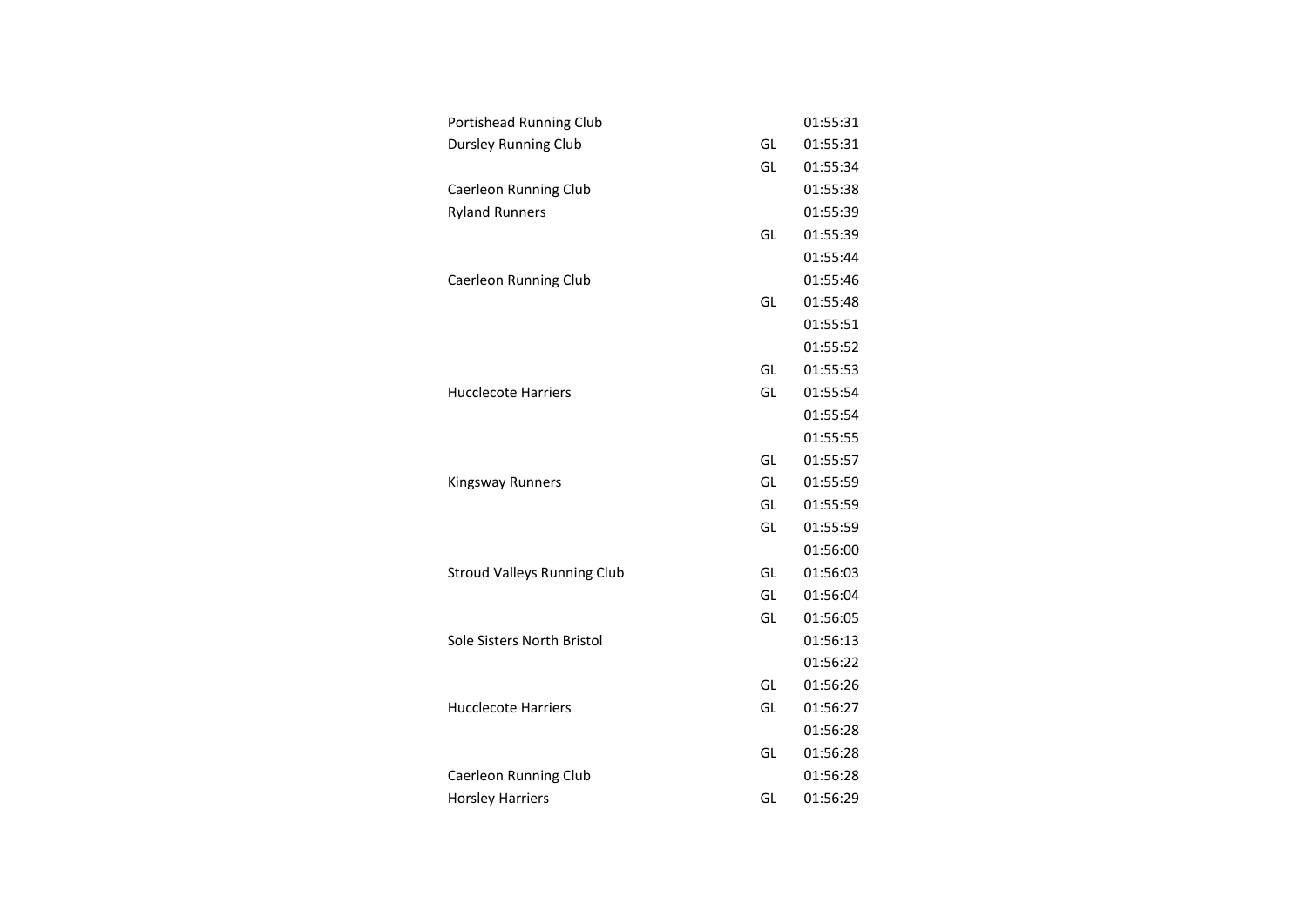| | | |
|---|---|---|
| Portishead Running Club | | 01:55:31 |
| Dursley Running Club | GL | 01:55:31 |
| | GL | 01:55:34 |
| Caerleon Running Club | | 01:55:38 |
| Ryland Runners | | 01:55:39 |
| | GL | 01:55:39 |
| | | 01:55:44 |
| Caerleon Running Club | | 01:55:46 |
| | GL | 01:55:48 |
| | | 01:55:51 |
| | | 01:55:52 |
| | GL | 01:55:53 |
| Hucclecote Harriers | GL | 01:55:54 |
| | | 01:55:54 |
| | | 01:55:55 |
| | GL | 01:55:57 |
| Kingsway Runners | GL | 01:55:59 |
| | GL | 01:55:59 |
| | GL | 01:55:59 |
| | | 01:56:00 |
| Stroud Valleys Running Club | GL | 01:56:03 |
| | GL | 01:56:04 |
| | GL | 01:56:05 |
| Sole Sisters North Bristol | | 01:56:13 |
| | | 01:56:22 |
| | GL | 01:56:26 |
| Hucclecote Harriers | GL | 01:56:27 |
| | | 01:56:28 |
| | GL | 01:56:28 |
| Caerleon Running Club | | 01:56:28 |
| Horsley Harriers | GL | 01:56:29 |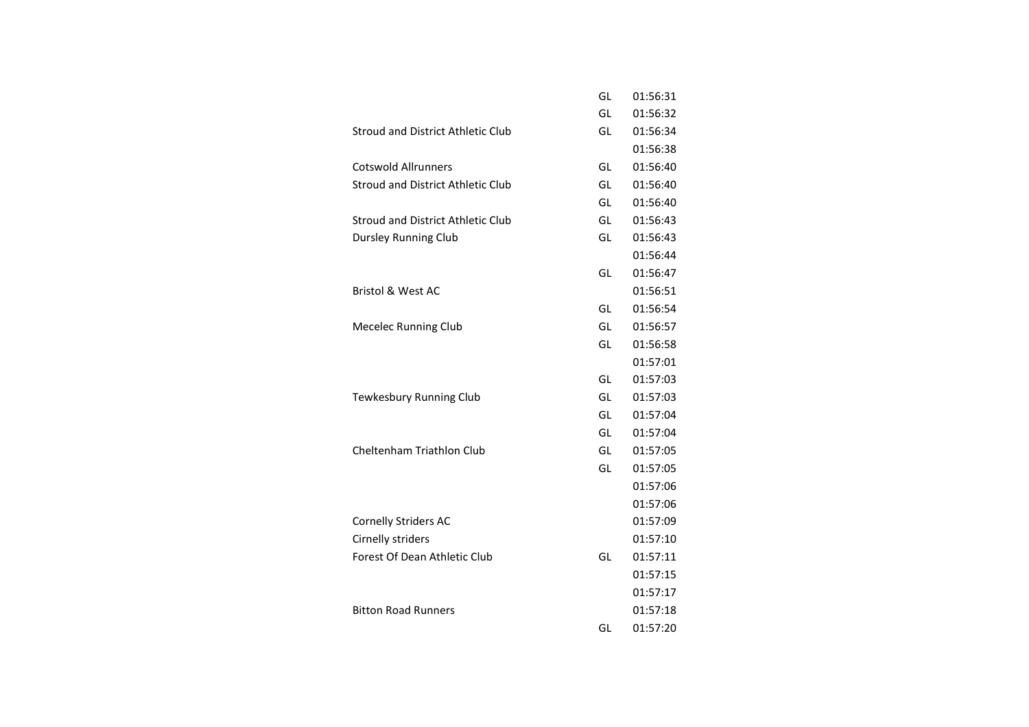| | | |
|---|---|---|
| | GL | 01:56:31 |
| | GL | 01:56:32 |
| Stroud and District Athletic Club | GL | 01:56:34 |
| | | 01:56:38 |
| Cotswold Allrunners | GL | 01:56:40 |
| Stroud and District Athletic Club | GL | 01:56:40 |
| | GL | 01:56:40 |
| Stroud and District Athletic Club | GL | 01:56:43 |
| Dursley Running Club | GL | 01:56:43 |
| | | 01:56:44 |
| | GL | 01:56:47 |
| Bristol & West AC | | 01:56:51 |
| | GL | 01:56:54 |
| Mecelec Running Club | GL | 01:56:57 |
| | GL | 01:56:58 |
| | | 01:57:01 |
| | GL | 01:57:03 |
| Tewkesbury Running Club | GL | 01:57:03 |
| | GL | 01:57:04 |
| | GL | 01:57:04 |
| Cheltenham Triathlon Club | GL | 01:57:05 |
| | GL | 01:57:05 |
| | | 01:57:06 |
| | | 01:57:06 |
| Cornelly Striders AC | | 01:57:09 |
| Cirnelly striders | | 01:57:10 |
| Forest Of Dean Athletic Club | GL | 01:57:11 |
| | | 01:57:15 |
| | | 01:57:17 |
| Bitton Road Runners | | 01:57:18 |
| | GL | 01:57:20 |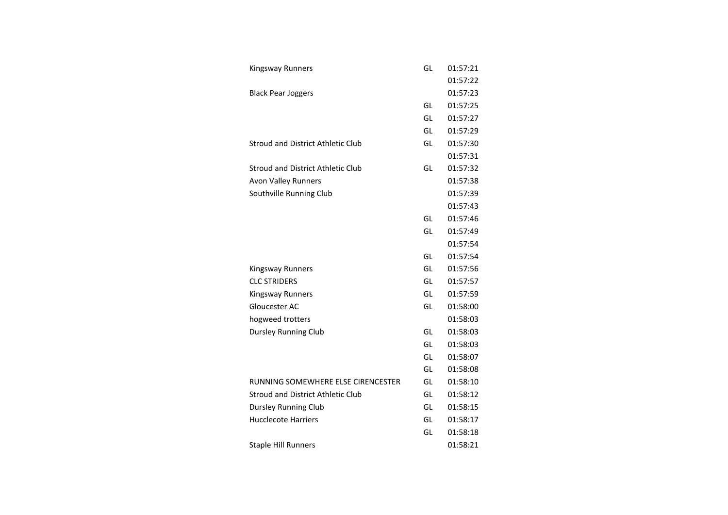| | | |
|---|---|---|
| Kingsway Runners | GL | 01:57:21 |
| | | 01:57:22 |
| Black Pear Joggers | | 01:57:23 |
| | GL | 01:57:25 |
| | GL | 01:57:27 |
| | GL | 01:57:29 |
| Stroud and District Athletic Club | GL | 01:57:30 |
| | | 01:57:31 |
| Stroud and District Athletic Club | GL | 01:57:32 |
| Avon Valley Runners | | 01:57:38 |
| Southville Running Club | | 01:57:39 |
| | | 01:57:43 |
| | GL | 01:57:46 |
| | GL | 01:57:49 |
| | | 01:57:54 |
| | GL | 01:57:54 |
| Kingsway Runners | GL | 01:57:56 |
| CLC STRIDERS | GL | 01:57:57 |
| Kingsway Runners | GL | 01:57:59 |
| Gloucester AC | GL | 01:58:00 |
| hogweed trotters | | 01:58:03 |
| Dursley Running Club | GL | 01:58:03 |
| | GL | 01:58:03 |
| | GL | 01:58:07 |
| | GL | 01:58:08 |
| RUNNING SOMEWHERE ELSE CIRENCESTER | GL | 01:58:10 |
| Stroud and District Athletic Club | GL | 01:58:12 |
| Dursley Running Club | GL | 01:58:15 |
| Hucclecote Harriers | GL | 01:58:17 |
| | GL | 01:58:18 |
| Staple Hill Runners | | 01:58:21 |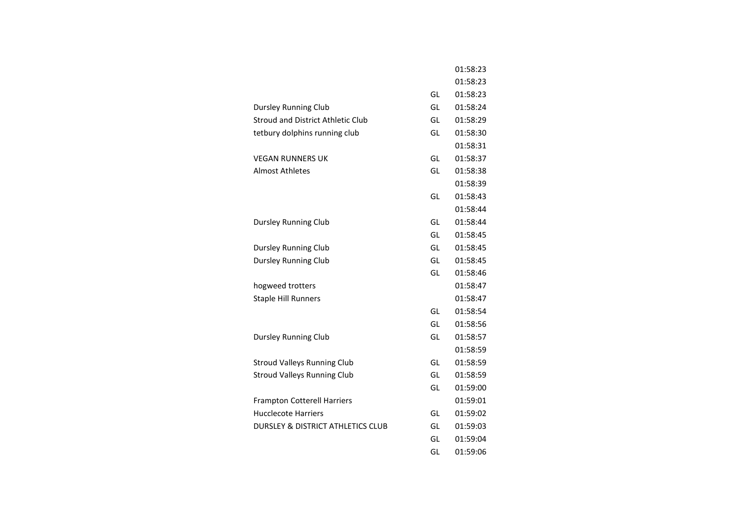| | | |
|---|---|---|
| | | 01:58:23 |
| | | 01:58:23 |
| | GL | 01:58:23 |
| Dursley Running Club | GL | 01:58:24 |
| Stroud and District Athletic Club | GL | 01:58:29 |
| tetbury dolphins running club | GL | 01:58:30 |
| | | 01:58:31 |
| VEGAN RUNNERS UK | GL | 01:58:37 |
| Almost Athletes | GL | 01:58:38 |
| | | 01:58:39 |
| | GL | 01:58:43 |
| | | 01:58:44 |
| Dursley Running Club | GL | 01:58:44 |
| | GL | 01:58:45 |
| Dursley Running Club | GL | 01:58:45 |
| Dursley Running Club | GL | 01:58:45 |
| | GL | 01:58:46 |
| hogweed trotters | | 01:58:47 |
| Staple Hill Runners | | 01:58:47 |
| | GL | 01:58:54 |
| | GL | 01:58:56 |
| Dursley Running Club | GL | 01:58:57 |
| | | 01:58:59 |
| Stroud Valleys Running Club | GL | 01:58:59 |
| Stroud Valleys Running Club | GL | 01:58:59 |
| | GL | 01:59:00 |
| Frampton Cotterell Harriers | | 01:59:01 |
| Hucclecote Harriers | GL | 01:59:02 |
| DURSLEY & DISTRICT ATHLETICS CLUB | GL | 01:59:03 |
| | GL | 01:59:04 |
| | GL | 01:59:06 |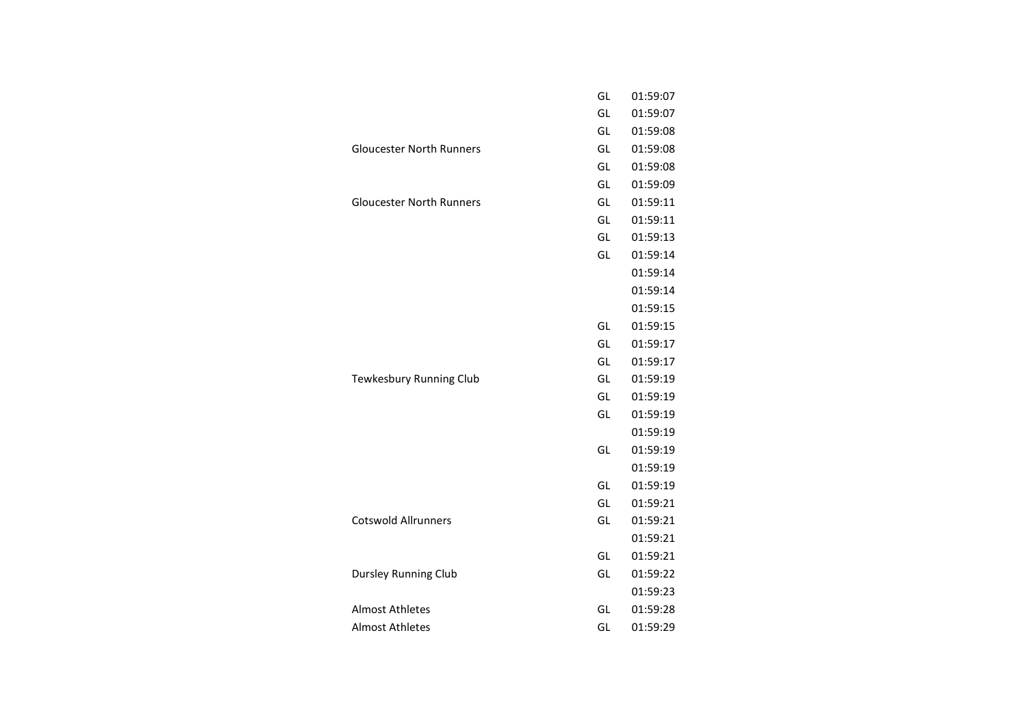| | | |
|---|---|---|
| | GL | 01:59:07 |
| | GL | 01:59:07 |
| | GL | 01:59:08 |
| Gloucester North Runners | GL | 01:59:08 |
| | GL | 01:59:08 |
| | GL | 01:59:09 |
| Gloucester North Runners | GL | 01:59:11 |
| | GL | 01:59:11 |
| | GL | 01:59:13 |
| | GL | 01:59:14 |
| | | 01:59:14 |
| | | 01:59:14 |
| | | 01:59:15 |
| | GL | 01:59:15 |
| | GL | 01:59:17 |
| | GL | 01:59:17 |
| Tewkesbury Running Club | GL | 01:59:19 |
| | GL | 01:59:19 |
| | GL | 01:59:19 |
| | | 01:59:19 |
| | GL | 01:59:19 |
| | | 01:59:19 |
| | GL | 01:59:19 |
| | GL | 01:59:21 |
| Cotswold Allrunners | GL | 01:59:21 |
| | | 01:59:21 |
| | GL | 01:59:21 |
| Dursley Running Club | GL | 01:59:22 |
| | | 01:59:23 |
| Almost Athletes | GL | 01:59:28 |
| Almost Athletes | GL | 01:59:29 |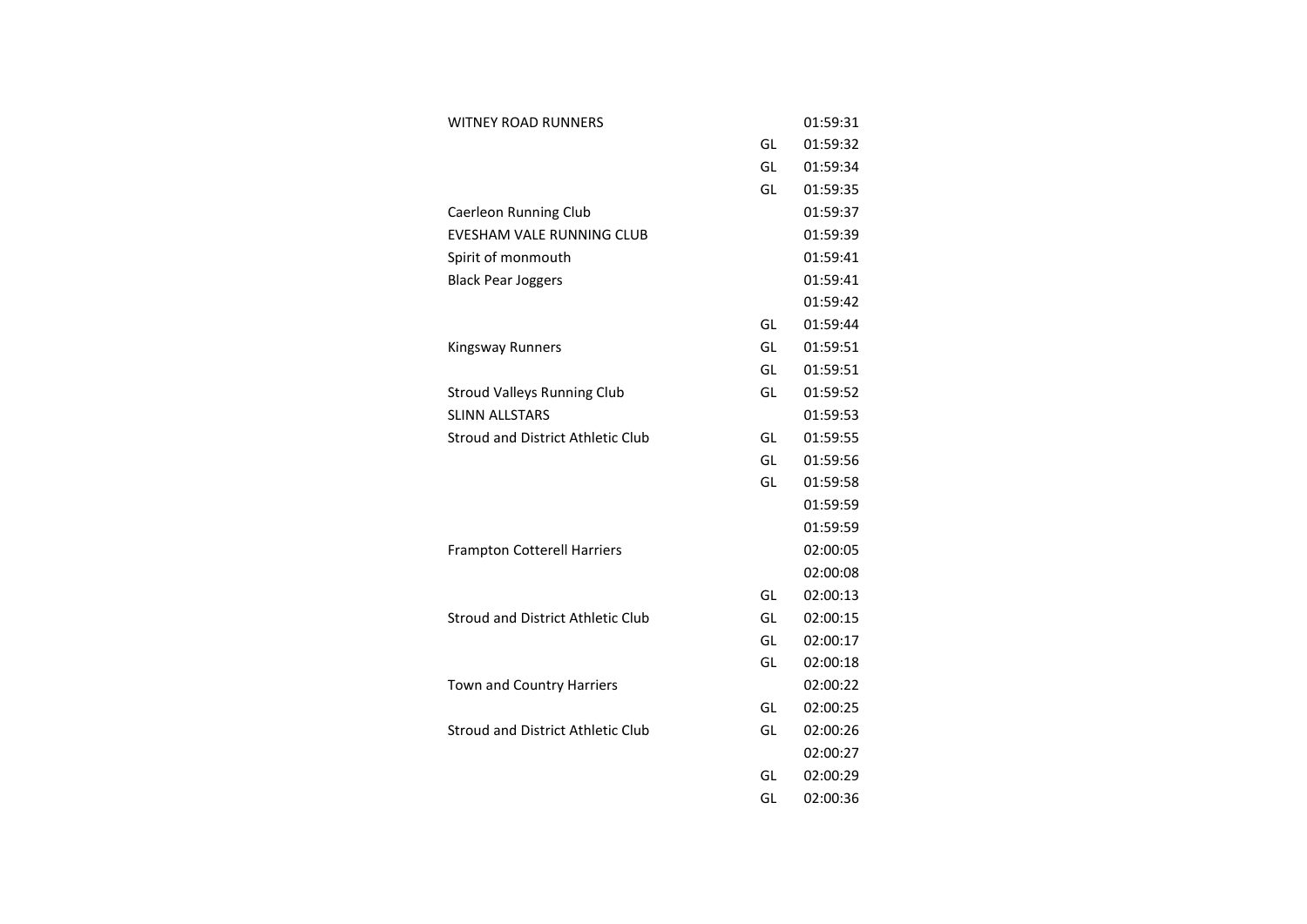| | | |
|---|---|---|
| WITNEY ROAD RUNNERS | | 01:59:31 |
| | GL | 01:59:32 |
| | GL | 01:59:34 |
| | GL | 01:59:35 |
| Caerleon Running Club | | 01:59:37 |
| EVESHAM VALE RUNNING CLUB | | 01:59:39 |
| Spirit of monmouth | | 01:59:41 |
| Black Pear Joggers | | 01:59:41 |
| | | 01:59:42 |
| | GL | 01:59:44 |
| Kingsway Runners | GL | 01:59:51 |
| | GL | 01:59:51 |
| Stroud Valleys Running Club | GL | 01:59:52 |
| SLINN ALLSTARS | | 01:59:53 |
| Stroud and District Athletic Club | GL | 01:59:55 |
| | GL | 01:59:56 |
| | GL | 01:59:58 |
| | | 01:59:59 |
| | | 01:59:59 |
| Frampton Cotterell Harriers | | 02:00:05 |
| | | 02:00:08 |
| | GL | 02:00:13 |
| Stroud and District Athletic Club | GL | 02:00:15 |
| | GL | 02:00:17 |
| | GL | 02:00:18 |
| Town and Country Harriers | | 02:00:22 |
| | GL | 02:00:25 |
| Stroud and District Athletic Club | GL | 02:00:26 |
| | | 02:00:27 |
| | GL | 02:00:29 |
| | GL | 02:00:36 |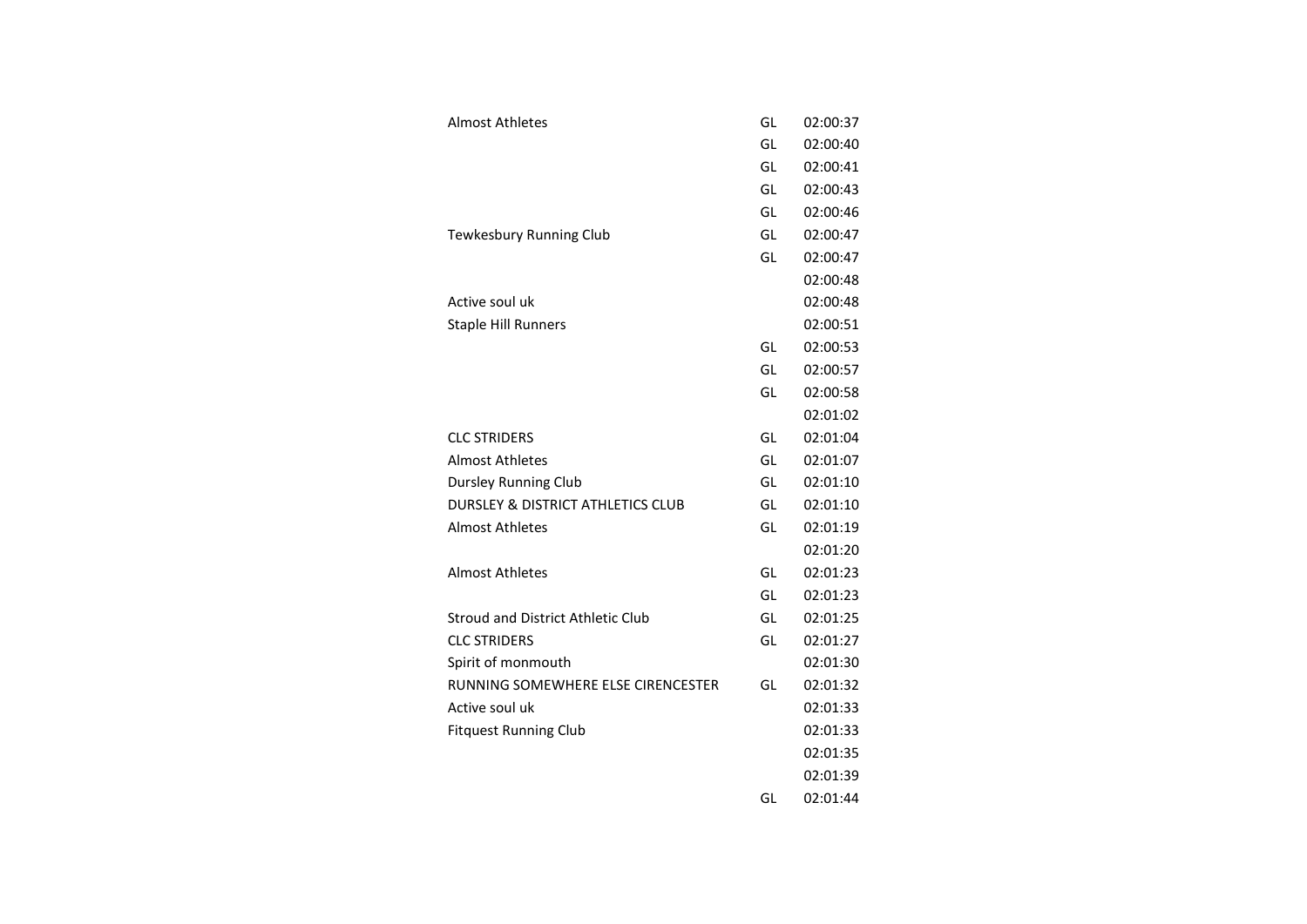| | | |
|---|---|---|
| Almost Athletes | GL | 02:00:37 |
| | GL | 02:00:40 |
| | GL | 02:00:41 |
| | GL | 02:00:43 |
| | GL | 02:00:46 |
| Tewkesbury Running Club | GL | 02:00:47 |
| | GL | 02:00:47 |
| | | 02:00:48 |
| Active soul uk | | 02:00:48 |
| Staple Hill Runners | | 02:00:51 |
| | GL | 02:00:53 |
| | GL | 02:00:57 |
| | GL | 02:00:58 |
| | | 02:01:02 |
| CLC STRIDERS | GL | 02:01:04 |
| Almost Athletes | GL | 02:01:07 |
| Dursley Running Club | GL | 02:01:10 |
| DURSLEY & DISTRICT ATHLETICS CLUB | GL | 02:01:10 |
| Almost Athletes | GL | 02:01:19 |
| | | 02:01:20 |
| Almost Athletes | GL | 02:01:23 |
| | GL | 02:01:23 |
| Stroud and District Athletic Club | GL | 02:01:25 |
| CLC STRIDERS | GL | 02:01:27 |
| Spirit of monmouth | | 02:01:30 |
| RUNNING SOMEWHERE ELSE CIRENCESTER | GL | 02:01:32 |
| Active soul uk | | 02:01:33 |
| Fitquest Running Club | | 02:01:33 |
| | | 02:01:35 |
| | | 02:01:39 |
| | GL | 02:01:44 |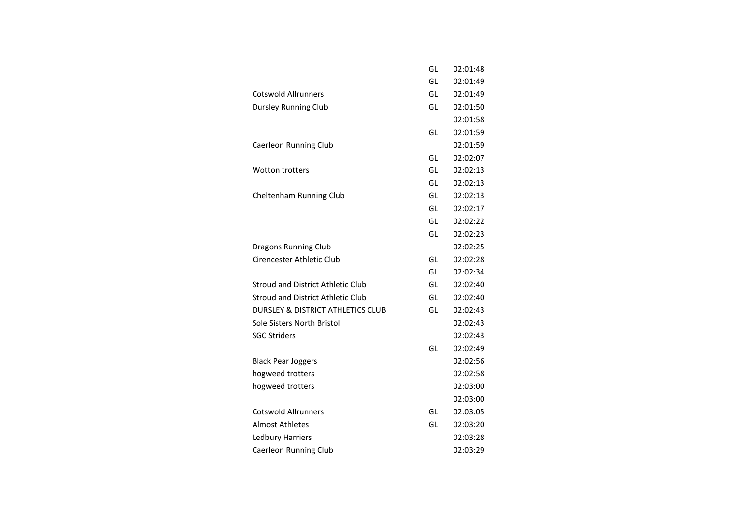| | | |
|---|---|---|
| | GL | 02:01:48 |
| | GL | 02:01:49 |
| Cotswold Allrunners | GL | 02:01:49 |
| Dursley Running Club | GL | 02:01:50 |
| | | 02:01:58 |
| | GL | 02:01:59 |
| Caerleon Running Club | | 02:01:59 |
| | GL | 02:02:07 |
| Wotton trotters | GL | 02:02:13 |
| | GL | 02:02:13 |
| Cheltenham Running Club | GL | 02:02:13 |
| | GL | 02:02:17 |
| | GL | 02:02:22 |
| | GL | 02:02:23 |
| Dragons Running Club | | 02:02:25 |
| Cirencester Athletic Club | GL | 02:02:28 |
| | GL | 02:02:34 |
| Stroud and District Athletic Club | GL | 02:02:40 |
| Stroud and District Athletic Club | GL | 02:02:40 |
| DURSLEY & DISTRICT ATHLETICS CLUB | GL | 02:02:43 |
| Sole Sisters North Bristol | | 02:02:43 |
| SGC Striders | | 02:02:43 |
| | GL | 02:02:49 |
| Black Pear Joggers | | 02:02:56 |
| hogweed trotters | | 02:02:58 |
| hogweed trotters | | 02:03:00 |
| | | 02:03:00 |
| Cotswold Allrunners | GL | 02:03:05 |
| Almost Athletes | GL | 02:03:20 |
| Ledbury Harriers | | 02:03:28 |
| Caerleon Running Club | | 02:03:29 |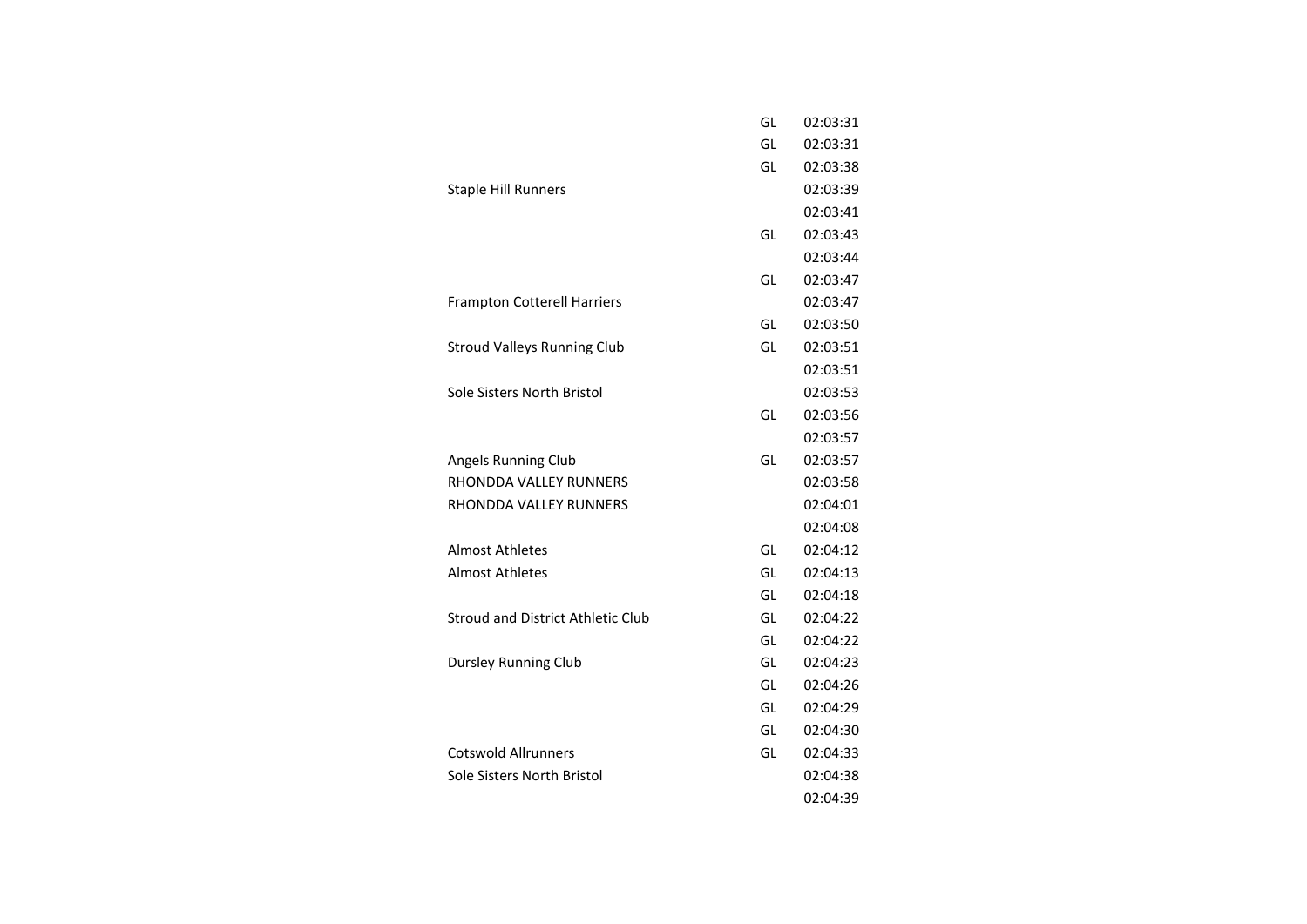| Club | County | Time |
|---|---|---|
| | GL | 02:03:31 |
| | GL | 02:03:31 |
| | GL | 02:03:38 |
| Staple Hill Runners | | 02:03:39 |
| | | 02:03:41 |
| | GL | 02:03:43 |
| | | 02:03:44 |
| | GL | 02:03:47 |
| Frampton Cotterell Harriers | | 02:03:47 |
| | GL | 02:03:50 |
| Stroud Valleys Running Club | GL | 02:03:51 |
| | | 02:03:51 |
| Sole Sisters North Bristol | | 02:03:53 |
| | GL | 02:03:56 |
| | | 02:03:57 |
| Angels Running Club | GL | 02:03:57 |
| RHONDDA VALLEY RUNNERS | | 02:03:58 |
| RHONDDA VALLEY RUNNERS | | 02:04:01 |
| | | 02:04:08 |
| Almost Athletes | GL | 02:04:12 |
| Almost Athletes | GL | 02:04:13 |
| | GL | 02:04:18 |
| Stroud and District Athletic Club | GL | 02:04:22 |
| | GL | 02:04:22 |
| Dursley Running Club | GL | 02:04:23 |
| | GL | 02:04:26 |
| | GL | 02:04:29 |
| | GL | 02:04:30 |
| Cotswold Allrunners | GL | 02:04:33 |
| Sole Sisters North Bristol | | 02:04:38 |
| | | 02:04:39 |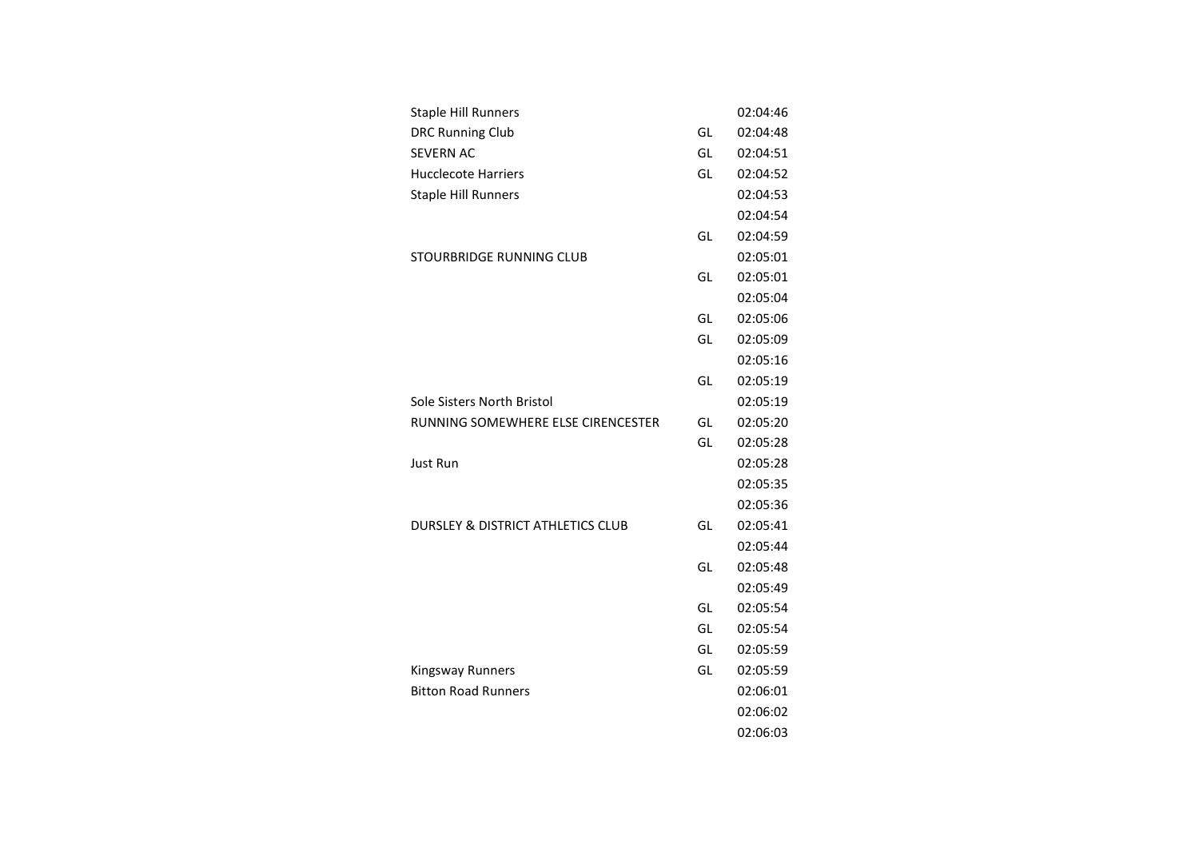| | | |
|---|---|---|
| Staple Hill Runners | | 02:04:46 |
| DRC Running Club | GL | 02:04:48 |
| SEVERN AC | GL | 02:04:51 |
| Hucclecote Harriers | GL | 02:04:52 |
| Staple Hill Runners | | 02:04:53 |
| | | 02:04:54 |
| | GL | 02:04:59 |
| STOURBRIDGE RUNNING CLUB | | 02:05:01 |
| | GL | 02:05:01 |
| | | 02:05:04 |
| | GL | 02:05:06 |
| | GL | 02:05:09 |
| | | 02:05:16 |
| | GL | 02:05:19 |
| Sole Sisters North Bristol | | 02:05:19 |
| RUNNING SOMEWHERE ELSE CIRENCESTER | GL | 02:05:20 |
| | GL | 02:05:28 |
| Just Run | | 02:05:28 |
| | | 02:05:35 |
| | | 02:05:36 |
| DURSLEY & DISTRICT ATHLETICS CLUB | GL | 02:05:41 |
| | | 02:05:44 |
| | GL | 02:05:48 |
| | | 02:05:49 |
| | GL | 02:05:54 |
| | GL | 02:05:54 |
| | GL | 02:05:59 |
| Kingsway Runners | GL | 02:05:59 |
| Bitton Road Runners | | 02:06:01 |
| | | 02:06:02 |
| | | 02:06:03 |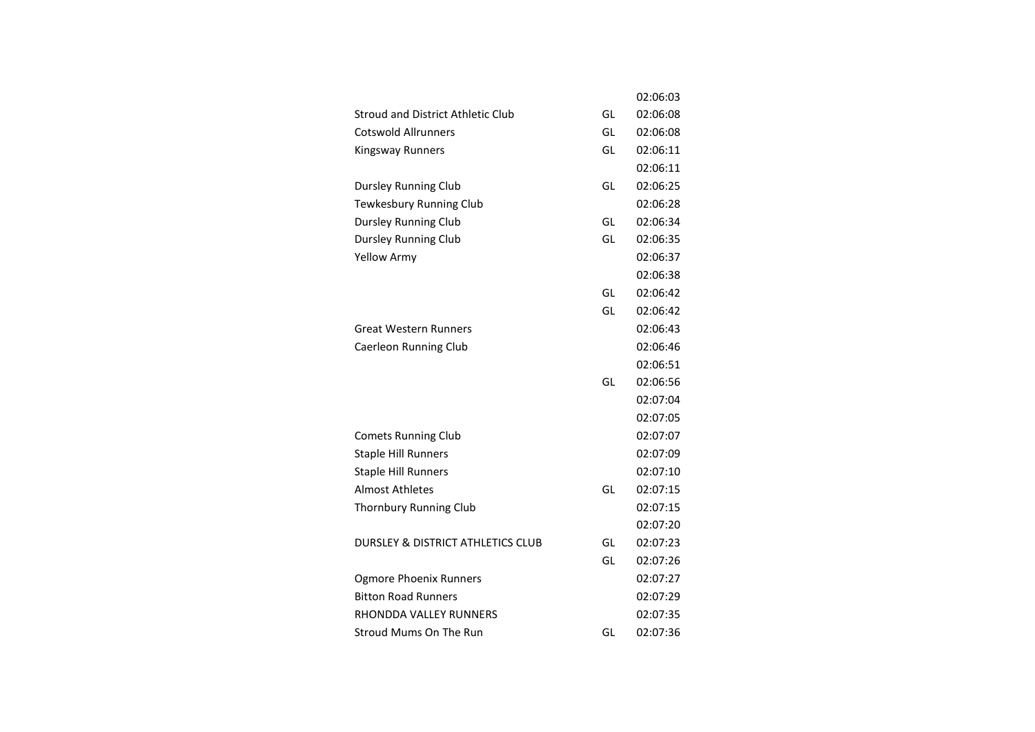| | | |
|---|---|---|
| | | 02:06:03 |
| Stroud and District Athletic Club | GL | 02:06:08 |
| Cotswold Allrunners | GL | 02:06:08 |
| Kingsway Runners | GL | 02:06:11 |
| | | 02:06:11 |
| Dursley Running Club | GL | 02:06:25 |
| Tewkesbury Running Club | | 02:06:28 |
| Dursley Running Club | GL | 02:06:34 |
| Dursley Running Club | GL | 02:06:35 |
| Yellow Army | | 02:06:37 |
| | | 02:06:38 |
| | GL | 02:06:42 |
| | GL | 02:06:42 |
| Great Western Runners | | 02:06:43 |
| Caerleon Running Club | | 02:06:46 |
| | | 02:06:51 |
| | GL | 02:06:56 |
| | | 02:07:04 |
| | | 02:07:05 |
| Comets Running Club | | 02:07:07 |
| Staple Hill Runners | | 02:07:09 |
| Staple Hill Runners | | 02:07:10 |
| Almost Athletes | GL | 02:07:15 |
| Thornbury Running Club | | 02:07:15 |
| | | 02:07:20 |
| DURSLEY & DISTRICT ATHLETICS CLUB | GL | 02:07:23 |
| | GL | 02:07:26 |
| Ogmore Phoenix Runners | | 02:07:27 |
| Bitton Road Runners | | 02:07:29 |
| RHONDDA VALLEY RUNNERS | | 02:07:35 |
| Stroud Mums On The Run | GL | 02:07:36 |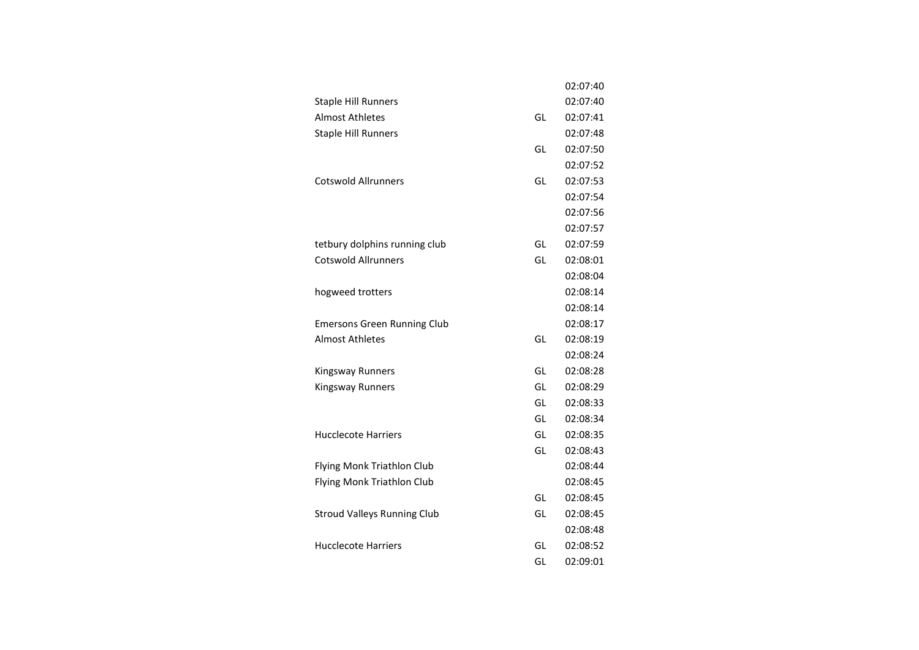| | | |
|---|---|---|
| | | 02:07:40 |
| Staple Hill Runners | | 02:07:40 |
| Almost Athletes | GL | 02:07:41 |
| Staple Hill Runners | | 02:07:48 |
| | GL | 02:07:50 |
| | | 02:07:52 |
| Cotswold Allrunners | GL | 02:07:53 |
| | | 02:07:54 |
| | | 02:07:56 |
| | | 02:07:57 |
| tetbury dolphins running club | GL | 02:07:59 |
| Cotswold Allrunners | GL | 02:08:01 |
| | | 02:08:04 |
| hogweed trotters | | 02:08:14 |
| | | 02:08:14 |
| Emersons Green Running Club | | 02:08:17 |
| Almost Athletes | GL | 02:08:19 |
| | | 02:08:24 |
| Kingsway Runners | GL | 02:08:28 |
| Kingsway Runners | GL | 02:08:29 |
| | GL | 02:08:33 |
| | GL | 02:08:34 |
| Hucclecote Harriers | GL | 02:08:35 |
| | GL | 02:08:43 |
| Flying Monk Triathlon Club | | 02:08:44 |
| Flying Monk Triathlon Club | | 02:08:45 |
| | GL | 02:08:45 |
| Stroud Valleys Running Club | GL | 02:08:45 |
| | | 02:08:48 |
| Hucclecote Harriers | GL | 02:08:52 |
| | GL | 02:09:01 |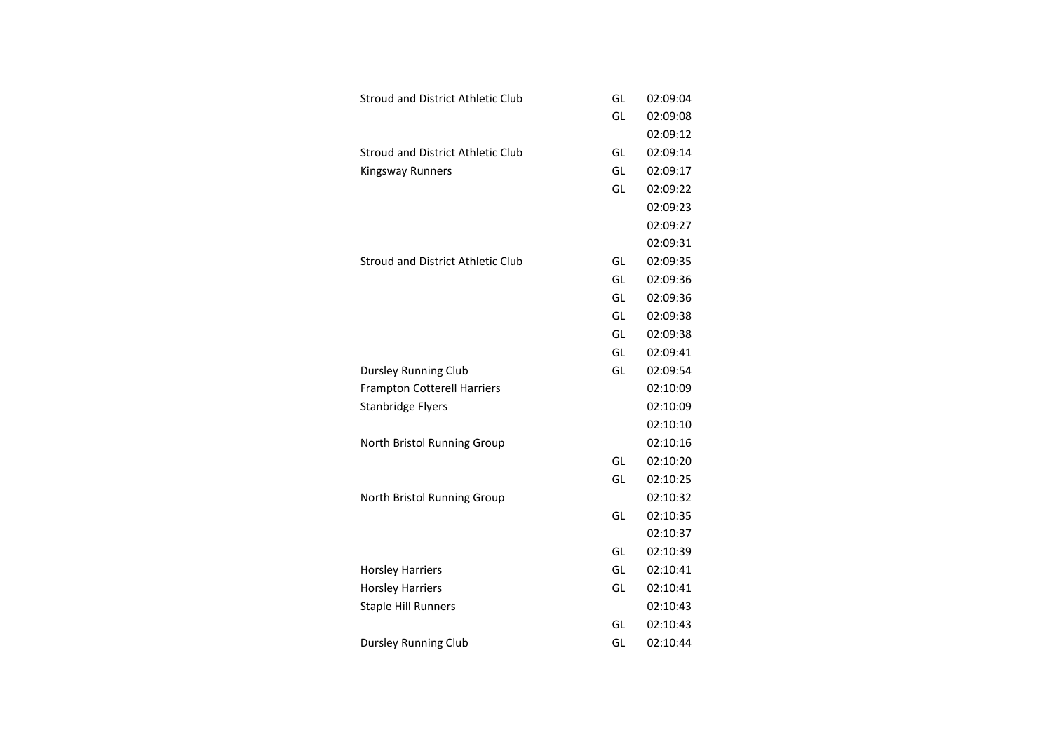| | | |
|---|---|---|
| Stroud and District Athletic Club | GL | 02:09:04 |
| | GL | 02:09:08 |
| | | 02:09:12 |
| Stroud and District Athletic Club | GL | 02:09:14 |
| Kingsway Runners | GL | 02:09:17 |
| | GL | 02:09:22 |
| | | 02:09:23 |
| | | 02:09:27 |
| | | 02:09:31 |
| Stroud and District Athletic Club | GL | 02:09:35 |
| | GL | 02:09:36 |
| | GL | 02:09:36 |
| | GL | 02:09:38 |
| | GL | 02:09:38 |
| | GL | 02:09:41 |
| Dursley Running Club | GL | 02:09:54 |
| Frampton Cotterell Harriers | | 02:10:09 |
| Stanbridge Flyers | | 02:10:09 |
| | | 02:10:10 |
| North Bristol Running Group | | 02:10:16 |
| | GL | 02:10:20 |
| | GL | 02:10:25 |
| North Bristol Running Group | | 02:10:32 |
| | GL | 02:10:35 |
| | | 02:10:37 |
| | GL | 02:10:39 |
| Horsley Harriers | GL | 02:10:41 |
| Horsley Harriers | GL | 02:10:41 |
| Staple Hill Runners | | 02:10:43 |
| | GL | 02:10:43 |
| Dursley Running Club | GL | 02:10:44 |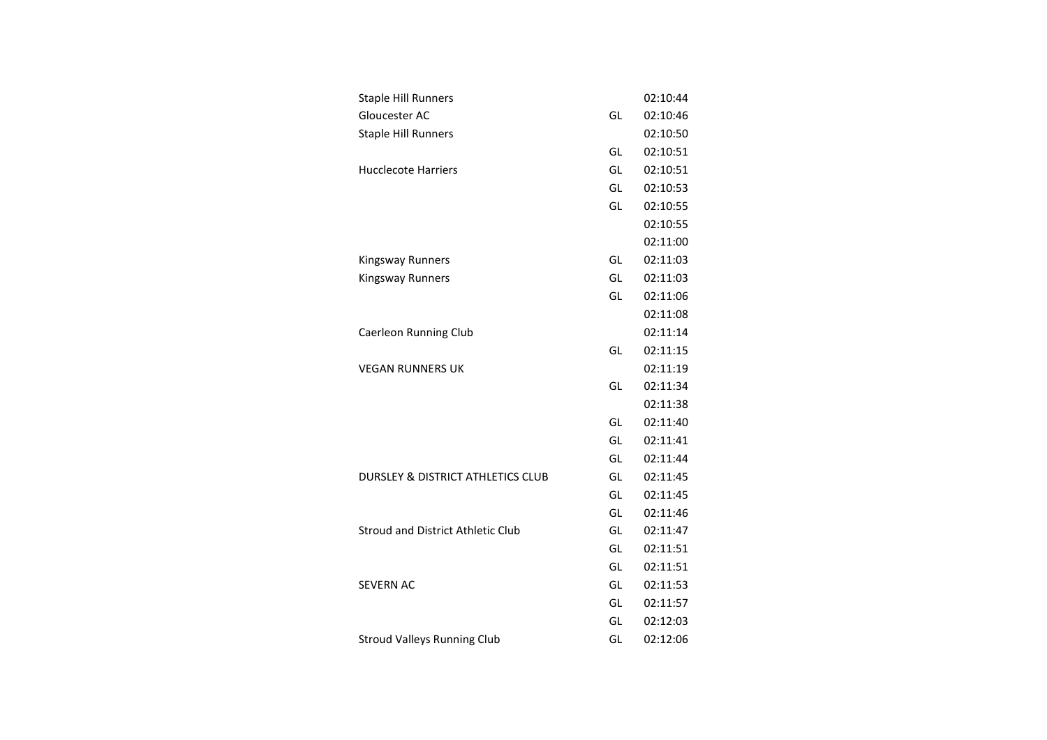| | | |
|---|---|---|
| Staple Hill Runners | | 02:10:44 |
| Gloucester AC | GL | 02:10:46 |
| Staple Hill Runners | | 02:10:50 |
| | GL | 02:10:51 |
| Hucclecote Harriers | GL | 02:10:51 |
| | GL | 02:10:53 |
| | GL | 02:10:55 |
| | | 02:10:55 |
| | | 02:11:00 |
| Kingsway Runners | GL | 02:11:03 |
| Kingsway Runners | GL | 02:11:03 |
| | GL | 02:11:06 |
| | | 02:11:08 |
| Caerleon Running Club | | 02:11:14 |
| | GL | 02:11:15 |
| VEGAN RUNNERS UK | | 02:11:19 |
| | GL | 02:11:34 |
| | | 02:11:38 |
| | GL | 02:11:40 |
| | GL | 02:11:41 |
| | GL | 02:11:44 |
| DURSLEY & DISTRICT ATHLETICS CLUB | GL | 02:11:45 |
| | GL | 02:11:45 |
| | GL | 02:11:46 |
| Stroud and District Athletic Club | GL | 02:11:47 |
| | GL | 02:11:51 |
| | GL | 02:11:51 |
| SEVERN AC | GL | 02:11:53 |
| | GL | 02:11:57 |
| | GL | 02:12:03 |
| Stroud Valleys Running Club | GL | 02:12:06 |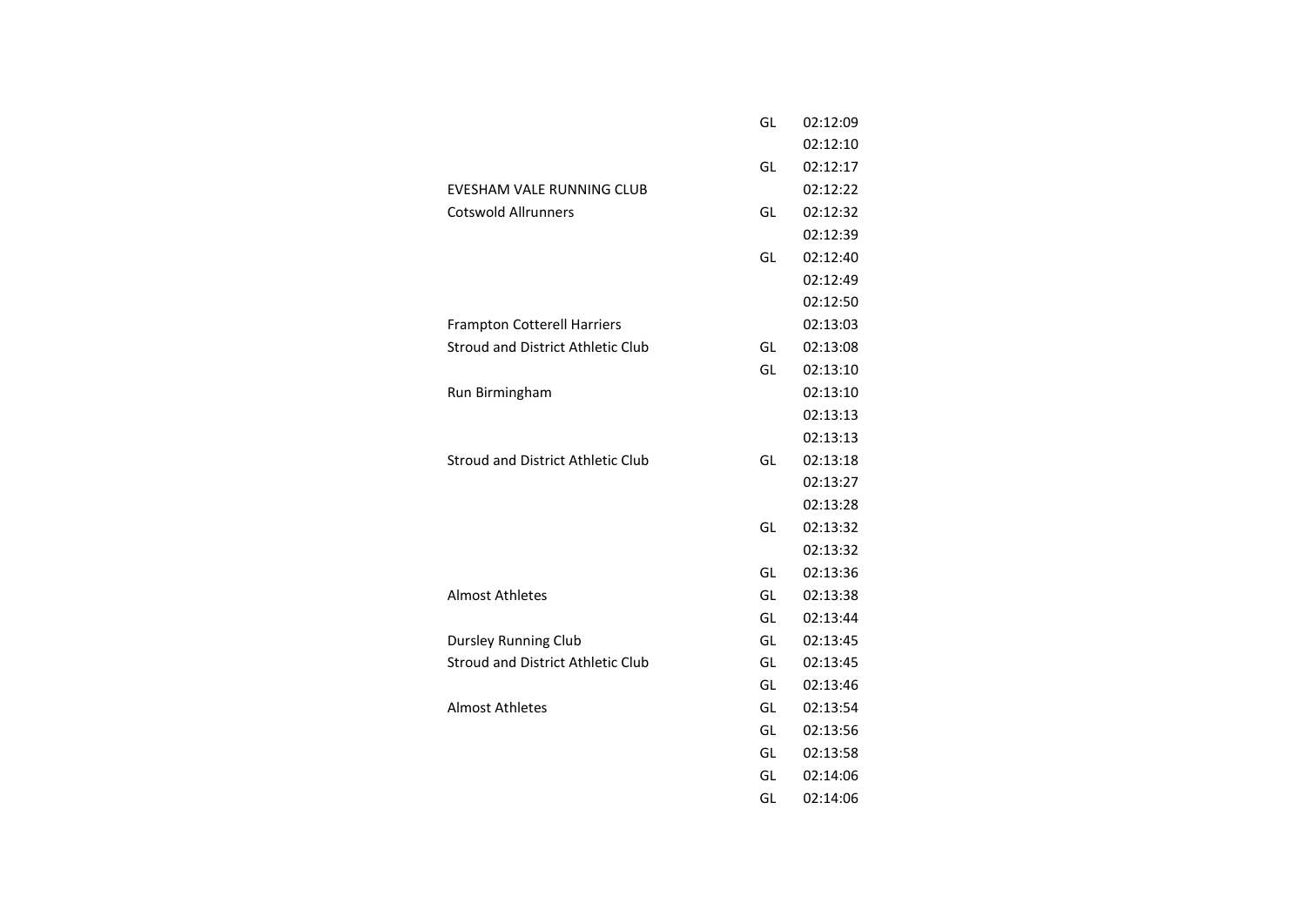| | | |
|---|---|---|
| | GL | 02:12:09 |
| | | 02:12:10 |
| | GL | 02:12:17 |
| EVESHAM VALE RUNNING CLUB | | 02:12:22 |
| Cotswold Allrunners | GL | 02:12:32 |
| | | 02:12:39 |
| | GL | 02:12:40 |
| | | 02:12:49 |
| | | 02:12:50 |
| Frampton Cotterell Harriers | | 02:13:03 |
| Stroud and District Athletic Club | GL | 02:13:08 |
| | GL | 02:13:10 |
| Run Birmingham | | 02:13:10 |
| | | 02:13:13 |
| | | 02:13:13 |
| Stroud and District Athletic Club | GL | 02:13:18 |
| | | 02:13:27 |
| | | 02:13:28 |
| | GL | 02:13:32 |
| | | 02:13:32 |
| | GL | 02:13:36 |
| Almost Athletes | GL | 02:13:38 |
| | GL | 02:13:44 |
| Dursley Running Club | GL | 02:13:45 |
| Stroud and District Athletic Club | GL | 02:13:45 |
| | GL | 02:13:46 |
| Almost Athletes | GL | 02:13:54 |
| | GL | 02:13:56 |
| | GL | 02:13:58 |
| | GL | 02:14:06 |
| | GL | 02:14:06 |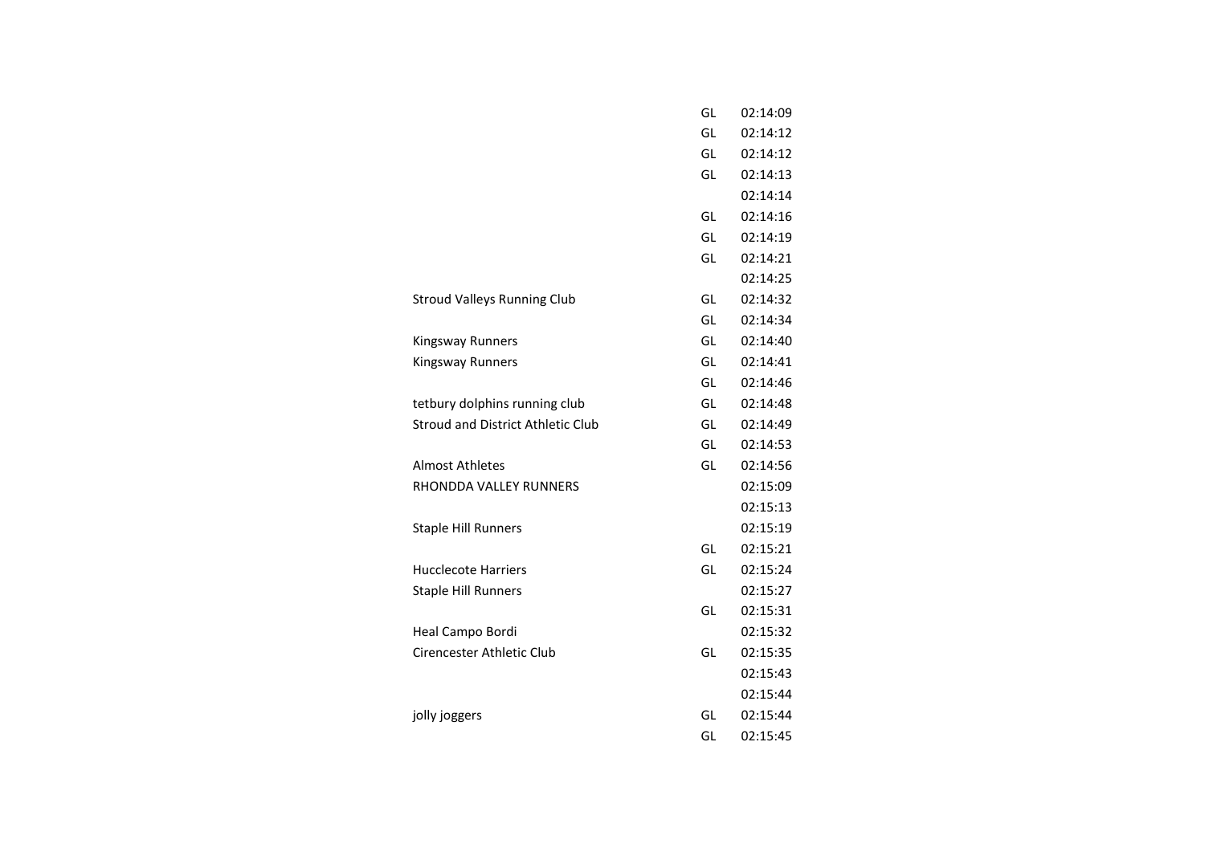| | | |
|---|---|---|
| | GL | 02:14:09 |
| | GL | 02:14:12 |
| | GL | 02:14:12 |
| | GL | 02:14:13 |
| | | 02:14:14 |
| | GL | 02:14:16 |
| | GL | 02:14:19 |
| | GL | 02:14:21 |
| | | 02:14:25 |
| Stroud Valleys Running Club | GL | 02:14:32 |
| | GL | 02:14:34 |
| Kingsway Runners | GL | 02:14:40 |
| Kingsway Runners | GL | 02:14:41 |
| | GL | 02:14:46 |
| tetbury dolphins running club | GL | 02:14:48 |
| Stroud and District Athletic Club | GL | 02:14:49 |
| | GL | 02:14:53 |
| Almost Athletes | GL | 02:14:56 |
| RHONDDA VALLEY RUNNERS | | 02:15:09 |
| | | 02:15:13 |
| Staple Hill Runners | | 02:15:19 |
| | GL | 02:15:21 |
| Hucclecote Harriers | GL | 02:15:24 |
| Staple Hill Runners | | 02:15:27 |
| | GL | 02:15:31 |
| Heal Campo Bordi | | 02:15:32 |
| Cirencester Athletic Club | GL | 02:15:35 |
| | | 02:15:43 |
| | | 02:15:44 |
| jolly joggers | GL | 02:15:44 |
| | GL | 02:15:45 |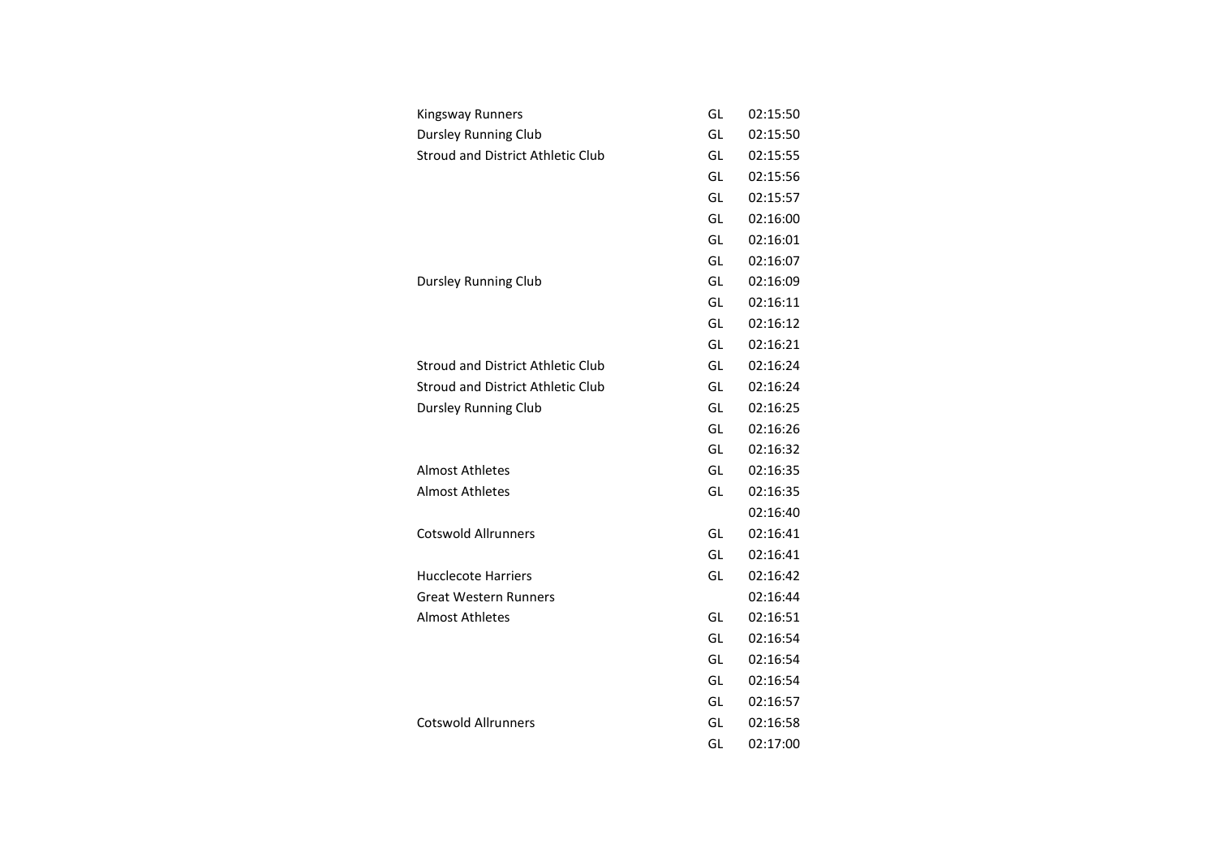| | | |
|---|---|---|
| Kingsway Runners | GL | 02:15:50 |
| Dursley Running Club | GL | 02:15:50 |
| Stroud and District Athletic Club | GL | 02:15:55 |
| | GL | 02:15:56 |
| | GL | 02:15:57 |
| | GL | 02:16:00 |
| | GL | 02:16:01 |
| | GL | 02:16:07 |
| Dursley Running Club | GL | 02:16:09 |
| | GL | 02:16:11 |
| | GL | 02:16:12 |
| | GL | 02:16:21 |
| Stroud and District Athletic Club | GL | 02:16:24 |
| Stroud and District Athletic Club | GL | 02:16:24 |
| Dursley Running Club | GL | 02:16:25 |
| | GL | 02:16:26 |
| | GL | 02:16:32 |
| Almost Athletes | GL | 02:16:35 |
| Almost Athletes | GL | 02:16:35 |
| | | 02:16:40 |
| Cotswold Allrunners | GL | 02:16:41 |
| | GL | 02:16:41 |
| Hucclecote Harriers | GL | 02:16:42 |
| Great Western Runners | | 02:16:44 |
| Almost Athletes | GL | 02:16:51 |
| | GL | 02:16:54 |
| | GL | 02:16:54 |
| | GL | 02:16:54 |
| | GL | 02:16:57 |
| Cotswold Allrunners | GL | 02:16:58 |
| | GL | 02:17:00 |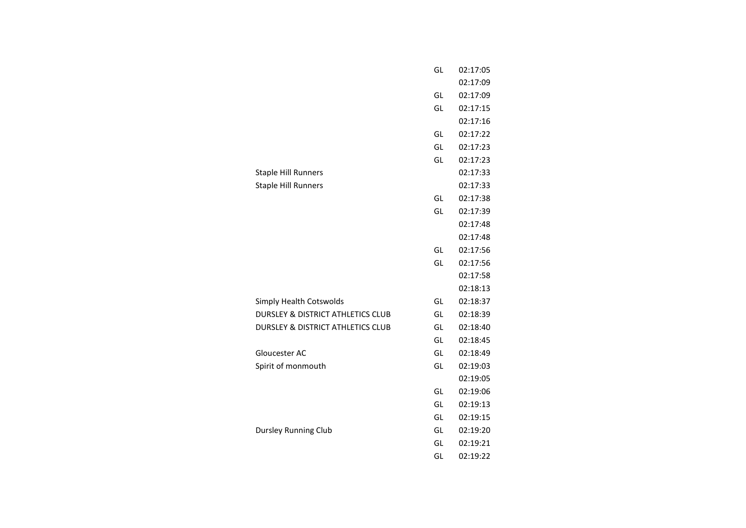| Club | County | Time |
|---|---|---|
| | GL | 02:17:05 |
| | | 02:17:09 |
| | GL | 02:17:09 |
| | GL | 02:17:15 |
| | | 02:17:16 |
| | GL | 02:17:22 |
| | GL | 02:17:23 |
| | GL | 02:17:23 |
| Staple Hill Runners | | 02:17:33 |
| Staple Hill Runners | | 02:17:33 |
| | GL | 02:17:38 |
| | GL | 02:17:39 |
| | | 02:17:48 |
| | | 02:17:48 |
| | GL | 02:17:56 |
| | GL | 02:17:56 |
| | | 02:17:58 |
| | | 02:18:13 |
| Simply Health Cotswolds | GL | 02:18:37 |
| DURSLEY & DISTRICT ATHLETICS CLUB | GL | 02:18:39 |
| DURSLEY & DISTRICT ATHLETICS CLUB | GL | 02:18:40 |
| | GL | 02:18:45 |
| Gloucester AC | GL | 02:18:49 |
| Spirit of monmouth | GL | 02:19:03 |
| | | 02:19:05 |
| | GL | 02:19:06 |
| | GL | 02:19:13 |
| | GL | 02:19:15 |
| Dursley Running Club | GL | 02:19:20 |
| | GL | 02:19:21 |
| | GL | 02:19:22 |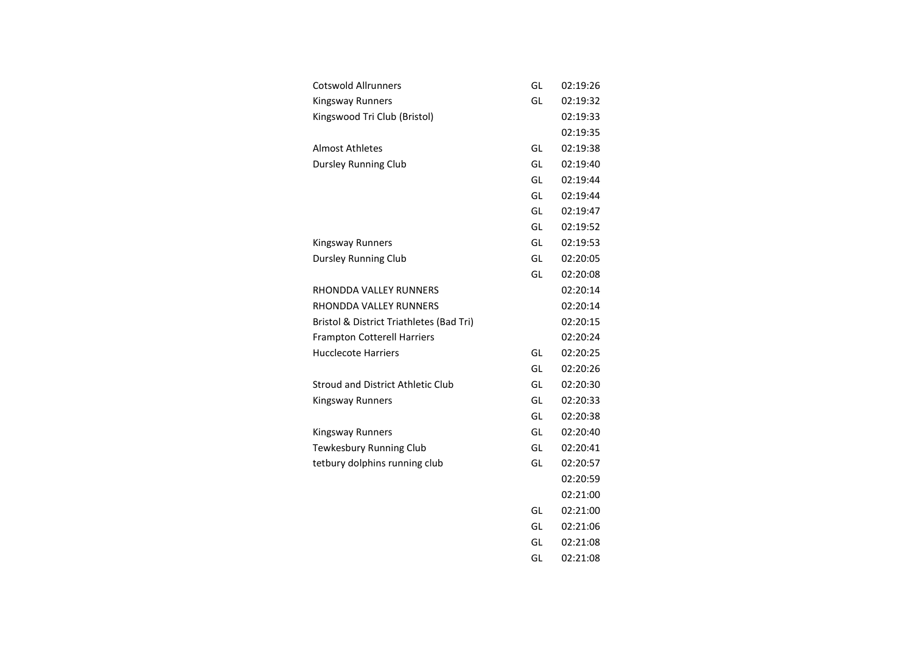| | | |
|---|---|---|
| Cotswold Allrunners | GL | 02:19:26 |
| Kingsway Runners | GL | 02:19:32 |
| Kingswood Tri Club (Bristol) | | 02:19:33 |
| | | 02:19:35 |
| Almost Athletes | GL | 02:19:38 |
| Dursley Running Club | GL | 02:19:40 |
| | GL | 02:19:44 |
| | GL | 02:19:44 |
| | GL | 02:19:47 |
| | GL | 02:19:52 |
| Kingsway Runners | GL | 02:19:53 |
| Dursley Running Club | GL | 02:20:05 |
| | GL | 02:20:08 |
| RHONDDA VALLEY RUNNERS | | 02:20:14 |
| RHONDDA VALLEY RUNNERS | | 02:20:14 |
| Bristol & District Triathletes (Bad Tri) | | 02:20:15 |
| Frampton Cotterell Harriers | | 02:20:24 |
| Hucclecote Harriers | GL | 02:20:25 |
| | GL | 02:20:26 |
| Stroud and District Athletic Club | GL | 02:20:30 |
| Kingsway Runners | GL | 02:20:33 |
| | GL | 02:20:38 |
| Kingsway Runners | GL | 02:20:40 |
| Tewkesbury Running Club | GL | 02:20:41 |
| tetbury dolphins running club | GL | 02:20:57 |
| | | 02:20:59 |
| | | 02:21:00 |
| | GL | 02:21:00 |
| | GL | 02:21:06 |
| | GL | 02:21:08 |
| | GL | 02:21:08 |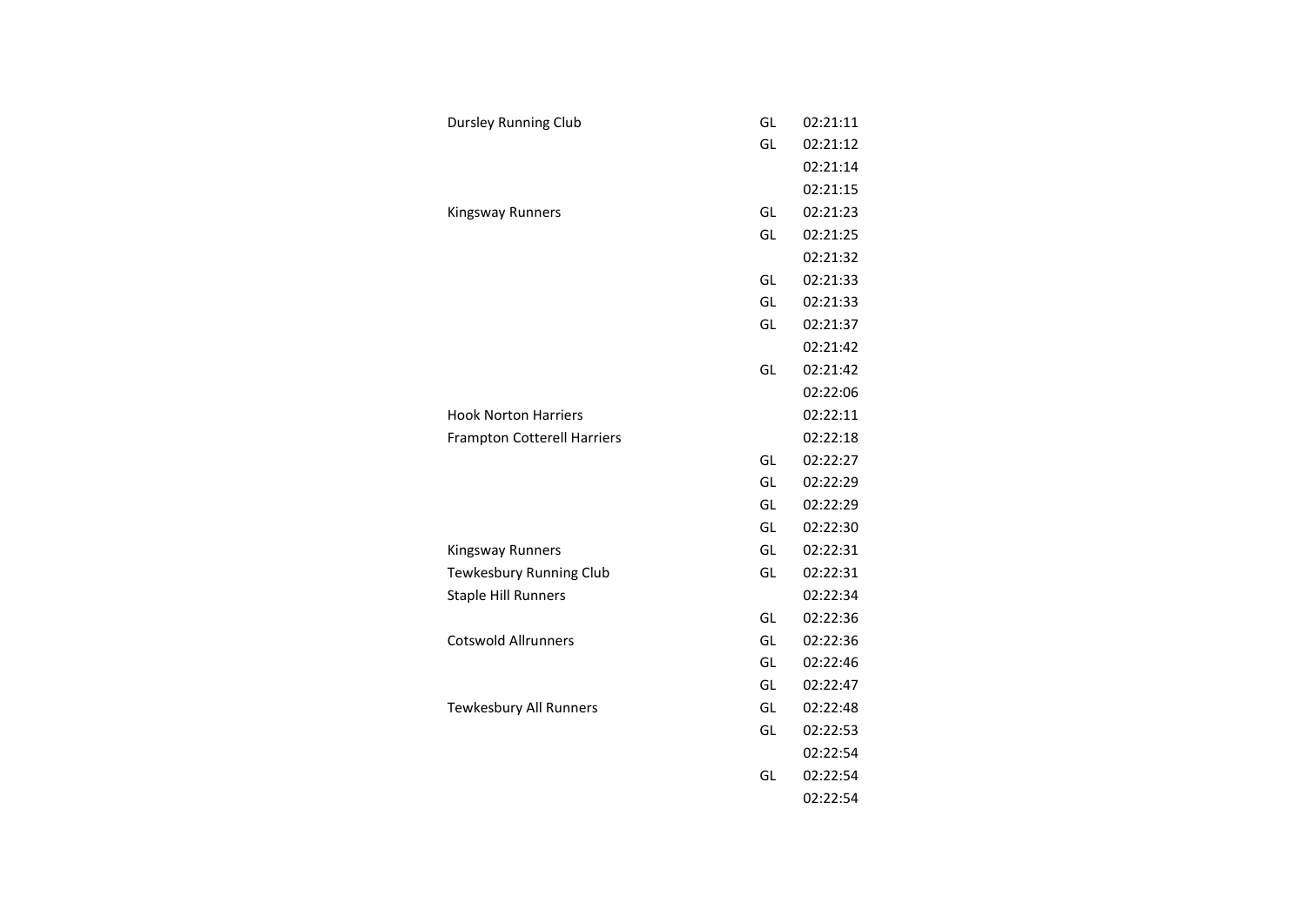| | | |
|---|---|---|
| Dursley Running Club | GL | 02:21:11 |
| | GL | 02:21:12 |
| | | 02:21:14 |
| | | 02:21:15 |
| Kingsway Runners | GL | 02:21:23 |
| | GL | 02:21:25 |
| | | 02:21:32 |
| | GL | 02:21:33 |
| | GL | 02:21:33 |
| | GL | 02:21:37 |
| | | 02:21:42 |
| | GL | 02:21:42 |
| | | 02:22:06 |
| Hook Norton Harriers | | 02:22:11 |
| Frampton Cotterell Harriers | | 02:22:18 |
| | GL | 02:22:27 |
| | GL | 02:22:29 |
| | GL | 02:22:29 |
| | GL | 02:22:30 |
| Kingsway Runners | GL | 02:22:31 |
| Tewkesbury Running Club | GL | 02:22:31 |
| Staple Hill Runners | | 02:22:34 |
| | GL | 02:22:36 |
| Cotswold Allrunners | GL | 02:22:36 |
| | GL | 02:22:46 |
| | GL | 02:22:47 |
| Tewkesbury All Runners | GL | 02:22:48 |
| | GL | 02:22:53 |
| | | 02:22:54 |
| | GL | 02:22:54 |
| | | 02:22:54 |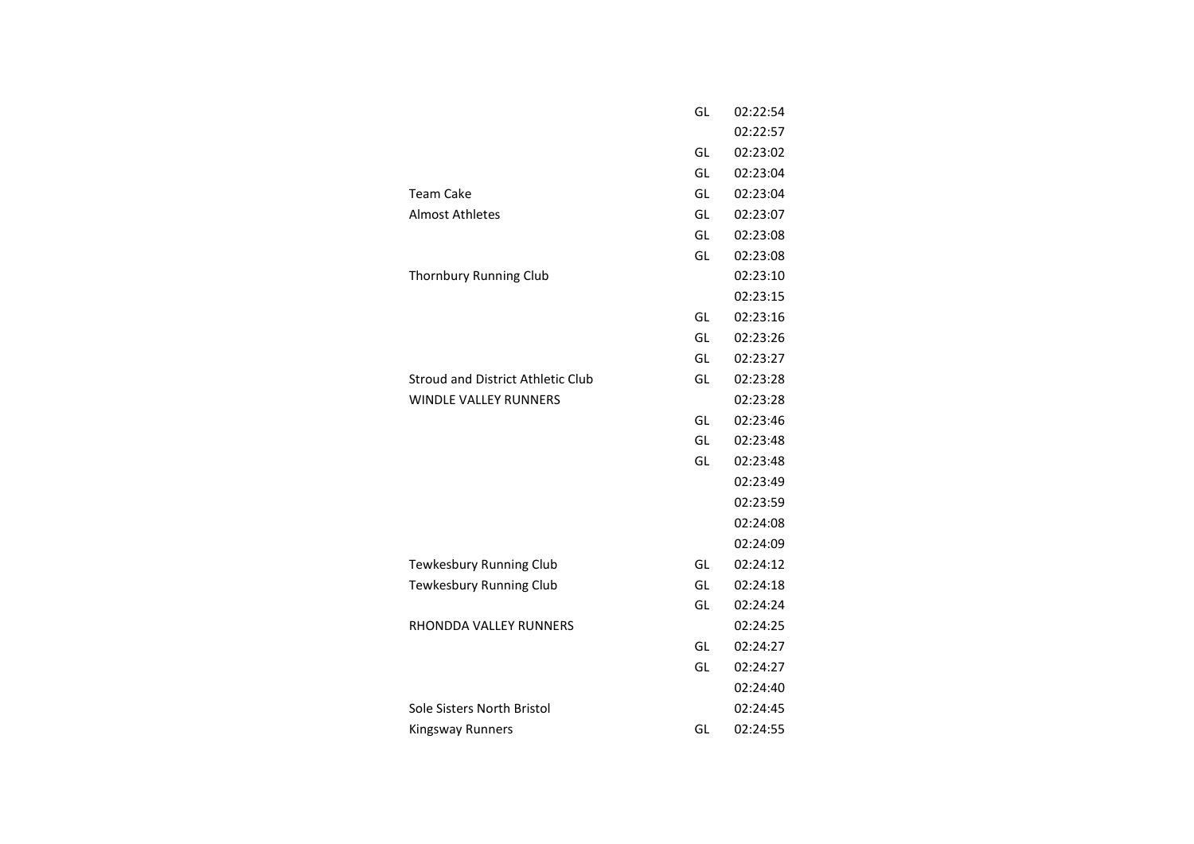| | | |
|---|---|---|
| | GL | 02:22:54 |
| | | 02:22:57 |
| | GL | 02:23:02 |
| | GL | 02:23:04 |
| Team Cake | GL | 02:23:04 |
| Almost Athletes | GL | 02:23:07 |
| | GL | 02:23:08 |
| | GL | 02:23:08 |
| Thornbury Running Club | | 02:23:10 |
| | | 02:23:15 |
| | GL | 02:23:16 |
| | GL | 02:23:26 |
| | GL | 02:23:27 |
| Stroud and District Athletic Club | GL | 02:23:28 |
| WINDLE VALLEY RUNNERS | | 02:23:28 |
| | GL | 02:23:46 |
| | GL | 02:23:48 |
| | GL | 02:23:48 |
| | | 02:23:49 |
| | | 02:23:59 |
| | | 02:24:08 |
| | | 02:24:09 |
| Tewkesbury Running Club | GL | 02:24:12 |
| Tewkesbury Running Club | GL | 02:24:18 |
| | GL | 02:24:24 |
| RHONDDA VALLEY RUNNERS | | 02:24:25 |
| | GL | 02:24:27 |
| | GL | 02:24:27 |
| | | 02:24:40 |
| Sole Sisters North Bristol | | 02:24:45 |
| Kingsway Runners | GL | 02:24:55 |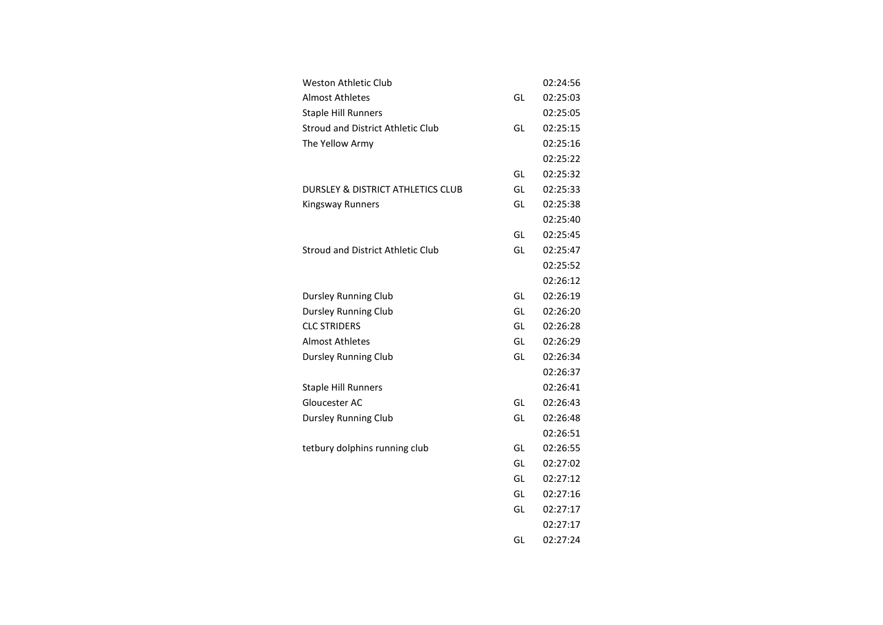| | | |
|---|---|---|
| Weston Athletic Club | | 02:24:56 |
| Almost Athletes | GL | 02:25:03 |
| Staple Hill Runners | | 02:25:05 |
| Stroud and District Athletic Club | GL | 02:25:15 |
| The Yellow Army | | 02:25:16 |
| | | 02:25:22 |
| | GL | 02:25:32 |
| DURSLEY & DISTRICT ATHLETICS CLUB | GL | 02:25:33 |
| Kingsway Runners | GL | 02:25:38 |
| | | 02:25:40 |
| | GL | 02:25:45 |
| Stroud and District Athletic Club | GL | 02:25:47 |
| | | 02:25:52 |
| | | 02:26:12 |
| Dursley Running Club | GL | 02:26:19 |
| Dursley Running Club | GL | 02:26:20 |
| CLC STRIDERS | GL | 02:26:28 |
| Almost Athletes | GL | 02:26:29 |
| Dursley Running Club | GL | 02:26:34 |
| | | 02:26:37 |
| Staple Hill Runners | | 02:26:41 |
| Gloucester AC | GL | 02:26:43 |
| Dursley Running Club | GL | 02:26:48 |
| | | 02:26:51 |
| tetbury dolphins running club | GL | 02:26:55 |
| | GL | 02:27:02 |
| | GL | 02:27:12 |
| | GL | 02:27:16 |
| | GL | 02:27:17 |
| | | 02:27:17 |
| | GL | 02:27:24 |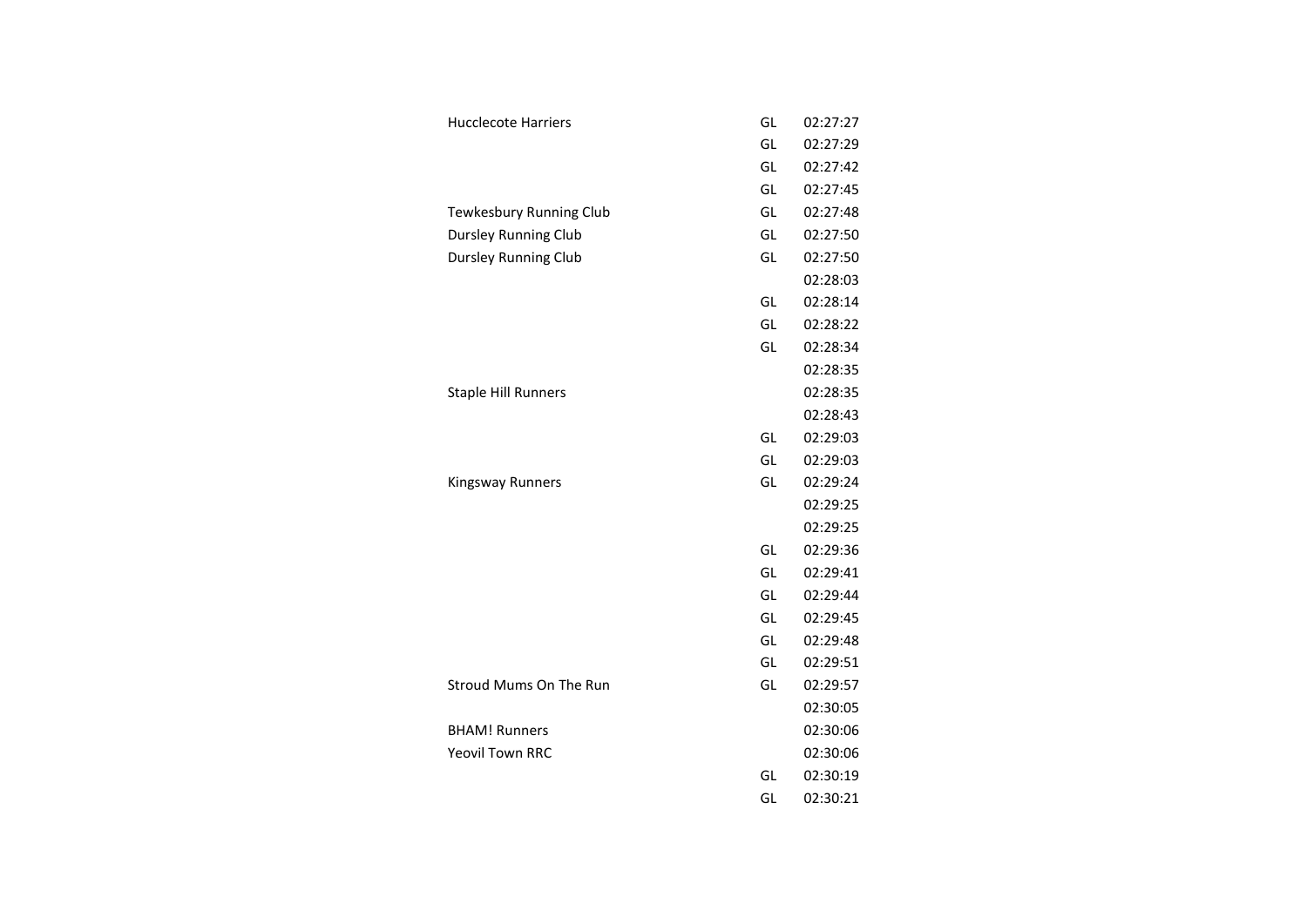| | | |
|---|---|---|
| Hucclecote Harriers | GL | 02:27:27 |
| | GL | 02:27:29 |
| | GL | 02:27:42 |
| | GL | 02:27:45 |
| Tewkesbury Running Club | GL | 02:27:48 |
| Dursley Running Club | GL | 02:27:50 |
| Dursley Running Club | GL | 02:27:50 |
| | | 02:28:03 |
| | GL | 02:28:14 |
| | GL | 02:28:22 |
| | GL | 02:28:34 |
| | | 02:28:35 |
| Staple Hill Runners | | 02:28:35 |
| | | 02:28:43 |
| | GL | 02:29:03 |
| | GL | 02:29:03 |
| Kingsway Runners | GL | 02:29:24 |
| | | 02:29:25 |
| | | 02:29:25 |
| | GL | 02:29:36 |
| | GL | 02:29:41 |
| | GL | 02:29:44 |
| | GL | 02:29:45 |
| | GL | 02:29:48 |
| | GL | 02:29:51 |
| Stroud Mums On The Run | GL | 02:29:57 |
| | | 02:30:05 |
| BHAM! Runners | | 02:30:06 |
| Yeovil Town RRC | | 02:30:06 |
| | GL | 02:30:19 |
| | GL | 02:30:21 |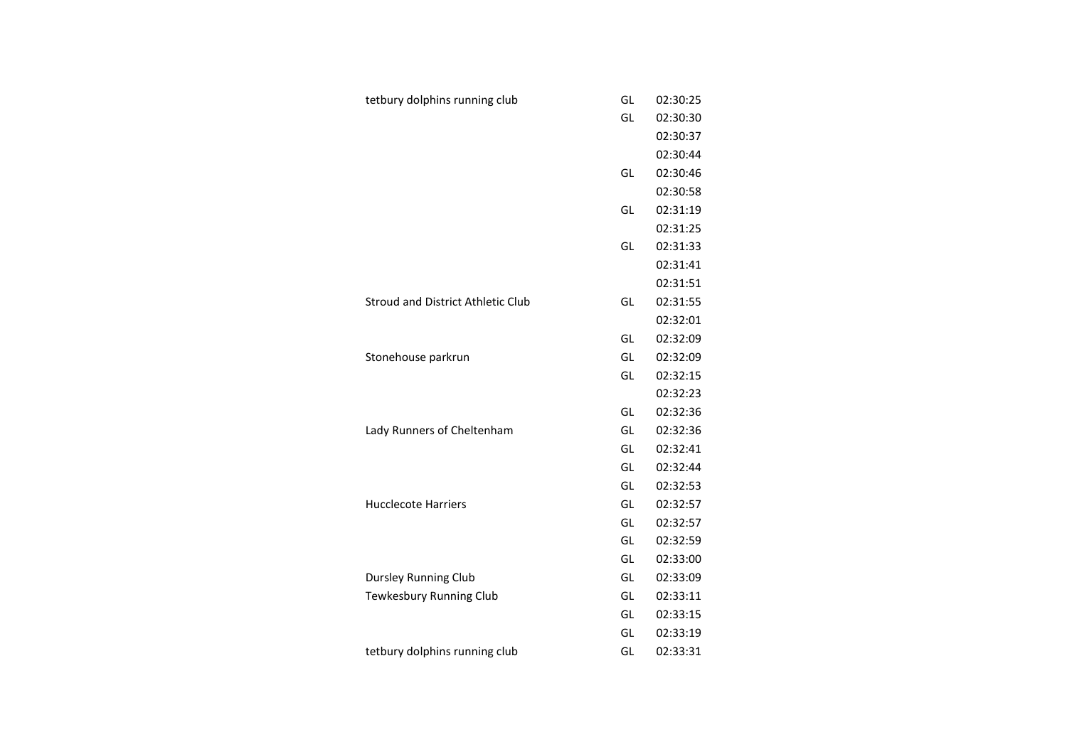| | | |
|---|---|---|
| tetbury dolphins running club | GL | 02:30:25 |
| | GL | 02:30:30 |
| | | 02:30:37 |
| | | 02:30:44 |
| | GL | 02:30:46 |
| | | 02:30:58 |
| | GL | 02:31:19 |
| | | 02:31:25 |
| | GL | 02:31:33 |
| | | 02:31:41 |
| | | 02:31:51 |
| Stroud and District Athletic Club | GL | 02:31:55 |
| | | 02:32:01 |
| | GL | 02:32:09 |
| Stonehouse parkrun | GL | 02:32:09 |
| | GL | 02:32:15 |
| | | 02:32:23 |
| | GL | 02:32:36 |
| Lady Runners of Cheltenham | GL | 02:32:36 |
| | GL | 02:32:41 |
| | GL | 02:32:44 |
| | GL | 02:32:53 |
| Hucclecote Harriers | GL | 02:32:57 |
| | GL | 02:32:57 |
| | GL | 02:32:59 |
| | GL | 02:33:00 |
| Dursley Running Club | GL | 02:33:09 |
| Tewkesbury Running Club | GL | 02:33:11 |
| | GL | 02:33:15 |
| | GL | 02:33:19 |
| tetbury dolphins running club | GL | 02:33:31 |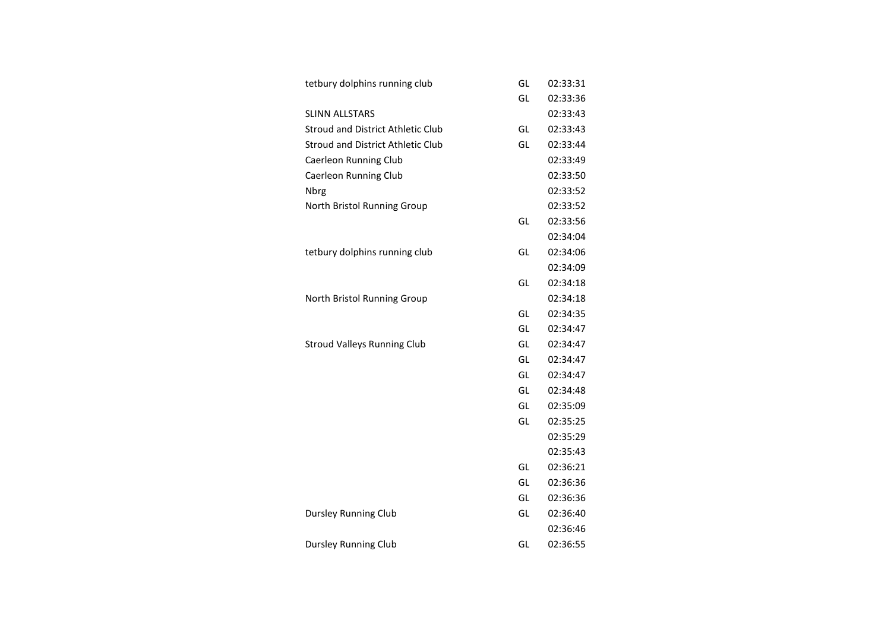| | | |
|---|---|---|
| tetbury dolphins running club | GL | 02:33:31 |
| | GL | 02:33:36 |
| SLINN ALLSTARS | | 02:33:43 |
| Stroud and District Athletic Club | GL | 02:33:43 |
| Stroud and District Athletic Club | GL | 02:33:44 |
| Caerleon Running Club | | 02:33:49 |
| Caerleon Running Club | | 02:33:50 |
| Nbrg | | 02:33:52 |
| North Bristol Running Group | | 02:33:52 |
| | GL | 02:33:56 |
| | | 02:34:04 |
| tetbury dolphins running club | GL | 02:34:06 |
| | | 02:34:09 |
| | GL | 02:34:18 |
| North Bristol Running Group | | 02:34:18 |
| | GL | 02:34:35 |
| | GL | 02:34:47 |
| Stroud Valleys Running Club | GL | 02:34:47 |
| | GL | 02:34:47 |
| | GL | 02:34:47 |
| | GL | 02:34:48 |
| | GL | 02:35:09 |
| | GL | 02:35:25 |
| | | 02:35:29 |
| | | 02:35:43 |
| | GL | 02:36:21 |
| | GL | 02:36:36 |
| | GL | 02:36:36 |
| Dursley Running Club | GL | 02:36:40 |
| | | 02:36:46 |
| Dursley Running Club | GL | 02:36:55 |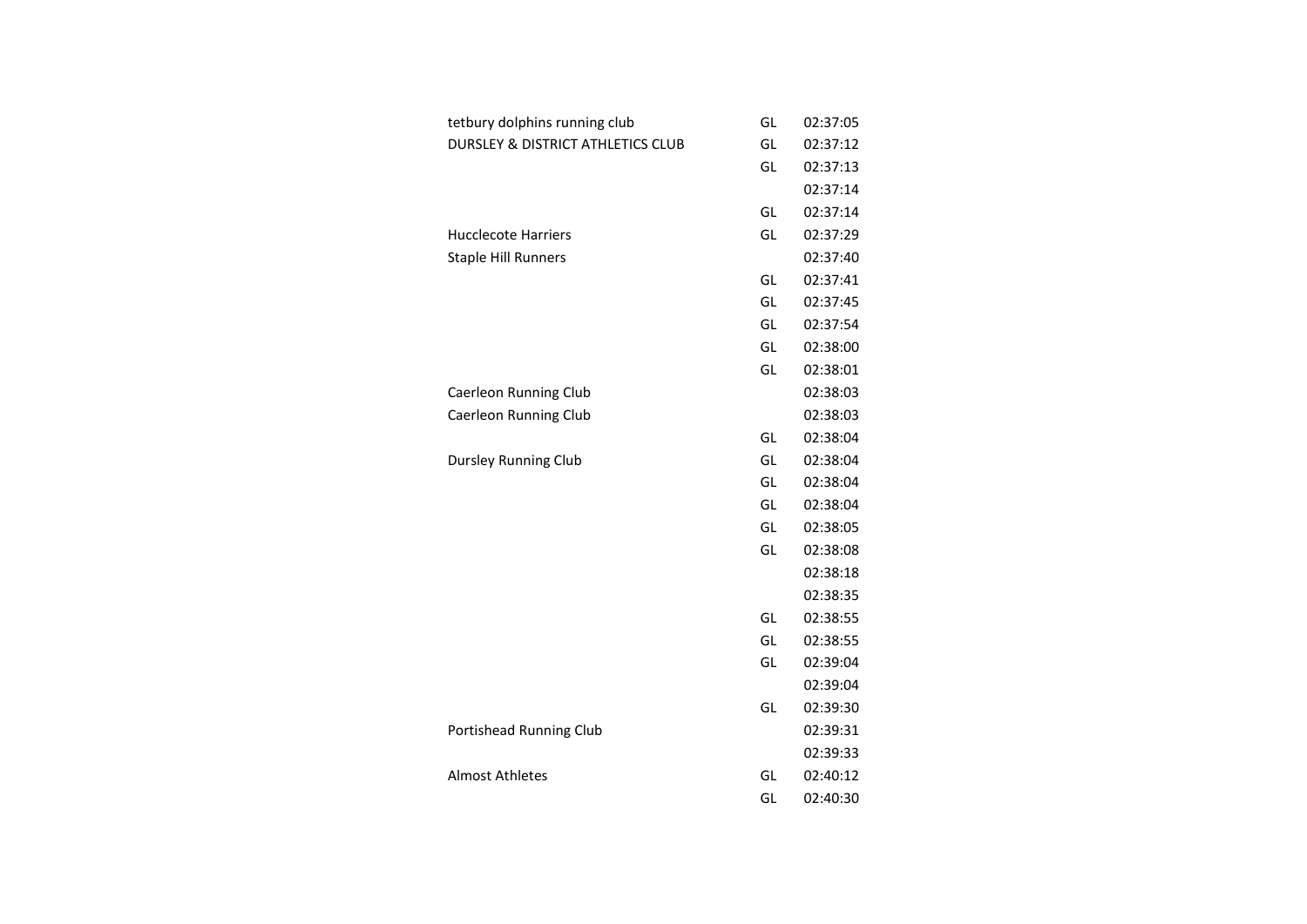| | | |
|---|---|---|
| tetbury dolphins running club | GL | 02:37:05 |
| DURSLEY & DISTRICT ATHLETICS CLUB | GL | 02:37:12 |
| | GL | 02:37:13 |
| | | 02:37:14 |
| | GL | 02:37:14 |
| Hucclecote Harriers | GL | 02:37:29 |
| Staple Hill Runners | | 02:37:40 |
| | GL | 02:37:41 |
| | GL | 02:37:45 |
| | GL | 02:37:54 |
| | GL | 02:38:00 |
| | GL | 02:38:01 |
| Caerleon Running Club | | 02:38:03 |
| Caerleon Running Club | | 02:38:03 |
| | GL | 02:38:04 |
| Dursley Running Club | GL | 02:38:04 |
| | GL | 02:38:04 |
| | GL | 02:38:04 |
| | GL | 02:38:05 |
| | GL | 02:38:08 |
| | | 02:38:18 |
| | | 02:38:35 |
| | GL | 02:38:55 |
| | GL | 02:38:55 |
| | GL | 02:39:04 |
| | | 02:39:04 |
| | GL | 02:39:30 |
| Portishead Running Club | | 02:39:31 |
| | | 02:39:33 |
| Almost Athletes | GL | 02:40:12 |
| | GL | 02:40:30 |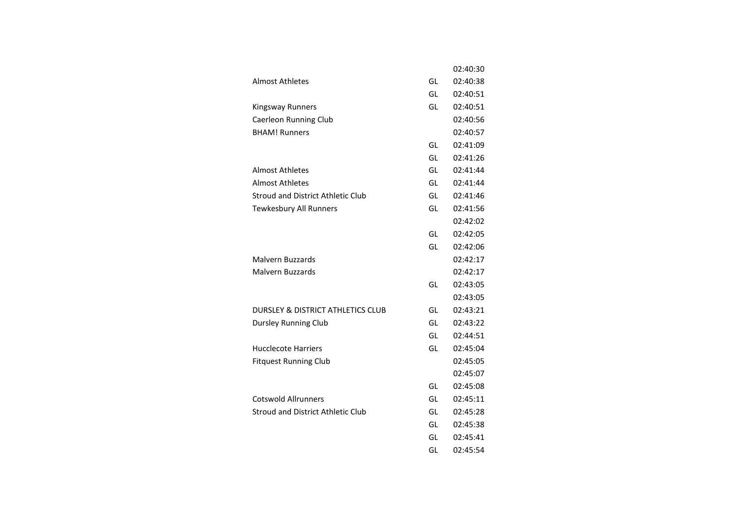| | | |
|---|---|---|
| | | 02:40:30 |
| Almost Athletes | GL | 02:40:38 |
| | GL | 02:40:51 |
| Kingsway Runners | GL | 02:40:51 |
| Caerleon Running Club | | 02:40:56 |
| BHAM! Runners | | 02:40:57 |
| | GL | 02:41:09 |
| | GL | 02:41:26 |
| Almost Athletes | GL | 02:41:44 |
| Almost Athletes | GL | 02:41:44 |
| Stroud and District Athletic Club | GL | 02:41:46 |
| Tewkesbury All Runners | GL | 02:41:56 |
| | | 02:42:02 |
| | GL | 02:42:05 |
| | GL | 02:42:06 |
| Malvern Buzzards | | 02:42:17 |
| Malvern Buzzards | | 02:42:17 |
| | GL | 02:43:05 |
| | | 02:43:05 |
| DURSLEY & DISTRICT ATHLETICS CLUB | GL | 02:43:21 |
| Dursley Running Club | GL | 02:43:22 |
| | GL | 02:44:51 |
| Hucclecote Harriers | GL | 02:45:04 |
| Fitquest Running Club | | 02:45:05 |
| | | 02:45:07 |
| | GL | 02:45:08 |
| Cotswold Allrunners | GL | 02:45:11 |
| Stroud and District Athletic Club | GL | 02:45:28 |
| | GL | 02:45:38 |
| | GL | 02:45:41 |
| | GL | 02:45:54 |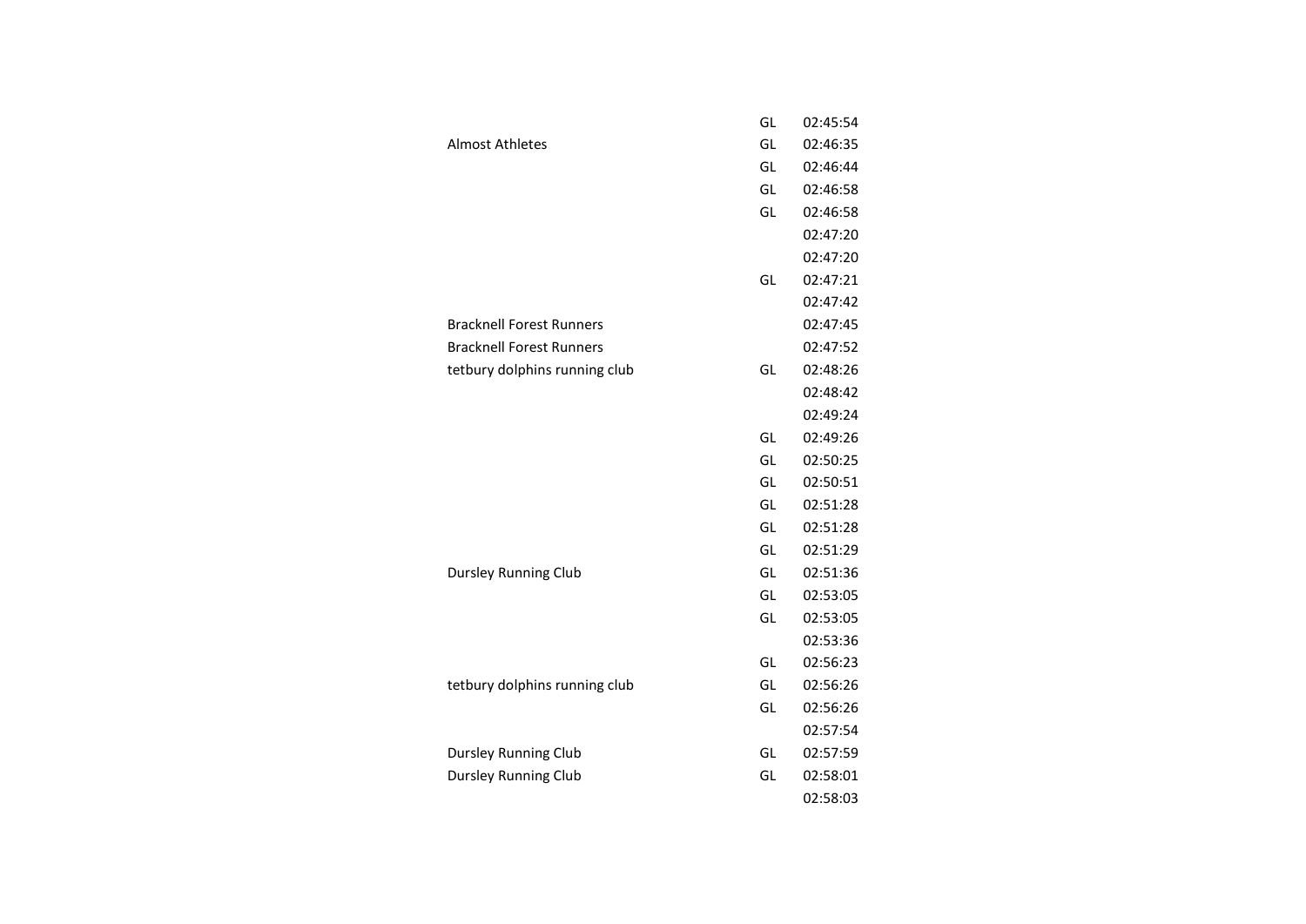| | | |
|---|---|---|
| | GL | 02:45:54 |
| Almost Athletes | GL | 02:46:35 |
| | GL | 02:46:44 |
| | GL | 02:46:58 |
| | GL | 02:46:58 |
| | | 02:47:20 |
| | | 02:47:20 |
| | GL | 02:47:21 |
| | | 02:47:42 |
| Bracknell Forest Runners | | 02:47:45 |
| Bracknell Forest Runners | | 02:47:52 |
| tetbury dolphins running club | GL | 02:48:26 |
| | | 02:48:42 |
| | | 02:49:24 |
| | GL | 02:49:26 |
| | GL | 02:50:25 |
| | GL | 02:50:51 |
| | GL | 02:51:28 |
| | GL | 02:51:28 |
| | GL | 02:51:29 |
| Dursley Running Club | GL | 02:51:36 |
| | GL | 02:53:05 |
| | GL | 02:53:05 |
| | | 02:53:36 |
| | GL | 02:56:23 |
| tetbury dolphins running club | GL | 02:56:26 |
| | GL | 02:56:26 |
| | | 02:57:54 |
| Dursley Running Club | GL | 02:57:59 |
| Dursley Running Club | GL | 02:58:01 |
| | | 02:58:03 |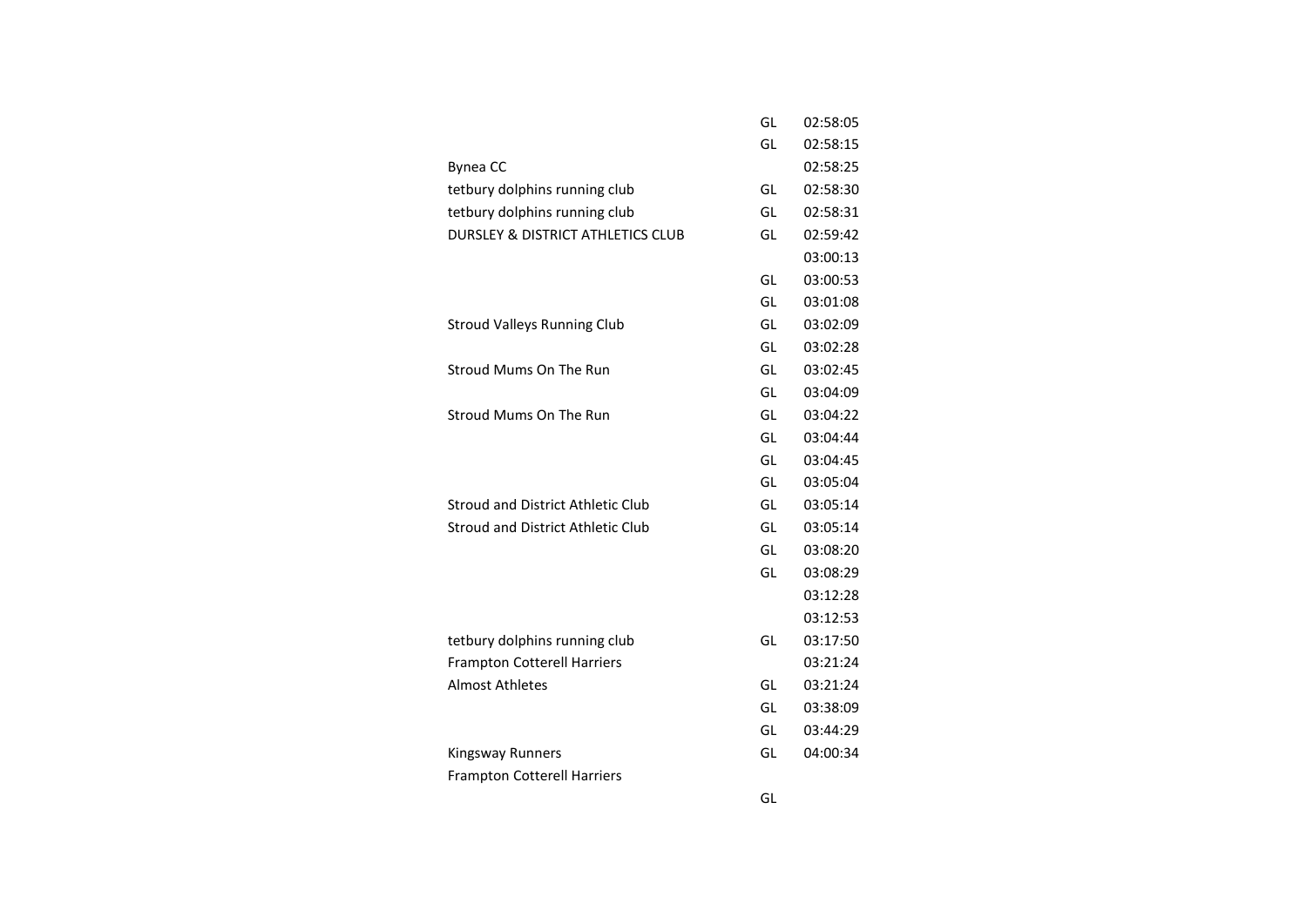| | | |
|---|---|---|
| | GL | 02:58:05 |
| | GL | 02:58:15 |
| Bynea CC | | 02:58:25 |
| tetbury dolphins running club | GL | 02:58:30 |
| tetbury dolphins running club | GL | 02:58:31 |
| DURSLEY & DISTRICT ATHLETICS CLUB | GL | 02:59:42 |
| | | 03:00:13 |
| | GL | 03:00:53 |
| | GL | 03:01:08 |
| Stroud Valleys Running Club | GL | 03:02:09 |
| | GL | 03:02:28 |
| Stroud Mums On The Run | GL | 03:02:45 |
| | GL | 03:04:09 |
| Stroud Mums On The Run | GL | 03:04:22 |
| | GL | 03:04:44 |
| | GL | 03:04:45 |
| | GL | 03:05:04 |
| Stroud and District Athletic Club | GL | 03:05:14 |
| Stroud and District Athletic Club | GL | 03:05:14 |
| | GL | 03:08:20 |
| | GL | 03:08:29 |
| | | 03:12:28 |
| | | 03:12:53 |
| tetbury dolphins running club | GL | 03:17:50 |
| Frampton Cotterell Harriers | | 03:21:24 |
| Almost Athletes | GL | 03:21:24 |
| | GL | 03:38:09 |
| | GL | 03:44:29 |
| Kingsway Runners | GL | 04:00:34 |
| Frampton Cotterell Harriers | | |
| | GL | |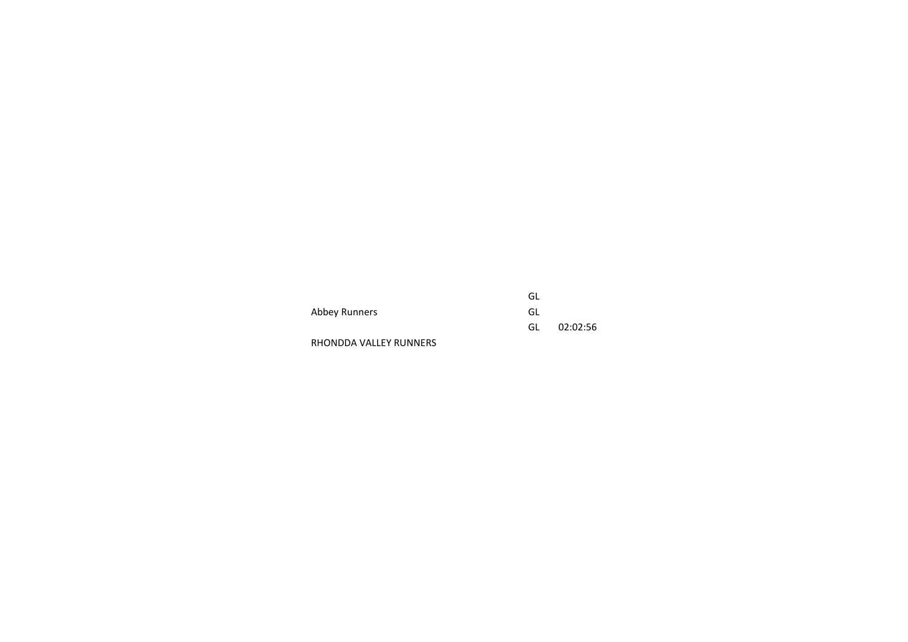| | | |
|---|---|---|
| | GL | |
| Abbey Runners | GL | |
| | GL | 02:02:56 |
| RHONDDA VALLEY RUNNERS | | |